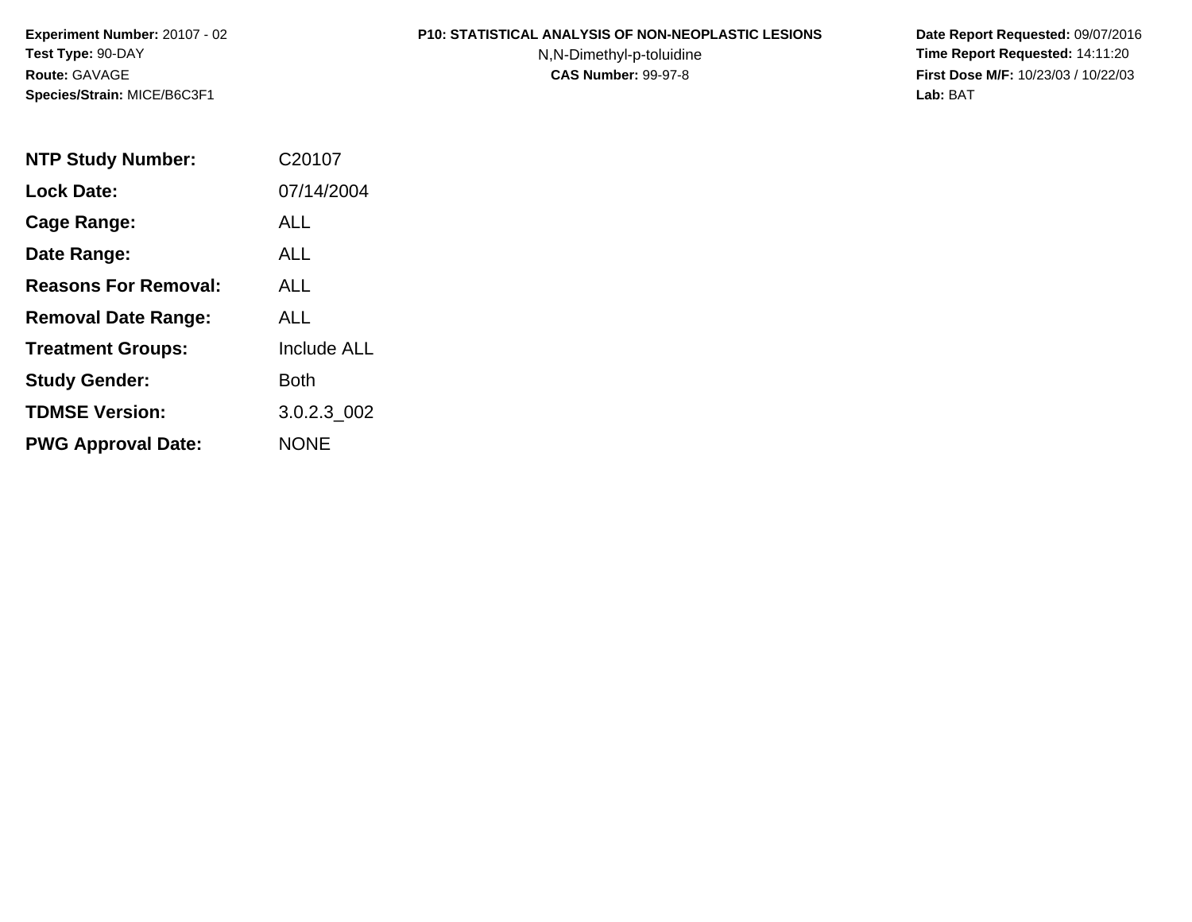**Experiment Number:** 20107 - 02
**Test Type:** 90-DAY
**Route:** GAVAGE
**Species/Strain:** MICE/B6C3F1

**P10: STATISTICAL ANALYSIS OF NON-NEOPLASTIC LESIONS**
N,N-Dimethyl-p-toluidine
**CAS Number:** 99-97-8

**Date Report Requested:** 09/07/2016
**Time Report Requested:** 14:11:20
**First Dose M/F:** 10/23/03 / 10/22/03
**Lab:** BAT

| | |
|---|---|
| **NTP Study Number:** | C20107 |
| **Lock Date:** | 07/14/2004 |
| **Cage Range:** | ALL |
| **Date Range:** | ALL |
| **Reasons For Removal:** | ALL |
| **Removal Date Range:** | ALL |
| **Treatment Groups:** | Include ALL |
| **Study Gender:** | Both |
| **TDMSE Version:** | 3.0.2.3_002 |
| **PWG Approval Date:** | NONE |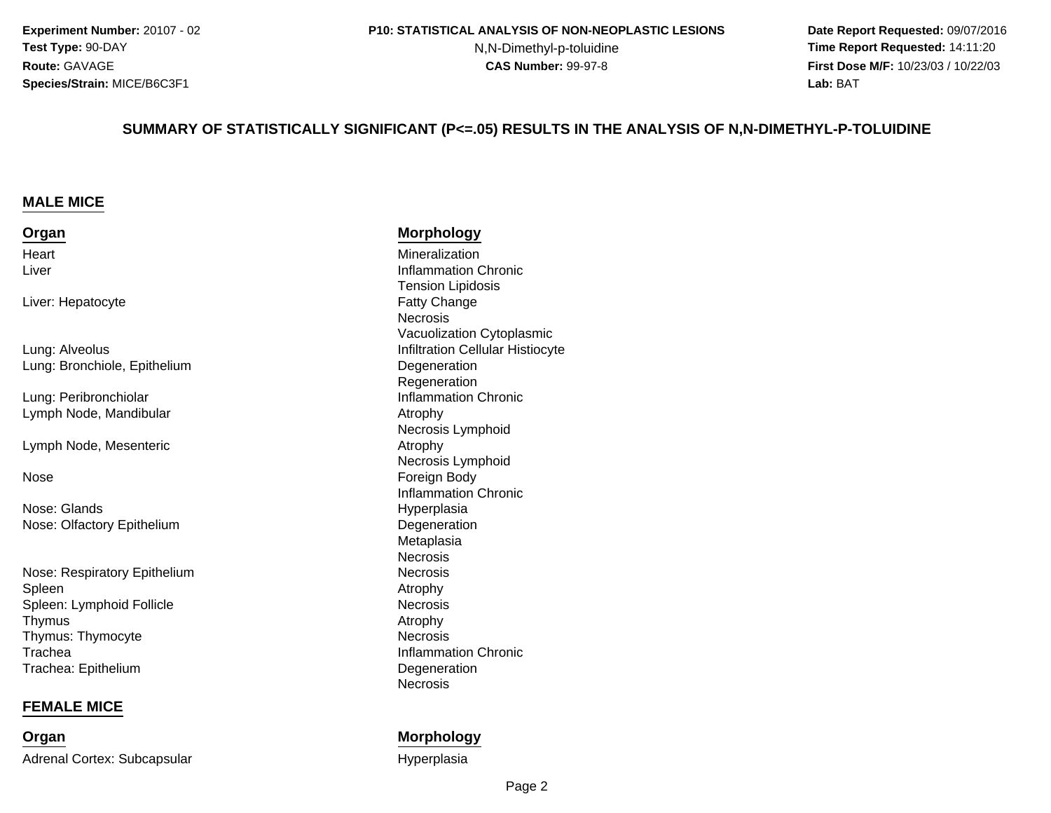Experiment Number: 20107 - 02
Test Type: 90-DAY
Route: GAVAGE
Species/Strain: MICE/B6C3F1

P10: STATISTICAL ANALYSIS OF NON-NEOPLASTIC LESIONS
N,N-Dimethyl-p-toluidine
CAS Number: 99-97-8

Date Report Requested: 09/07/2016
Time Report Requested: 14:11:20
First Dose M/F: 10/23/03 / 10/22/03
Lab: BAT

## SUMMARY OF STATISTICALLY SIGNIFICANT (P<=.05) RESULTS IN THE ANALYSIS OF N,N-DIMETHYL-P-TOLUIDINE

### MALE MICE

| Organ | Morphology |
|---|---|
| Heart | Mineralization |
| Liver | Inflammation Chronic |
| | Tension Lipidosis |
| Liver: Hepatocyte | Fatty Change |
| | Necrosis |
| | Vacuolization Cytoplasmic |
| Lung: Alveolus | Infiltration Cellular Histiocyte |
| Lung: Bronchiole, Epithelium | Degeneration |
| | Regeneration |
| Lung: Peribronchiolar | Inflammation Chronic |
| Lymph Node, Mandibular | Atrophy |
| | Necrosis Lymphoid |
| Lymph Node, Mesenteric | Atrophy |
| | Necrosis Lymphoid |
| Nose | Foreign Body |
| | Inflammation Chronic |
| Nose: Glands | Hyperplasia |
| Nose: Olfactory Epithelium | Degeneration |
| | Metaplasia |
| | Necrosis |
| Nose: Respiratory Epithelium | Necrosis |
| Spleen | Atrophy |
| Spleen: Lymphoid Follicle | Necrosis |
| Thymus | Atrophy |
| Thymus: Thymocyte | Necrosis |
| Trachea | Inflammation Chronic |
| Trachea: Epithelium | Degeneration |
| | Necrosis |

### FEMALE MICE

| Organ | Morphology |
|---|---|
| Adrenal Cortex: Subcapsular | Hyperplasia |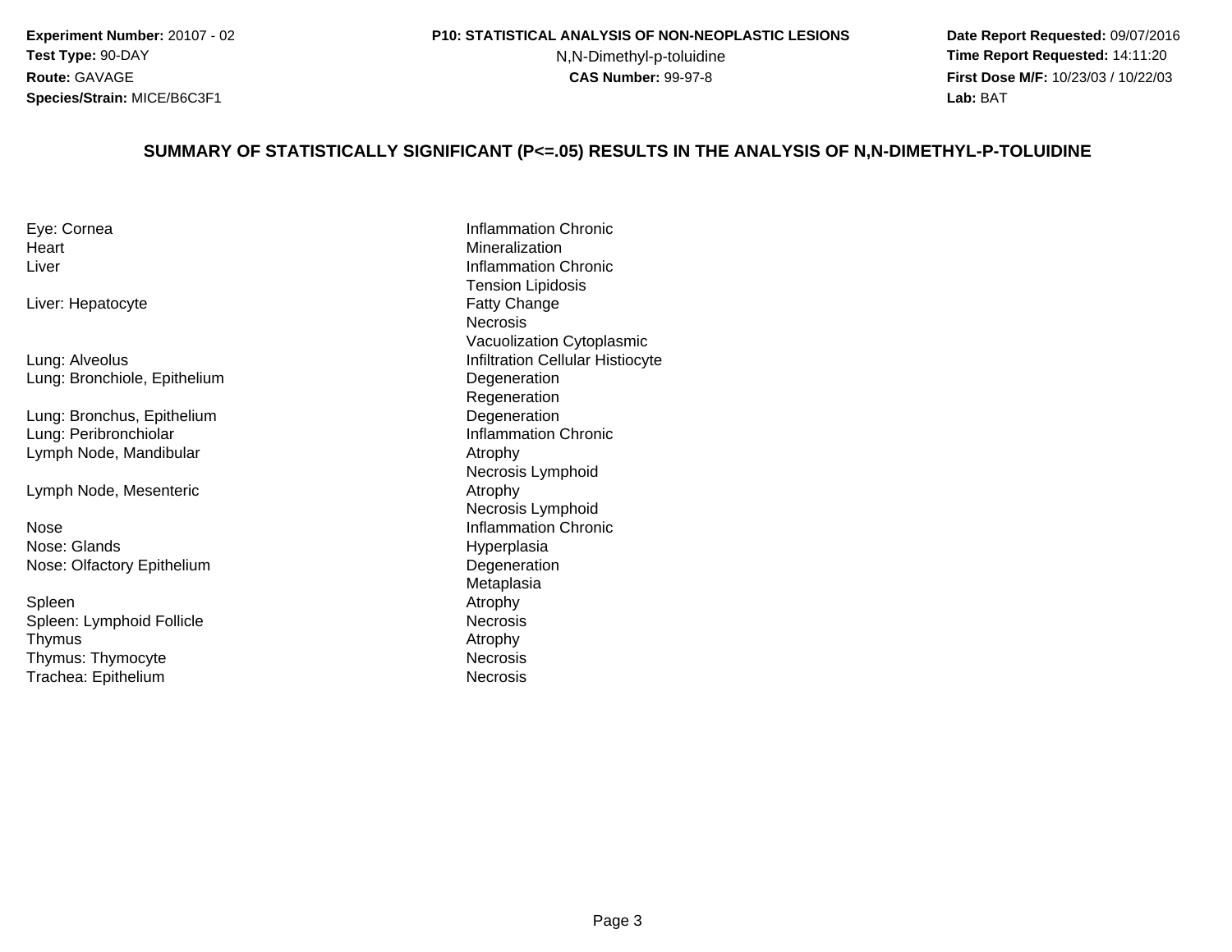**Experiment Number:** 20107 - 02
**Test Type:** 90-DAY
**Route:** GAVAGE
**Species/Strain:** MICE/B6C3F1

**P10: STATISTICAL ANALYSIS OF NON-NEOPLASTIC LESIONS**
N,N-Dimethyl-p-toluidine
**CAS Number:** 99-97-8

**Date Report Requested:** 09/07/2016
**Time Report Requested:** 14:11:20
**First Dose M/F:** 10/23/03 / 10/22/03
**Lab:** BAT

## SUMMARY OF STATISTICALLY SIGNIFICANT (P<=.05) RESULTS IN THE ANALYSIS OF N,N-DIMETHYL-P-TOLUIDINE

| Organ | Lesion |
|---|---|
| Eye: Cornea | Inflammation Chronic |
| Heart | Mineralization |
| Liver | Inflammation Chronic |
| | Tension Lipidosis |
| Liver: Hepatocyte | Fatty Change |
| | Necrosis |
| | Vacuolization Cytoplasmic |
| Lung: Alveolus | Infiltration Cellular Histiocyte |
| Lung: Bronchiole, Epithelium | Degeneration |
| | Regeneration |
| Lung: Bronchus, Epithelium | Degeneration |
| Lung: Peribronchiolar | Inflammation Chronic |
| Lymph Node, Mandibular | Atrophy |
| | Necrosis Lymphoid |
| Lymph Node, Mesenteric | Atrophy |
| | Necrosis Lymphoid |
| Nose | Inflammation Chronic |
| Nose: Glands | Hyperplasia |
| Nose: Olfactory Epithelium | Degeneration |
| | Metaplasia |
| Spleen | Atrophy |
| Spleen: Lymphoid Follicle | Necrosis |
| Thymus | Atrophy |
| Thymus: Thymocyte | Necrosis |
| Trachea: Epithelium | Necrosis |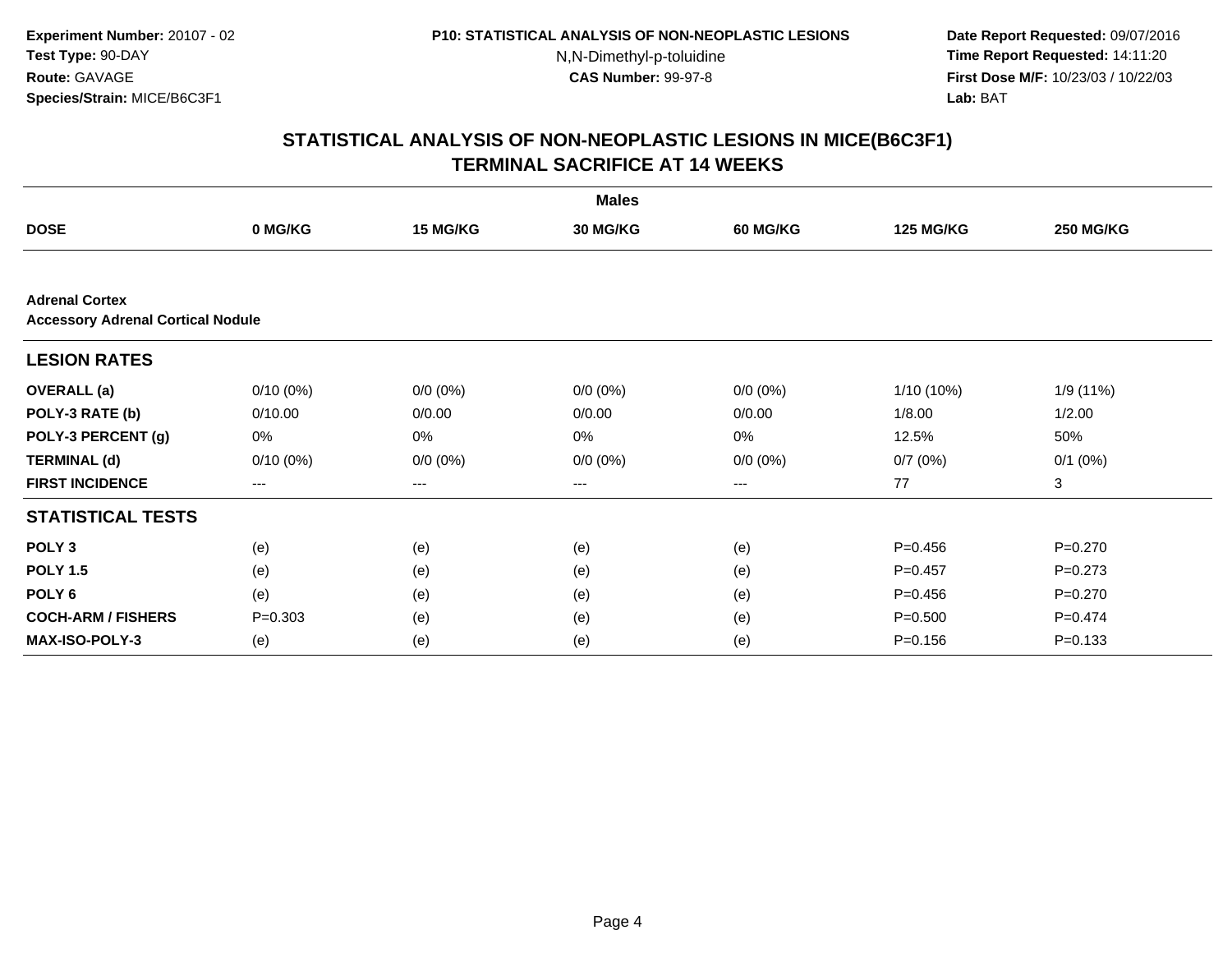Experiment Number: 20107 - 02
Test Type: 90-DAY
Route: GAVAGE
Species/Strain: MICE/B6C3F1

P10: STATISTICAL ANALYSIS OF NON-NEOPLASTIC LESIONS
N,N-Dimethyl-p-toluidine
CAS Number: 99-97-8

Date Report Requested: 09/07/2016
Time Report Requested: 14:11:20
First Dose M/F: 10/23/03 / 10/22/03
Lab: BAT

# STATISTICAL ANALYSIS OF NON-NEOPLASTIC LESIONS IN MICE(B6C3F1)
## TERMINAL SACRIFICE AT 14 WEEKS

**Males**

| DOSE | 0 MG/KG | 15 MG/KG | 30 MG/KG | 60 MG/KG | 125 MG/KG | 250 MG/KG |
|---|---|---|---|---|---|---|
| **Adrenal Cortex** | | | | | | |
| **Accessory Adrenal Cortical Nodule** | | | | | | |
| **LESION RATES** | | | | | | |
| **OVERALL (a)** | 0/10 (0%) | 0/0 (0%) | 0/0 (0%) | 0/0 (0%) | 1/10 (10%) | 1/9 (11%) |
| **POLY-3 RATE (b)** | 0/10.00 | 0/0.00 | 0/0.00 | 0/0.00 | 1/8.00 | 1/2.00 |
| **POLY-3 PERCENT (g)** | 0% | 0% | 0% | 0% | 12.5% | 50% |
| **TERMINAL (d)** | 0/10 (0%) | 0/0 (0%) | 0/0 (0%) | 0/0 (0%) | 0/7 (0%) | 0/1 (0%) |
| **FIRST INCIDENCE** | --- | --- | --- | --- | 77 | 3 |
| **STATISTICAL TESTS** | | | | | | |
| **POLY 3** | (e) | (e) | (e) | (e) | P=0.456 | P=0.270 |
| **POLY 1.5** | (e) | (e) | (e) | (e) | P=0.457 | P=0.273 |
| **POLY 6** | (e) | (e) | (e) | (e) | P=0.456 | P=0.270 |
| **COCH-ARM / FISHERS** | P=0.303 | (e) | (e) | (e) | P=0.500 | P=0.474 |
| **MAX-ISO-POLY-3** | (e) | (e) | (e) | (e) | P=0.156 | P=0.133 |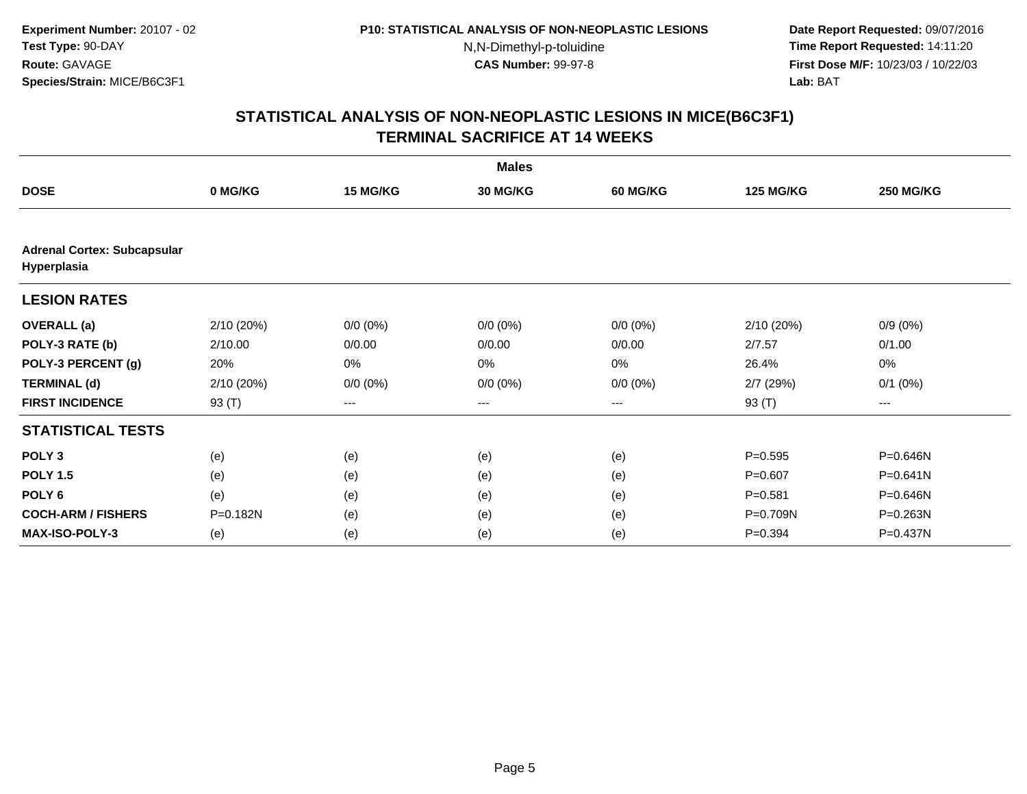Experiment Number: 20107 - 02
Test Type: 90-DAY
Route: GAVAGE
Species/Strain: MICE/B6C3F1

P10: STATISTICAL ANALYSIS OF NON-NEOPLASTIC LESIONS
N,N-Dimethyl-p-toluidine
CAS Number: 99-97-8

Date Report Requested: 09/07/2016
Time Report Requested: 14:11:20
First Dose M/F: 10/23/03 / 10/22/03
Lab: BAT

# STATISTICAL ANALYSIS OF NON-NEOPLASTIC LESIONS IN MICE(B6C3F1) TERMINAL SACRIFICE AT 14 WEEKS

| | Males | | | | | |
|---|---|---|---|---|---|---|
| **DOSE** | **0 MG/KG** | **15 MG/KG** | **30 MG/KG** | **60 MG/KG** | **125 MG/KG** | **250 MG/KG** |
| **Adrenal Cortex: Subcapsular Hyperplasia** | | | | | | |
| **LESION RATES** | | | | | | |
| **OVERALL (a)** | 2/10 (20%) | 0/0 (0%) | 0/0 (0%) | 0/0 (0%) | 2/10 (20%) | 0/9 (0%) |
| **POLY-3 RATE (b)** | 2/10.00 | 0/0.00 | 0/0.00 | 0/0.00 | 2/7.57 | 0/1.00 |
| **POLY-3 PERCENT (g)** | 20% | 0% | 0% | 0% | 26.4% | 0% |
| **TERMINAL (d)** | 2/10 (20%) | 0/0 (0%) | 0/0 (0%) | 0/0 (0%) | 2/7 (29%) | 0/1 (0%) |
| **FIRST INCIDENCE** | 93 (T) | --- | --- | --- | 93 (T) | --- |
| **STATISTICAL TESTS** | | | | | | |
| **POLY 3** | (e) | (e) | (e) | (e) | P=0.595 | P=0.646N |
| **POLY 1.5** | (e) | (e) | (e) | (e) | P=0.607 | P=0.641N |
| **POLY 6** | (e) | (e) | (e) | (e) | P=0.581 | P=0.646N |
| **COCH-ARM / FISHERS** | P=0.182N | (e) | (e) | (e) | P=0.709N | P=0.263N |
| **MAX-ISO-POLY-3** | (e) | (e) | (e) | (e) | P=0.394 | P=0.437N |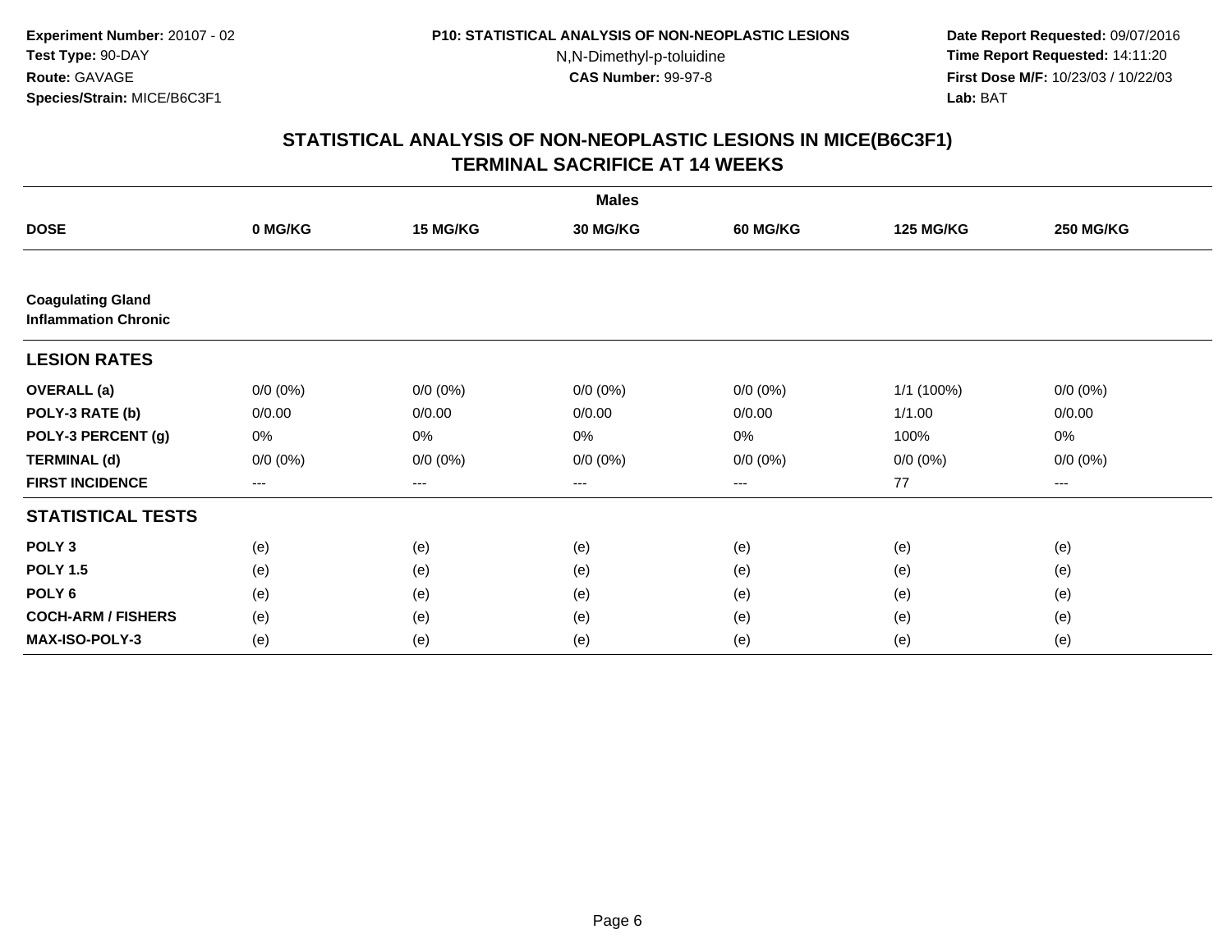Experiment Number: 20107 - 02
Test Type: 90-DAY
Route: GAVAGE
Species/Strain: MICE/B6C3F1

P10: STATISTICAL ANALYSIS OF NON-NEOPLASTIC LESIONS
N,N-Dimethyl-p-toluidine
CAS Number: 99-97-8

Date Report Requested: 09/07/2016
Time Report Requested: 14:11:20
First Dose M/F: 10/23/03 / 10/22/03
Lab: BAT

## STATISTICAL ANALYSIS OF NON-NEOPLASTIC LESIONS IN MICE(B6C3F1)
## TERMINAL SACRIFICE AT 14 WEEKS

| | Males | | | | | |
|---|---|---|---|---|---|---|
| **DOSE** | **0 MG/KG** | **15 MG/KG** | **30 MG/KG** | **60 MG/KG** | **125 MG/KG** | **250 MG/KG** |
| **Coagulating Gland Inflammation Chronic** | | | | | | |
| **LESION RATES** | | | | | | |
| **OVERALL (a)** | 0/0 (0%) | 0/0 (0%) | 0/0 (0%) | 0/0 (0%) | 1/1 (100%) | 0/0 (0%) |
| **POLY-3 RATE (b)** | 0/0.00 | 0/0.00 | 0/0.00 | 0/0.00 | 1/1.00 | 0/0.00 |
| **POLY-3 PERCENT (g)** | 0% | 0% | 0% | 0% | 100% | 0% |
| **TERMINAL (d)** | 0/0 (0%) | 0/0 (0%) | 0/0 (0%) | 0/0 (0%) | 0/0 (0%) | 0/0 (0%) |
| **FIRST INCIDENCE** | --- | --- | --- | --- | 77 | --- |
| **STATISTICAL TESTS** | | | | | | |
| **POLY 3** | (e) | (e) | (e) | (e) | (e) | (e) |
| **POLY 1.5** | (e) | (e) | (e) | (e) | (e) | (e) |
| **POLY 6** | (e) | (e) | (e) | (e) | (e) | (e) |
| **COCH-ARM / FISHERS** | (e) | (e) | (e) | (e) | (e) | (e) |
| **MAX-ISO-POLY-3** | (e) | (e) | (e) | (e) | (e) | (e) |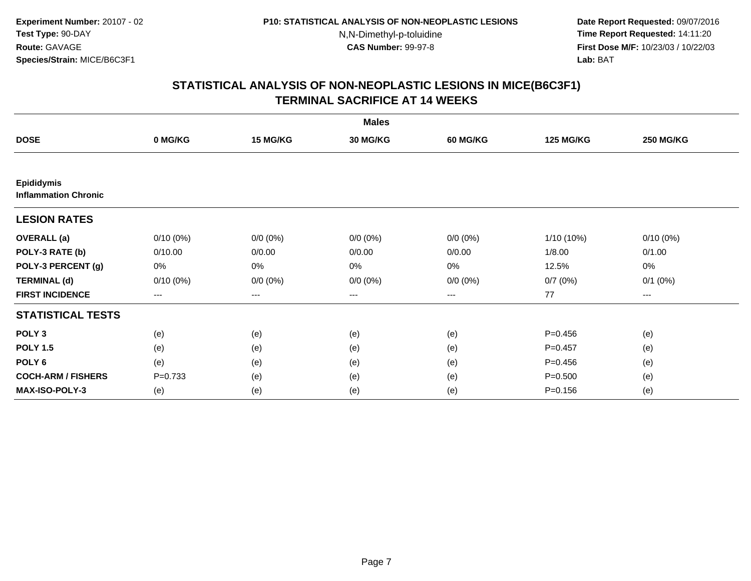**Experiment Number:** 20107 - 02
**Test Type:** 90-DAY
**Route:** GAVAGE
**Species/Strain:** MICE/B6C3F1

**P10: STATISTICAL ANALYSIS OF NON-NEOPLASTIC LESIONS**
N,N-Dimethyl-p-toluidine
**CAS Number:** 99-97-8

**Date Report Requested:** 09/07/2016
**Time Report Requested:** 14:11:20
**First Dose M/F:** 10/23/03 / 10/22/03
**Lab:** BAT

# STATISTICAL ANALYSIS OF NON-NEOPLASTIC LESIONS IN MICE(B6C3F1)
# TERMINAL SACRIFICE AT 14 WEEKS

| | Males | | | | | |
|---|---|---|---|---|---|---|
| **DOSE** | **0 MG/KG** | **15 MG/KG** | **30 MG/KG** | **60 MG/KG** | **125 MG/KG** | **250 MG/KG** |
| **Epididymis** | | | | | | |
| **Inflammation Chronic** | | | | | | |
| **LESION RATES** | | | | | | |
| **OVERALL (a)** | 0/10 (0%) | 0/0 (0%) | 0/0 (0%) | 0/0 (0%) | 1/10 (10%) | 0/10 (0%) |
| **POLY-3 RATE (b)** | 0/10.00 | 0/0.00 | 0/0.00 | 0/0.00 | 1/8.00 | 0/1.00 |
| **POLY-3 PERCENT (g)** | 0% | 0% | 0% | 0% | 12.5% | 0% |
| **TERMINAL (d)** | 0/10 (0%) | 0/0 (0%) | 0/0 (0%) | 0/0 (0%) | 0/7 (0%) | 0/1 (0%) |
| **FIRST INCIDENCE** | --- | --- | --- | --- | 77 | --- |
| **STATISTICAL TESTS** | | | | | | |
| **POLY 3** | (e) | (e) | (e) | (e) | P=0.456 | (e) |
| **POLY 1.5** | (e) | (e) | (e) | (e) | P=0.457 | (e) |
| **POLY 6** | (e) | (e) | (e) | (e) | P=0.456 | (e) |
| **COCH-ARM / FISHERS** | P=0.733 | (e) | (e) | (e) | P=0.500 | (e) |
| **MAX-ISO-POLY-3** | (e) | (e) | (e) | (e) | P=0.156 | (e) |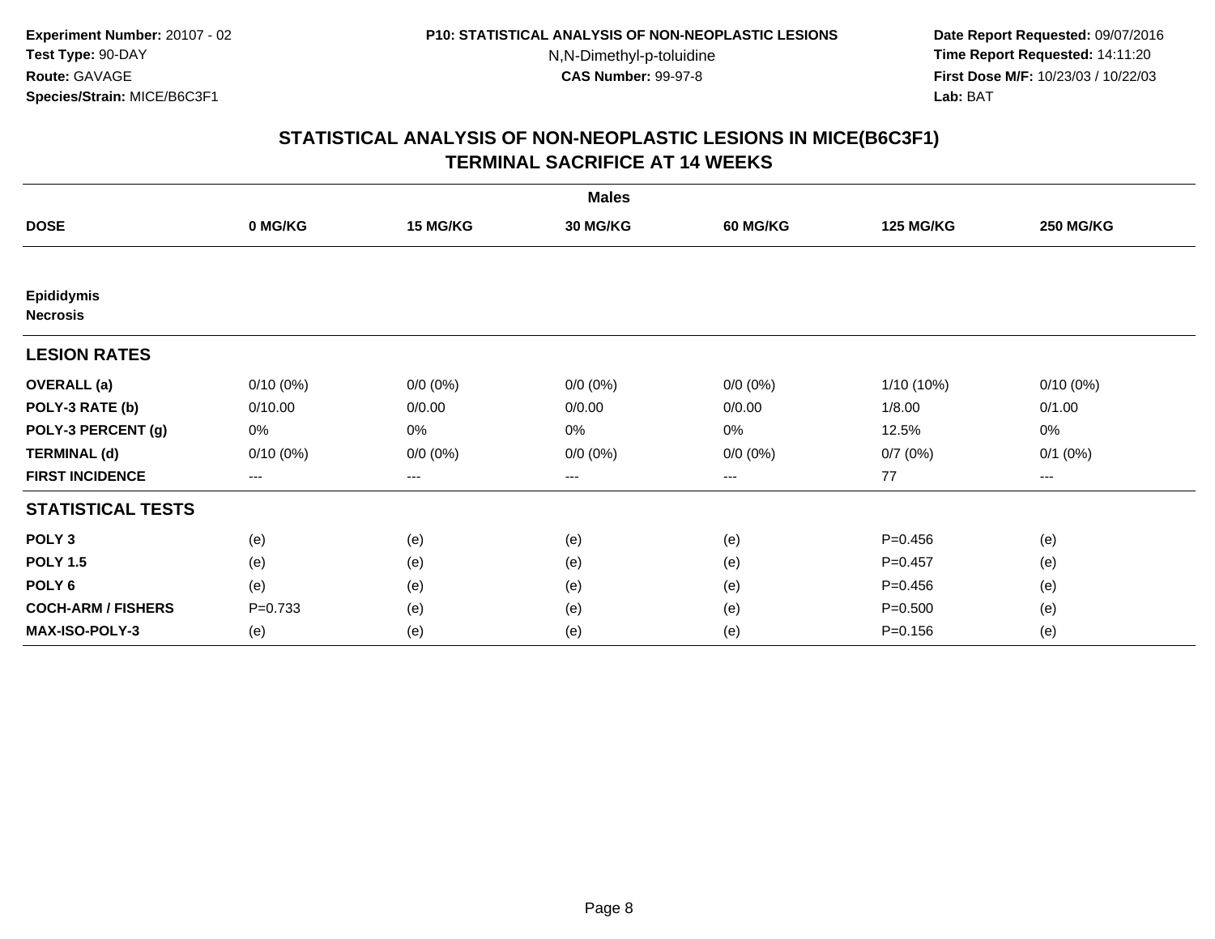**Experiment Number:** 20107 - 02
**Test Type:** 90-DAY
**Route:** GAVAGE
**Species/Strain:** MICE/B6C3F1

**P10: STATISTICAL ANALYSIS OF NON-NEOPLASTIC LESIONS**
N,N-Dimethyl-p-toluidine
**CAS Number:** 99-97-8

**Date Report Requested:** 09/07/2016
**Time Report Requested:** 14:11:20
**First Dose M/F:** 10/23/03 / 10/22/03
**Lab:** BAT

## STATISTICAL ANALYSIS OF NON-NEOPLASTIC LESIONS IN MICE(B6C3F1)
## TERMINAL SACRIFICE AT 14 WEEKS

| | Males | | | | | |
|---|---|---|---|---|---|---|
| **DOSE** | **0 MG/KG** | **15 MG/KG** | **30 MG/KG** | **60 MG/KG** | **125 MG/KG** | **250 MG/KG** |
| **Epididymis** | | | | | | |
| **Necrosis** | | | | | | |
| **LESION RATES** | | | | | | |
| **OVERALL (a)** | 0/10 (0%) | 0/0 (0%) | 0/0 (0%) | 0/0 (0%) | 1/10 (10%) | 0/10 (0%) |
| **POLY-3 RATE (b)** | 0/10.00 | 0/0.00 | 0/0.00 | 0/0.00 | 1/8.00 | 0/1.00 |
| **POLY-3 PERCENT (g)** | 0% | 0% | 0% | 0% | 12.5% | 0% |
| **TERMINAL (d)** | 0/10 (0%) | 0/0 (0%) | 0/0 (0%) | 0/0 (0%) | 0/7 (0%) | 0/1 (0%) |
| **FIRST INCIDENCE** | --- | --- | --- | --- | 77 | --- |
| **STATISTICAL TESTS** | | | | | | |
| **POLY 3** | (e) | (e) | (e) | (e) | P=0.456 | (e) |
| **POLY 1.5** | (e) | (e) | (e) | (e) | P=0.457 | (e) |
| **POLY 6** | (e) | (e) | (e) | (e) | P=0.456 | (e) |
| **COCH-ARM / FISHERS** | P=0.733 | (e) | (e) | (e) | P=0.500 | (e) |
| **MAX-ISO-POLY-3** | (e) | (e) | (e) | (e) | P=0.156 | (e) |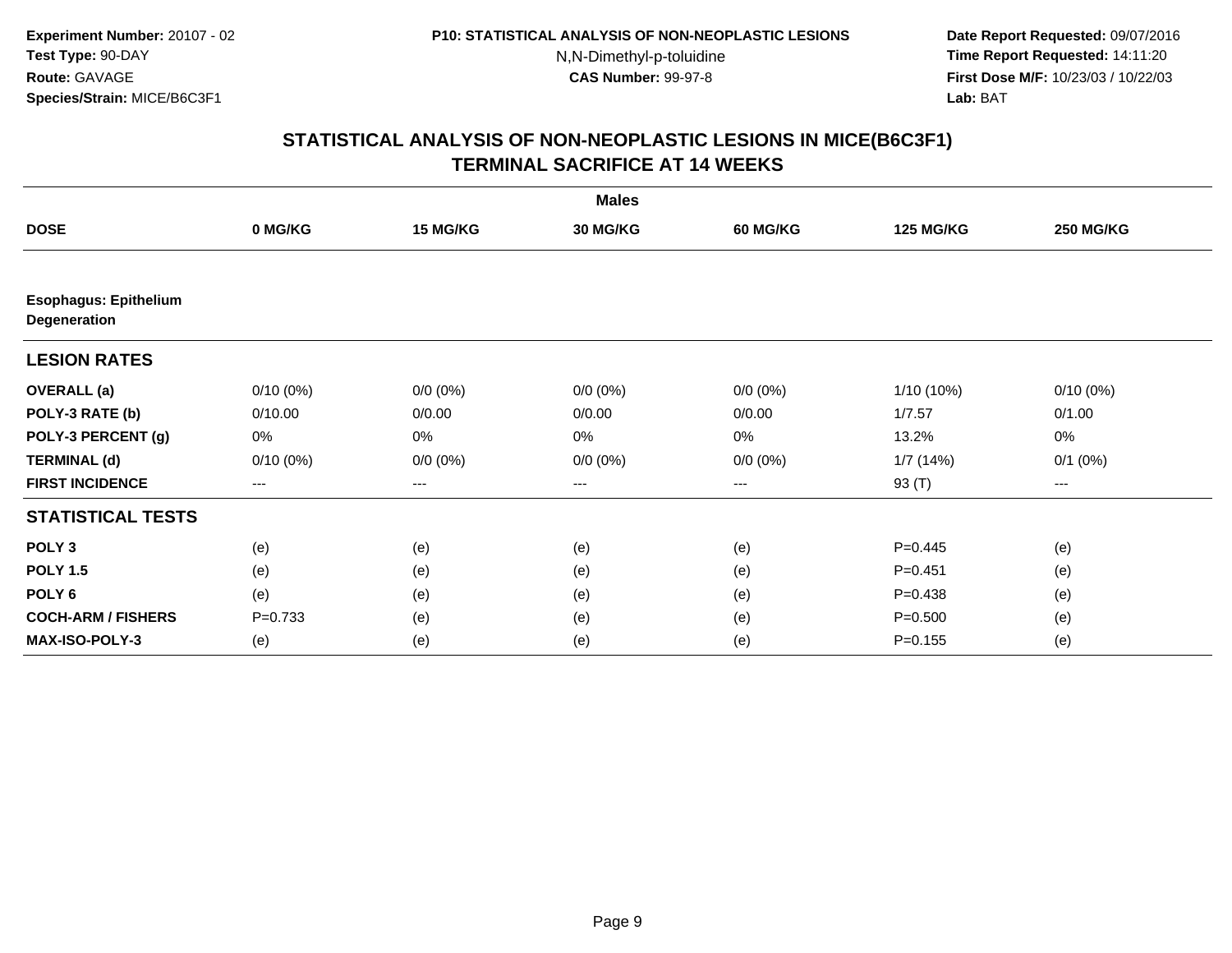**Experiment Number:** 20107 - 02
**Test Type:** 90-DAY
**Route:** GAVAGE
**Species/Strain:** MICE/B6C3F1

**P10: STATISTICAL ANALYSIS OF NON-NEOPLASTIC LESIONS**
N,N-Dimethyl-p-toluidine
**CAS Number:** 99-97-8

**Date Report Requested:** 09/07/2016
**Time Report Requested:** 14:11:20
**First Dose M/F:** 10/23/03 / 10/22/03
**Lab:** BAT

## STATISTICAL ANALYSIS OF NON-NEOPLASTIC LESIONS IN MICE(B6C3F1)
## TERMINAL SACRIFICE AT 14 WEEKS

| | Males | | | | | |
|---|---|---|---|---|---|---|
| **DOSE** | **0 MG/KG** | **15 MG/KG** | **30 MG/KG** | **60 MG/KG** | **125 MG/KG** | **250 MG/KG** |
| **Esophagus: Epithelium Degeneration** | | | | | | |
| **LESION RATES** | | | | | | |
| **OVERALL (a)** | 0/10 (0%) | 0/0 (0%) | 0/0 (0%) | 0/0 (0%) | 1/10 (10%) | 0/10 (0%) |
| **POLY-3 RATE (b)** | 0/10.00 | 0/0.00 | 0/0.00 | 0/0.00 | 1/7.57 | 0/1.00 |
| **POLY-3 PERCENT (g)** | 0% | 0% | 0% | 0% | 13.2% | 0% |
| **TERMINAL (d)** | 0/10 (0%) | 0/0 (0%) | 0/0 (0%) | 0/0 (0%) | 1/7 (14%) | 0/1 (0%) |
| **FIRST INCIDENCE** | --- | --- | --- | --- | 93 (T) | --- |
| **STATISTICAL TESTS** | | | | | | |
| **POLY 3** | (e) | (e) | (e) | (e) | P=0.445 | (e) |
| **POLY 1.5** | (e) | (e) | (e) | (e) | P=0.451 | (e) |
| **POLY 6** | (e) | (e) | (e) | (e) | P=0.438 | (e) |
| **COCH-ARM / FISHERS** | P=0.733 | (e) | (e) | (e) | P=0.500 | (e) |
| **MAX-ISO-POLY-3** | (e) | (e) | (e) | (e) | P=0.155 | (e) |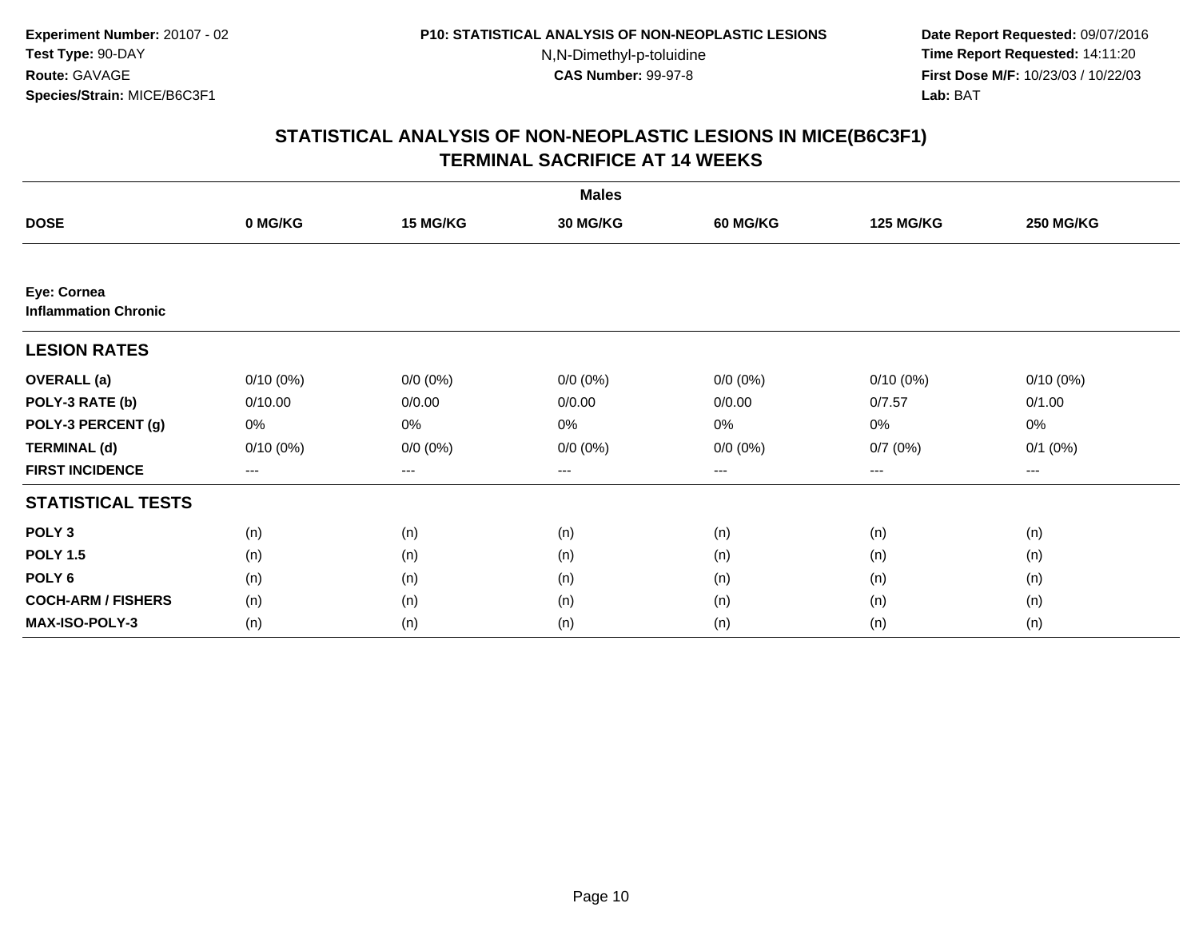**Experiment Number:** 20107 - 02
**Test Type:** 90-DAY
**Route:** GAVAGE
**Species/Strain:** MICE/B6C3F1

**P10: STATISTICAL ANALYSIS OF NON-NEOPLASTIC LESIONS**
N,N-Dimethyl-p-toluidine
**CAS Number:** 99-97-8

**Date Report Requested:** 09/07/2016
**Time Report Requested:** 14:11:20
**First Dose M/F:** 10/23/03 / 10/22/03
**Lab:** BAT

## STATISTICAL ANALYSIS OF NON-NEOPLASTIC LESIONS IN MICE(B6C3F1)
## TERMINAL SACRIFICE AT 14 WEEKS

| | Males | | | | | |
|---|---|---|---|---|---|---|
| **DOSE** | **0 MG/KG** | **15 MG/KG** | **30 MG/KG** | **60 MG/KG** | **125 MG/KG** | **250 MG/KG** |
| **Eye: Cornea** | | | | | | |
| **Inflammation Chronic** | | | | | | |
| **LESION RATES** | | | | | | |
| **OVERALL (a)** | 0/10 (0%) | 0/0 (0%) | 0/0 (0%) | 0/0 (0%) | 0/10 (0%) | 0/10 (0%) |
| **POLY-3 RATE (b)** | 0/10.00 | 0/0.00 | 0/0.00 | 0/0.00 | 0/7.57 | 0/1.00 |
| **POLY-3 PERCENT (g)** | 0% | 0% | 0% | 0% | 0% | 0% |
| **TERMINAL (d)** | 0/10 (0%) | 0/0 (0%) | 0/0 (0%) | 0/0 (0%) | 0/7 (0%) | 0/1 (0%) |
| **FIRST INCIDENCE** | --- | --- | --- | --- | --- | --- |
| **STATISTICAL TESTS** | | | | | | |
| **POLY 3** | (n) | (n) | (n) | (n) | (n) | (n) |
| **POLY 1.5** | (n) | (n) | (n) | (n) | (n) | (n) |
| **POLY 6** | (n) | (n) | (n) | (n) | (n) | (n) |
| **COCH-ARM / FISHERS** | (n) | (n) | (n) | (n) | (n) | (n) |
| **MAX-ISO-POLY-3** | (n) | (n) | (n) | (n) | (n) | (n) |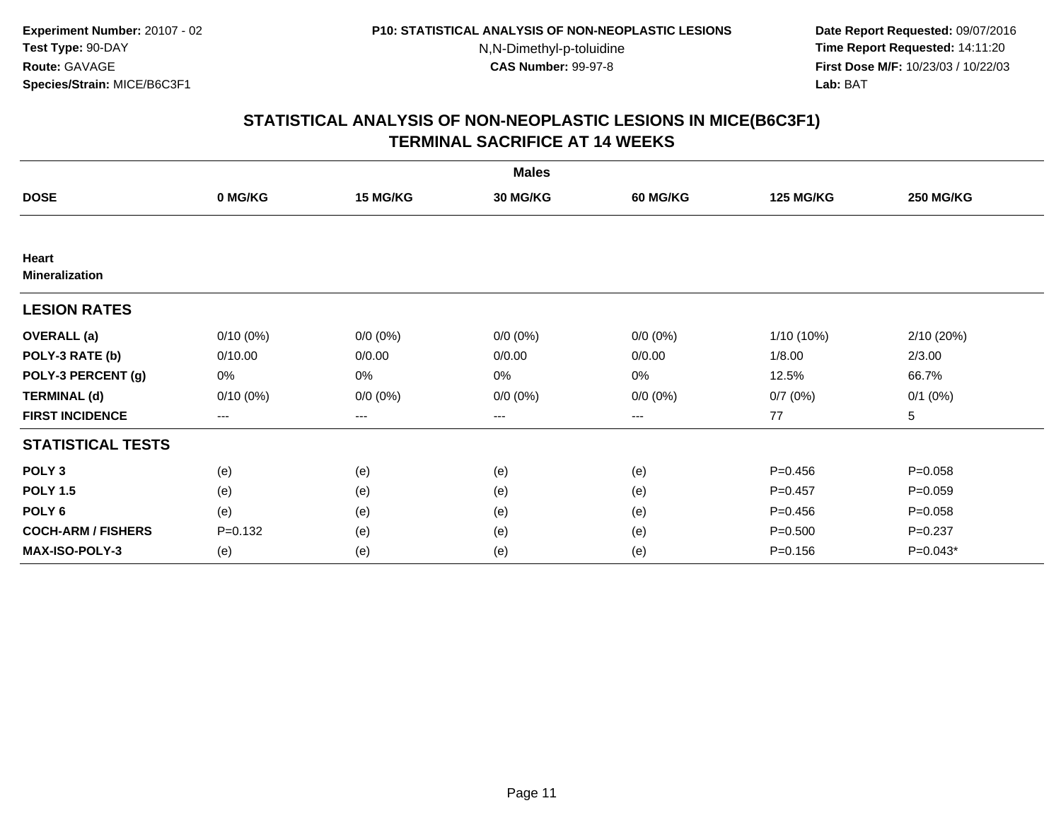**Experiment Number:** 20107 - 02
**Test Type:** 90-DAY
**Route:** GAVAGE
**Species/Strain:** MICE/B6C3F1

**P10: STATISTICAL ANALYSIS OF NON-NEOPLASTIC LESIONS**
N,N-Dimethyl-p-toluidine
**CAS Number:** 99-97-8

**Date Report Requested:** 09/07/2016
**Time Report Requested:** 14:11:20
**First Dose M/F:** 10/23/03 / 10/22/03
**Lab:** BAT

## STATISTICAL ANALYSIS OF NON-NEOPLASTIC LESIONS IN MICE(B6C3F1) TERMINAL SACRIFICE AT 14 WEEKS

| | Males | | | | | |
|---|---|---|---|---|---|---|
| **DOSE** | **0 MG/KG** | **15 MG/KG** | **30 MG/KG** | **60 MG/KG** | **125 MG/KG** | **250 MG/KG** |
| **Heart** | | | | | | |
| **Mineralization** | | | | | | |
| **LESION RATES** | | | | | | |
| **OVERALL (a)** | 0/10 (0%) | 0/0 (0%) | 0/0 (0%) | 0/0 (0%) | 1/10 (10%) | 2/10 (20%) |
| **POLY-3 RATE (b)** | 0/10.00 | 0/0.00 | 0/0.00 | 0/0.00 | 1/8.00 | 2/3.00 |
| **POLY-3 PERCENT (g)** | 0% | 0% | 0% | 0% | 12.5% | 66.7% |
| **TERMINAL (d)** | 0/10 (0%) | 0/0 (0%) | 0/0 (0%) | 0/0 (0%) | 0/7 (0%) | 0/1 (0%) |
| **FIRST INCIDENCE** | --- | --- | --- | --- | 77 | 5 |
| **STATISTICAL TESTS** | | | | | | |
| **POLY 3** | (e) | (e) | (e) | (e) | P=0.456 | P=0.058 |
| **POLY 1.5** | (e) | (e) | (e) | (e) | P=0.457 | P=0.059 |
| **POLY 6** | (e) | (e) | (e) | (e) | P=0.456 | P=0.058 |
| **COCH-ARM / FISHERS** | P=0.132 | (e) | (e) | (e) | P=0.500 | P=0.237 |
| **MAX-ISO-POLY-3** | (e) | (e) | (e) | (e) | P=0.156 | P=0.043* |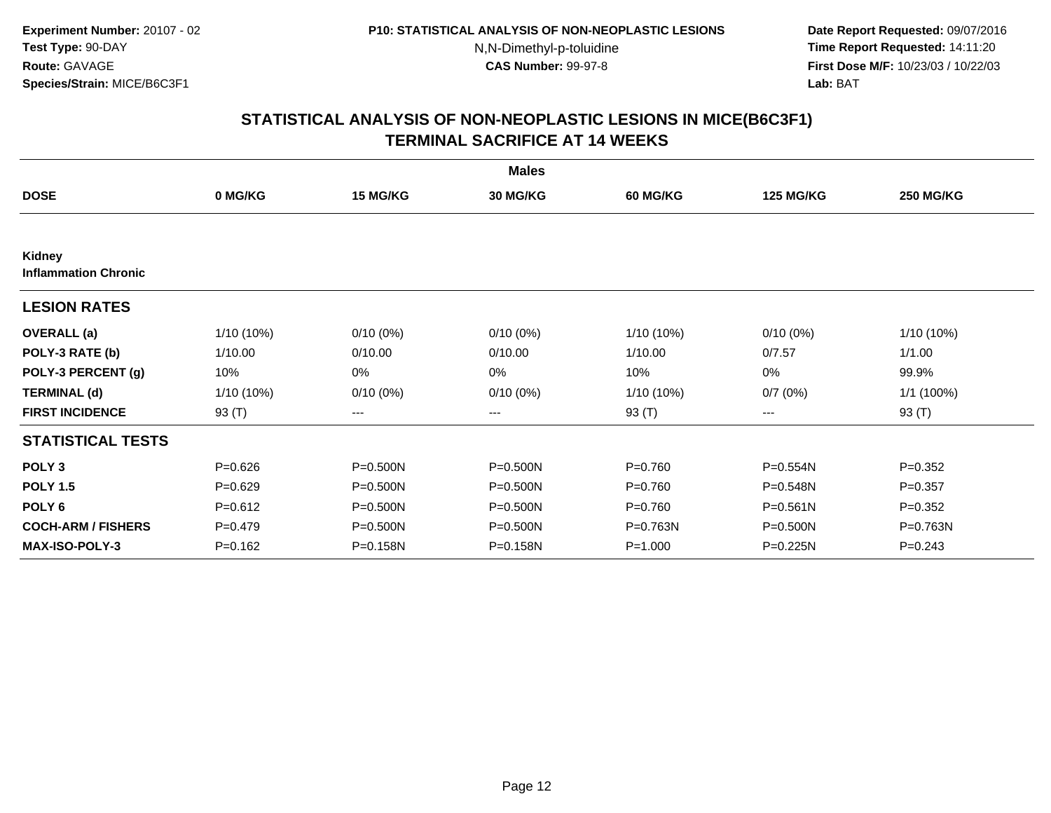**Experiment Number:** 20107 - 02
**Test Type:** 90-DAY
**Route:** GAVAGE
**Species/Strain:** MICE/B6C3F1

**P10: STATISTICAL ANALYSIS OF NON-NEOPLASTIC LESIONS**
N,N-Dimethyl-p-toluidine
**CAS Number:** 99-97-8

**Date Report Requested:** 09/07/2016
**Time Report Requested:** 14:11:20
**First Dose M/F:** 10/23/03 / 10/22/03
**Lab:** BAT

## STATISTICAL ANALYSIS OF NON-NEOPLASTIC LESIONS IN MICE(B6C3F1)
## TERMINAL SACRIFICE AT 14 WEEKS

| | Males | | | | | |
|---|---|---|---|---|---|---|
| **DOSE** | **0 MG/KG** | **15 MG/KG** | **30 MG/KG** | **60 MG/KG** | **125 MG/KG** | **250 MG/KG** |
| **Kidney** | | | | | | |
| **Inflammation Chronic** | | | | | | |
| **LESION RATES** | | | | | | |
| **OVERALL (a)** | 1/10 (10%) | 0/10 (0%) | 0/10 (0%) | 1/10 (10%) | 0/10 (0%) | 1/10 (10%) |
| **POLY-3 RATE (b)** | 1/10.00 | 0/10.00 | 0/10.00 | 1/10.00 | 0/7.57 | 1/1.00 |
| **POLY-3 PERCENT (g)** | 10% | 0% | 0% | 10% | 0% | 99.9% |
| **TERMINAL (d)** | 1/10 (10%) | 0/10 (0%) | 0/10 (0%) | 1/10 (10%) | 0/7 (0%) | 1/1 (100%) |
| **FIRST INCIDENCE** | 93 (T) | --- | --- | 93 (T) | --- | 93 (T) |
| **STATISTICAL TESTS** | | | | | | |
| **POLY 3** | P=0.626 | P=0.500N | P=0.500N | P=0.760 | P=0.554N | P=0.352 |
| **POLY 1.5** | P=0.629 | P=0.500N | P=0.500N | P=0.760 | P=0.548N | P=0.357 |
| **POLY 6** | P=0.612 | P=0.500N | P=0.500N | P=0.760 | P=0.561N | P=0.352 |
| **COCH-ARM / FISHERS** | P=0.479 | P=0.500N | P=0.500N | P=0.763N | P=0.500N | P=0.763N |
| **MAX-ISO-POLY-3** | P=0.162 | P=0.158N | P=0.158N | P=1.000 | P=0.225N | P=0.243 |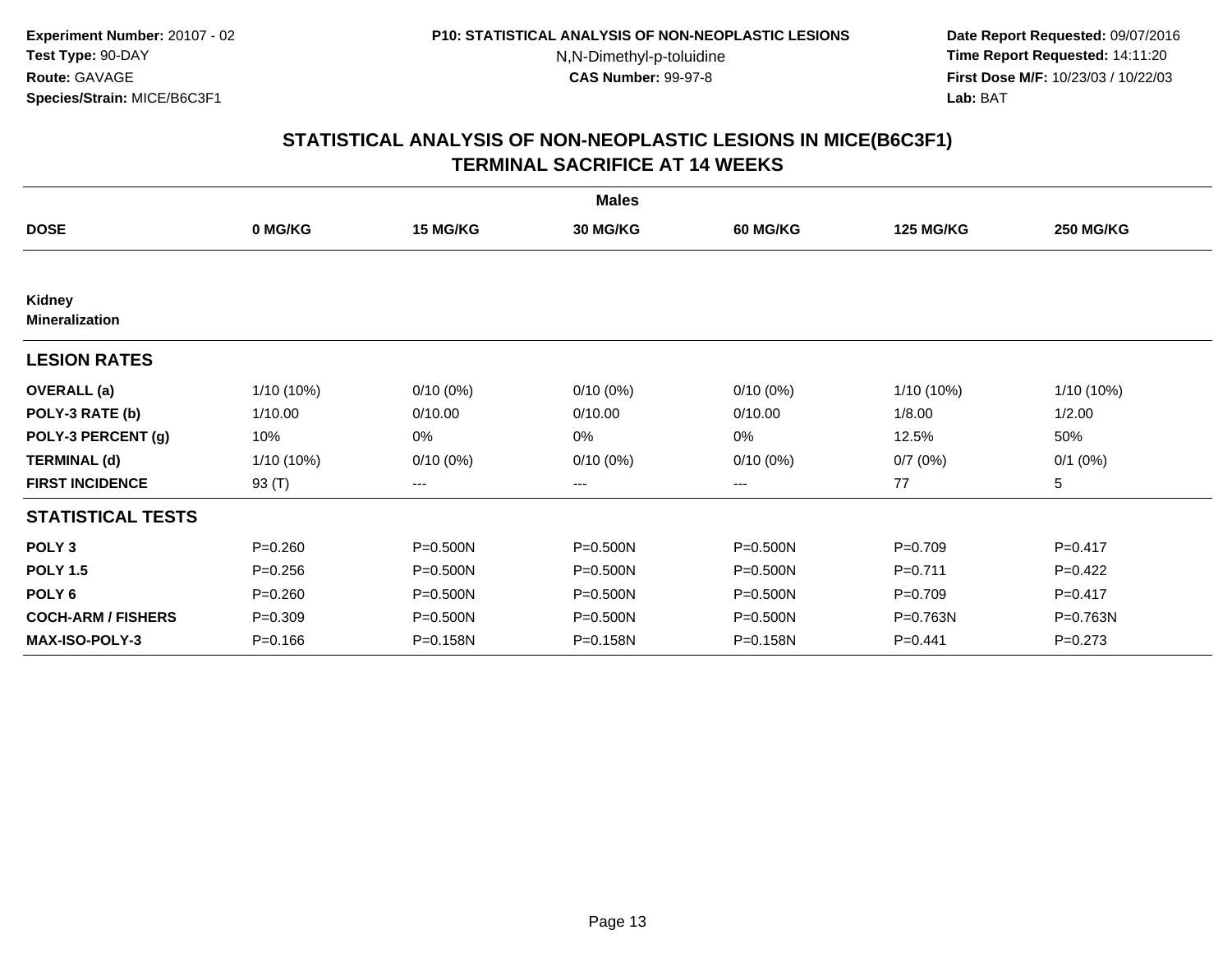**Experiment Number:** 20107 - 02
**Test Type:** 90-DAY
**Route:** GAVAGE
**Species/Strain:** MICE/B6C3F1

**P10: STATISTICAL ANALYSIS OF NON-NEOPLASTIC LESIONS**
N,N-Dimethyl-p-toluidine
**CAS Number:** 99-97-8

**Date Report Requested:** 09/07/2016
**Time Report Requested:** 14:11:20
**First Dose M/F:** 10/23/03 / 10/22/03
**Lab:** BAT

## STATISTICAL ANALYSIS OF NON-NEOPLASTIC LESIONS IN MICE(B6C3F1)
## TERMINAL SACRIFICE AT 14 WEEKS

| | Males | | | | | |
|---|---|---|---|---|---|---|
| **DOSE** | **0 MG/KG** | **15 MG/KG** | **30 MG/KG** | **60 MG/KG** | **125 MG/KG** | **250 MG/KG** |
| **Kidney** | | | | | | |
| **Mineralization** | | | | | | |
| **LESION RATES** | | | | | | |
| **OVERALL (a)** | 1/10 (10%) | 0/10 (0%) | 0/10 (0%) | 0/10 (0%) | 1/10 (10%) | 1/10 (10%) |
| **POLY-3 RATE (b)** | 1/10.00 | 0/10.00 | 0/10.00 | 0/10.00 | 1/8.00 | 1/2.00 |
| **POLY-3 PERCENT (g)** | 10% | 0% | 0% | 0% | 12.5% | 50% |
| **TERMINAL (d)** | 1/10 (10%) | 0/10 (0%) | 0/10 (0%) | 0/10 (0%) | 0/7 (0%) | 0/1 (0%) |
| **FIRST INCIDENCE** | 93 (T) | --- | --- | --- | 77 | 5 |
| **STATISTICAL TESTS** | | | | | | |
| **POLY 3** | P=0.260 | P=0.500N | P=0.500N | P=0.500N | P=0.709 | P=0.417 |
| **POLY 1.5** | P=0.256 | P=0.500N | P=0.500N | P=0.500N | P=0.711 | P=0.422 |
| **POLY 6** | P=0.260 | P=0.500N | P=0.500N | P=0.500N | P=0.709 | P=0.417 |
| **COCH-ARM / FISHERS** | P=0.309 | P=0.500N | P=0.500N | P=0.500N | P=0.763N | P=0.763N |
| **MAX-ISO-POLY-3** | P=0.166 | P=0.158N | P=0.158N | P=0.158N | P=0.441 | P=0.273 |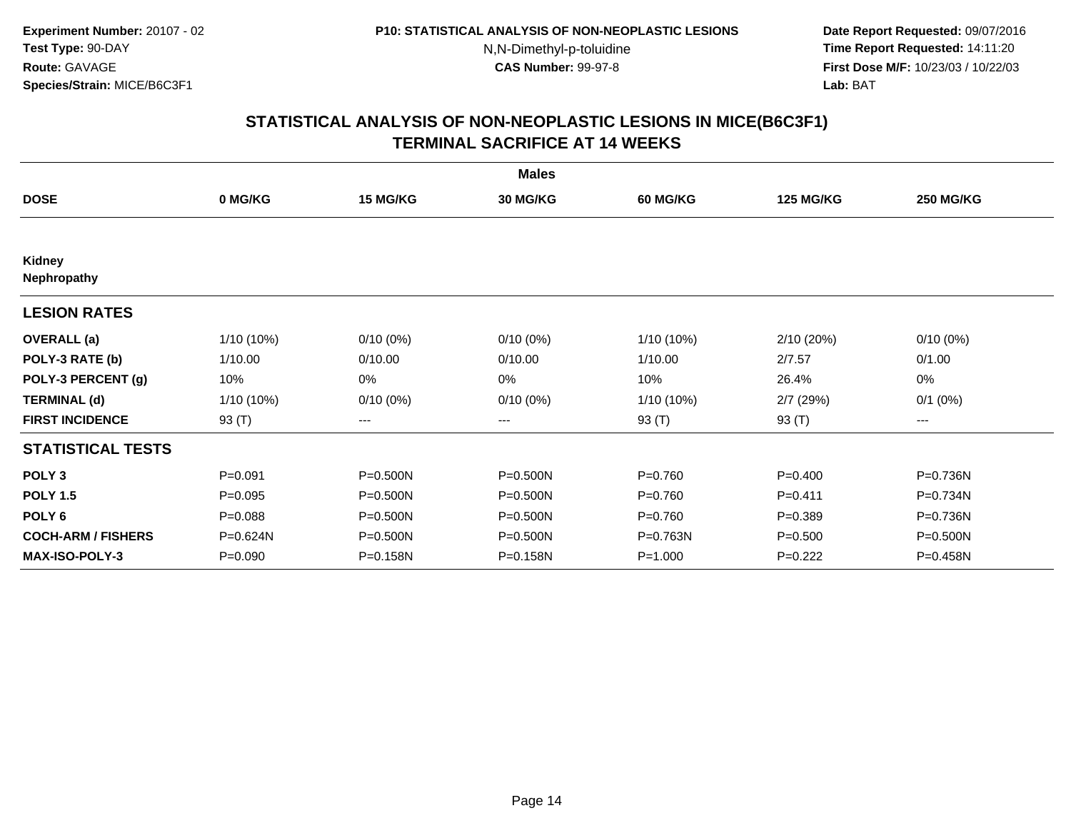**Experiment Number:** 20107 - 02
**Test Type:** 90-DAY
**Route:** GAVAGE
**Species/Strain:** MICE/B6C3F1

**P10: STATISTICAL ANALYSIS OF NON-NEOPLASTIC LESIONS**
N,N-Dimethyl-p-toluidine
**CAS Number:** 99-97-8

**Date Report Requested:** 09/07/2016
**Time Report Requested:** 14:11:20
**First Dose M/F:** 10/23/03 / 10/22/03
**Lab:** BAT

## STATISTICAL ANALYSIS OF NON-NEOPLASTIC LESIONS IN MICE(B6C3F1)
## TERMINAL SACRIFICE AT 14 WEEKS

| | Males | | | | | |
|---|---|---|---|---|---|---|
| **DOSE** | **0 MG/KG** | **15 MG/KG** | **30 MG/KG** | **60 MG/KG** | **125 MG/KG** | **250 MG/KG** |
| **Kidney** | | | | | | |
| **Nephropathy** | | | | | | |
| **LESION RATES** | | | | | | |
| **OVERALL (a)** | 1/10 (10%) | 0/10 (0%) | 0/10 (0%) | 1/10 (10%) | 2/10 (20%) | 0/10 (0%) |
| **POLY-3 RATE (b)** | 1/10.00 | 0/10.00 | 0/10.00 | 1/10.00 | 2/7.57 | 0/1.00 |
| **POLY-3 PERCENT (g)** | 10% | 0% | 0% | 10% | 26.4% | 0% |
| **TERMINAL (d)** | 1/10 (10%) | 0/10 (0%) | 0/10 (0%) | 1/10 (10%) | 2/7 (29%) | 0/1 (0%) |
| **FIRST INCIDENCE** | 93 (T) | --- | --- | 93 (T) | 93 (T) | --- |
| **STATISTICAL TESTS** | | | | | | |
| **POLY 3** | P=0.091 | P=0.500N | P=0.500N | P=0.760 | P=0.400 | P=0.736N |
| **POLY 1.5** | P=0.095 | P=0.500N | P=0.500N | P=0.760 | P=0.411 | P=0.734N |
| **POLY 6** | P=0.088 | P=0.500N | P=0.500N | P=0.760 | P=0.389 | P=0.736N |
| **COCH-ARM / FISHERS** | P=0.624N | P=0.500N | P=0.500N | P=0.763N | P=0.500 | P=0.500N |
| **MAX-ISO-POLY-3** | P=0.090 | P=0.158N | P=0.158N | P=1.000 | P=0.222 | P=0.458N |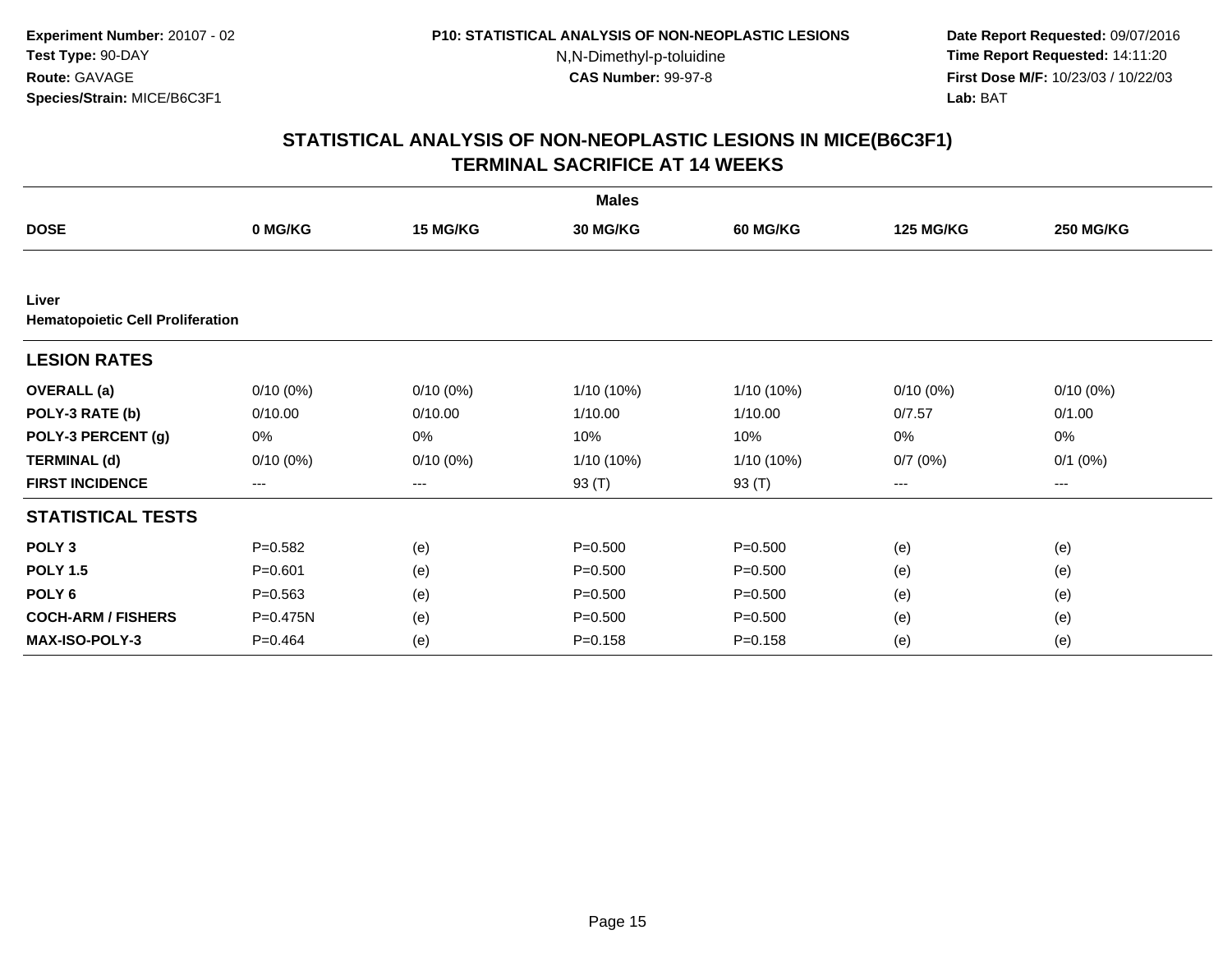Experiment Number: 20107 - 02
Test Type: 90-DAY
Route: GAVAGE
Species/Strain: MICE/B6C3F1

P10: STATISTICAL ANALYSIS OF NON-NEOPLASTIC LESIONS
N,N-Dimethyl-p-toluidine
CAS Number: 99-97-8

Date Report Requested: 09/07/2016
Time Report Requested: 14:11:20
First Dose M/F: 10/23/03 / 10/22/03
Lab: BAT

## STATISTICAL ANALYSIS OF NON-NEOPLASTIC LESIONS IN MICE(B6C3F1)
## TERMINAL SACRIFICE AT 14 WEEKS

| | Males | | | | | |
|---|---|---|---|---|---|---|
| **DOSE** | **0 MG/KG** | **15 MG/KG** | **30 MG/KG** | **60 MG/KG** | **125 MG/KG** | **250 MG/KG** |
| **Liver** | | | | | | |
| **Hematopoietic Cell Proliferation** | | | | | | |
| **LESION RATES** | | | | | | |
| **OVERALL (a)** | 0/10 (0%) | 0/10 (0%) | 1/10 (10%) | 1/10 (10%) | 0/10 (0%) | 0/10 (0%) |
| **POLY-3 RATE (b)** | 0/10.00 | 0/10.00 | 1/10.00 | 1/10.00 | 0/7.57 | 0/1.00 |
| **POLY-3 PERCENT (g)** | 0% | 0% | 10% | 10% | 0% | 0% |
| **TERMINAL (d)** | 0/10 (0%) | 0/10 (0%) | 1/10 (10%) | 1/10 (10%) | 0/7 (0%) | 0/1 (0%) |
| **FIRST INCIDENCE** | --- | --- | 93 (T) | 93 (T) | --- | --- |
| **STATISTICAL TESTS** | | | | | | |
| **POLY 3** | P=0.582 | (e) | P=0.500 | P=0.500 | (e) | (e) |
| **POLY 1.5** | P=0.601 | (e) | P=0.500 | P=0.500 | (e) | (e) |
| **POLY 6** | P=0.563 | (e) | P=0.500 | P=0.500 | (e) | (e) |
| **COCH-ARM / FISHERS** | P=0.475N | (e) | P=0.500 | P=0.500 | (e) | (e) |
| **MAX-ISO-POLY-3** | P=0.464 | (e) | P=0.158 | P=0.158 | (e) | (e) |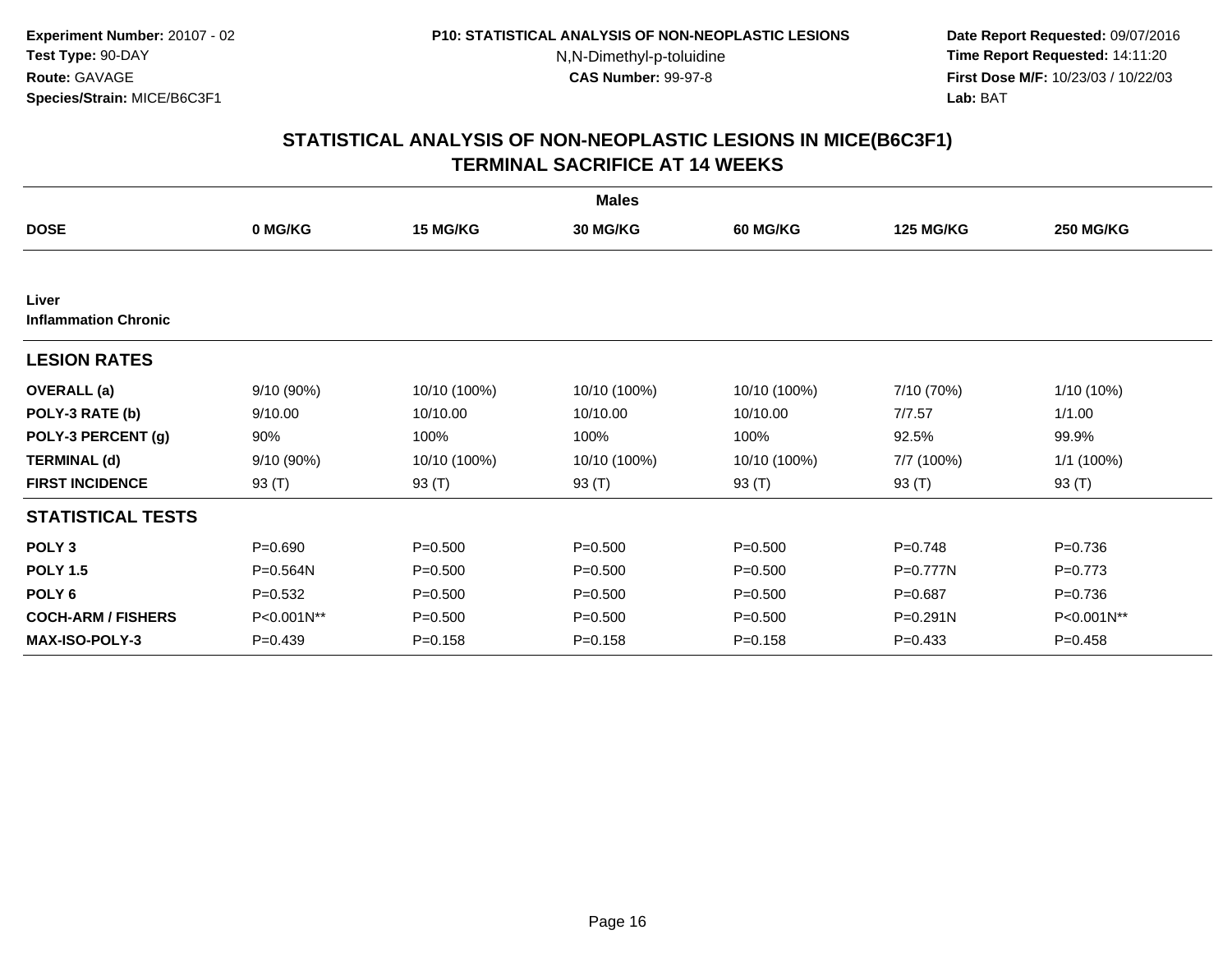**Experiment Number:** 20107 - 02
**Test Type:** 90-DAY
**Route:** GAVAGE
**Species/Strain:** MICE/B6C3F1

**P10: STATISTICAL ANALYSIS OF NON-NEOPLASTIC LESIONS**
N,N-Dimethyl-p-toluidine
**CAS Number:** 99-97-8

**Date Report Requested:** 09/07/2016
**Time Report Requested:** 14:11:20
**First Dose M/F:** 10/23/03 / 10/22/03
**Lab:** BAT

## STATISTICAL ANALYSIS OF NON-NEOPLASTIC LESIONS IN MICE(B6C3F1)
## TERMINAL SACRIFICE AT 14 WEEKS

| | Males | | | | | |
|---|---|---|---|---|---|---|
| **DOSE** | **0 MG/KG** | **15 MG/KG** | **30 MG/KG** | **60 MG/KG** | **125 MG/KG** | **250 MG/KG** |
| **Liver** | | | | | | |
| **Inflammation Chronic** | | | | | | |
| **LESION RATES** | | | | | | |
| **OVERALL (a)** | 9/10 (90%) | 10/10 (100%) | 10/10 (100%) | 10/10 (100%) | 7/10 (70%) | 1/10 (10%) |
| **POLY-3 RATE (b)** | 9/10.00 | 10/10.00 | 10/10.00 | 10/10.00 | 7/7.57 | 1/1.00 |
| **POLY-3 PERCENT (g)** | 90% | 100% | 100% | 100% | 92.5% | 99.9% |
| **TERMINAL (d)** | 9/10 (90%) | 10/10 (100%) | 10/10 (100%) | 10/10 (100%) | 7/7 (100%) | 1/1 (100%) |
| **FIRST INCIDENCE** | 93 (T) | 93 (T) | 93 (T) | 93 (T) | 93 (T) | 93 (T) |
| **STATISTICAL TESTS** | | | | | | |
| **POLY 3** | P=0.690 | P=0.500 | P=0.500 | P=0.500 | P=0.748 | P=0.736 |
| **POLY 1.5** | P=0.564N | P=0.500 | P=0.500 | P=0.500 | P=0.777N | P=0.773 |
| **POLY 6** | P=0.532 | P=0.500 | P=0.500 | P=0.500 | P=0.687 | P=0.736 |
| **COCH-ARM / FISHERS** | P<0.001N** | P=0.500 | P=0.500 | P=0.500 | P=0.291N | P<0.001N** |
| **MAX-ISO-POLY-3** | P=0.439 | P=0.158 | P=0.158 | P=0.158 | P=0.433 | P=0.458 |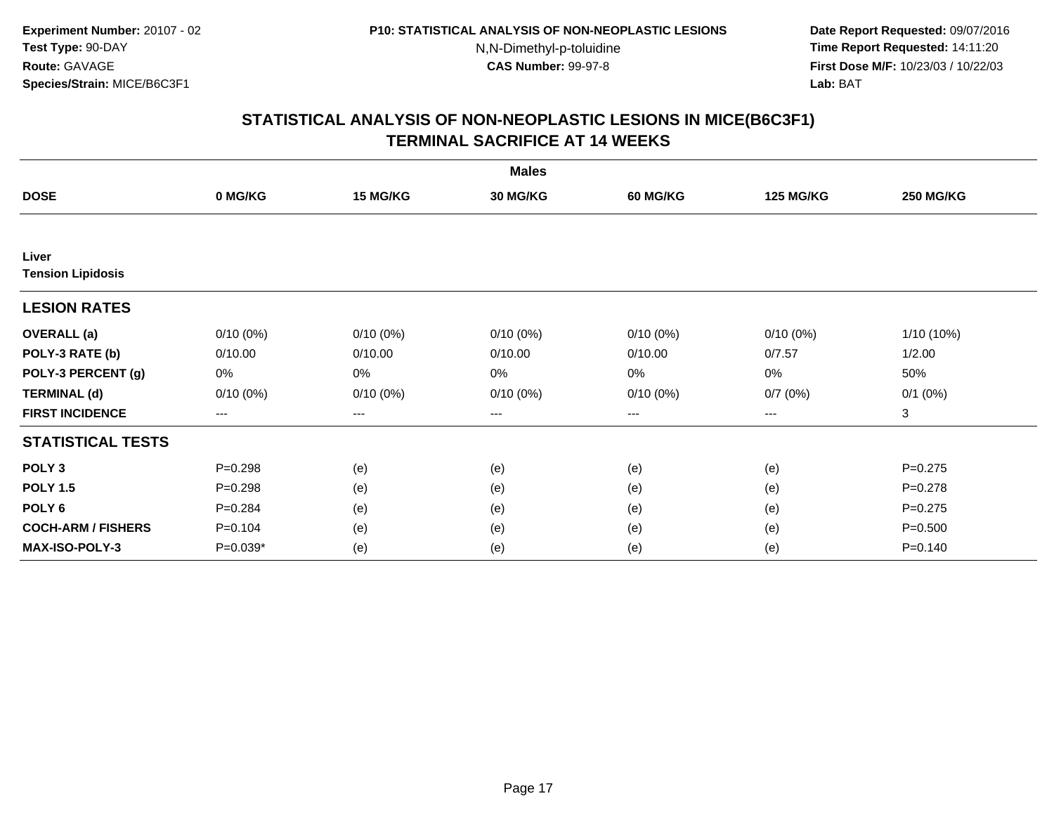**Experiment Number:** 20107 - 02
**Test Type:** 90-DAY
**Route:** GAVAGE
**Species/Strain:** MICE/B6C3F1

**P10: STATISTICAL ANALYSIS OF NON-NEOPLASTIC LESIONS**
N,N-Dimethyl-p-toluidine
**CAS Number:** 99-97-8

**Date Report Requested:** 09/07/2016
**Time Report Requested:** 14:11:20
**First Dose M/F:** 10/23/03 / 10/22/03
**Lab:** BAT

## STATISTICAL ANALYSIS OF NON-NEOPLASTIC LESIONS IN MICE(B6C3F1)
## TERMINAL SACRIFICE AT 14 WEEKS

| | Males | | | | | |
|---|---|---|---|---|---|---|
| **DOSE** | **0 MG/KG** | **15 MG/KG** | **30 MG/KG** | **60 MG/KG** | **125 MG/KG** | **250 MG/KG** |
| **Liver** | | | | | | |
| **Tension Lipidosis** | | | | | | |
| **LESION RATES** | | | | | | |
| **OVERALL (a)** | 0/10 (0%) | 0/10 (0%) | 0/10 (0%) | 0/10 (0%) | 0/10 (0%) | 1/10 (10%) |
| **POLY-3 RATE (b)** | 0/10.00 | 0/10.00 | 0/10.00 | 0/10.00 | 0/7.57 | 1/2.00 |
| **POLY-3 PERCENT (g)** | 0% | 0% | 0% | 0% | 0% | 50% |
| **TERMINAL (d)** | 0/10 (0%) | 0/10 (0%) | 0/10 (0%) | 0/10 (0%) | 0/7 (0%) | 0/1 (0%) |
| **FIRST INCIDENCE** | --- | --- | --- | --- | --- | 3 |
| **STATISTICAL TESTS** | | | | | | |
| **POLY 3** | P=0.298 | (e) | (e) | (e) | (e) | P=0.275 |
| **POLY 1.5** | P=0.298 | (e) | (e) | (e) | (e) | P=0.278 |
| **POLY 6** | P=0.284 | (e) | (e) | (e) | (e) | P=0.275 |
| **COCH-ARM / FISHERS** | P=0.104 | (e) | (e) | (e) | (e) | P=0.500 |
| **MAX-ISO-POLY-3** | P=0.039* | (e) | (e) | (e) | (e) | P=0.140 |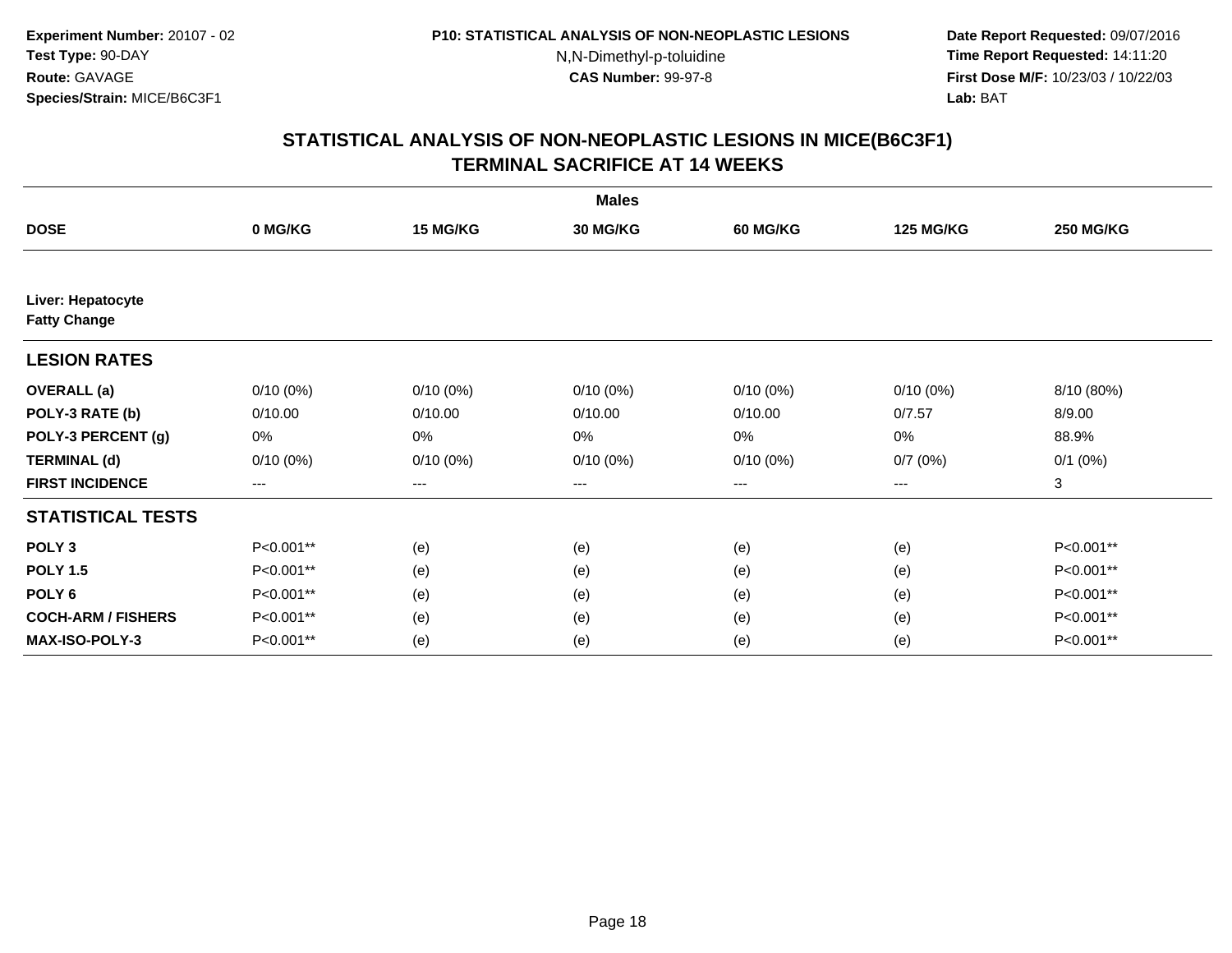Experiment Number: 20107 - 02
Test Type: 90-DAY
Route: GAVAGE
Species/Strain: MICE/B6C3F1

P10: STATISTICAL ANALYSIS OF NON-NEOPLASTIC LESIONS
N,N-Dimethyl-p-toluidine
CAS Number: 99-97-8

Date Report Requested: 09/07/2016
Time Report Requested: 14:11:20
First Dose M/F: 10/23/03 / 10/22/03
Lab: BAT

## STATISTICAL ANALYSIS OF NON-NEOPLASTIC LESIONS IN MICE(B6C3F1)
## TERMINAL SACRIFICE AT 14 WEEKS

| | Males | | | | | |
|---|---|---|---|---|---|---|
| **DOSE** | **0 MG/KG** | **15 MG/KG** | **30 MG/KG** | **60 MG/KG** | **125 MG/KG** | **250 MG/KG** |
| **Liver: Hepatocyte Fatty Change** | | | | | | |
| **LESION RATES** | | | | | | |
| **OVERALL (a)** | 0/10 (0%) | 0/10 (0%) | 0/10 (0%) | 0/10 (0%) | 0/10 (0%) | 8/10 (80%) |
| **POLY-3 RATE (b)** | 0/10.00 | 0/10.00 | 0/10.00 | 0/10.00 | 0/7.57 | 8/9.00 |
| **POLY-3 PERCENT (g)** | 0% | 0% | 0% | 0% | 0% | 88.9% |
| **TERMINAL (d)** | 0/10 (0%) | 0/10 (0%) | 0/10 (0%) | 0/10 (0%) | 0/7 (0%) | 0/1 (0%) |
| **FIRST INCIDENCE** | --- | --- | --- | --- | --- | 3 |
| **STATISTICAL TESTS** | | | | | | |
| **POLY 3** | P<0.001** | (e) | (e) | (e) | (e) | P<0.001** |
| **POLY 1.5** | P<0.001** | (e) | (e) | (e) | (e) | P<0.001** |
| **POLY 6** | P<0.001** | (e) | (e) | (e) | (e) | P<0.001** |
| **COCH-ARM / FISHERS** | P<0.001** | (e) | (e) | (e) | (e) | P<0.001** |
| **MAX-ISO-POLY-3** | P<0.001** | (e) | (e) | (e) | (e) | P<0.001** |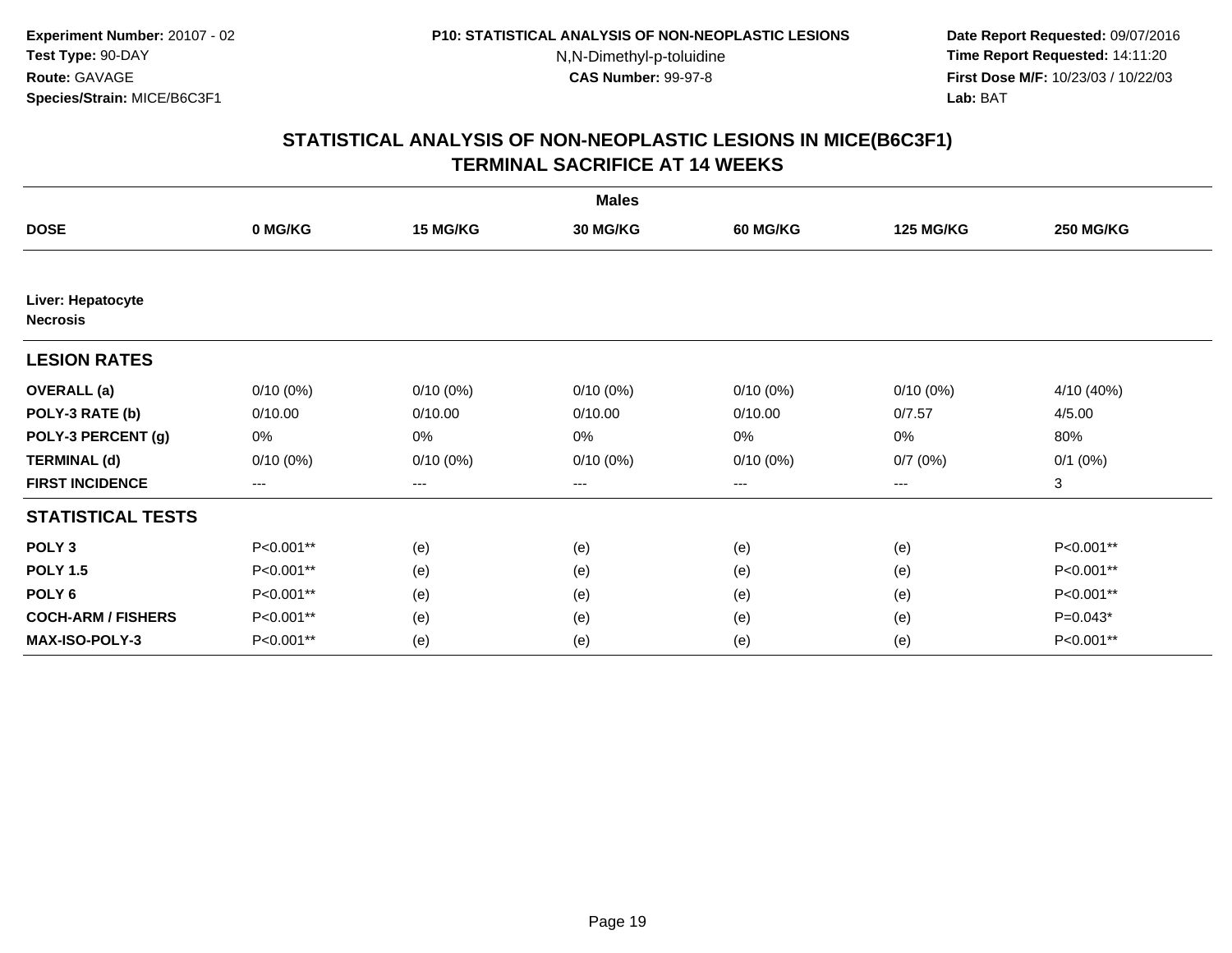**Experiment Number:** 20107 - 02
**Test Type:** 90-DAY
**Route:** GAVAGE
**Species/Strain:** MICE/B6C3F1

**P10: STATISTICAL ANALYSIS OF NON-NEOPLASTIC LESIONS**
N,N-Dimethyl-p-toluidine
**CAS Number:** 99-97-8

**Date Report Requested:** 09/07/2016
**Time Report Requested:** 14:11:20
**First Dose M/F:** 10/23/03 / 10/22/03
**Lab:** BAT

## STATISTICAL ANALYSIS OF NON-NEOPLASTIC LESIONS IN MICE(B6C3F1)
## TERMINAL SACRIFICE AT 14 WEEKS

**Males**

| DOSE | 0 MG/KG | 15 MG/KG | 30 MG/KG | 60 MG/KG | 125 MG/KG | 250 MG/KG |
|---|---|---|---|---|---|---|
| **Liver: Hepatocyte Necrosis** | | | | | | |
| **LESION RATES** | | | | | | |
| **OVERALL (a)** | 0/10 (0%) | 0/10 (0%) | 0/10 (0%) | 0/10 (0%) | 0/10 (0%) | 4/10 (40%) |
| **POLY-3 RATE (b)** | 0/10.00 | 0/10.00 | 0/10.00 | 0/10.00 | 0/7.57 | 4/5.00 |
| **POLY-3 PERCENT (g)** | 0% | 0% | 0% | 0% | 0% | 80% |
| **TERMINAL (d)** | 0/10 (0%) | 0/10 (0%) | 0/10 (0%) | 0/10 (0%) | 0/7 (0%) | 0/1 (0%) |
| **FIRST INCIDENCE** | --- | --- | --- | --- | --- | 3 |
| **STATISTICAL TESTS** | | | | | | |
| **POLY 3** | P<0.001** | (e) | (e) | (e) | (e) | P<0.001** |
| **POLY 1.5** | P<0.001** | (e) | (e) | (e) | (e) | P<0.001** |
| **POLY 6** | P<0.001** | (e) | (e) | (e) | (e) | P<0.001** |
| **COCH-ARM / FISHERS** | P<0.001** | (e) | (e) | (e) | (e) | P=0.043* |
| **MAX-ISO-POLY-3** | P<0.001** | (e) | (e) | (e) | (e) | P<0.001** |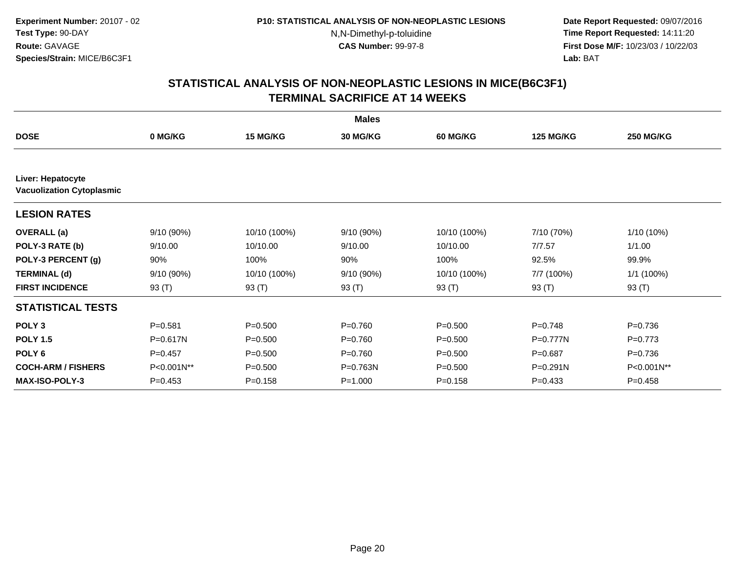**Experiment Number:** 20107 - 02
**Test Type:** 90-DAY
**Route:** GAVAGE
**Species/Strain:** MICE/B6C3F1

**P10: STATISTICAL ANALYSIS OF NON-NEOPLASTIC LESIONS**
N,N-Dimethyl-p-toluidine
**CAS Number:** 99-97-8

**Date Report Requested:** 09/07/2016
**Time Report Requested:** 14:11:20
**First Dose M/F:** 10/23/03 / 10/22/03
**Lab:** BAT

## STATISTICAL ANALYSIS OF NON-NEOPLASTIC LESIONS IN MICE(B6C3F1) TERMINAL SACRIFICE AT 14 WEEKS

| | Males | | | | | |
|---|---|---|---|---|---|---|
| **DOSE** | **0 MG/KG** | **15 MG/KG** | **30 MG/KG** | **60 MG/KG** | **125 MG/KG** | **250 MG/KG** |
| **Liver: Hepatocyte Vacuolization Cytoplasmic** | | | | | | |
| **LESION RATES** | | | | | | |
| **OVERALL (a)** | 9/10 (90%) | 10/10 (100%) | 9/10 (90%) | 10/10 (100%) | 7/10 (70%) | 1/10 (10%) |
| **POLY-3 RATE (b)** | 9/10.00 | 10/10.00 | 9/10.00 | 10/10.00 | 7/7.57 | 1/1.00 |
| **POLY-3 PERCENT (g)** | 90% | 100% | 90% | 100% | 92.5% | 99.9% |
| **TERMINAL (d)** | 9/10 (90%) | 10/10 (100%) | 9/10 (90%) | 10/10 (100%) | 7/7 (100%) | 1/1 (100%) |
| **FIRST INCIDENCE** | 93 (T) | 93 (T) | 93 (T) | 93 (T) | 93 (T) | 93 (T) |
| **STATISTICAL TESTS** | | | | | | |
| **POLY 3** | P=0.581 | P=0.500 | P=0.760 | P=0.500 | P=0.748 | P=0.736 |
| **POLY 1.5** | P=0.617N | P=0.500 | P=0.760 | P=0.500 | P=0.777N | P=0.773 |
| **POLY 6** | P=0.457 | P=0.500 | P=0.760 | P=0.500 | P=0.687 | P=0.736 |
| **COCH-ARM / FISHERS** | P<0.001N** | P=0.500 | P=0.763N | P=0.500 | P=0.291N | P<0.001N** |
| **MAX-ISO-POLY-3** | P=0.453 | P=0.158 | P=1.000 | P=0.158 | P=0.433 | P=0.458 |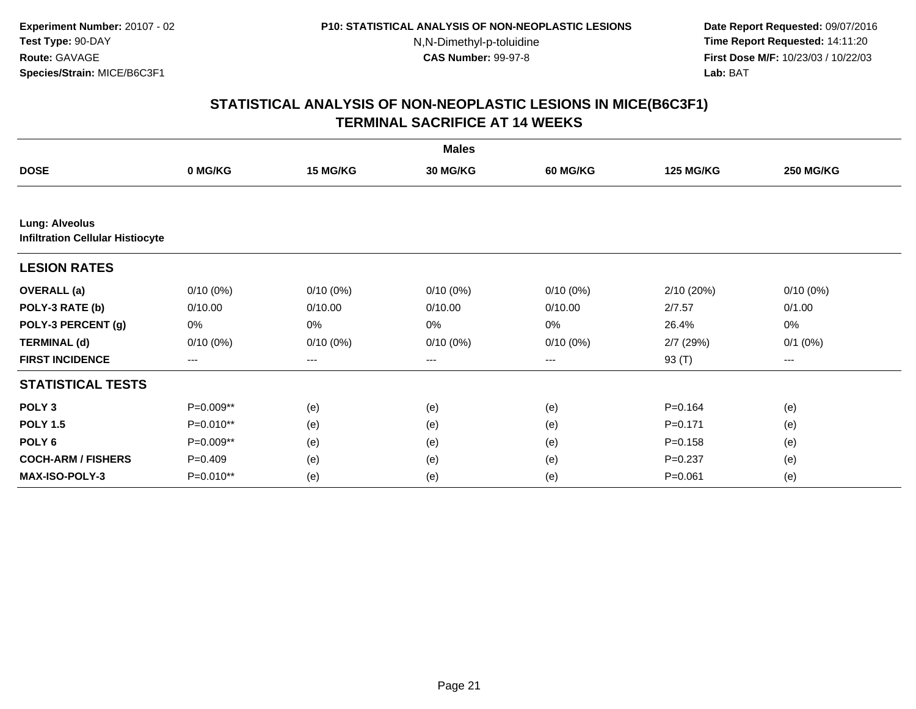**Experiment Number:** 20107 - 02
**Test Type:** 90-DAY
**Route:** GAVAGE
**Species/Strain:** MICE/B6C3F1

**P10: STATISTICAL ANALYSIS OF NON-NEOPLASTIC LESIONS**
N,N-Dimethyl-p-toluidine
**CAS Number:** 99-97-8

**Date Report Requested:** 09/07/2016
**Time Report Requested:** 14:11:20
**First Dose M/F:** 10/23/03 / 10/22/03
**Lab:** BAT

## STATISTICAL ANALYSIS OF NON-NEOPLASTIC LESIONS IN MICE(B6C3F1) TERMINAL SACRIFICE AT 14 WEEKS

| | Males | | | | | |
|---|---|---|---|---|---|---|
| **DOSE** | **0 MG/KG** | **15 MG/KG** | **30 MG/KG** | **60 MG/KG** | **125 MG/KG** | **250 MG/KG** |
| **Lung: Alveolus** | | | | | | |
| **Infiltration Cellular Histiocyte** | | | | | | |
| **LESION RATES** | | | | | | |
| **OVERALL (a)** | 0/10 (0%) | 0/10 (0%) | 0/10 (0%) | 0/10 (0%) | 2/10 (20%) | 0/10 (0%) |
| **POLY-3 RATE (b)** | 0/10.00 | 0/10.00 | 0/10.00 | 0/10.00 | 2/7.57 | 0/1.00 |
| **POLY-3 PERCENT (g)** | 0% | 0% | 0% | 0% | 26.4% | 0% |
| **TERMINAL (d)** | 0/10 (0%) | 0/10 (0%) | 0/10 (0%) | 0/10 (0%) | 2/7 (29%) | 0/1 (0%) |
| **FIRST INCIDENCE** | --- | --- | --- | --- | 93 (T) | --- |
| **STATISTICAL TESTS** | | | | | | |
| **POLY 3** | P=0.009** | (e) | (e) | (e) | P=0.164 | (e) |
| **POLY 1.5** | P=0.010** | (e) | (e) | (e) | P=0.171 | (e) |
| **POLY 6** | P=0.009** | (e) | (e) | (e) | P=0.158 | (e) |
| **COCH-ARM / FISHERS** | P=0.409 | (e) | (e) | (e) | P=0.237 | (e) |
| **MAX-ISO-POLY-3** | P=0.010** | (e) | (e) | (e) | P=0.061 | (e) |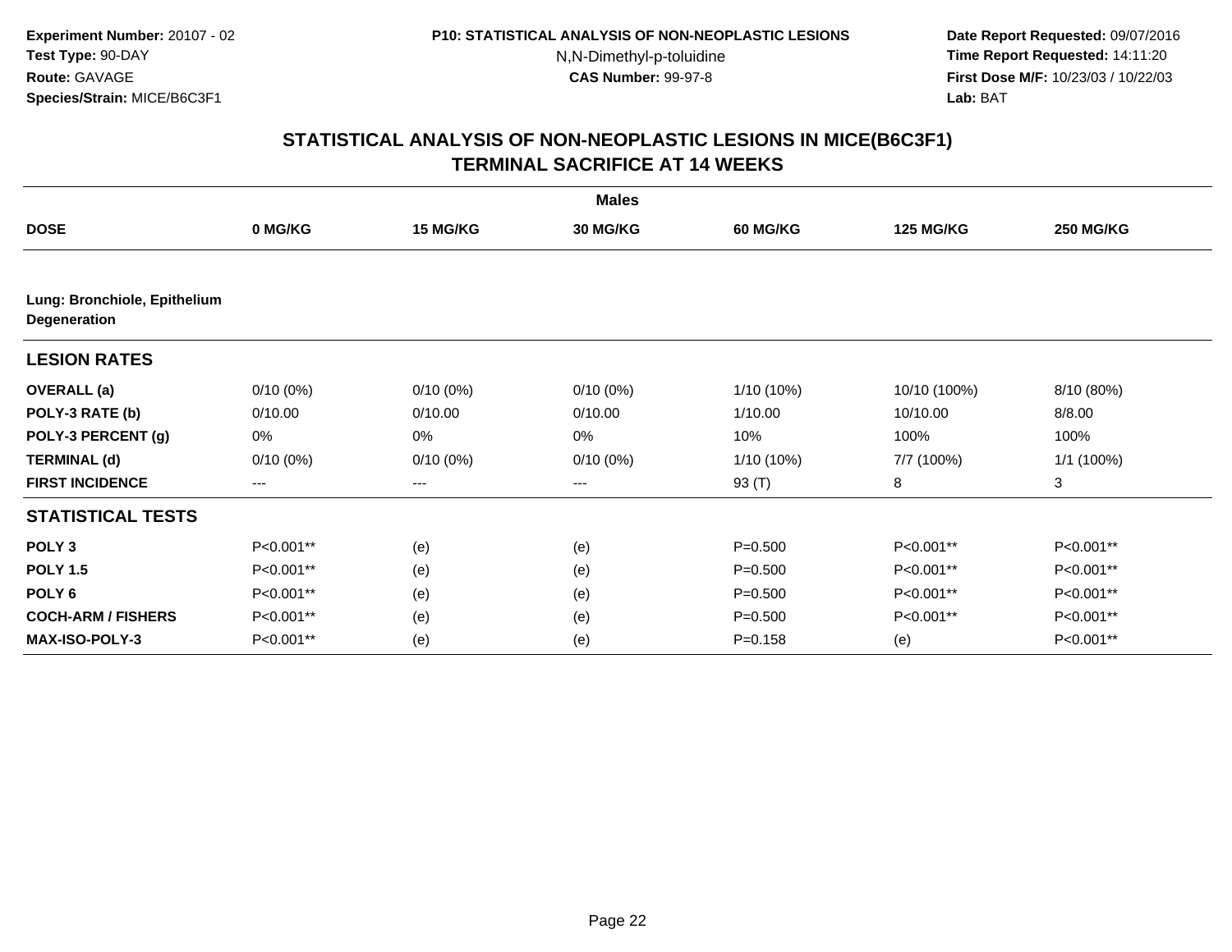**Experiment Number:** 20107 - 02
**Test Type:** 90-DAY
**Route:** GAVAGE
**Species/Strain:** MICE/B6C3F1

**P10: STATISTICAL ANALYSIS OF NON-NEOPLASTIC LESIONS**
N,N-Dimethyl-p-toluidine
**CAS Number:** 99-97-8

**Date Report Requested:** 09/07/2016
**Time Report Requested:** 14:11:20
**First Dose M/F:** 10/23/03 / 10/22/03
**Lab:** BAT

## STATISTICAL ANALYSIS OF NON-NEOPLASTIC LESIONS IN MICE(B6C3F1) TERMINAL SACRIFICE AT 14 WEEKS

| | Males | | | | | |
|---|---|---|---|---|---|---|
| **DOSE** | **0 MG/KG** | **15 MG/KG** | **30 MG/KG** | **60 MG/KG** | **125 MG/KG** | **250 MG/KG** |
| **Lung: Bronchiole, Epithelium Degeneration** | | | | | | |
| **LESION RATES** | | | | | | |
| **OVERALL (a)** | 0/10 (0%) | 0/10 (0%) | 0/10 (0%) | 1/10 (10%) | 10/10 (100%) | 8/10 (80%) |
| **POLY-3 RATE (b)** | 0/10.00 | 0/10.00 | 0/10.00 | 1/10.00 | 10/10.00 | 8/8.00 |
| **POLY-3 PERCENT (g)** | 0% | 0% | 0% | 10% | 100% | 100% |
| **TERMINAL (d)** | 0/10 (0%) | 0/10 (0%) | 0/10 (0%) | 1/10 (10%) | 7/7 (100%) | 1/1 (100%) |
| **FIRST INCIDENCE** | --- | --- | --- | 93 (T) | 8 | 3 |
| **STATISTICAL TESTS** | | | | | | |
| **POLY 3** | P<0.001** | (e) | (e) | P=0.500 | P<0.001** | P<0.001** |
| **POLY 1.5** | P<0.001** | (e) | (e) | P=0.500 | P<0.001** | P<0.001** |
| **POLY 6** | P<0.001** | (e) | (e) | P=0.500 | P<0.001** | P<0.001** |
| **COCH-ARM / FISHERS** | P<0.001** | (e) | (e) | P=0.500 | P<0.001** | P<0.001** |
| **MAX-ISO-POLY-3** | P<0.001** | (e) | (e) | P=0.158 | (e) | P<0.001** |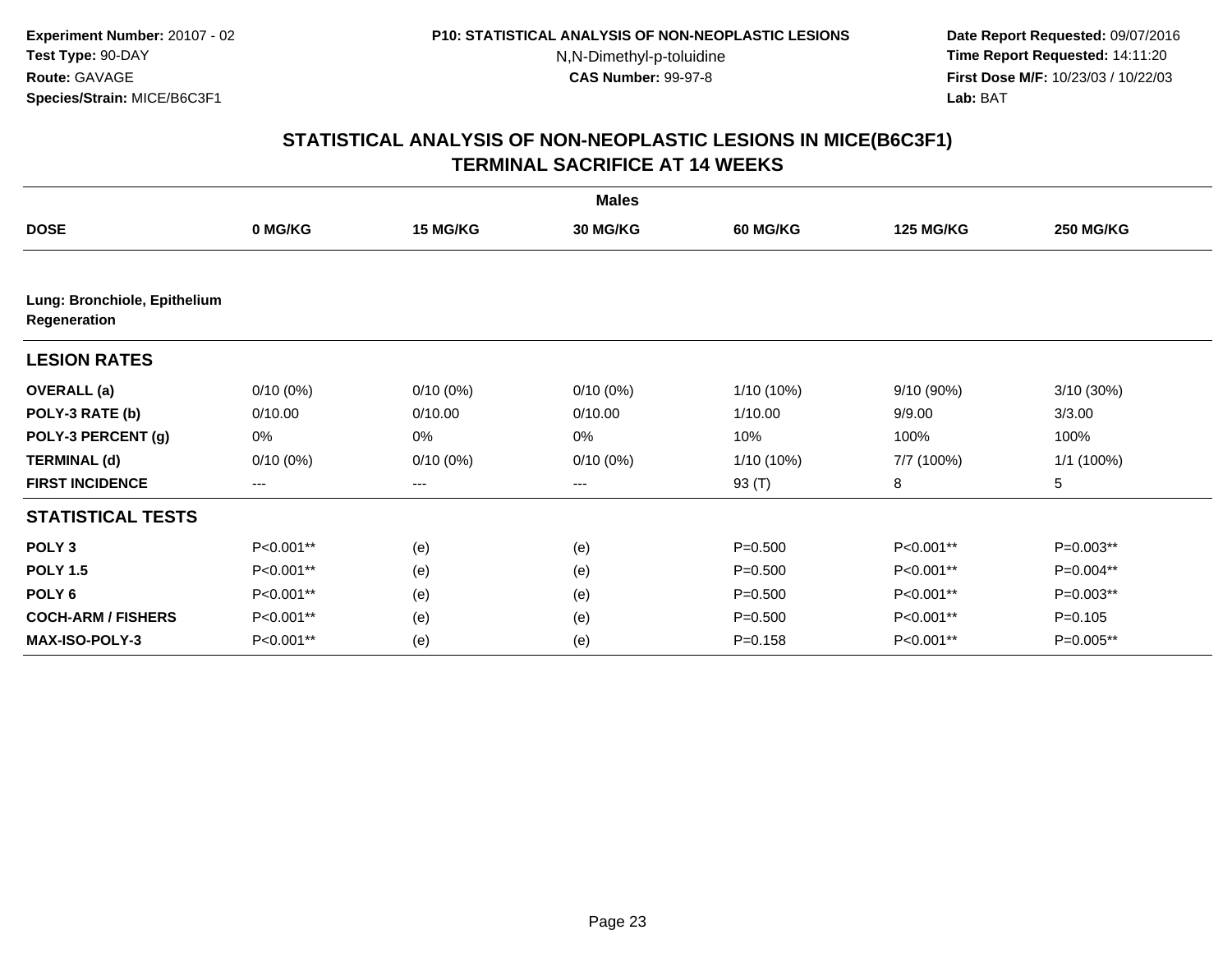**Experiment Number:** 20107 - 02
**Test Type:** 90-DAY
**Route:** GAVAGE
**Species/Strain:** MICE/B6C3F1

**P10: STATISTICAL ANALYSIS OF NON-NEOPLASTIC LESIONS**
N,N-Dimethyl-p-toluidine
**CAS Number:** 99-97-8

**Date Report Requested:** 09/07/2016
**Time Report Requested:** 14:11:20
**First Dose M/F:** 10/23/03 / 10/22/03
**Lab:** BAT

## STATISTICAL ANALYSIS OF NON-NEOPLASTIC LESIONS IN MICE(B6C3F1) TERMINAL SACRIFICE AT 14 WEEKS

| | Males | | | | | |
|---|---|---|---|---|---|---|
| **DOSE** | **0 MG/KG** | **15 MG/KG** | **30 MG/KG** | **60 MG/KG** | **125 MG/KG** | **250 MG/KG** |
| **Lung: Bronchiole, Epithelium Regeneration** | | | | | | |
| **LESION RATES** | | | | | | |
| **OVERALL (a)** | 0/10 (0%) | 0/10 (0%) | 0/10 (0%) | 1/10 (10%) | 9/10 (90%) | 3/10 (30%) |
| **POLY-3 RATE (b)** | 0/10.00 | 0/10.00 | 0/10.00 | 1/10.00 | 9/9.00 | 3/3.00 |
| **POLY-3 PERCENT (g)** | 0% | 0% | 0% | 10% | 100% | 100% |
| **TERMINAL (d)** | 0/10 (0%) | 0/10 (0%) | 0/10 (0%) | 1/10 (10%) | 7/7 (100%) | 1/1 (100%) |
| **FIRST INCIDENCE** | --- | --- | --- | 93 (T) | 8 | 5 |
| **STATISTICAL TESTS** | | | | | | |
| **POLY 3** | P<0.001** | (e) | (e) | P=0.500 | P<0.001** | P=0.003** |
| **POLY 1.5** | P<0.001** | (e) | (e) | P=0.500 | P<0.001** | P=0.004** |
| **POLY 6** | P<0.001** | (e) | (e) | P=0.500 | P<0.001** | P=0.003** |
| **COCH-ARM / FISHERS** | P<0.001** | (e) | (e) | P=0.500 | P<0.001** | P=0.105 |
| **MAX-ISO-POLY-3** | P<0.001** | (e) | (e) | P=0.158 | P<0.001** | P=0.005** |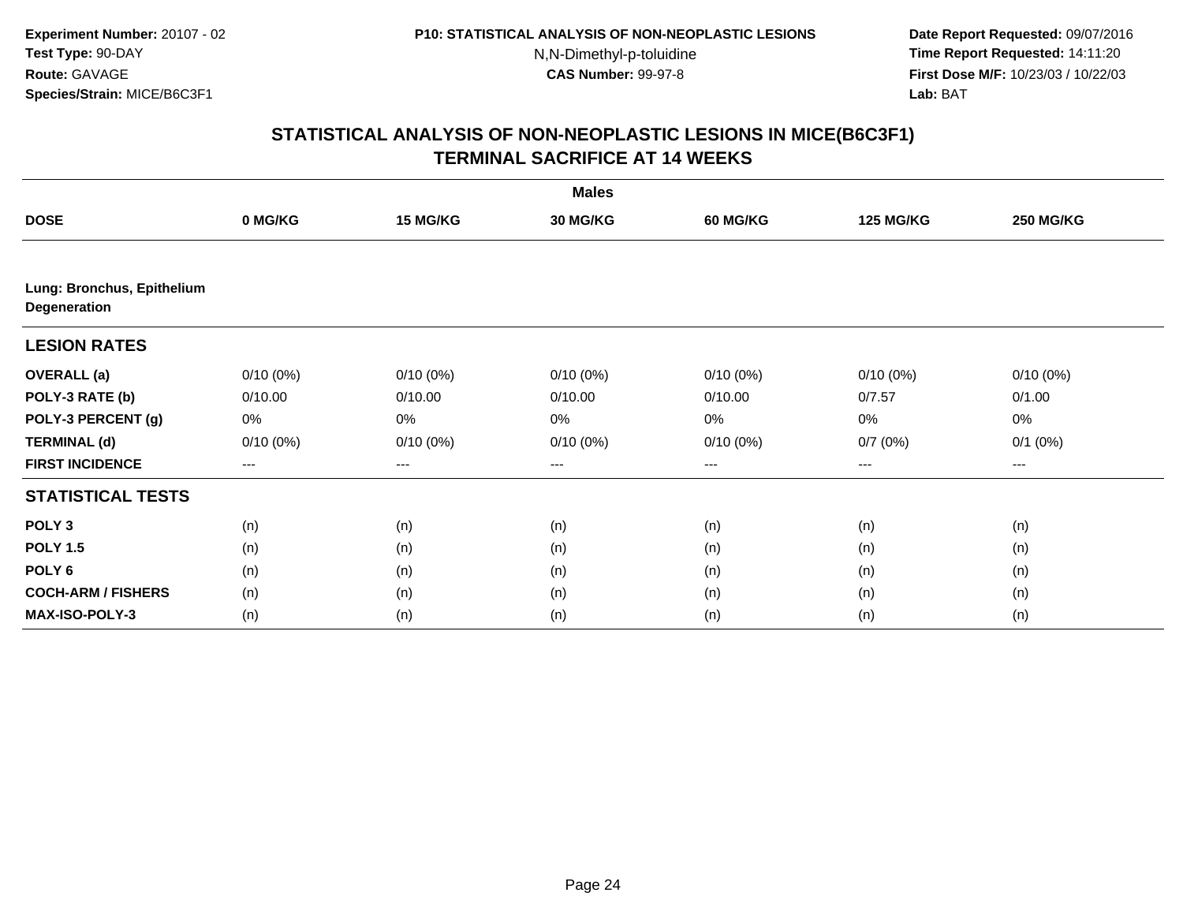**Experiment Number:** 20107 - 02
**Test Type:** 90-DAY
**Route:** GAVAGE
**Species/Strain:** MICE/B6C3F1

**P10: STATISTICAL ANALYSIS OF NON-NEOPLASTIC LESIONS**
N,N-Dimethyl-p-toluidine
**CAS Number:** 99-97-8

**Date Report Requested:** 09/07/2016
**Time Report Requested:** 14:11:20
**First Dose M/F:** 10/23/03 / 10/22/03
**Lab:** BAT

# STATISTICAL ANALYSIS OF NON-NEOPLASTIC LESIONS IN MICE(B6C3F1)
# TERMINAL SACRIFICE AT 14 WEEKS

| | Males | | | | | |
|---|---|---|---|---|---|---|
| **DOSE** | **0 MG/KG** | **15 MG/KG** | **30 MG/KG** | **60 MG/KG** | **125 MG/KG** | **250 MG/KG** |
| **Lung: Bronchus, Epithelium Degeneration** | | | | | | |
| **LESION RATES** | | | | | | |
| **OVERALL (a)** | 0/10 (0%) | 0/10 (0%) | 0/10 (0%) | 0/10 (0%) | 0/10 (0%) | 0/10 (0%) |
| **POLY-3 RATE (b)** | 0/10.00 | 0/10.00 | 0/10.00 | 0/10.00 | 0/7.57 | 0/1.00 |
| **POLY-3 PERCENT (g)** | 0% | 0% | 0% | 0% | 0% | 0% |
| **TERMINAL (d)** | 0/10 (0%) | 0/10 (0%) | 0/10 (0%) | 0/10 (0%) | 0/7 (0%) | 0/1 (0%) |
| **FIRST INCIDENCE** | --- | --- | --- | --- | --- | --- |
| **STATISTICAL TESTS** | | | | | | |
| **POLY 3** | (n) | (n) | (n) | (n) | (n) | (n) |
| **POLY 1.5** | (n) | (n) | (n) | (n) | (n) | (n) |
| **POLY 6** | (n) | (n) | (n) | (n) | (n) | (n) |
| **COCH-ARM / FISHERS** | (n) | (n) | (n) | (n) | (n) | (n) |
| **MAX-ISO-POLY-3** | (n) | (n) | (n) | (n) | (n) | (n) |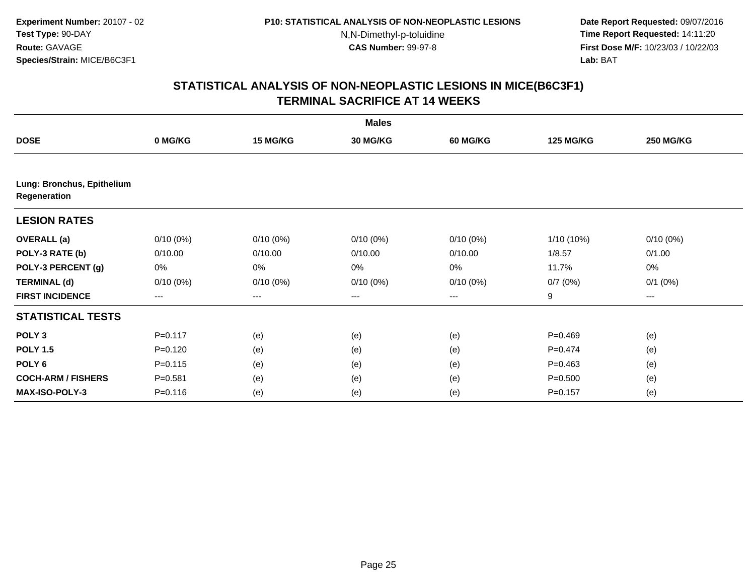**Experiment Number:** 20107 - 02
**Test Type:** 90-DAY
**Route:** GAVAGE
**Species/Strain:** MICE/B6C3F1

**P10: STATISTICAL ANALYSIS OF NON-NEOPLASTIC LESIONS**
N,N-Dimethyl-p-toluidine
**CAS Number:** 99-97-8

**Date Report Requested:** 09/07/2016
**Time Report Requested:** 14:11:20
**First Dose M/F:** 10/23/03 / 10/22/03
**Lab:** BAT

## STATISTICAL ANALYSIS OF NON-NEOPLASTIC LESIONS IN MICE(B6C3F1)
## TERMINAL SACRIFICE AT 14 WEEKS

| | Males | | | | | |
|---|---|---|---|---|---|---|
| **DOSE** | **0 MG/KG** | **15 MG/KG** | **30 MG/KG** | **60 MG/KG** | **125 MG/KG** | **250 MG/KG** |
| **Lung: Bronchus, Epithelium Regeneration** | | | | | | |
| **LESION RATES** | | | | | | |
| **OVERALL (a)** | 0/10 (0%) | 0/10 (0%) | 0/10 (0%) | 0/10 (0%) | 1/10 (10%) | 0/10 (0%) |
| **POLY-3 RATE (b)** | 0/10.00 | 0/10.00 | 0/10.00 | 0/10.00 | 1/8.57 | 0/1.00 |
| **POLY-3 PERCENT (g)** | 0% | 0% | 0% | 0% | 11.7% | 0% |
| **TERMINAL (d)** | 0/10 (0%) | 0/10 (0%) | 0/10 (0%) | 0/10 (0%) | 0/7 (0%) | 0/1 (0%) |
| **FIRST INCIDENCE** | --- | --- | --- | --- | 9 | --- |
| **STATISTICAL TESTS** | | | | | | |
| **POLY 3** | P=0.117 | (e) | (e) | (e) | P=0.469 | (e) |
| **POLY 1.5** | P=0.120 | (e) | (e) | (e) | P=0.474 | (e) |
| **POLY 6** | P=0.115 | (e) | (e) | (e) | P=0.463 | (e) |
| **COCH-ARM / FISHERS** | P=0.581 | (e) | (e) | (e) | P=0.500 | (e) |
| **MAX-ISO-POLY-3** | P=0.116 | (e) | (e) | (e) | P=0.157 | (e) |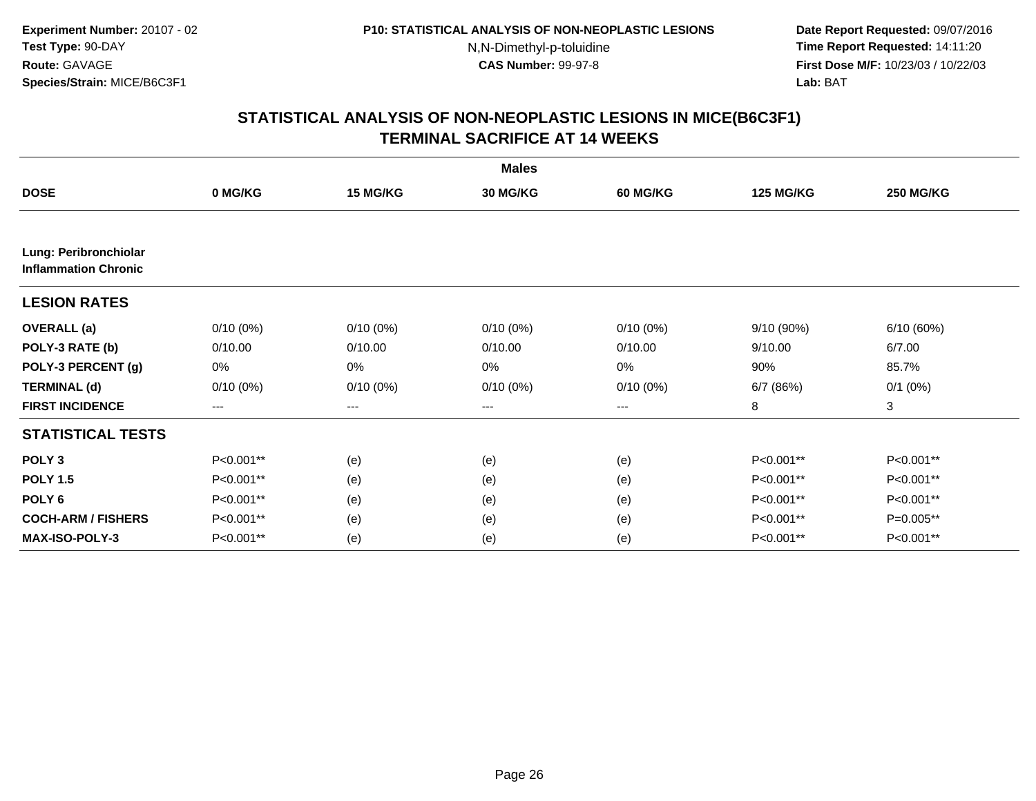**Experiment Number:** 20107 - 02
**Test Type:** 90-DAY
**Route:** GAVAGE
**Species/Strain:** MICE/B6C3F1

**P10: STATISTICAL ANALYSIS OF NON-NEOPLASTIC LESIONS**
N,N-Dimethyl-p-toluidine
**CAS Number:** 99-97-8

**Date Report Requested:** 09/07/2016
**Time Report Requested:** 14:11:20
**First Dose M/F:** 10/23/03 / 10/22/03
**Lab:** BAT

## STATISTICAL ANALYSIS OF NON-NEOPLASTIC LESIONS IN MICE(B6C3F1)
## TERMINAL SACRIFICE AT 14 WEEKS

| | Males | | | | | |
|---|---|---|---|---|---|---|
| **DOSE** | **0 MG/KG** | **15 MG/KG** | **30 MG/KG** | **60 MG/KG** | **125 MG/KG** | **250 MG/KG** |
| **Lung: Peribronchiolar Inflammation Chronic** | | | | | | |
| **LESION RATES** | | | | | | |
| **OVERALL (a)** | 0/10 (0%) | 0/10 (0%) | 0/10 (0%) | 0/10 (0%) | 9/10 (90%) | 6/10 (60%) |
| **POLY-3 RATE (b)** | 0/10.00 | 0/10.00 | 0/10.00 | 0/10.00 | 9/10.00 | 6/7.00 |
| **POLY-3 PERCENT (g)** | 0% | 0% | 0% | 0% | 90% | 85.7% |
| **TERMINAL (d)** | 0/10 (0%) | 0/10 (0%) | 0/10 (0%) | 0/10 (0%) | 6/7 (86%) | 0/1 (0%) |
| **FIRST INCIDENCE** | --- | --- | --- | --- | 8 | 3 |
| **STATISTICAL TESTS** | | | | | | |
| **POLY 3** | P<0.001** | (e) | (e) | (e) | P<0.001** | P<0.001** |
| **POLY 1.5** | P<0.001** | (e) | (e) | (e) | P<0.001** | P<0.001** |
| **POLY 6** | P<0.001** | (e) | (e) | (e) | P<0.001** | P<0.001** |
| **COCH-ARM / FISHERS** | P<0.001** | (e) | (e) | (e) | P<0.001** | P=0.005** |
| **MAX-ISO-POLY-3** | P<0.001** | (e) | (e) | (e) | P<0.001** | P<0.001** |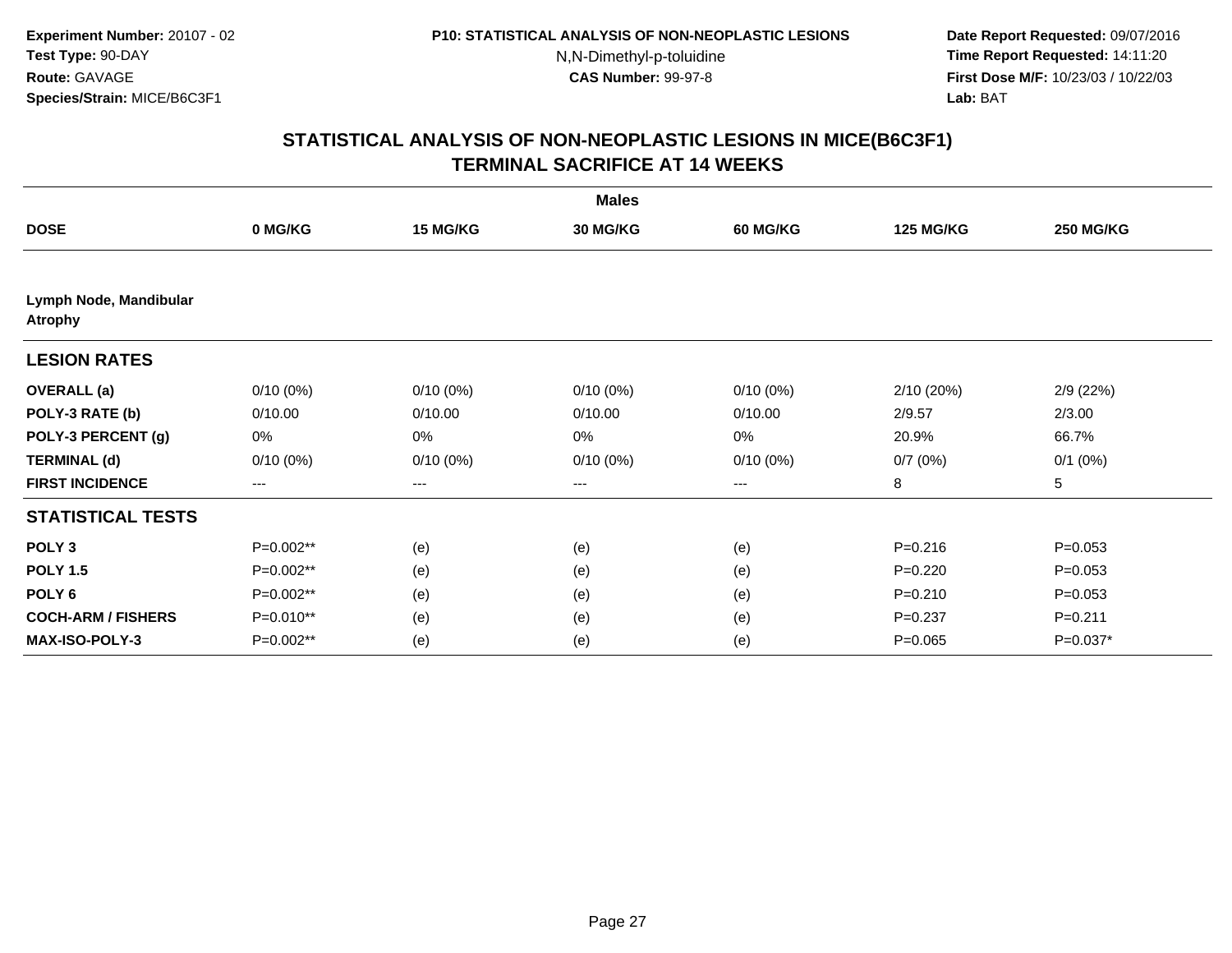**Experiment Number:** 20107 - 02
**Test Type:** 90-DAY
**Route:** GAVAGE
**Species/Strain:** MICE/B6C3F1

**P10: STATISTICAL ANALYSIS OF NON-NEOPLASTIC LESIONS**
N,N-Dimethyl-p-toluidine
**CAS Number:** 99-97-8

**Date Report Requested:** 09/07/2016
**Time Report Requested:** 14:11:20
**First Dose M/F:** 10/23/03 / 10/22/03
**Lab:** BAT

## STATISTICAL ANALYSIS OF NON-NEOPLASTIC LESIONS IN MICE(B6C3F1) TERMINAL SACRIFICE AT 14 WEEKS

| | Males | | | | | |
|---|---|---|---|---|---|---|
| **DOSE** | **0 MG/KG** | **15 MG/KG** | **30 MG/KG** | **60 MG/KG** | **125 MG/KG** | **250 MG/KG** |
| **Lymph Node, Mandibular Atrophy** | | | | | | |
| **LESION RATES** | | | | | | |
| **OVERALL (a)** | 0/10 (0%) | 0/10 (0%) | 0/10 (0%) | 0/10 (0%) | 2/10 (20%) | 2/9 (22%) |
| **POLY-3 RATE (b)** | 0/10.00 | 0/10.00 | 0/10.00 | 0/10.00 | 2/9.57 | 2/3.00 |
| **POLY-3 PERCENT (g)** | 0% | 0% | 0% | 0% | 20.9% | 66.7% |
| **TERMINAL (d)** | 0/10 (0%) | 0/10 (0%) | 0/10 (0%) | 0/10 (0%) | 0/7 (0%) | 0/1 (0%) |
| **FIRST INCIDENCE** | --- | --- | --- | --- | 8 | 5 |
| **STATISTICAL TESTS** | | | | | | |
| **POLY 3** | P=0.002** | (e) | (e) | (e) | P=0.216 | P=0.053 |
| **POLY 1.5** | P=0.002** | (e) | (e) | (e) | P=0.220 | P=0.053 |
| **POLY 6** | P=0.002** | (e) | (e) | (e) | P=0.210 | P=0.053 |
| **COCH-ARM / FISHERS** | P=0.010** | (e) | (e) | (e) | P=0.237 | P=0.211 |
| **MAX-ISO-POLY-3** | P=0.002** | (e) | (e) | (e) | P=0.065 | P=0.037* |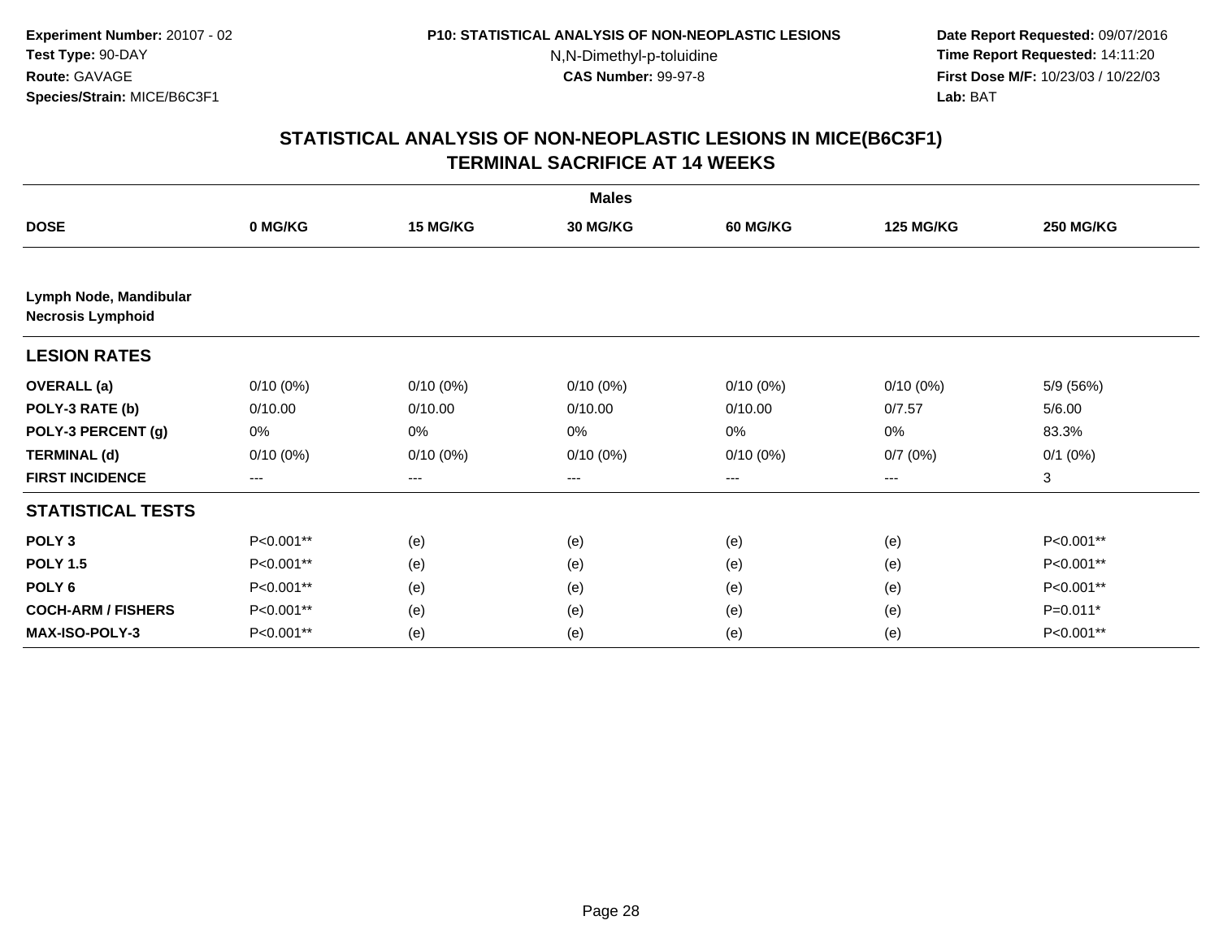**Experiment Number:** 20107 - 02
**Test Type:** 90-DAY
**Route:** GAVAGE
**Species/Strain:** MICE/B6C3F1

**P10: STATISTICAL ANALYSIS OF NON-NEOPLASTIC LESIONS**
N,N-Dimethyl-p-toluidine
**CAS Number:** 99-97-8

**Date Report Requested:** 09/07/2016
**Time Report Requested:** 14:11:20
**First Dose M/F:** 10/23/03 / 10/22/03
**Lab:** BAT

## STATISTICAL ANALYSIS OF NON-NEOPLASTIC LESIONS IN MICE(B6C3F1) TERMINAL SACRIFICE AT 14 WEEKS

| | Males | | | | | |
|---|---|---|---|---|---|---|
| **DOSE** | **0 MG/KG** | **15 MG/KG** | **30 MG/KG** | **60 MG/KG** | **125 MG/KG** | **250 MG/KG** |
| **Lymph Node, Mandibular** | | | | | | |
| **Necrosis Lymphoid** | | | | | | |
| **LESION RATES** | | | | | | |
| **OVERALL (a)** | 0/10 (0%) | 0/10 (0%) | 0/10 (0%) | 0/10 (0%) | 0/10 (0%) | 5/9 (56%) |
| **POLY-3 RATE (b)** | 0/10.00 | 0/10.00 | 0/10.00 | 0/10.00 | 0/7.57 | 5/6.00 |
| **POLY-3 PERCENT (g)** | 0% | 0% | 0% | 0% | 0% | 83.3% |
| **TERMINAL (d)** | 0/10 (0%) | 0/10 (0%) | 0/10 (0%) | 0/10 (0%) | 0/7 (0%) | 0/1 (0%) |
| **FIRST INCIDENCE** | --- | --- | --- | --- | --- | 3 |
| **STATISTICAL TESTS** | | | | | | |
| **POLY 3** | P<0.001** | (e) | (e) | (e) | (e) | P<0.001** |
| **POLY 1.5** | P<0.001** | (e) | (e) | (e) | (e) | P<0.001** |
| **POLY 6** | P<0.001** | (e) | (e) | (e) | (e) | P<0.001** |
| **COCH-ARM / FISHERS** | P<0.001** | (e) | (e) | (e) | (e) | P=0.011* |
| **MAX-ISO-POLY-3** | P<0.001** | (e) | (e) | (e) | (e) | P<0.001** |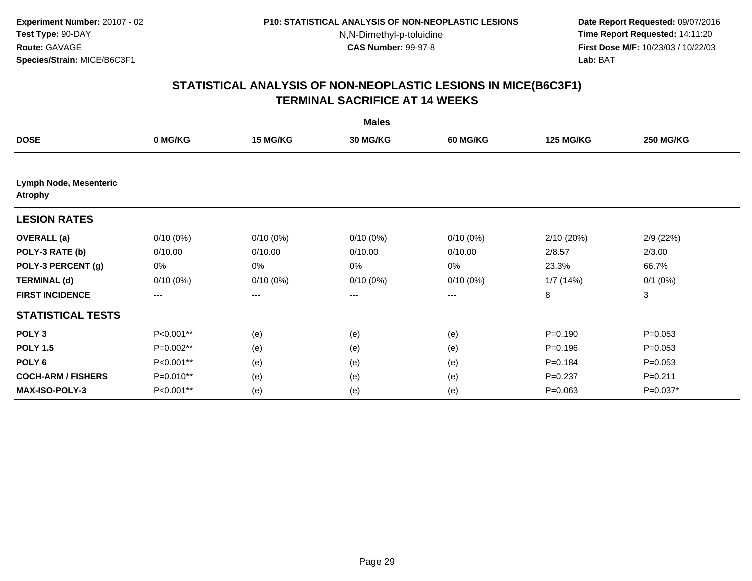**Experiment Number:** 20107 - 02
**Test Type:** 90-DAY
**Route:** GAVAGE
**Species/Strain:** MICE/B6C3F1

**P10: STATISTICAL ANALYSIS OF NON-NEOPLASTIC LESIONS**
N,N-Dimethyl-p-toluidine
**CAS Number:** 99-97-8

**Date Report Requested:** 09/07/2016
**Time Report Requested:** 14:11:20
**First Dose M/F:** 10/23/03 / 10/22/03
**Lab:** BAT

## STATISTICAL ANALYSIS OF NON-NEOPLASTIC LESIONS IN MICE(B6C3F1)
## TERMINAL SACRIFICE AT 14 WEEKS

| | Males | | | | | |
|---|---|---|---|---|---|---|
| **DOSE** | **0 MG/KG** | **15 MG/KG** | **30 MG/KG** | **60 MG/KG** | **125 MG/KG** | **250 MG/KG** |
| **Lymph Node, Mesenteric Atrophy** | | | | | | |
| **LESION RATES** | | | | | | |
| **OVERALL (a)** | 0/10 (0%) | 0/10 (0%) | 0/10 (0%) | 0/10 (0%) | 2/10 (20%) | 2/9 (22%) |
| **POLY-3 RATE (b)** | 0/10.00 | 0/10.00 | 0/10.00 | 0/10.00 | 2/8.57 | 2/3.00 |
| **POLY-3 PERCENT (g)** | 0% | 0% | 0% | 0% | 23.3% | 66.7% |
| **TERMINAL (d)** | 0/10 (0%) | 0/10 (0%) | 0/10 (0%) | 0/10 (0%) | 1/7 (14%) | 0/1 (0%) |
| **FIRST INCIDENCE** | --- | --- | --- | --- | 8 | 3 |
| **STATISTICAL TESTS** | | | | | | |
| **POLY 3** | P<0.001** | (e) | (e) | (e) | P=0.190 | P=0.053 |
| **POLY 1.5** | P=0.002** | (e) | (e) | (e) | P=0.196 | P=0.053 |
| **POLY 6** | P<0.001** | (e) | (e) | (e) | P=0.184 | P=0.053 |
| **COCH-ARM / FISHERS** | P=0.010** | (e) | (e) | (e) | P=0.237 | P=0.211 |
| **MAX-ISO-POLY-3** | P<0.001** | (e) | (e) | (e) | P=0.063 | P=0.037* |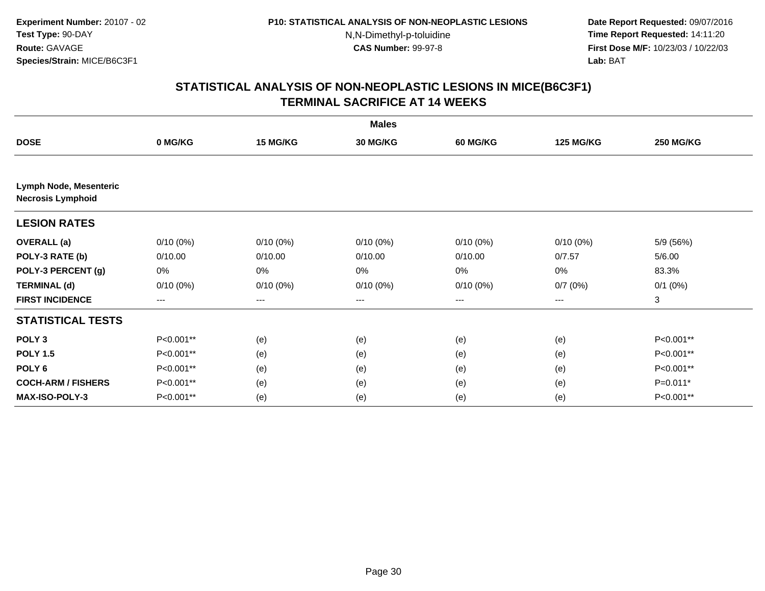**Experiment Number:** 20107 - 02
**Test Type:** 90-DAY
**Route:** GAVAGE
**Species/Strain:** MICE/B6C3F1

**P10: STATISTICAL ANALYSIS OF NON-NEOPLASTIC LESIONS**
N,N-Dimethyl-p-toluidine
**CAS Number:** 99-97-8

**Date Report Requested:** 09/07/2016
**Time Report Requested:** 14:11:20
**First Dose M/F:** 10/23/03 / 10/22/03
**Lab:** BAT

## STATISTICAL ANALYSIS OF NON-NEOPLASTIC LESIONS IN MICE(B6C3F1)
## TERMINAL SACRIFICE AT 14 WEEKS

| | Males | | | | | |
|---|---|---|---|---|---|---|
| **DOSE** | **0 MG/KG** | **15 MG/KG** | **30 MG/KG** | **60 MG/KG** | **125 MG/KG** | **250 MG/KG** |
| **Lymph Node, Mesenteric** | | | | | | |
| **Necrosis Lymphoid** | | | | | | |
| **LESION RATES** | | | | | | |
| **OVERALL (a)** | 0/10 (0%) | 0/10 (0%) | 0/10 (0%) | 0/10 (0%) | 0/10 (0%) | 5/9 (56%) |
| **POLY-3 RATE (b)** | 0/10.00 | 0/10.00 | 0/10.00 | 0/10.00 | 0/7.57 | 5/6.00 |
| **POLY-3 PERCENT (g)** | 0% | 0% | 0% | 0% | 0% | 83.3% |
| **TERMINAL (d)** | 0/10 (0%) | 0/10 (0%) | 0/10 (0%) | 0/10 (0%) | 0/7 (0%) | 0/1 (0%) |
| **FIRST INCIDENCE** | --- | --- | --- | --- | --- | 3 |
| **STATISTICAL TESTS** | | | | | | |
| **POLY 3** | P<0.001** | (e) | (e) | (e) | (e) | P<0.001** |
| **POLY 1.5** | P<0.001** | (e) | (e) | (e) | (e) | P<0.001** |
| **POLY 6** | P<0.001** | (e) | (e) | (e) | (e) | P<0.001** |
| **COCH-ARM / FISHERS** | P<0.001** | (e) | (e) | (e) | (e) | P=0.011* |
| **MAX-ISO-POLY-3** | P<0.001** | (e) | (e) | (e) | (e) | P<0.001** |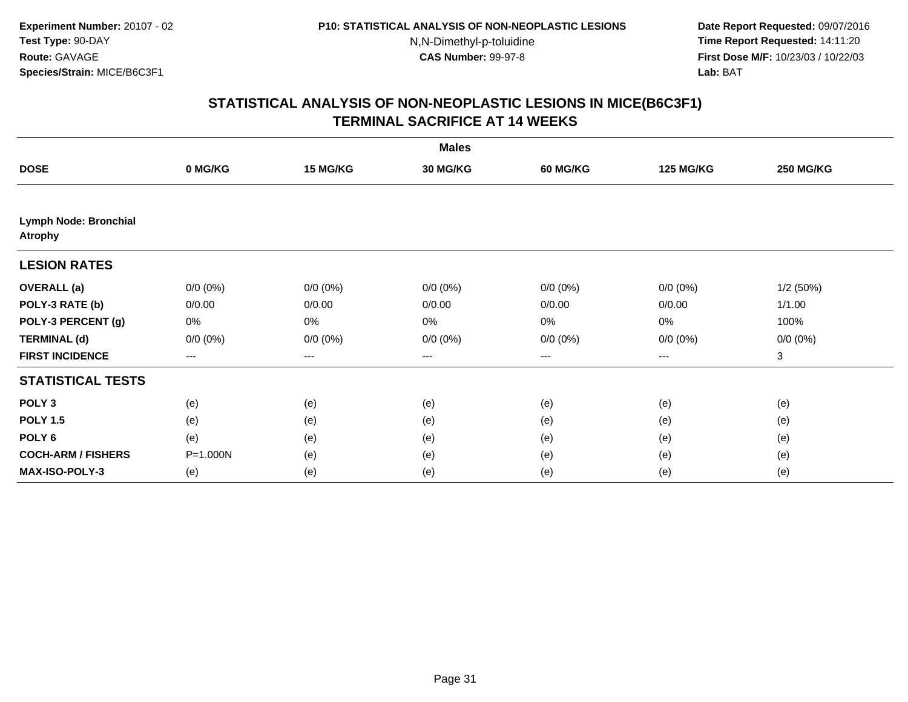**Experiment Number:** 20107 - 02
**Test Type:** 90-DAY
**Route:** GAVAGE
**Species/Strain:** MICE/B6C3F1

**P10: STATISTICAL ANALYSIS OF NON-NEOPLASTIC LESIONS**
N,N-Dimethyl-p-toluidine
**CAS Number:** 99-97-8

**Date Report Requested:** 09/07/2016
**Time Report Requested:** 14:11:20
**First Dose M/F:** 10/23/03 / 10/22/03
**Lab:** BAT

## STATISTICAL ANALYSIS OF NON-NEOPLASTIC LESIONS IN MICE(B6C3F1)
## TERMINAL SACRIFICE AT 14 WEEKS

| | Males | | | | | |
|---|---|---|---|---|---|---|
| **DOSE** | **0 MG/KG** | **15 MG/KG** | **30 MG/KG** | **60 MG/KG** | **125 MG/KG** | **250 MG/KG** |
| **Lymph Node: Bronchial Atrophy** | | | | | | |
| **LESION RATES** | | | | | | |
| **OVERALL (a)** | 0/0 (0%) | 0/0 (0%) | 0/0 (0%) | 0/0 (0%) | 0/0 (0%) | 1/2 (50%) |
| **POLY-3 RATE (b)** | 0/0.00 | 0/0.00 | 0/0.00 | 0/0.00 | 0/0.00 | 1/1.00 |
| **POLY-3 PERCENT (g)** | 0% | 0% | 0% | 0% | 0% | 100% |
| **TERMINAL (d)** | 0/0 (0%) | 0/0 (0%) | 0/0 (0%) | 0/0 (0%) | 0/0 (0%) | 0/0 (0%) |
| **FIRST INCIDENCE** | --- | --- | --- | --- | --- | 3 |
| **STATISTICAL TESTS** | | | | | | |
| **POLY 3** | (e) | (e) | (e) | (e) | (e) | (e) |
| **POLY 1.5** | (e) | (e) | (e) | (e) | (e) | (e) |
| **POLY 6** | (e) | (e) | (e) | (e) | (e) | (e) |
| **COCH-ARM / FISHERS** | P=1.000N | (e) | (e) | (e) | (e) | (e) |
| **MAX-ISO-POLY-3** | (e) | (e) | (e) | (e) | (e) | (e) |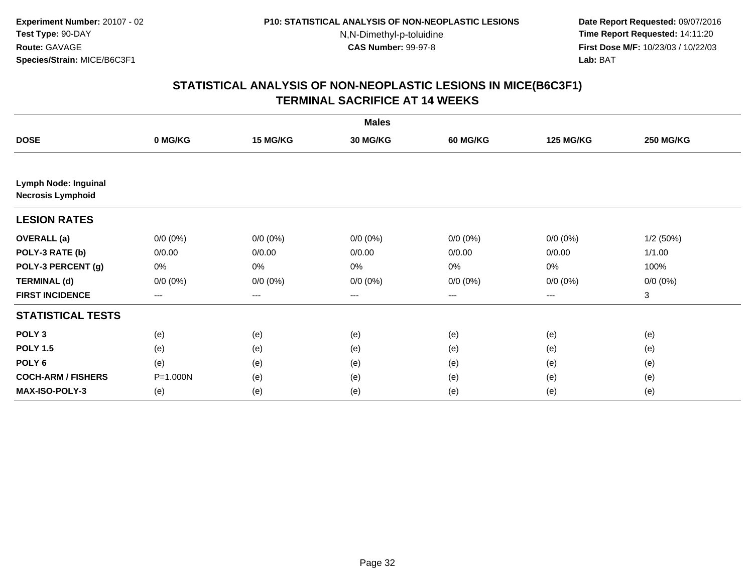**Experiment Number:** 20107 - 02
**Test Type:** 90-DAY
**Route:** GAVAGE
**Species/Strain:** MICE/B6C3F1

**P10: STATISTICAL ANALYSIS OF NON-NEOPLASTIC LESIONS**
N,N-Dimethyl-p-toluidine
**CAS Number:** 99-97-8

**Date Report Requested:** 09/07/2016
**Time Report Requested:** 14:11:20
**First Dose M/F:** 10/23/03 / 10/22/03
**Lab:** BAT

## STATISTICAL ANALYSIS OF NON-NEOPLASTIC LESIONS IN MICE(B6C3F1)
## TERMINAL SACRIFICE AT 14 WEEKS

| | Males | | | | | |
|---|---|---|---|---|---|---|
| **DOSE** | **0 MG/KG** | **15 MG/KG** | **30 MG/KG** | **60 MG/KG** | **125 MG/KG** | **250 MG/KG** |
| **Lymph Node: Inguinal** | | | | | | |
| **Necrosis Lymphoid** | | | | | | |
| **LESION RATES** | | | | | | |
| **OVERALL (a)** | 0/0 (0%) | 0/0 (0%) | 0/0 (0%) | 0/0 (0%) | 0/0 (0%) | 1/2 (50%) |
| **POLY-3 RATE (b)** | 0/0.00 | 0/0.00 | 0/0.00 | 0/0.00 | 0/0.00 | 1/1.00 |
| **POLY-3 PERCENT (g)** | 0% | 0% | 0% | 0% | 0% | 100% |
| **TERMINAL (d)** | 0/0 (0%) | 0/0 (0%) | 0/0 (0%) | 0/0 (0%) | 0/0 (0%) | 0/0 (0%) |
| **FIRST INCIDENCE** | --- | --- | --- | --- | --- | 3 |
| **STATISTICAL TESTS** | | | | | | |
| **POLY 3** | (e) | (e) | (e) | (e) | (e) | (e) |
| **POLY 1.5** | (e) | (e) | (e) | (e) | (e) | (e) |
| **POLY 6** | (e) | (e) | (e) | (e) | (e) | (e) |
| **COCH-ARM / FISHERS** | P=1.000N | (e) | (e) | (e) | (e) | (e) |
| **MAX-ISO-POLY-3** | (e) | (e) | (e) | (e) | (e) | (e) |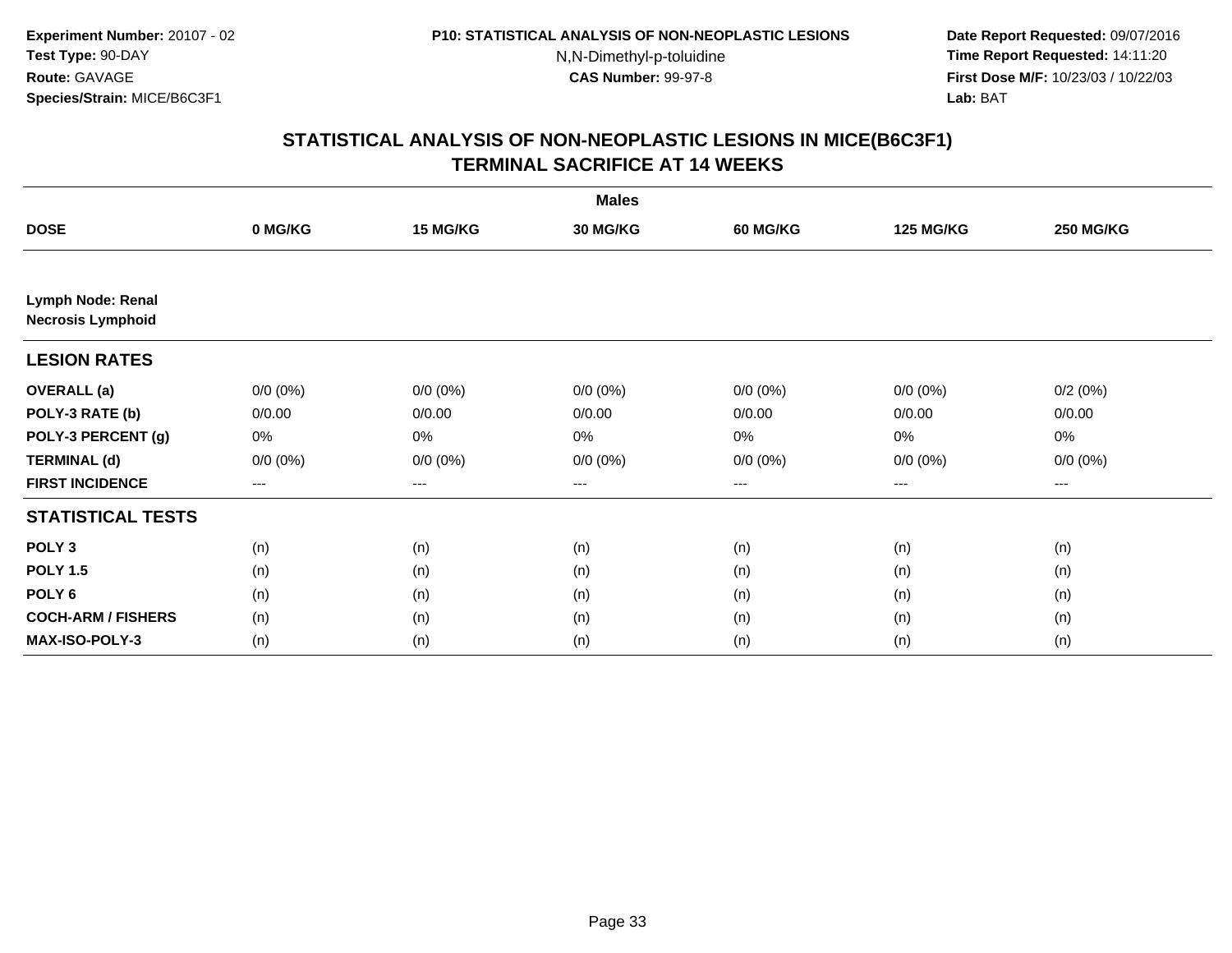Experiment Number: 20107 - 02
Test Type: 90-DAY
Route: GAVAGE
Species/Strain: MICE/B6C3F1

P10: STATISTICAL ANALYSIS OF NON-NEOPLASTIC LESIONS
N,N-Dimethyl-p-toluidine
CAS Number: 99-97-8

Date Report Requested: 09/07/2016
Time Report Requested: 14:11:20
First Dose M/F: 10/23/03 / 10/22/03
Lab: BAT

## STATISTICAL ANALYSIS OF NON-NEOPLASTIC LESIONS IN MICE(B6C3F1)
## TERMINAL SACRIFICE AT 14 WEEKS

| | Males | | | | | |
|---|---|---|---|---|---|---|
| **DOSE** | **0 MG/KG** | **15 MG/KG** | **30 MG/KG** | **60 MG/KG** | **125 MG/KG** | **250 MG/KG** |
| **Lymph Node: Renal** | | | | | | |
| **Necrosis Lymphoid** | | | | | | |
| **LESION RATES** | | | | | | |
| **OVERALL (a)** | 0/0 (0%) | 0/0 (0%) | 0/0 (0%) | 0/0 (0%) | 0/0 (0%) | 0/2 (0%) |
| **POLY-3 RATE (b)** | 0/0.00 | 0/0.00 | 0/0.00 | 0/0.00 | 0/0.00 | 0/0.00 |
| **POLY-3 PERCENT (g)** | 0% | 0% | 0% | 0% | 0% | 0% |
| **TERMINAL (d)** | 0/0 (0%) | 0/0 (0%) | 0/0 (0%) | 0/0 (0%) | 0/0 (0%) | 0/0 (0%) |
| **FIRST INCIDENCE** | --- | --- | --- | --- | --- | --- |
| **STATISTICAL TESTS** | | | | | | |
| **POLY 3** | (n) | (n) | (n) | (n) | (n) | (n) |
| **POLY 1.5** | (n) | (n) | (n) | (n) | (n) | (n) |
| **POLY 6** | (n) | (n) | (n) | (n) | (n) | (n) |
| **COCH-ARM / FISHERS** | (n) | (n) | (n) | (n) | (n) | (n) |
| **MAX-ISO-POLY-3** | (n) | (n) | (n) | (n) | (n) | (n) |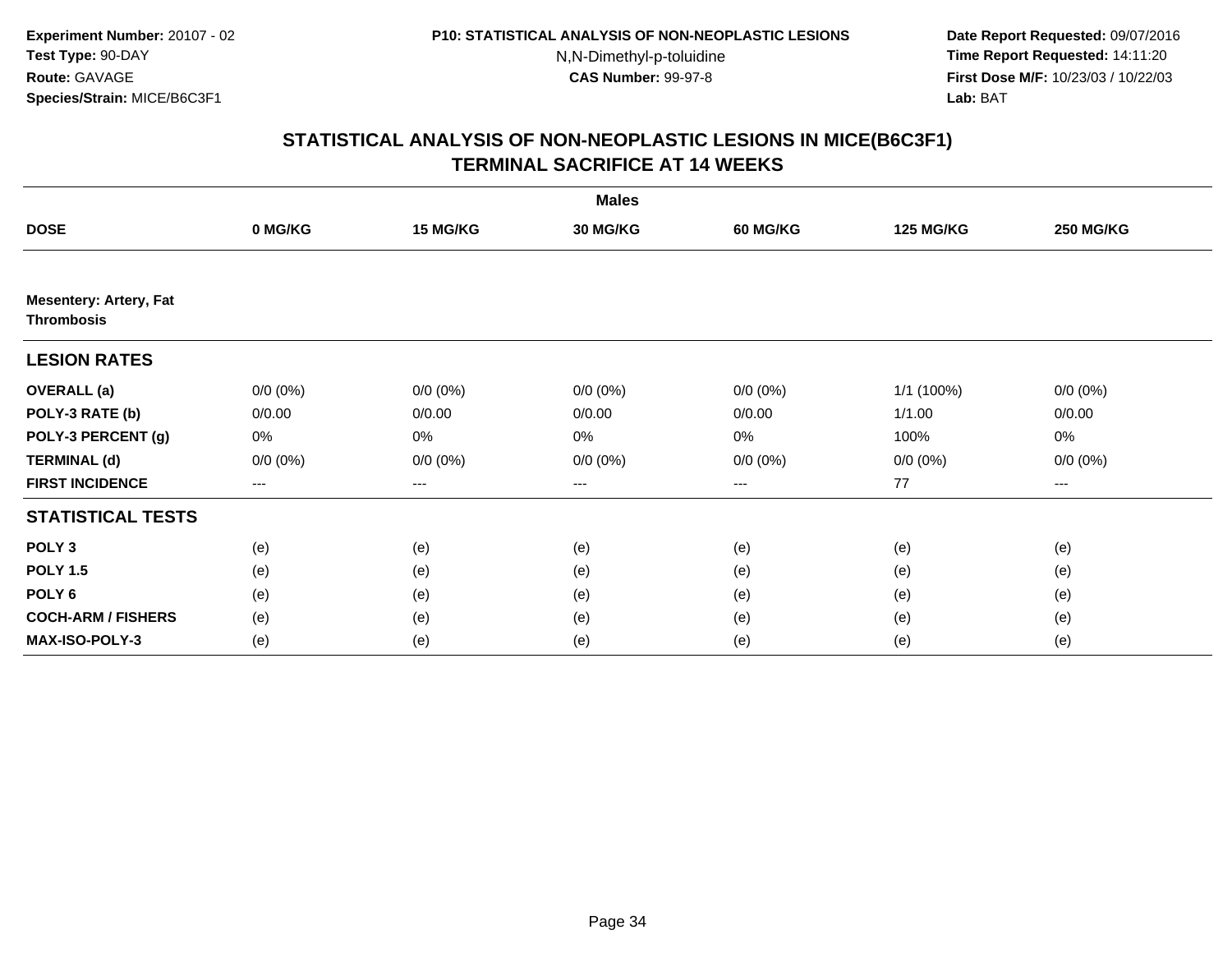**Experiment Number:** 20107 - 02
**Test Type:** 90-DAY
**Route:** GAVAGE
**Species/Strain:** MICE/B6C3F1

**P10: STATISTICAL ANALYSIS OF NON-NEOPLASTIC LESIONS**
N,N-Dimethyl-p-toluidine
**CAS Number:** 99-97-8

**Date Report Requested:** 09/07/2016
**Time Report Requested:** 14:11:20
**First Dose M/F:** 10/23/03 / 10/22/03
**Lab:** BAT

## STATISTICAL ANALYSIS OF NON-NEOPLASTIC LESIONS IN MICE(B6C3F1) TERMINAL SACRIFICE AT 14 WEEKS

| | Males | | | | | |
|---|---|---|---|---|---|---|
| **DOSE** | **0 MG/KG** | **15 MG/KG** | **30 MG/KG** | **60 MG/KG** | **125 MG/KG** | **250 MG/KG** |
| **Mesentery: Artery, Fat** | | | | | | |
| **Thrombosis** | | | | | | |
| **LESION RATES** | | | | | | |
| **OVERALL (a)** | 0/0 (0%) | 0/0 (0%) | 0/0 (0%) | 0/0 (0%) | 1/1 (100%) | 0/0 (0%) |
| **POLY-3 RATE (b)** | 0/0.00 | 0/0.00 | 0/0.00 | 0/0.00 | 1/1.00 | 0/0.00 |
| **POLY-3 PERCENT (g)** | 0% | 0% | 0% | 0% | 100% | 0% |
| **TERMINAL (d)** | 0/0 (0%) | 0/0 (0%) | 0/0 (0%) | 0/0 (0%) | 0/0 (0%) | 0/0 (0%) |
| **FIRST INCIDENCE** | --- | --- | --- | --- | 77 | --- |
| **STATISTICAL TESTS** | | | | | | |
| **POLY 3** | (e) | (e) | (e) | (e) | (e) | (e) |
| **POLY 1.5** | (e) | (e) | (e) | (e) | (e) | (e) |
| **POLY 6** | (e) | (e) | (e) | (e) | (e) | (e) |
| **COCH-ARM / FISHERS** | (e) | (e) | (e) | (e) | (e) | (e) |
| **MAX-ISO-POLY-3** | (e) | (e) | (e) | (e) | (e) | (e) |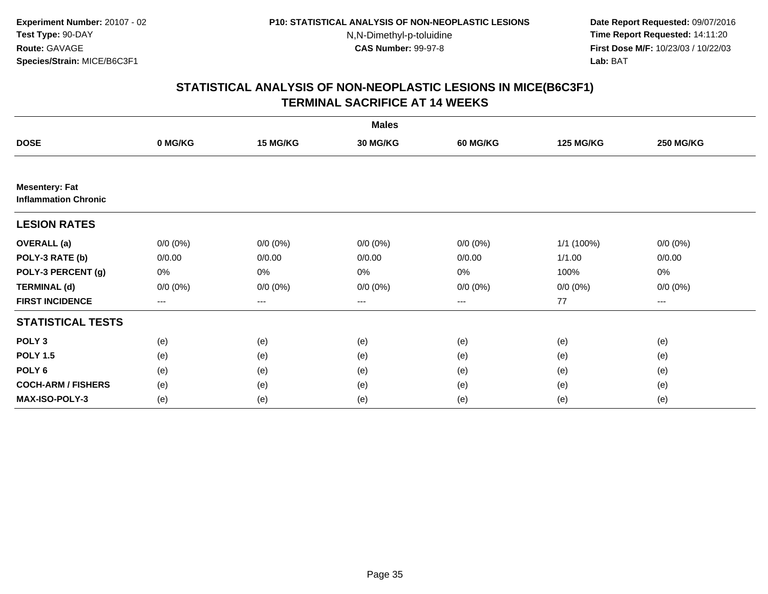**Experiment Number:** 20107 - 02
**Test Type:** 90-DAY
**Route:** GAVAGE
**Species/Strain:** MICE/B6C3F1

**P10: STATISTICAL ANALYSIS OF NON-NEOPLASTIC LESIONS**
N,N-Dimethyl-p-toluidine
**CAS Number:** 99-97-8

**Date Report Requested:** 09/07/2016
**Time Report Requested:** 14:11:20
**First Dose M/F:** 10/23/03 / 10/22/03
**Lab:** BAT

## STATISTICAL ANALYSIS OF NON-NEOPLASTIC LESIONS IN MICE(B6C3F1)
## TERMINAL SACRIFICE AT 14 WEEKS

| | Males | | | | | |
|---|---|---|---|---|---|---|
| **DOSE** | **0 MG/KG** | **15 MG/KG** | **30 MG/KG** | **60 MG/KG** | **125 MG/KG** | **250 MG/KG** |
| **Mesentery: Fat** | | | | | | |
| **Inflammation Chronic** | | | | | | |
| **LESION RATES** | | | | | | |
| **OVERALL (a)** | 0/0 (0%) | 0/0 (0%) | 0/0 (0%) | 0/0 (0%) | 1/1 (100%) | 0/0 (0%) |
| **POLY-3 RATE (b)** | 0/0.00 | 0/0.00 | 0/0.00 | 0/0.00 | 1/1.00 | 0/0.00 |
| **POLY-3 PERCENT (g)** | 0% | 0% | 0% | 0% | 100% | 0% |
| **TERMINAL (d)** | 0/0 (0%) | 0/0 (0%) | 0/0 (0%) | 0/0 (0%) | 0/0 (0%) | 0/0 (0%) |
| **FIRST INCIDENCE** | --- | --- | --- | --- | 77 | --- |
| **STATISTICAL TESTS** | | | | | | |
| **POLY 3** | (e) | (e) | (e) | (e) | (e) | (e) |
| **POLY 1.5** | (e) | (e) | (e) | (e) | (e) | (e) |
| **POLY 6** | (e) | (e) | (e) | (e) | (e) | (e) |
| **COCH-ARM / FISHERS** | (e) | (e) | (e) | (e) | (e) | (e) |
| **MAX-ISO-POLY-3** | (e) | (e) | (e) | (e) | (e) | (e) |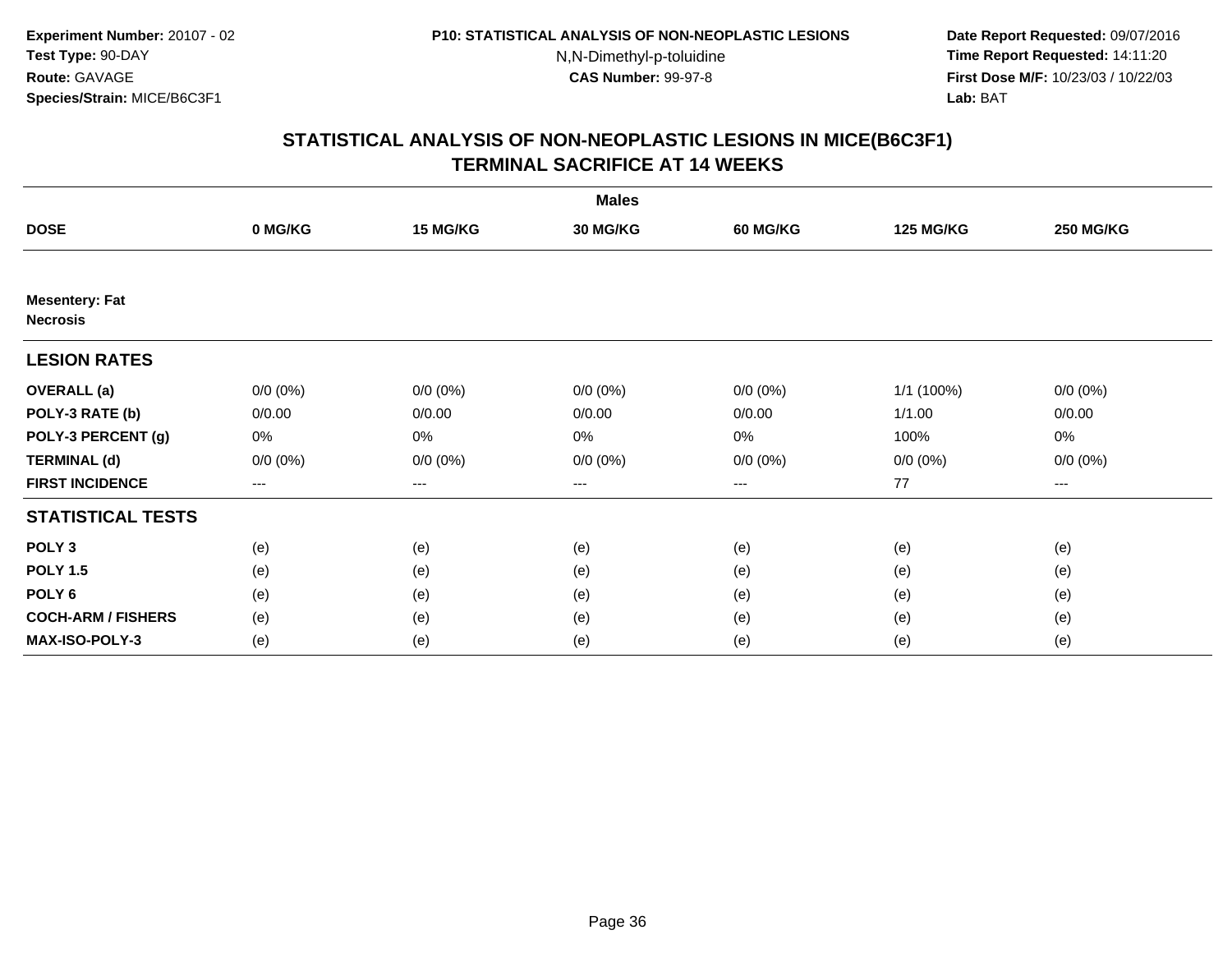Experiment Number: 20107 - 02
Test Type: 90-DAY
Route: GAVAGE
Species/Strain: MICE/B6C3F1

P10: STATISTICAL ANALYSIS OF NON-NEOPLASTIC LESIONS
N,N-Dimethyl-p-toluidine
CAS Number: 99-97-8

Date Report Requested: 09/07/2016
Time Report Requested: 14:11:20
First Dose M/F: 10/23/03 / 10/22/03
Lab: BAT

## STATISTICAL ANALYSIS OF NON-NEOPLASTIC LESIONS IN MICE(B6C3F1)
## TERMINAL SACRIFICE AT 14 WEEKS

| | Males | | | | | |
|---|---|---|---|---|---|---|
| **DOSE** | **0 MG/KG** | **15 MG/KG** | **30 MG/KG** | **60 MG/KG** | **125 MG/KG** | **250 MG/KG** |
| **Mesentery: Fat** | | | | | | |
| **Necrosis** | | | | | | |
| **LESION RATES** | | | | | | |
| **OVERALL (a)** | 0/0 (0%) | 0/0 (0%) | 0/0 (0%) | 0/0 (0%) | 1/1 (100%) | 0/0 (0%) |
| **POLY-3 RATE (b)** | 0/0.00 | 0/0.00 | 0/0.00 | 0/0.00 | 1/1.00 | 0/0.00 |
| **POLY-3 PERCENT (g)** | 0% | 0% | 0% | 0% | 100% | 0% |
| **TERMINAL (d)** | 0/0 (0%) | 0/0 (0%) | 0/0 (0%) | 0/0 (0%) | 0/0 (0%) | 0/0 (0%) |
| **FIRST INCIDENCE** | --- | --- | --- | --- | 77 | --- |
| **STATISTICAL TESTS** | | | | | | |
| **POLY 3** | (e) | (e) | (e) | (e) | (e) | (e) |
| **POLY 1.5** | (e) | (e) | (e) | (e) | (e) | (e) |
| **POLY 6** | (e) | (e) | (e) | (e) | (e) | (e) |
| **COCH-ARM / FISHERS** | (e) | (e) | (e) | (e) | (e) | (e) |
| **MAX-ISO-POLY-3** | (e) | (e) | (e) | (e) | (e) | (e) |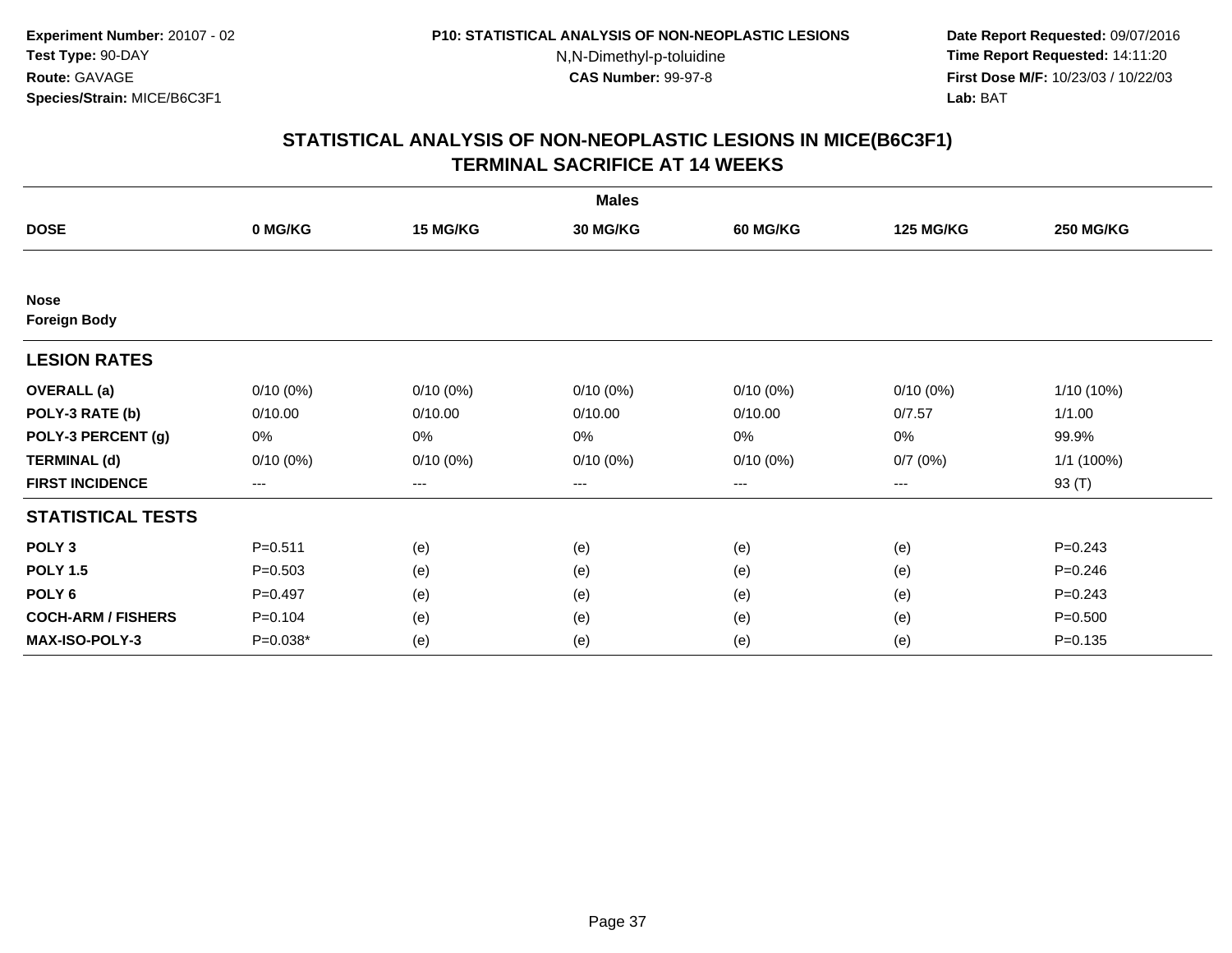**Experiment Number:** 20107 - 02
**Test Type:** 90-DAY
**Route:** GAVAGE
**Species/Strain:** MICE/B6C3F1

**P10: STATISTICAL ANALYSIS OF NON-NEOPLASTIC LESIONS**
N,N-Dimethyl-p-toluidine
**CAS Number:** 99-97-8

**Date Report Requested:** 09/07/2016
**Time Report Requested:** 14:11:20
**First Dose M/F:** 10/23/03 / 10/22/03
**Lab:** BAT

## STATISTICAL ANALYSIS OF NON-NEOPLASTIC LESIONS IN MICE(B6C3F1)
## TERMINAL SACRIFICE AT 14 WEEKS

| | Males | | | | | |
|---|---|---|---|---|---|---|
| **DOSE** | **0 MG/KG** | **15 MG/KG** | **30 MG/KG** | **60 MG/KG** | **125 MG/KG** | **250 MG/KG** |
| **Nose** | | | | | | |
| **Foreign Body** | | | | | | |
| **LESION RATES** | | | | | | |
| **OVERALL (a)** | 0/10 (0%) | 0/10 (0%) | 0/10 (0%) | 0/10 (0%) | 0/10 (0%) | 1/10 (10%) |
| **POLY-3 RATE (b)** | 0/10.00 | 0/10.00 | 0/10.00 | 0/10.00 | 0/7.57 | 1/1.00 |
| **POLY-3 PERCENT (g)** | 0% | 0% | 0% | 0% | 0% | 99.9% |
| **TERMINAL (d)** | 0/10 (0%) | 0/10 (0%) | 0/10 (0%) | 0/10 (0%) | 0/7 (0%) | 1/1 (100%) |
| **FIRST INCIDENCE** | --- | --- | --- | --- | --- | 93 (T) |
| **STATISTICAL TESTS** | | | | | | |
| **POLY 3** | P=0.511 | (e) | (e) | (e) | (e) | P=0.243 |
| **POLY 1.5** | P=0.503 | (e) | (e) | (e) | (e) | P=0.246 |
| **POLY 6** | P=0.497 | (e) | (e) | (e) | (e) | P=0.243 |
| **COCH-ARM / FISHERS** | P=0.104 | (e) | (e) | (e) | (e) | P=0.500 |
| **MAX-ISO-POLY-3** | P=0.038* | (e) | (e) | (e) | (e) | P=0.135 |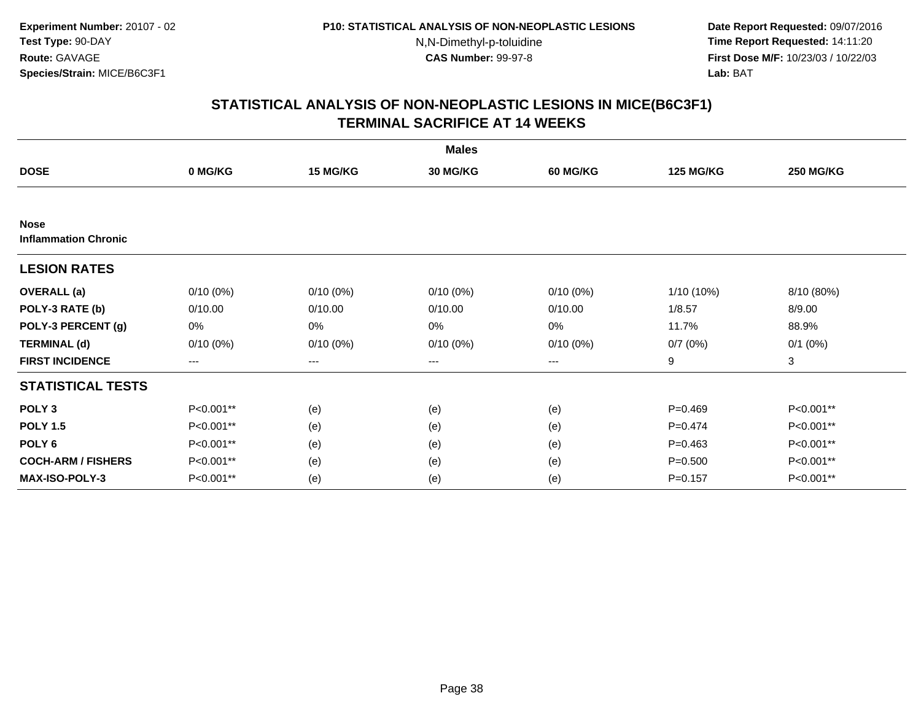Experiment Number: 20107 - 02
Test Type: 90-DAY
Route: GAVAGE
Species/Strain: MICE/B6C3F1

P10: STATISTICAL ANALYSIS OF NON-NEOPLASTIC LESIONS
N,N-Dimethyl-p-toluidine
CAS Number: 99-97-8

Date Report Requested: 09/07/2016
Time Report Requested: 14:11:20
First Dose M/F: 10/23/03 / 10/22/03
Lab: BAT

## STATISTICAL ANALYSIS OF NON-NEOPLASTIC LESIONS IN MICE(B6C3F1)
## TERMINAL SACRIFICE AT 14 WEEKS

| | Males | | | | | |
|---|---|---|---|---|---|---|
| **DOSE** | **0 MG/KG** | **15 MG/KG** | **30 MG/KG** | **60 MG/KG** | **125 MG/KG** | **250 MG/KG** |
| **Nose** | | | | | | |
| **Inflammation Chronic** | | | | | | |
| **LESION RATES** | | | | | | |
| **OVERALL (a)** | 0/10 (0%) | 0/10 (0%) | 0/10 (0%) | 0/10 (0%) | 1/10 (10%) | 8/10 (80%) |
| **POLY-3 RATE (b)** | 0/10.00 | 0/10.00 | 0/10.00 | 0/10.00 | 1/8.57 | 8/9.00 |
| **POLY-3 PERCENT (g)** | 0% | 0% | 0% | 0% | 11.7% | 88.9% |
| **TERMINAL (d)** | 0/10 (0%) | 0/10 (0%) | 0/10 (0%) | 0/10 (0%) | 0/7 (0%) | 0/1 (0%) |
| **FIRST INCIDENCE** | --- | --- | --- | --- | 9 | 3 |
| **STATISTICAL TESTS** | | | | | | |
| **POLY 3** | P<0.001** | (e) | (e) | (e) | P=0.469 | P<0.001** |
| **POLY 1.5** | P<0.001** | (e) | (e) | (e) | P=0.474 | P<0.001** |
| **POLY 6** | P<0.001** | (e) | (e) | (e) | P=0.463 | P<0.001** |
| **COCH-ARM / FISHERS** | P<0.001** | (e) | (e) | (e) | P=0.500 | P<0.001** |
| **MAX-ISO-POLY-3** | P<0.001** | (e) | (e) | (e) | P=0.157 | P<0.001** |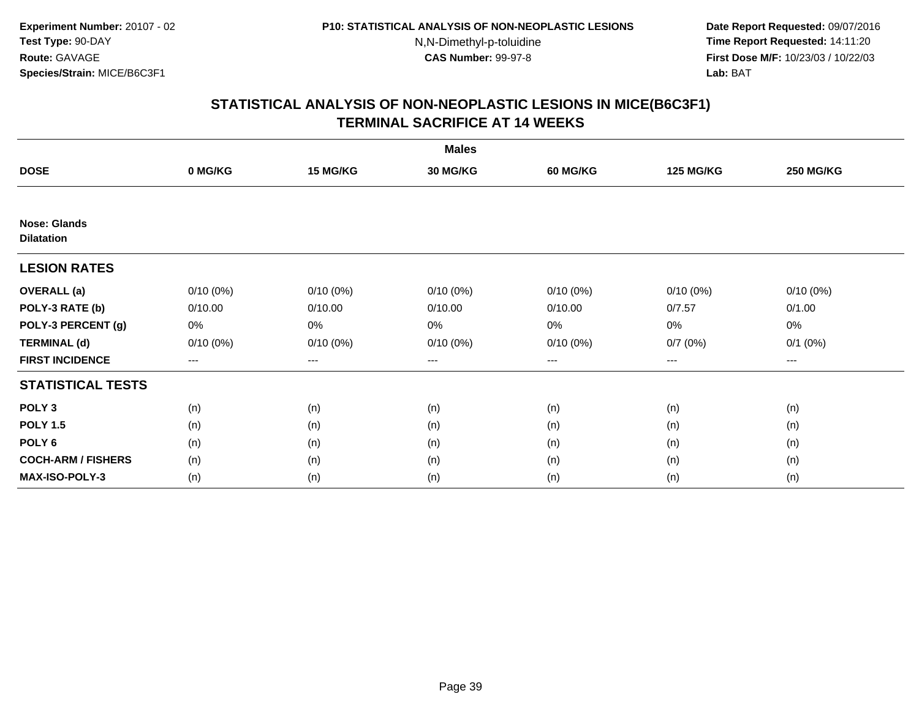**Experiment Number:** 20107 - 02
**Test Type:** 90-DAY
**Route:** GAVAGE
**Species/Strain:** MICE/B6C3F1

**P10: STATISTICAL ANALYSIS OF NON-NEOPLASTIC LESIONS**
N,N-Dimethyl-p-toluidine
**CAS Number:** 99-97-8

**Date Report Requested:** 09/07/2016
**Time Report Requested:** 14:11:20
**First Dose M/F:** 10/23/03 / 10/22/03
**Lab:** BAT

## STATISTICAL ANALYSIS OF NON-NEOPLASTIC LESIONS IN MICE(B6C3F1) TERMINAL SACRIFICE AT 14 WEEKS

| | Males | | | | | |
|---|---|---|---|---|---|---|
| **DOSE** | **0 MG/KG** | **15 MG/KG** | **30 MG/KG** | **60 MG/KG** | **125 MG/KG** | **250 MG/KG** |
| **Nose: Glands** | | | | | | |
| **Dilatation** | | | | | | |
| **LESION RATES** | | | | | | |
| **OVERALL (a)** | 0/10 (0%) | 0/10 (0%) | 0/10 (0%) | 0/10 (0%) | 0/10 (0%) | 0/10 (0%) |
| **POLY-3 RATE (b)** | 0/10.00 | 0/10.00 | 0/10.00 | 0/10.00 | 0/7.57 | 0/1.00 |
| **POLY-3 PERCENT (g)** | 0% | 0% | 0% | 0% | 0% | 0% |
| **TERMINAL (d)** | 0/10 (0%) | 0/10 (0%) | 0/10 (0%) | 0/10 (0%) | 0/7 (0%) | 0/1 (0%) |
| **FIRST INCIDENCE** | --- | --- | --- | --- | --- | --- |
| **STATISTICAL TESTS** | | | | | | |
| **POLY 3** | (n) | (n) | (n) | (n) | (n) | (n) |
| **POLY 1.5** | (n) | (n) | (n) | (n) | (n) | (n) |
| **POLY 6** | (n) | (n) | (n) | (n) | (n) | (n) |
| **COCH-ARM / FISHERS** | (n) | (n) | (n) | (n) | (n) | (n) |
| **MAX-ISO-POLY-3** | (n) | (n) | (n) | (n) | (n) | (n) |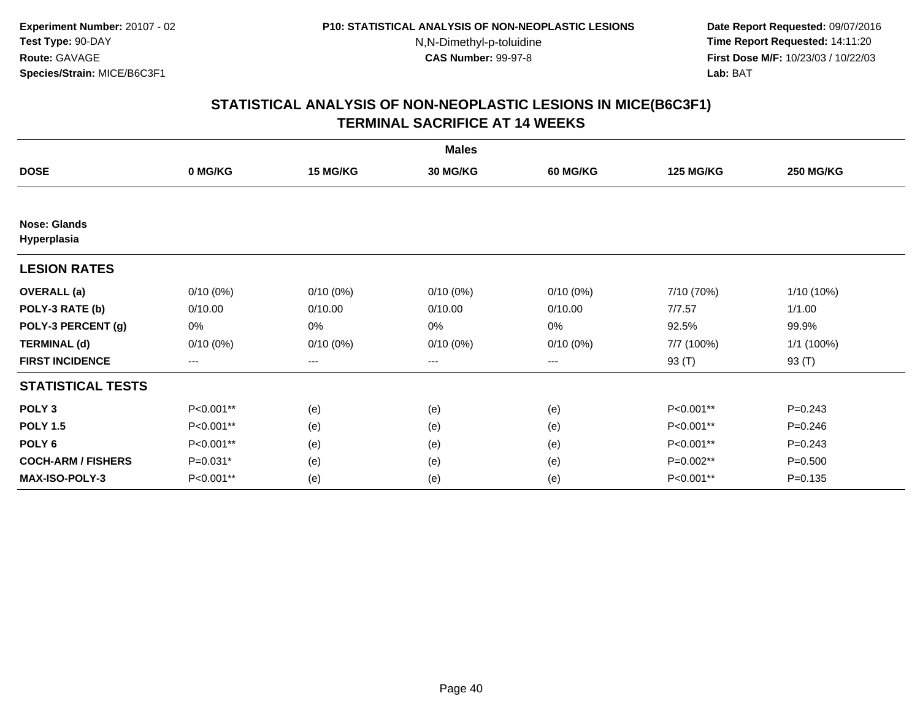Experiment Number: 20107 - 02
Test Type: 90-DAY
Route: GAVAGE
Species/Strain: MICE/B6C3F1

P10: STATISTICAL ANALYSIS OF NON-NEOPLASTIC LESIONS
N,N-Dimethyl-p-toluidine
CAS Number: 99-97-8

Date Report Requested: 09/07/2016
Time Report Requested: 14:11:20
First Dose M/F: 10/23/03 / 10/22/03
Lab: BAT

## STATISTICAL ANALYSIS OF NON-NEOPLASTIC LESIONS IN MICE(B6C3F1)
## TERMINAL SACRIFICE AT 14 WEEKS

| | Males | | | | | |
|---|---|---|---|---|---|---|
| **DOSE** | **0 MG/KG** | **15 MG/KG** | **30 MG/KG** | **60 MG/KG** | **125 MG/KG** | **250 MG/KG** |
| **Nose: Glands Hyperplasia** | | | | | | |
| **LESION RATES** | | | | | | |
| **OVERALL (a)** | 0/10 (0%) | 0/10 (0%) | 0/10 (0%) | 0/10 (0%) | 7/10 (70%) | 1/10 (10%) |
| **POLY-3 RATE (b)** | 0/10.00 | 0/10.00 | 0/10.00 | 0/10.00 | 7/7.57 | 1/1.00 |
| **POLY-3 PERCENT (g)** | 0% | 0% | 0% | 0% | 92.5% | 99.9% |
| **TERMINAL (d)** | 0/10 (0%) | 0/10 (0%) | 0/10 (0%) | 0/10 (0%) | 7/7 (100%) | 1/1 (100%) |
| **FIRST INCIDENCE** | --- | --- | --- | --- | 93 (T) | 93 (T) |
| **STATISTICAL TESTS** | | | | | | |
| **POLY 3** | P<0.001** | (e) | (e) | (e) | P<0.001** | P=0.243 |
| **POLY 1.5** | P<0.001** | (e) | (e) | (e) | P<0.001** | P=0.246 |
| **POLY 6** | P<0.001** | (e) | (e) | (e) | P<0.001** | P=0.243 |
| **COCH-ARM / FISHERS** | P=0.031* | (e) | (e) | (e) | P=0.002** | P=0.500 |
| **MAX-ISO-POLY-3** | P<0.001** | (e) | (e) | (e) | P<0.001** | P=0.135 |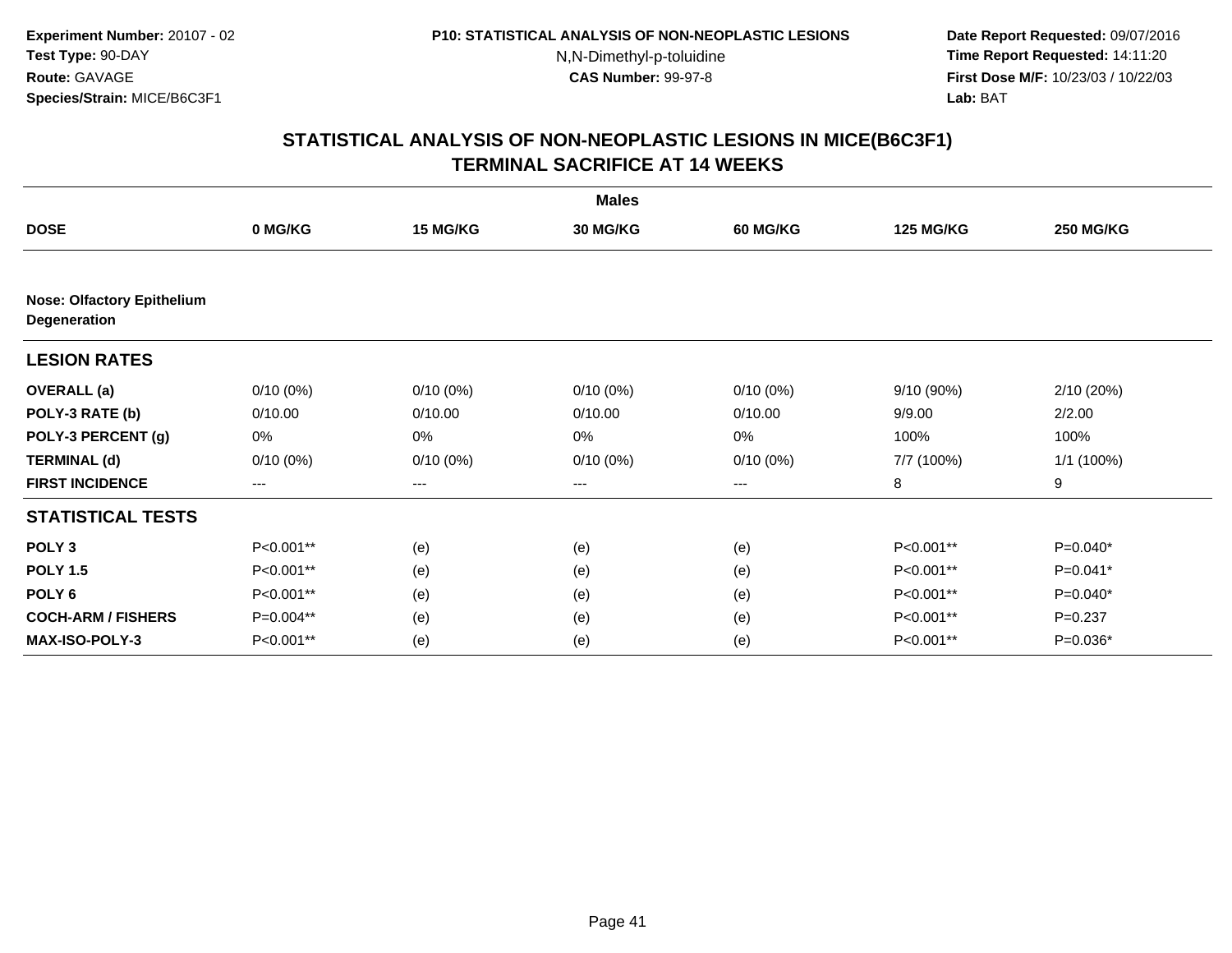**Experiment Number:** 20107 - 02
**Test Type:** 90-DAY
**Route:** GAVAGE
**Species/Strain:** MICE/B6C3F1

**P10: STATISTICAL ANALYSIS OF NON-NEOPLASTIC LESIONS**
N,N-Dimethyl-p-toluidine
**CAS Number:** 99-97-8

**Date Report Requested:** 09/07/2016
**Time Report Requested:** 14:11:20
**First Dose M/F:** 10/23/03 / 10/22/03
**Lab:** BAT

## STATISTICAL ANALYSIS OF NON-NEOPLASTIC LESIONS IN MICE(B6C3F1)
## TERMINAL SACRIFICE AT 14 WEEKS

| | Males | | | | | |
|---|---|---|---|---|---|---|
| **DOSE** | **0 MG/KG** | **15 MG/KG** | **30 MG/KG** | **60 MG/KG** | **125 MG/KG** | **250 MG/KG** |
| **Nose: Olfactory Epithelium Degeneration** | | | | | | |
| **LESION RATES** | | | | | | |
| **OVERALL (a)** | 0/10 (0%) | 0/10 (0%) | 0/10 (0%) | 0/10 (0%) | 9/10 (90%) | 2/10 (20%) |
| **POLY-3 RATE (b)** | 0/10.00 | 0/10.00 | 0/10.00 | 0/10.00 | 9/9.00 | 2/2.00 |
| **POLY-3 PERCENT (g)** | 0% | 0% | 0% | 0% | 100% | 100% |
| **TERMINAL (d)** | 0/10 (0%) | 0/10 (0%) | 0/10 (0%) | 0/10 (0%) | 7/7 (100%) | 1/1 (100%) |
| **FIRST INCIDENCE** | --- | --- | --- | --- | 8 | 9 |
| **STATISTICAL TESTS** | | | | | | |
| **POLY 3** | P<0.001** | (e) | (e) | (e) | P<0.001** | P=0.040* |
| **POLY 1.5** | P<0.001** | (e) | (e) | (e) | P<0.001** | P=0.041* |
| **POLY 6** | P<0.001** | (e) | (e) | (e) | P<0.001** | P=0.040* |
| **COCH-ARM / FISHERS** | P=0.004** | (e) | (e) | (e) | P<0.001** | P=0.237 |
| **MAX-ISO-POLY-3** | P<0.001** | (e) | (e) | (e) | P<0.001** | P=0.036* |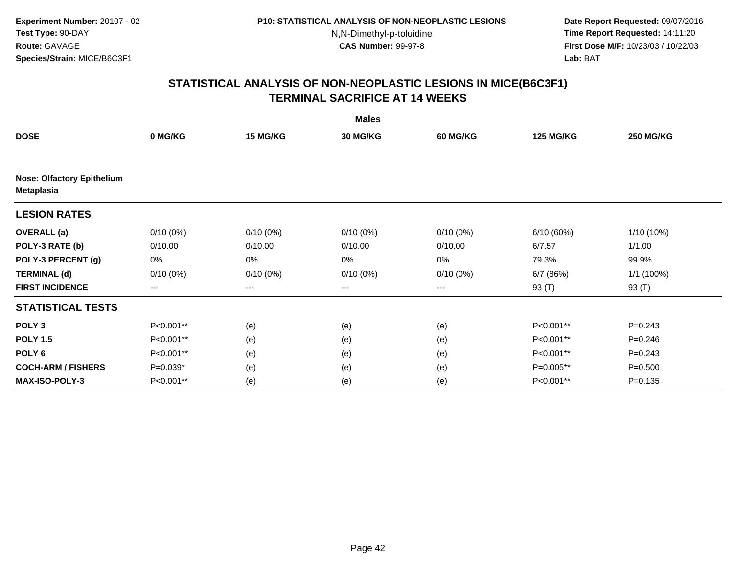Experiment Number: 20107 - 02
Test Type: 90-DAY
Route: GAVAGE
Species/Strain: MICE/B6C3F1

P10: STATISTICAL ANALYSIS OF NON-NEOPLASTIC LESIONS
N,N-Dimethyl-p-toluidine
CAS Number: 99-97-8

Date Report Requested: 09/07/2016
Time Report Requested: 14:11:20
First Dose M/F: 10/23/03 / 10/22/03
Lab: BAT

## STATISTICAL ANALYSIS OF NON-NEOPLASTIC LESIONS IN MICE(B6C3F1)
## TERMINAL SACRIFICE AT 14 WEEKS

**Males**

| DOSE | 0 MG/KG | 15 MG/KG | 30 MG/KG | 60 MG/KG | 125 MG/KG | 250 MG/KG |
|---|---|---|---|---|---|---|
| **Nose: Olfactory Epithelium Metaplasia** | | | | | | |
| **LESION RATES** | | | | | | |
| **OVERALL (a)** | 0/10 (0%) | 0/10 (0%) | 0/10 (0%) | 0/10 (0%) | 6/10 (60%) | 1/10 (10%) |
| **POLY-3 RATE (b)** | 0/10.00 | 0/10.00 | 0/10.00 | 0/10.00 | 6/7.57 | 1/1.00 |
| **POLY-3 PERCENT (g)** | 0% | 0% | 0% | 0% | 79.3% | 99.9% |
| **TERMINAL (d)** | 0/10 (0%) | 0/10 (0%) | 0/10 (0%) | 0/10 (0%) | 6/7 (86%) | 1/1 (100%) |
| **FIRST INCIDENCE** | --- | --- | --- | --- | 93 (T) | 93 (T) |
| **STATISTICAL TESTS** | | | | | | |
| **POLY 3** | P<0.001** | (e) | (e) | (e) | P<0.001** | P=0.243 |
| **POLY 1.5** | P<0.001** | (e) | (e) | (e) | P<0.001** | P=0.246 |
| **POLY 6** | P<0.001** | (e) | (e) | (e) | P<0.001** | P=0.243 |
| **COCH-ARM / FISHERS** | P=0.039* | (e) | (e) | (e) | P=0.005** | P=0.500 |
| **MAX-ISO-POLY-3** | P<0.001** | (e) | (e) | (e) | P<0.001** | P=0.135 |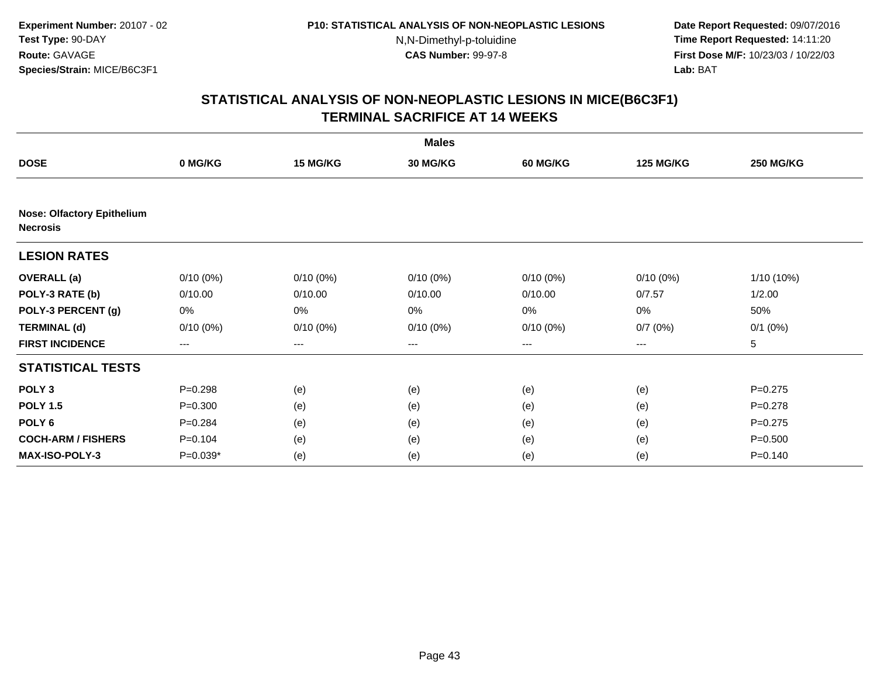**Experiment Number:** 20107 - 02
**Test Type:** 90-DAY
**Route:** GAVAGE
**Species/Strain:** MICE/B6C3F1

**P10: STATISTICAL ANALYSIS OF NON-NEOPLASTIC LESIONS**
N,N-Dimethyl-p-toluidine
**CAS Number:** 99-97-8

**Date Report Requested:** 09/07/2016
**Time Report Requested:** 14:11:20
**First Dose M/F:** 10/23/03 / 10/22/03
**Lab:** BAT

## STATISTICAL ANALYSIS OF NON-NEOPLASTIC LESIONS IN MICE(B6C3F1)
## TERMINAL SACRIFICE AT 14 WEEKS

| | Males | | | | | |
|---|---|---|---|---|---|---|
| **DOSE** | **0 MG/KG** | **15 MG/KG** | **30 MG/KG** | **60 MG/KG** | **125 MG/KG** | **250 MG/KG** |
| **Nose: Olfactory Epithelium Necrosis** | | | | | | |
| **LESION RATES** | | | | | | |
| **OVERALL (a)** | 0/10 (0%) | 0/10 (0%) | 0/10 (0%) | 0/10 (0%) | 0/10 (0%) | 1/10 (10%) |
| **POLY-3 RATE (b)** | 0/10.00 | 0/10.00 | 0/10.00 | 0/10.00 | 0/7.57 | 1/2.00 |
| **POLY-3 PERCENT (g)** | 0% | 0% | 0% | 0% | 0% | 50% |
| **TERMINAL (d)** | 0/10 (0%) | 0/10 (0%) | 0/10 (0%) | 0/10 (0%) | 0/7 (0%) | 0/1 (0%) |
| **FIRST INCIDENCE** | --- | --- | --- | --- | --- | 5 |
| **STATISTICAL TESTS** | | | | | | |
| **POLY 3** | P=0.298 | (e) | (e) | (e) | (e) | P=0.275 |
| **POLY 1.5** | P=0.300 | (e) | (e) | (e) | (e) | P=0.278 |
| **POLY 6** | P=0.284 | (e) | (e) | (e) | (e) | P=0.275 |
| **COCH-ARM / FISHERS** | P=0.104 | (e) | (e) | (e) | (e) | P=0.500 |
| **MAX-ISO-POLY-3** | P=0.039* | (e) | (e) | (e) | (e) | P=0.140 |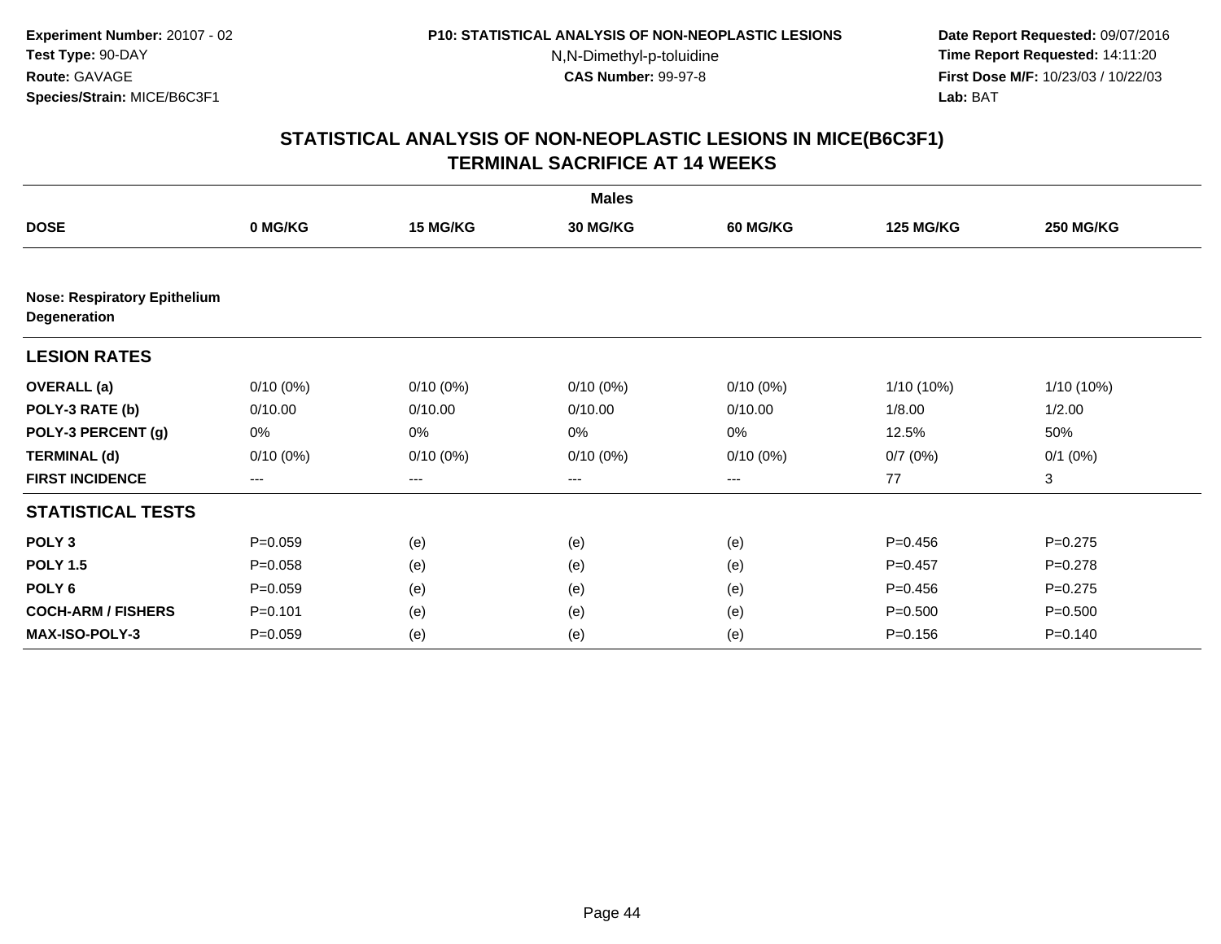**Experiment Number:** 20107 - 02
**Test Type:** 90-DAY
**Route:** GAVAGE
**Species/Strain:** MICE/B6C3F1

**P10: STATISTICAL ANALYSIS OF NON-NEOPLASTIC LESIONS**
N,N-Dimethyl-p-toluidine
**CAS Number:** 99-97-8

**Date Report Requested:** 09/07/2016
**Time Report Requested:** 14:11:20
**First Dose M/F:** 10/23/03 / 10/22/03
**Lab:** BAT

## STATISTICAL ANALYSIS OF NON-NEOPLASTIC LESIONS IN MICE(B6C3F1) TERMINAL SACRIFICE AT 14 WEEKS

| | Males | | | | | |
|---|---|---|---|---|---|---|
| **DOSE** | **0 MG/KG** | **15 MG/KG** | **30 MG/KG** | **60 MG/KG** | **125 MG/KG** | **250 MG/KG** |
| **Nose: Respiratory Epithelium Degeneration** | | | | | | |
| **LESION RATES** | | | | | | |
| **OVERALL (a)** | 0/10 (0%) | 0/10 (0%) | 0/10 (0%) | 0/10 (0%) | 1/10 (10%) | 1/10 (10%) |
| **POLY-3 RATE (b)** | 0/10.00 | 0/10.00 | 0/10.00 | 0/10.00 | 1/8.00 | 1/2.00 |
| **POLY-3 PERCENT (g)** | 0% | 0% | 0% | 0% | 12.5% | 50% |
| **TERMINAL (d)** | 0/10 (0%) | 0/10 (0%) | 0/10 (0%) | 0/10 (0%) | 0/7 (0%) | 0/1 (0%) |
| **FIRST INCIDENCE** | --- | --- | --- | --- | 77 | 3 |
| **STATISTICAL TESTS** | | | | | | |
| **POLY 3** | P=0.059 | (e) | (e) | (e) | P=0.456 | P=0.275 |
| **POLY 1.5** | P=0.058 | (e) | (e) | (e) | P=0.457 | P=0.278 |
| **POLY 6** | P=0.059 | (e) | (e) | (e) | P=0.456 | P=0.275 |
| **COCH-ARM / FISHERS** | P=0.101 | (e) | (e) | (e) | P=0.500 | P=0.500 |
| **MAX-ISO-POLY-3** | P=0.059 | (e) | (e) | (e) | P=0.156 | P=0.140 |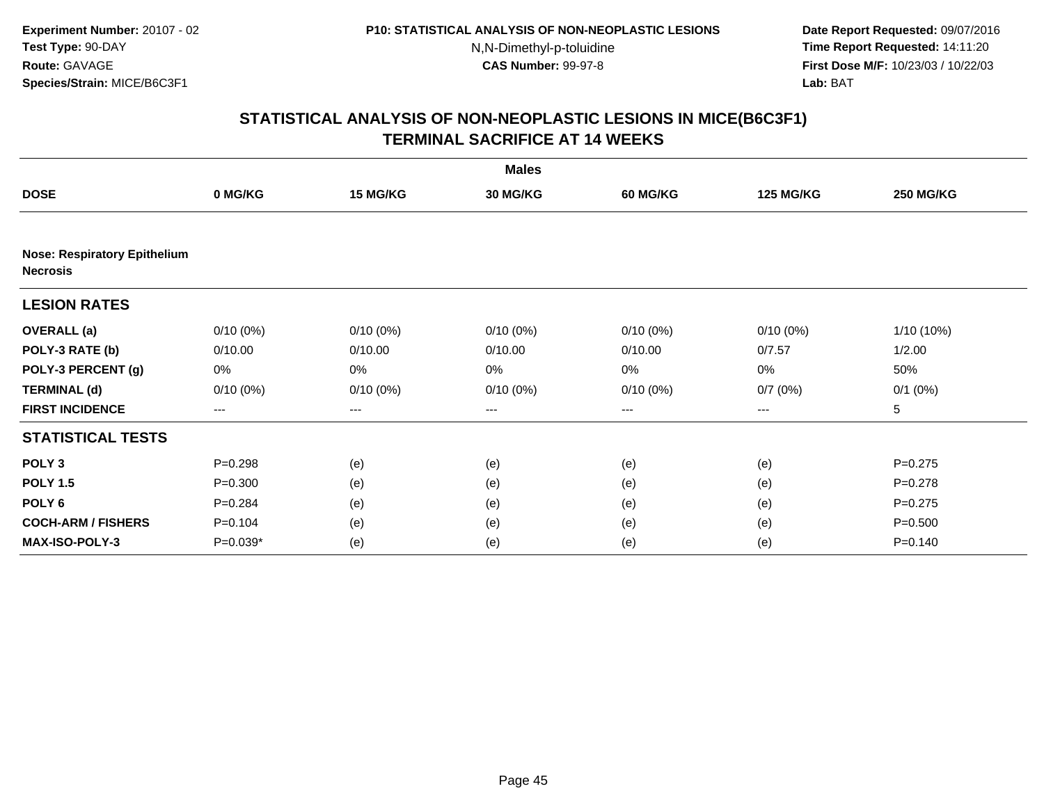**Experiment Number:** 20107 - 02
**Test Type:** 90-DAY
**Route:** GAVAGE
**Species/Strain:** MICE/B6C3F1

**P10: STATISTICAL ANALYSIS OF NON-NEOPLASTIC LESIONS**
N,N-Dimethyl-p-toluidine
**CAS Number:** 99-97-8

**Date Report Requested:** 09/07/2016
**Time Report Requested:** 14:11:20
**First Dose M/F:** 10/23/03 / 10/22/03
**Lab:** BAT

## STATISTICAL ANALYSIS OF NON-NEOPLASTIC LESIONS IN MICE(B6C3F1)
## TERMINAL SACRIFICE AT 14 WEEKS

| | Males | | | | | |
|---|---|---|---|---|---|---|
| **DOSE** | **0 MG/KG** | **15 MG/KG** | **30 MG/KG** | **60 MG/KG** | **125 MG/KG** | **250 MG/KG** |
| **Nose: Respiratory Epithelium Necrosis** | | | | | | |
| **LESION RATES** | | | | | | |
| **OVERALL (a)** | 0/10 (0%) | 0/10 (0%) | 0/10 (0%) | 0/10 (0%) | 0/10 (0%) | 1/10 (10%) |
| **POLY-3 RATE (b)** | 0/10.00 | 0/10.00 | 0/10.00 | 0/10.00 | 0/7.57 | 1/2.00 |
| **POLY-3 PERCENT (g)** | 0% | 0% | 0% | 0% | 0% | 50% |
| **TERMINAL (d)** | 0/10 (0%) | 0/10 (0%) | 0/10 (0%) | 0/10 (0%) | 0/7 (0%) | 0/1 (0%) |
| **FIRST INCIDENCE** | --- | --- | --- | --- | --- | 5 |
| **STATISTICAL TESTS** | | | | | | |
| **POLY 3** | P=0.298 | (e) | (e) | (e) | (e) | P=0.275 |
| **POLY 1.5** | P=0.300 | (e) | (e) | (e) | (e) | P=0.278 |
| **POLY 6** | P=0.284 | (e) | (e) | (e) | (e) | P=0.275 |
| **COCH-ARM / FISHERS** | P=0.104 | (e) | (e) | (e) | (e) | P=0.500 |
| **MAX-ISO-POLY-3** | P=0.039* | (e) | (e) | (e) | (e) | P=0.140 |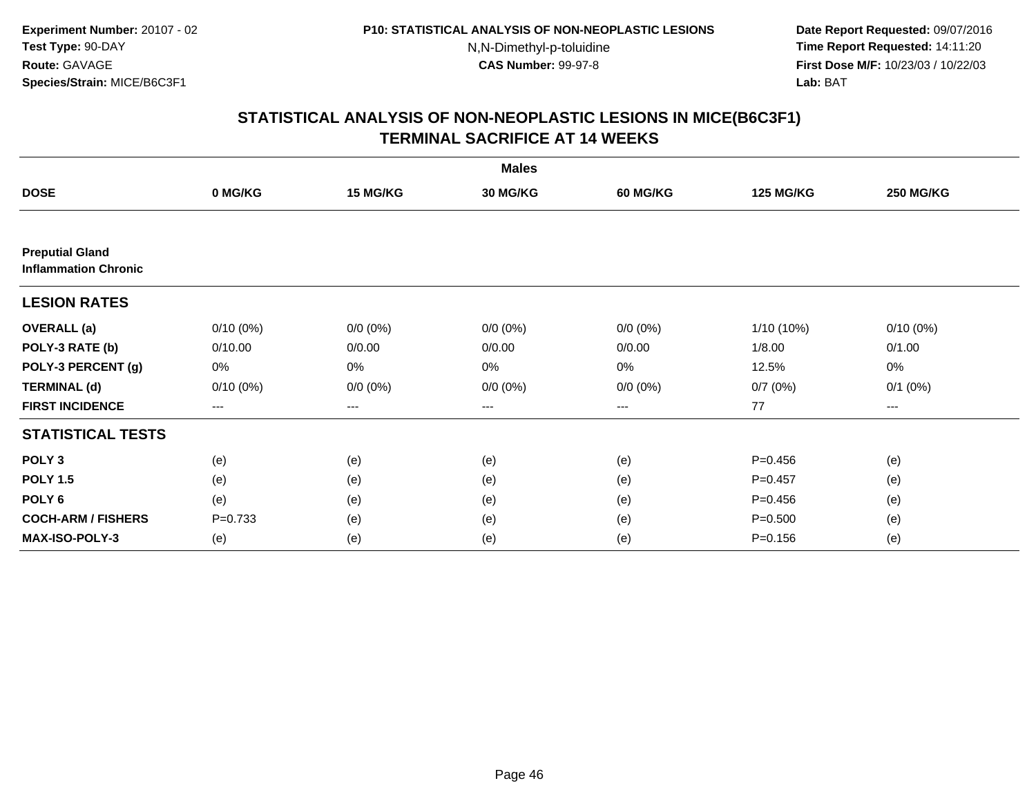**Experiment Number:** 20107 - 02
**Test Type:** 90-DAY
**Route:** GAVAGE
**Species/Strain:** MICE/B6C3F1

**P10: STATISTICAL ANALYSIS OF NON-NEOPLASTIC LESIONS**
N,N-Dimethyl-p-toluidine
**CAS Number:** 99-97-8

**Date Report Requested:** 09/07/2016
**Time Report Requested:** 14:11:20
**First Dose M/F:** 10/23/03 / 10/22/03
**Lab:** BAT

## STATISTICAL ANALYSIS OF NON-NEOPLASTIC LESIONS IN MICE(B6C3F1) TERMINAL SACRIFICE AT 14 WEEKS

| | Males | | | | | |
|---|---|---|---|---|---|---|
| **DOSE** | **0 MG/KG** | **15 MG/KG** | **30 MG/KG** | **60 MG/KG** | **125 MG/KG** | **250 MG/KG** |
| **Preputial Gland Inflammation Chronic** | | | | | | |
| **LESION RATES** | | | | | | |
| **OVERALL (a)** | 0/10 (0%) | 0/0 (0%) | 0/0 (0%) | 0/0 (0%) | 1/10 (10%) | 0/10 (0%) |
| **POLY-3 RATE (b)** | 0/10.00 | 0/0.00 | 0/0.00 | 0/0.00 | 1/8.00 | 0/1.00 |
| **POLY-3 PERCENT (g)** | 0% | 0% | 0% | 0% | 12.5% | 0% |
| **TERMINAL (d)** | 0/10 (0%) | 0/0 (0%) | 0/0 (0%) | 0/0 (0%) | 0/7 (0%) | 0/1 (0%) |
| **FIRST INCIDENCE** | --- | --- | --- | --- | 77 | --- |
| **STATISTICAL TESTS** | | | | | | |
| **POLY 3** | (e) | (e) | (e) | (e) | P=0.456 | (e) |
| **POLY 1.5** | (e) | (e) | (e) | (e) | P=0.457 | (e) |
| **POLY 6** | (e) | (e) | (e) | (e) | P=0.456 | (e) |
| **COCH-ARM / FISHERS** | P=0.733 | (e) | (e) | (e) | P=0.500 | (e) |
| **MAX-ISO-POLY-3** | (e) | (e) | (e) | (e) | P=0.156 | (e) |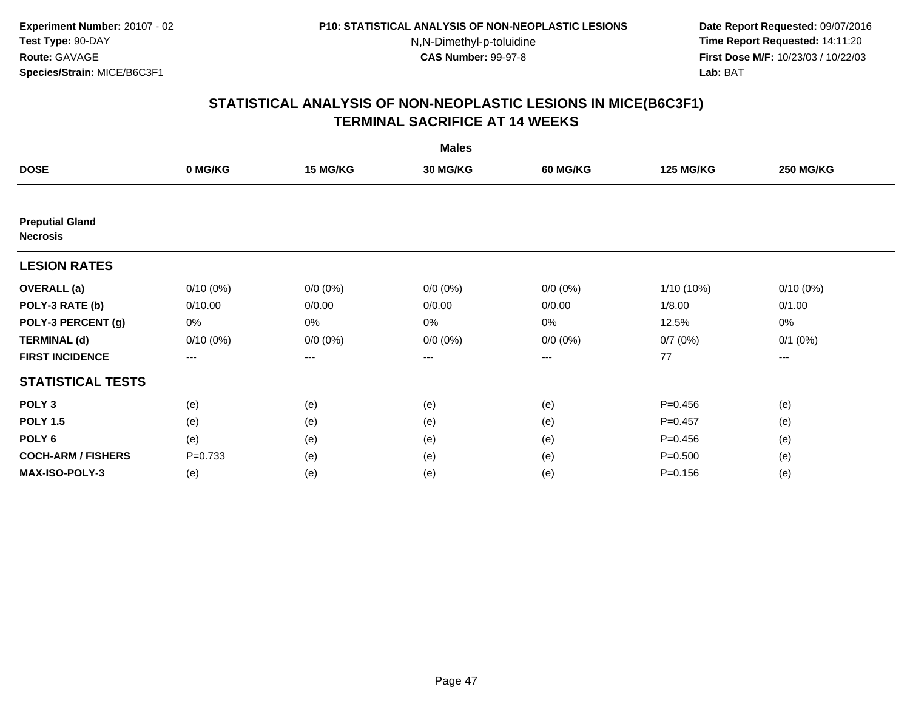**Experiment Number:** 20107 - 02
**Test Type:** 90-DAY
**Route:** GAVAGE
**Species/Strain:** MICE/B6C3F1

**P10: STATISTICAL ANALYSIS OF NON-NEOPLASTIC LESIONS**
N,N-Dimethyl-p-toluidine
**CAS Number:** 99-97-8

**Date Report Requested:** 09/07/2016
**Time Report Requested:** 14:11:20
**First Dose M/F:** 10/23/03 / 10/22/03
**Lab:** BAT

## STATISTICAL ANALYSIS OF NON-NEOPLASTIC LESIONS IN MICE(B6C3F1) TERMINAL SACRIFICE AT 14 WEEKS

| | Males | | | | | |
|---|---|---|---|---|---|---|
| **DOSE** | **0 MG/KG** | **15 MG/KG** | **30 MG/KG** | **60 MG/KG** | **125 MG/KG** | **250 MG/KG** |
| **Preputial Gland Necrosis** | | | | | | |
| **LESION RATES** | | | | | | |
| **OVERALL (a)** | 0/10 (0%) | 0/0 (0%) | 0/0 (0%) | 0/0 (0%) | 1/10 (10%) | 0/10 (0%) |
| **POLY-3 RATE (b)** | 0/10.00 | 0/0.00 | 0/0.00 | 0/0.00 | 1/8.00 | 0/1.00 |
| **POLY-3 PERCENT (g)** | 0% | 0% | 0% | 0% | 12.5% | 0% |
| **TERMINAL (d)** | 0/10 (0%) | 0/0 (0%) | 0/0 (0%) | 0/0 (0%) | 0/7 (0%) | 0/1 (0%) |
| **FIRST INCIDENCE** | --- | --- | --- | --- | 77 | --- |
| **STATISTICAL TESTS** | | | | | | |
| **POLY 3** | (e) | (e) | (e) | (e) | P=0.456 | (e) |
| **POLY 1.5** | (e) | (e) | (e) | (e) | P=0.457 | (e) |
| **POLY 6** | (e) | (e) | (e) | (e) | P=0.456 | (e) |
| **COCH-ARM / FISHERS** | P=0.733 | (e) | (e) | (e) | P=0.500 | (e) |
| **MAX-ISO-POLY-3** | (e) | (e) | (e) | (e) | P=0.156 | (e) |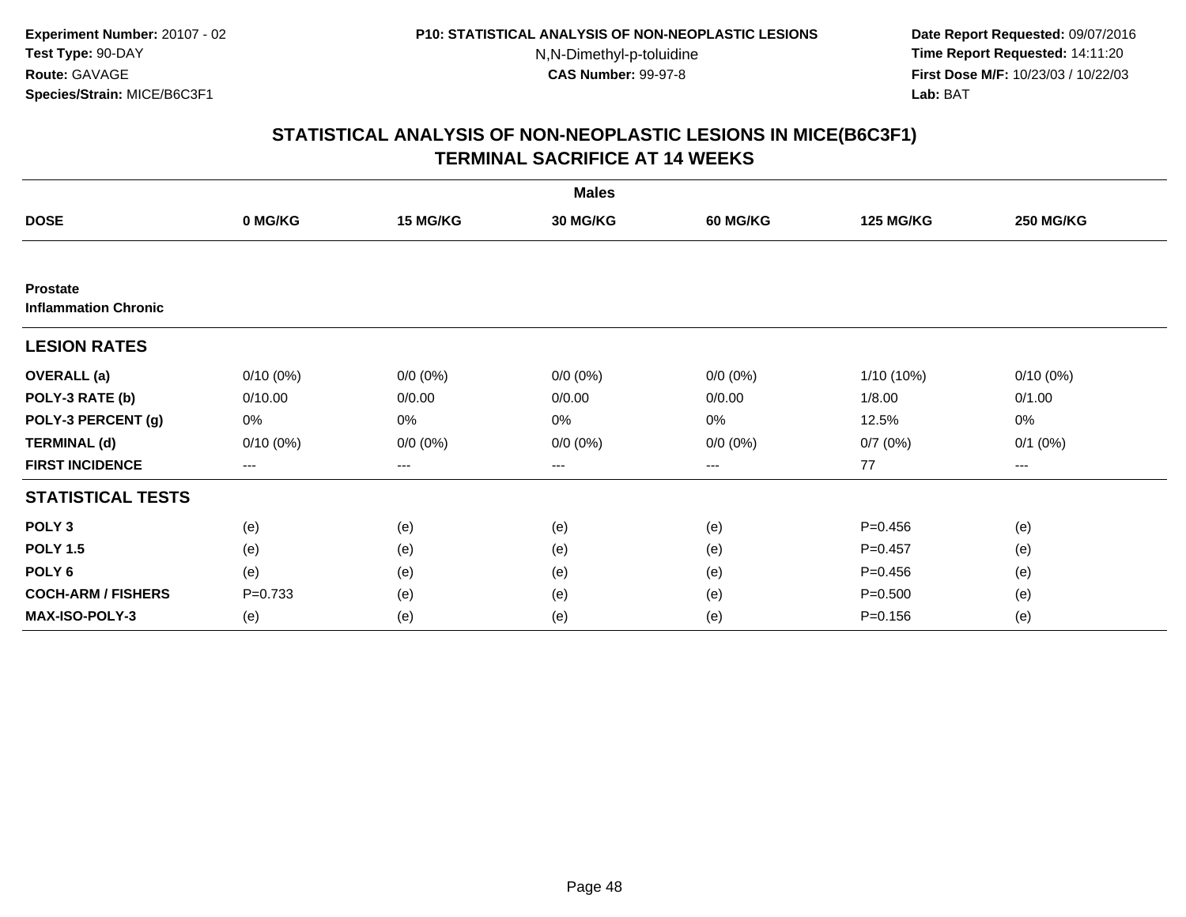Experiment Number: 20107 - 02
Test Type: 90-DAY
Route: GAVAGE
Species/Strain: MICE/B6C3F1

P10: STATISTICAL ANALYSIS OF NON-NEOPLASTIC LESIONS
N,N-Dimethyl-p-toluidine
CAS Number: 99-97-8

Date Report Requested: 09/07/2016
Time Report Requested: 14:11:20
First Dose M/F: 10/23/03 / 10/22/03
Lab: BAT

## STATISTICAL ANALYSIS OF NON-NEOPLASTIC LESIONS IN MICE(B6C3F1)
## TERMINAL SACRIFICE AT 14 WEEKS

| | Males | | | | | |
|---|---|---|---|---|---|---|
| **DOSE** | **0 MG/KG** | **15 MG/KG** | **30 MG/KG** | **60 MG/KG** | **125 MG/KG** | **250 MG/KG** |
| **Prostate** | | | | | | |
| **Inflammation Chronic** | | | | | | |
| **LESION RATES** | | | | | | |
| **OVERALL (a)** | 0/10 (0%) | 0/0 (0%) | 0/0 (0%) | 0/0 (0%) | 1/10 (10%) | 0/10 (0%) |
| **POLY-3 RATE (b)** | 0/10.00 | 0/0.00 | 0/0.00 | 0/0.00 | 1/8.00 | 0/1.00 |
| **POLY-3 PERCENT (g)** | 0% | 0% | 0% | 0% | 12.5% | 0% |
| **TERMINAL (d)** | 0/10 (0%) | 0/0 (0%) | 0/0 (0%) | 0/0 (0%) | 0/7 (0%) | 0/1 (0%) |
| **FIRST INCIDENCE** | --- | --- | --- | --- | 77 | --- |
| **STATISTICAL TESTS** | | | | | | |
| **POLY 3** | (e) | (e) | (e) | (e) | P=0.456 | (e) |
| **POLY 1.5** | (e) | (e) | (e) | (e) | P=0.457 | (e) |
| **POLY 6** | (e) | (e) | (e) | (e) | P=0.456 | (e) |
| **COCH-ARM / FISHERS** | P=0.733 | (e) | (e) | (e) | P=0.500 | (e) |
| **MAX-ISO-POLY-3** | (e) | (e) | (e) | (e) | P=0.156 | (e) |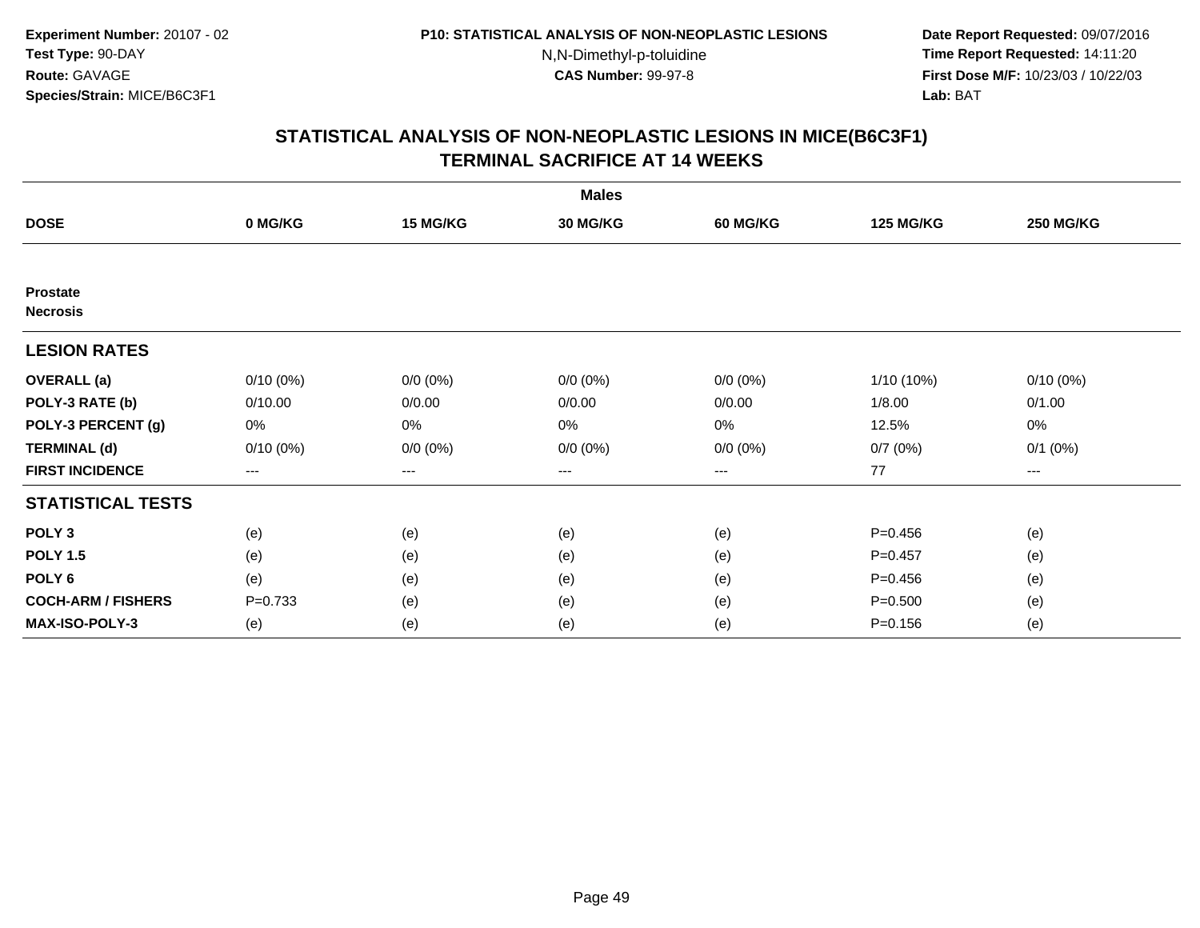**Experiment Number:** 20107 - 02
**Test Type:** 90-DAY
**Route:** GAVAGE
**Species/Strain:** MICE/B6C3F1

**P10: STATISTICAL ANALYSIS OF NON-NEOPLASTIC LESIONS**
N,N-Dimethyl-p-toluidine
**CAS Number:** 99-97-8

**Date Report Requested:** 09/07/2016
**Time Report Requested:** 14:11:20
**First Dose M/F:** 10/23/03 / 10/22/03
**Lab:** BAT

## STATISTICAL ANALYSIS OF NON-NEOPLASTIC LESIONS IN MICE(B6C3F1)
## TERMINAL SACRIFICE AT 14 WEEKS

| | Males | | | | | |
|---|---|---|---|---|---|---|
| **DOSE** | **0 MG/KG** | **15 MG/KG** | **30 MG/KG** | **60 MG/KG** | **125 MG/KG** | **250 MG/KG** |
| **Prostate** | | | | | | |
| **Necrosis** | | | | | | |
| **LESION RATES** | | | | | | |
| **OVERALL (a)** | 0/10 (0%) | 0/0 (0%) | 0/0 (0%) | 0/0 (0%) | 1/10 (10%) | 0/10 (0%) |
| **POLY-3 RATE (b)** | 0/10.00 | 0/0.00 | 0/0.00 | 0/0.00 | 1/8.00 | 0/1.00 |
| **POLY-3 PERCENT (g)** | 0% | 0% | 0% | 0% | 12.5% | 0% |
| **TERMINAL (d)** | 0/10 (0%) | 0/0 (0%) | 0/0 (0%) | 0/0 (0%) | 0/7 (0%) | 0/1 (0%) |
| **FIRST INCIDENCE** | --- | --- | --- | --- | 77 | --- |
| **STATISTICAL TESTS** | | | | | | |
| **POLY 3** | (e) | (e) | (e) | (e) | P=0.456 | (e) |
| **POLY 1.5** | (e) | (e) | (e) | (e) | P=0.457 | (e) |
| **POLY 6** | (e) | (e) | (e) | (e) | P=0.456 | (e) |
| **COCH-ARM / FISHERS** | P=0.733 | (e) | (e) | (e) | P=0.500 | (e) |
| **MAX-ISO-POLY-3** | (e) | (e) | (e) | (e) | P=0.156 | (e) |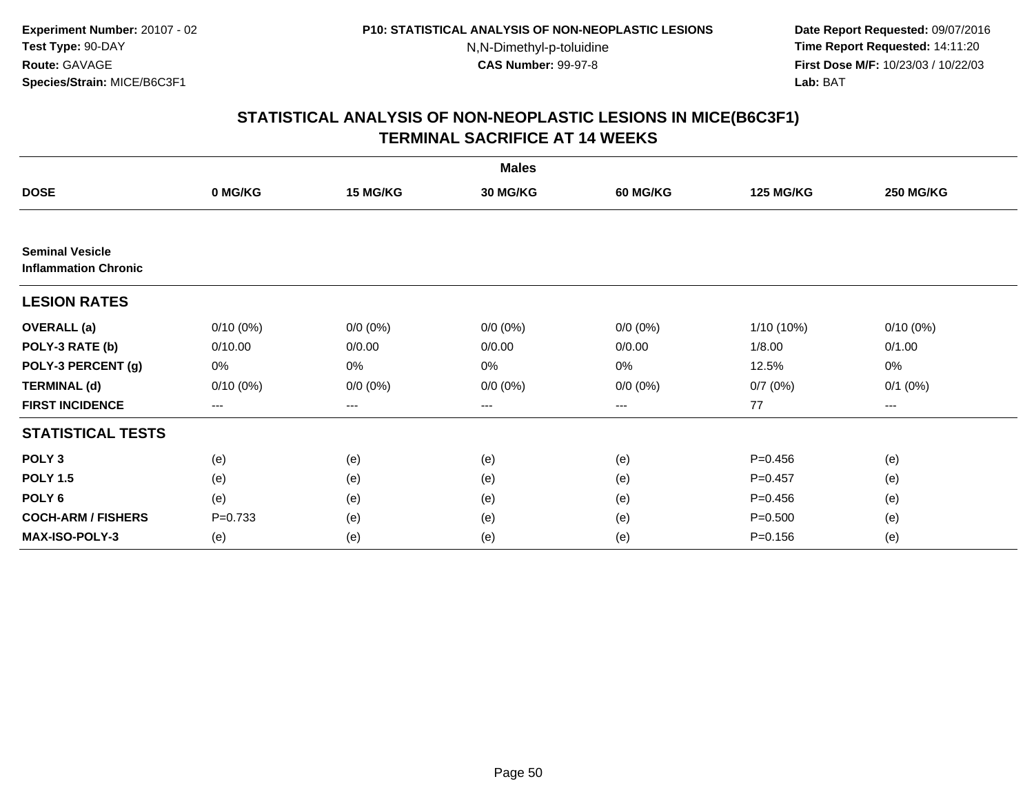Experiment Number: 20107 - 02
Test Type: 90-DAY
Route: GAVAGE
Species/Strain: MICE/B6C3F1

P10: STATISTICAL ANALYSIS OF NON-NEOPLASTIC LESIONS
N,N-Dimethyl-p-toluidine
CAS Number: 99-97-8

Date Report Requested: 09/07/2016
Time Report Requested: 14:11:20
First Dose M/F: 10/23/03 / 10/22/03
Lab: BAT

## STATISTICAL ANALYSIS OF NON-NEOPLASTIC LESIONS IN MICE(B6C3F1)
## TERMINAL SACRIFICE AT 14 WEEKS

| | Males | | | | | |
|---|---|---|---|---|---|---|
| **DOSE** | **0 MG/KG** | **15 MG/KG** | **30 MG/KG** | **60 MG/KG** | **125 MG/KG** | **250 MG/KG** |
| **Seminal Vesicle** | | | | | | |
| **Inflammation Chronic** | | | | | | |
| **LESION RATES** | | | | | | |
| **OVERALL (a)** | 0/10 (0%) | 0/0 (0%) | 0/0 (0%) | 0/0 (0%) | 1/10 (10%) | 0/10 (0%) |
| **POLY-3 RATE (b)** | 0/10.00 | 0/0.00 | 0/0.00 | 0/0.00 | 1/8.00 | 0/1.00 |
| **POLY-3 PERCENT (g)** | 0% | 0% | 0% | 0% | 12.5% | 0% |
| **TERMINAL (d)** | 0/10 (0%) | 0/0 (0%) | 0/0 (0%) | 0/0 (0%) | 0/7 (0%) | 0/1 (0%) |
| **FIRST INCIDENCE** | --- | --- | --- | --- | 77 | --- |
| **STATISTICAL TESTS** | | | | | | |
| **POLY 3** | (e) | (e) | (e) | (e) | P=0.456 | (e) |
| **POLY 1.5** | (e) | (e) | (e) | (e) | P=0.457 | (e) |
| **POLY 6** | (e) | (e) | (e) | (e) | P=0.456 | (e) |
| **COCH-ARM / FISHERS** | P=0.733 | (e) | (e) | (e) | P=0.500 | (e) |
| **MAX-ISO-POLY-3** | (e) | (e) | (e) | (e) | P=0.156 | (e) |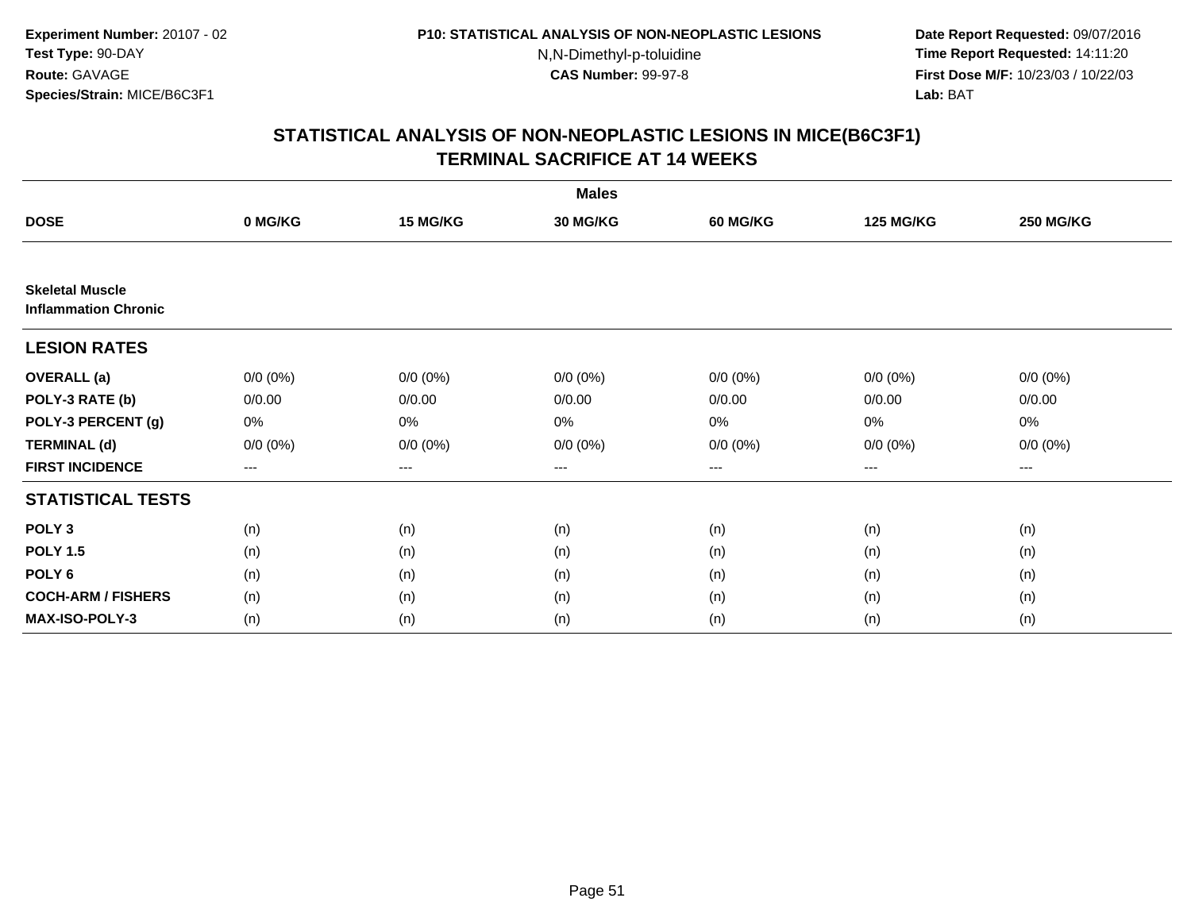Experiment Number: 20107 - 02
Test Type: 90-DAY
Route: GAVAGE
Species/Strain: MICE/B6C3F1

P10: STATISTICAL ANALYSIS OF NON-NEOPLASTIC LESIONS
N,N-Dimethyl-p-toluidine
CAS Number: 99-97-8

Date Report Requested: 09/07/2016
Time Report Requested: 14:11:20
First Dose M/F: 10/23/03 / 10/22/03
Lab: BAT

## STATISTICAL ANALYSIS OF NON-NEOPLASTIC LESIONS IN MICE(B6C3F1)
## TERMINAL SACRIFICE AT 14 WEEKS

| | Males | | | | | |
|---|---|---|---|---|---|---|
| **DOSE** | **0 MG/KG** | **15 MG/KG** | **30 MG/KG** | **60 MG/KG** | **125 MG/KG** | **250 MG/KG** |
| **Skeletal Muscle** | | | | | | |
| **Inflammation Chronic** | | | | | | |
| **LESION RATES** | | | | | | |
| **OVERALL (a)** | 0/0 (0%) | 0/0 (0%) | 0/0 (0%) | 0/0 (0%) | 0/0 (0%) | 0/0 (0%) |
| **POLY-3 RATE (b)** | 0/0.00 | 0/0.00 | 0/0.00 | 0/0.00 | 0/0.00 | 0/0.00 |
| **POLY-3 PERCENT (g)** | 0% | 0% | 0% | 0% | 0% | 0% |
| **TERMINAL (d)** | 0/0 (0%) | 0/0 (0%) | 0/0 (0%) | 0/0 (0%) | 0/0 (0%) | 0/0 (0%) |
| **FIRST INCIDENCE** | --- | --- | --- | --- | --- | --- |
| **STATISTICAL TESTS** | | | | | | |
| **POLY 3** | (n) | (n) | (n) | (n) | (n) | (n) |
| **POLY 1.5** | (n) | (n) | (n) | (n) | (n) | (n) |
| **POLY 6** | (n) | (n) | (n) | (n) | (n) | (n) |
| **COCH-ARM / FISHERS** | (n) | (n) | (n) | (n) | (n) | (n) |
| **MAX-ISO-POLY-3** | (n) | (n) | (n) | (n) | (n) | (n) |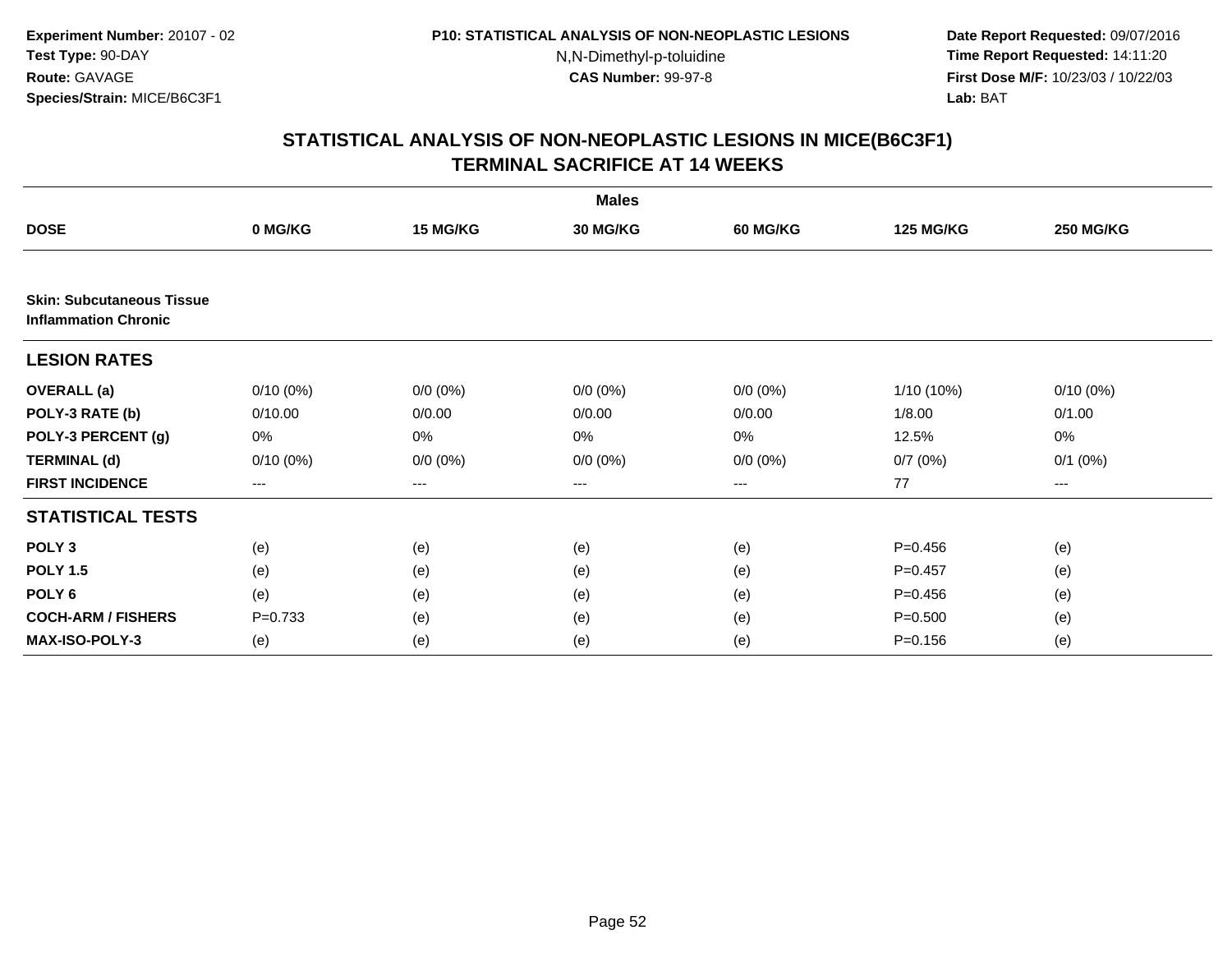Experiment Number: 20107 - 02
Test Type: 90-DAY
Route: GAVAGE
Species/Strain: MICE/B6C3F1

P10: STATISTICAL ANALYSIS OF NON-NEOPLASTIC LESIONS
N,N-Dimethyl-p-toluidine
CAS Number: 99-97-8

Date Report Requested: 09/07/2016
Time Report Requested: 14:11:20
First Dose M/F: 10/23/03 / 10/22/03
Lab: BAT

## STATISTICAL ANALYSIS OF NON-NEOPLASTIC LESIONS IN MICE(B6C3F1)
## TERMINAL SACRIFICE AT 14 WEEKS

| | Males | | | | | |
|---|---|---|---|---|---|---|
| **DOSE** | **0 MG/KG** | **15 MG/KG** | **30 MG/KG** | **60 MG/KG** | **125 MG/KG** | **250 MG/KG** |
| **Skin: Subcutaneous Tissue Inflammation Chronic** | | | | | | |
| **LESION RATES** | | | | | | |
| **OVERALL (a)** | 0/10 (0%) | 0/0 (0%) | 0/0 (0%) | 0/0 (0%) | 1/10 (10%) | 0/10 (0%) |
| **POLY-3 RATE (b)** | 0/10.00 | 0/0.00 | 0/0.00 | 0/0.00 | 1/8.00 | 0/1.00 |
| **POLY-3 PERCENT (g)** | 0% | 0% | 0% | 0% | 12.5% | 0% |
| **TERMINAL (d)** | 0/10 (0%) | 0/0 (0%) | 0/0 (0%) | 0/0 (0%) | 0/7 (0%) | 0/1 (0%) |
| **FIRST INCIDENCE** | --- | --- | --- | --- | 77 | --- |
| **STATISTICAL TESTS** | | | | | | |
| **POLY 3** | (e) | (e) | (e) | (e) | P=0.456 | (e) |
| **POLY 1.5** | (e) | (e) | (e) | (e) | P=0.457 | (e) |
| **POLY 6** | (e) | (e) | (e) | (e) | P=0.456 | (e) |
| **COCH-ARM / FISHERS** | P=0.733 | (e) | (e) | (e) | P=0.500 | (e) |
| **MAX-ISO-POLY-3** | (e) | (e) | (e) | (e) | P=0.156 | (e) |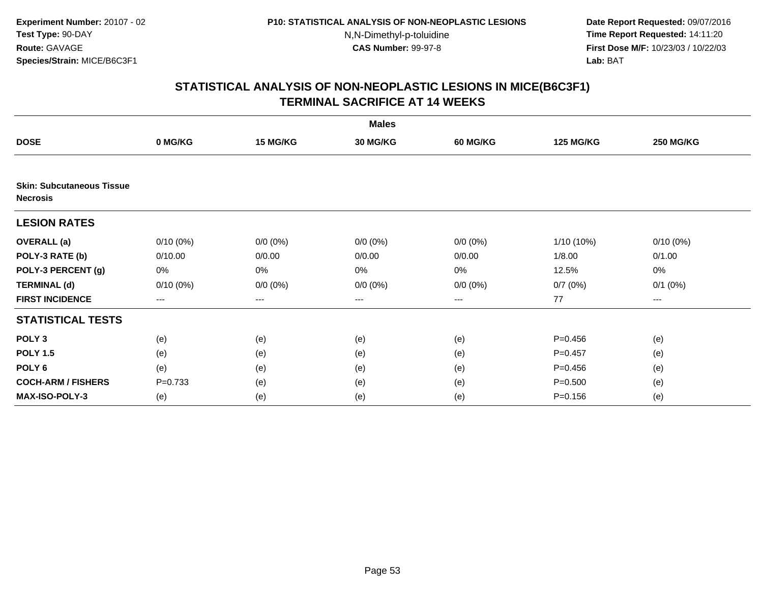**Experiment Number:** 20107 - 02
**Test Type:** 90-DAY
**Route:** GAVAGE
**Species/Strain:** MICE/B6C3F1

**P10: STATISTICAL ANALYSIS OF NON-NEOPLASTIC LESIONS**
N,N-Dimethyl-p-toluidine
**CAS Number:** 99-97-8

**Date Report Requested:** 09/07/2016
**Time Report Requested:** 14:11:20
**First Dose M/F:** 10/23/03 / 10/22/03
**Lab:** BAT

## STATISTICAL ANALYSIS OF NON-NEOPLASTIC LESIONS IN MICE(B6C3F1)
## TERMINAL SACRIFICE AT 14 WEEKS

| | Males | | | | | |
|---|---|---|---|---|---|---|
| **DOSE** | **0 MG/KG** | **15 MG/KG** | **30 MG/KG** | **60 MG/KG** | **125 MG/KG** | **250 MG/KG** |
| **Skin: Subcutaneous Tissue Necrosis** | | | | | | |
| **LESION RATES** | | | | | | |
| **OVERALL (a)** | 0/10 (0%) | 0/0 (0%) | 0/0 (0%) | 0/0 (0%) | 1/10 (10%) | 0/10 (0%) |
| **POLY-3 RATE (b)** | 0/10.00 | 0/0.00 | 0/0.00 | 0/0.00 | 1/8.00 | 0/1.00 |
| **POLY-3 PERCENT (g)** | 0% | 0% | 0% | 0% | 12.5% | 0% |
| **TERMINAL (d)** | 0/10 (0%) | 0/0 (0%) | 0/0 (0%) | 0/0 (0%) | 0/7 (0%) | 0/1 (0%) |
| **FIRST INCIDENCE** | --- | --- | --- | --- | 77 | --- |
| **STATISTICAL TESTS** | | | | | | |
| **POLY 3** | (e) | (e) | (e) | (e) | P=0.456 | (e) |
| **POLY 1.5** | (e) | (e) | (e) | (e) | P=0.457 | (e) |
| **POLY 6** | (e) | (e) | (e) | (e) | P=0.456 | (e) |
| **COCH-ARM / FISHERS** | P=0.733 | (e) | (e) | (e) | P=0.500 | (e) |
| **MAX-ISO-POLY-3** | (e) | (e) | (e) | (e) | P=0.156 | (e) |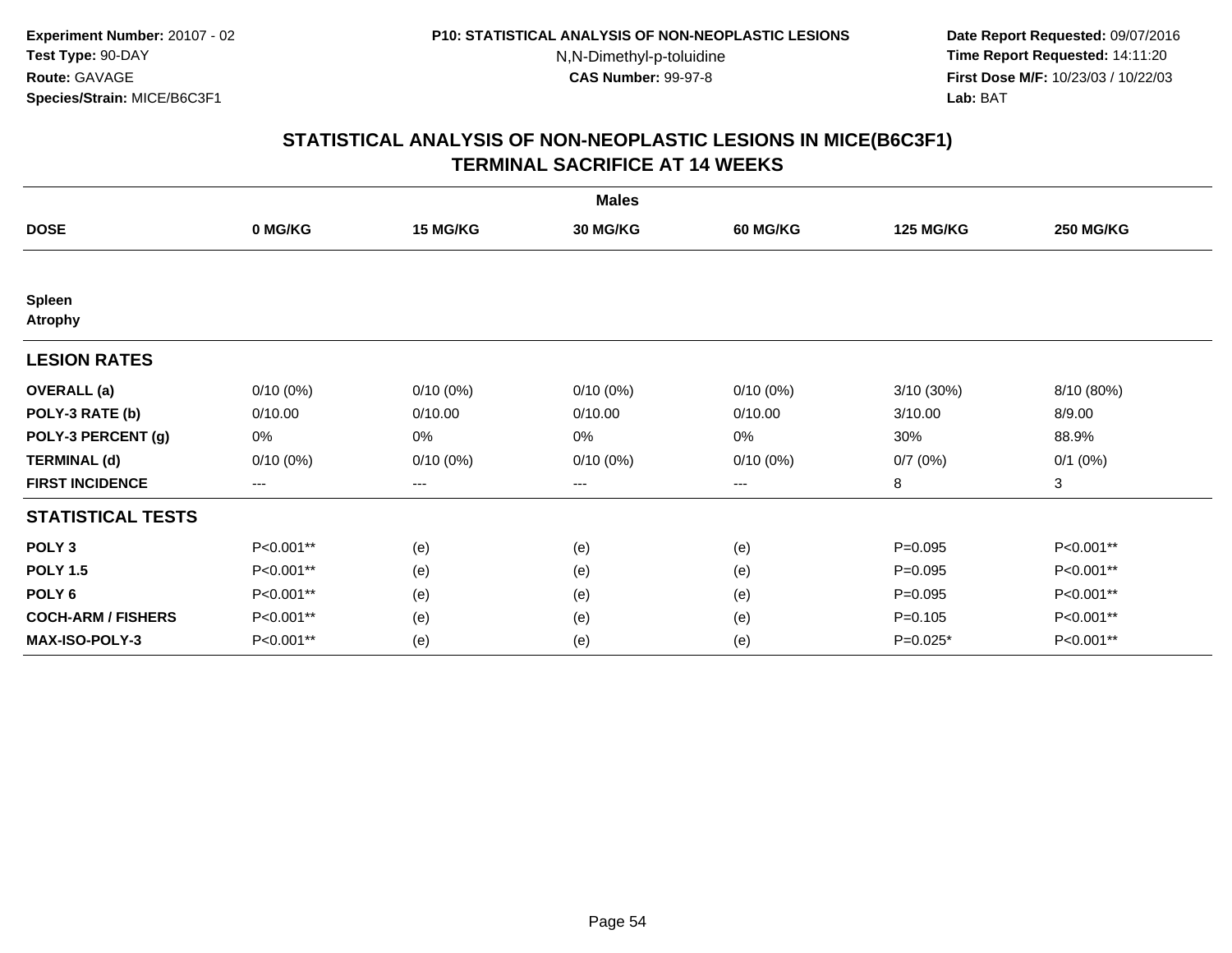**Experiment Number:** 20107 - 02
**Test Type:** 90-DAY
**Route:** GAVAGE
**Species/Strain:** MICE/B6C3F1

**P10: STATISTICAL ANALYSIS OF NON-NEOPLASTIC LESIONS**
N,N-Dimethyl-p-toluidine
**CAS Number:** 99-97-8

**Date Report Requested:** 09/07/2016
**Time Report Requested:** 14:11:20
**First Dose M/F:** 10/23/03 / 10/22/03
**Lab:** BAT

# STATISTICAL ANALYSIS OF NON-NEOPLASTIC LESIONS IN MICE(B6C3F1)
## TERMINAL SACRIFICE AT 14 WEEKS

| | Males | | | | | |
|---|---|---|---|---|---|---|
| **DOSE** | **0 MG/KG** | **15 MG/KG** | **30 MG/KG** | **60 MG/KG** | **125 MG/KG** | **250 MG/KG** |
| **Spleen Atrophy** | | | | | | |
| **LESION RATES** | | | | | | |
| **OVERALL (a)** | 0/10 (0%) | 0/10 (0%) | 0/10 (0%) | 0/10 (0%) | 3/10 (30%) | 8/10 (80%) |
| **POLY-3 RATE (b)** | 0/10.00 | 0/10.00 | 0/10.00 | 0/10.00 | 3/10.00 | 8/9.00 |
| **POLY-3 PERCENT (g)** | 0% | 0% | 0% | 0% | 30% | 88.9% |
| **TERMINAL (d)** | 0/10 (0%) | 0/10 (0%) | 0/10 (0%) | 0/10 (0%) | 0/7 (0%) | 0/1 (0%) |
| **FIRST INCIDENCE** | --- | --- | --- | --- | 8 | 3 |
| **STATISTICAL TESTS** | | | | | | |
| **POLY 3** | P<0.001** | (e) | (e) | (e) | P=0.095 | P<0.001** |
| **POLY 1.5** | P<0.001** | (e) | (e) | (e) | P=0.095 | P<0.001** |
| **POLY 6** | P<0.001** | (e) | (e) | (e) | P=0.095 | P<0.001** |
| **COCH-ARM / FISHERS** | P<0.001** | (e) | (e) | (e) | P=0.105 | P<0.001** |
| **MAX-ISO-POLY-3** | P<0.001** | (e) | (e) | (e) | P=0.025* | P<0.001** |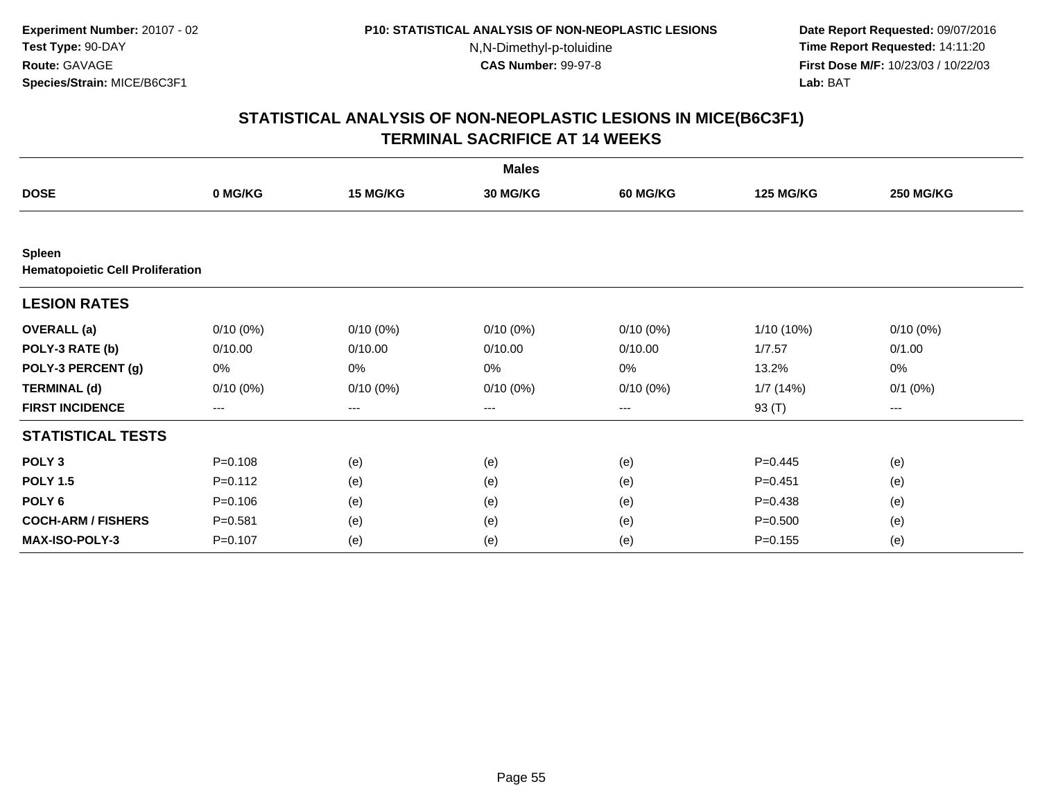**Experiment Number:** 20107 - 02
**Test Type:** 90-DAY
**Route:** GAVAGE
**Species/Strain:** MICE/B6C3F1

**P10: STATISTICAL ANALYSIS OF NON-NEOPLASTIC LESIONS**
N,N-Dimethyl-p-toluidine
**CAS Number:** 99-97-8

**Date Report Requested:** 09/07/2016
**Time Report Requested:** 14:11:20
**First Dose M/F:** 10/23/03 / 10/22/03
**Lab:** BAT

## STATISTICAL ANALYSIS OF NON-NEOPLASTIC LESIONS IN MICE(B6C3F1)
## TERMINAL SACRIFICE AT 14 WEEKS

| | Males | | | | | |
|---|---|---|---|---|---|---|
| **DOSE** | **0 MG/KG** | **15 MG/KG** | **30 MG/KG** | **60 MG/KG** | **125 MG/KG** | **250 MG/KG** |
| **Spleen** | | | | | | |
| **Hematopoietic Cell Proliferation** | | | | | | |
| **LESION RATES** | | | | | | |
| **OVERALL (a)** | 0/10 (0%) | 0/10 (0%) | 0/10 (0%) | 0/10 (0%) | 1/10 (10%) | 0/10 (0%) |
| **POLY-3 RATE (b)** | 0/10.00 | 0/10.00 | 0/10.00 | 0/10.00 | 1/7.57 | 0/1.00 |
| **POLY-3 PERCENT (g)** | 0% | 0% | 0% | 0% | 13.2% | 0% |
| **TERMINAL (d)** | 0/10 (0%) | 0/10 (0%) | 0/10 (0%) | 0/10 (0%) | 1/7 (14%) | 0/1 (0%) |
| **FIRST INCIDENCE** | --- | --- | --- | --- | 93 (T) | --- |
| **STATISTICAL TESTS** | | | | | | |
| **POLY 3** | P=0.108 | (e) | (e) | (e) | P=0.445 | (e) |
| **POLY 1.5** | P=0.112 | (e) | (e) | (e) | P=0.451 | (e) |
| **POLY 6** | P=0.106 | (e) | (e) | (e) | P=0.438 | (e) |
| **COCH-ARM / FISHERS** | P=0.581 | (e) | (e) | (e) | P=0.500 | (e) |
| **MAX-ISO-POLY-3** | P=0.107 | (e) | (e) | (e) | P=0.155 | (e) |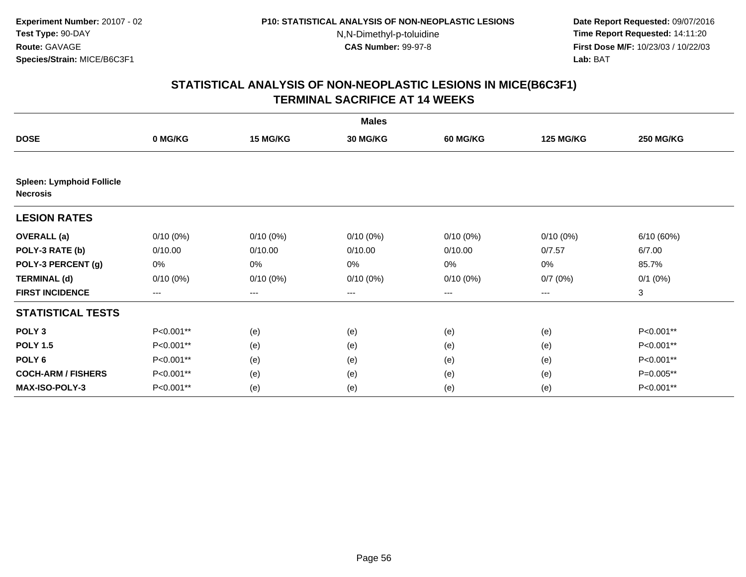**Experiment Number:** 20107 - 02
**Test Type:** 90-DAY
**Route:** GAVAGE
**Species/Strain:** MICE/B6C3F1

**P10: STATISTICAL ANALYSIS OF NON-NEOPLASTIC LESIONS**
N,N-Dimethyl-p-toluidine
**CAS Number:** 99-97-8

**Date Report Requested:** 09/07/2016
**Time Report Requested:** 14:11:20
**First Dose M/F:** 10/23/03 / 10/22/03
**Lab:** BAT

## STATISTICAL ANALYSIS OF NON-NEOPLASTIC LESIONS IN MICE(B6C3F1)
## TERMINAL SACRIFICE AT 14 WEEKS

**Males**

| DOSE | 0 MG/KG | 15 MG/KG | 30 MG/KG | 60 MG/KG | 125 MG/KG | 250 MG/KG |
|---|---|---|---|---|---|---|
| **Spleen: Lymphoid Follicle Necrosis** | | | | | | |
| **LESION RATES** | | | | | | |
| **OVERALL (a)** | 0/10 (0%) | 0/10 (0%) | 0/10 (0%) | 0/10 (0%) | 0/10 (0%) | 6/10 (60%) |
| **POLY-3 RATE (b)** | 0/10.00 | 0/10.00 | 0/10.00 | 0/10.00 | 0/7.57 | 6/7.00 |
| **POLY-3 PERCENT (g)** | 0% | 0% | 0% | 0% | 0% | 85.7% |
| **TERMINAL (d)** | 0/10 (0%) | 0/10 (0%) | 0/10 (0%) | 0/10 (0%) | 0/7 (0%) | 0/1 (0%) |
| **FIRST INCIDENCE** | --- | --- | --- | --- | --- | 3 |
| **STATISTICAL TESTS** | | | | | | |
| **POLY 3** | P<0.001** | (e) | (e) | (e) | (e) | P<0.001** |
| **POLY 1.5** | P<0.001** | (e) | (e) | (e) | (e) | P<0.001** |
| **POLY 6** | P<0.001** | (e) | (e) | (e) | (e) | P<0.001** |
| **COCH-ARM / FISHERS** | P<0.001** | (e) | (e) | (e) | (e) | P=0.005** |
| **MAX-ISO-POLY-3** | P<0.001** | (e) | (e) | (e) | (e) | P<0.001** |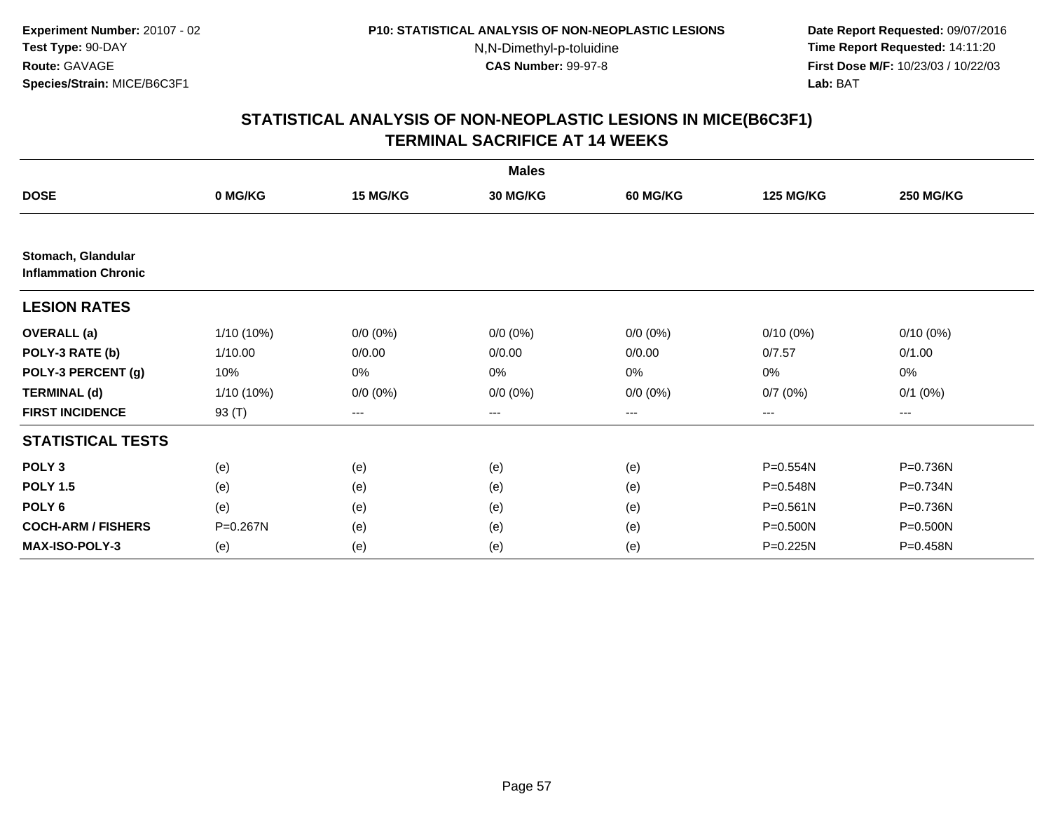Experiment Number: 20107 - 02
Test Type: 90-DAY
Route: GAVAGE
Species/Strain: MICE/B6C3F1

P10: STATISTICAL ANALYSIS OF NON-NEOPLASTIC LESIONS
N,N-Dimethyl-p-toluidine
CAS Number: 99-97-8

Date Report Requested: 09/07/2016
Time Report Requested: 14:11:20
First Dose M/F: 10/23/03 / 10/22/03
Lab: BAT

## STATISTICAL ANALYSIS OF NON-NEOPLASTIC LESIONS IN MICE(B6C3F1)
## TERMINAL SACRIFICE AT 14 WEEKS

| | Males | | | | | |
|---|---|---|---|---|---|---|
| **DOSE** | **0 MG/KG** | **15 MG/KG** | **30 MG/KG** | **60 MG/KG** | **125 MG/KG** | **250 MG/KG** |
| **Stomach, Glandular Inflammation Chronic** | | | | | | |
| **LESION RATES** | | | | | | |
| **OVERALL (a)** | 1/10 (10%) | 0/0 (0%) | 0/0 (0%) | 0/0 (0%) | 0/10 (0%) | 0/10 (0%) |
| **POLY-3 RATE (b)** | 1/10.00 | 0/0.00 | 0/0.00 | 0/0.00 | 0/7.57 | 0/1.00 |
| **POLY-3 PERCENT (g)** | 10% | 0% | 0% | 0% | 0% | 0% |
| **TERMINAL (d)** | 1/10 (10%) | 0/0 (0%) | 0/0 (0%) | 0/0 (0%) | 0/7 (0%) | 0/1 (0%) |
| **FIRST INCIDENCE** | 93 (T) | --- | --- | --- | --- | --- |
| **STATISTICAL TESTS** | | | | | | |
| **POLY 3** | (e) | (e) | (e) | (e) | P=0.554N | P=0.736N |
| **POLY 1.5** | (e) | (e) | (e) | (e) | P=0.548N | P=0.734N |
| **POLY 6** | (e) | (e) | (e) | (e) | P=0.561N | P=0.736N |
| **COCH-ARM / FISHERS** | P=0.267N | (e) | (e) | (e) | P=0.500N | P=0.500N |
| **MAX-ISO-POLY-3** | (e) | (e) | (e) | (e) | P=0.225N | P=0.458N |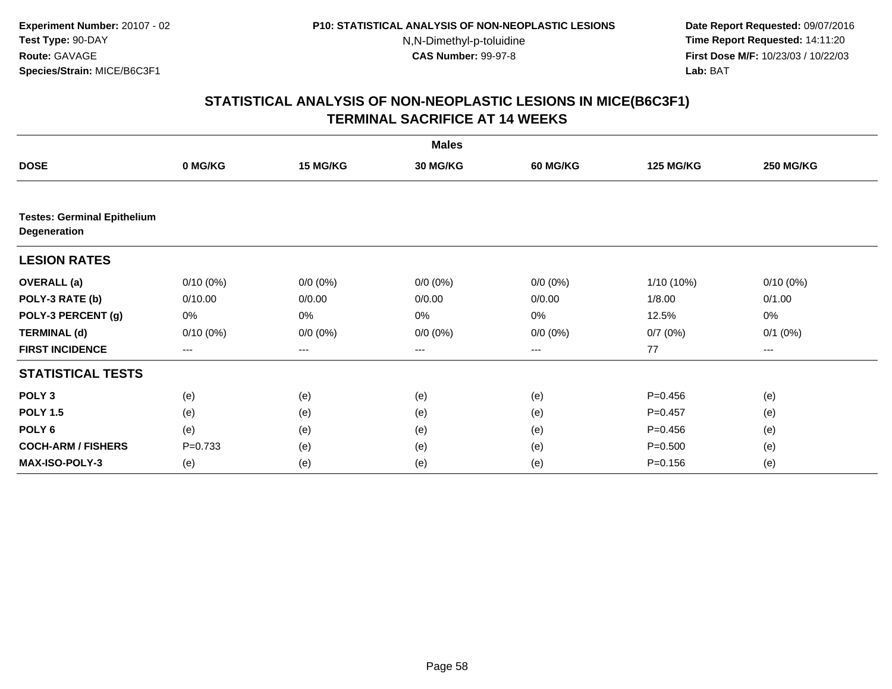Experiment Number: 20107 - 02
Test Type: 90-DAY
Route: GAVAGE
Species/Strain: MICE/B6C3F1

P10: STATISTICAL ANALYSIS OF NON-NEOPLASTIC LESIONS
N,N-Dimethyl-p-toluidine
CAS Number: 99-97-8

Date Report Requested: 09/07/2016
Time Report Requested: 14:11:20
First Dose M/F: 10/23/03 / 10/22/03
Lab: BAT

## STATISTICAL ANALYSIS OF NON-NEOPLASTIC LESIONS IN MICE(B6C3F1)
## TERMINAL SACRIFICE AT 14 WEEKS

| | Males | | | | | |
|---|---|---|---|---|---|---|
| **DOSE** | **0 MG/KG** | **15 MG/KG** | **30 MG/KG** | **60 MG/KG** | **125 MG/KG** | **250 MG/KG** |
| **Testes: Germinal Epithelium Degeneration** | | | | | | |
| **LESION RATES** | | | | | | |
| **OVERALL (a)** | 0/10 (0%) | 0/0 (0%) | 0/0 (0%) | 0/0 (0%) | 1/10 (10%) | 0/10 (0%) |
| **POLY-3 RATE (b)** | 0/10.00 | 0/0.00 | 0/0.00 | 0/0.00 | 1/8.00 | 0/1.00 |
| **POLY-3 PERCENT (g)** | 0% | 0% | 0% | 0% | 12.5% | 0% |
| **TERMINAL (d)** | 0/10 (0%) | 0/0 (0%) | 0/0 (0%) | 0/0 (0%) | 0/7 (0%) | 0/1 (0%) |
| **FIRST INCIDENCE** | --- | --- | --- | --- | 77 | --- |
| **STATISTICAL TESTS** | | | | | | |
| **POLY 3** | (e) | (e) | (e) | (e) | P=0.456 | (e) |
| **POLY 1.5** | (e) | (e) | (e) | (e) | P=0.457 | (e) |
| **POLY 6** | (e) | (e) | (e) | (e) | P=0.456 | (e) |
| **COCH-ARM / FISHERS** | P=0.733 | (e) | (e) | (e) | P=0.500 | (e) |
| **MAX-ISO-POLY-3** | (e) | (e) | (e) | (e) | P=0.156 | (e) |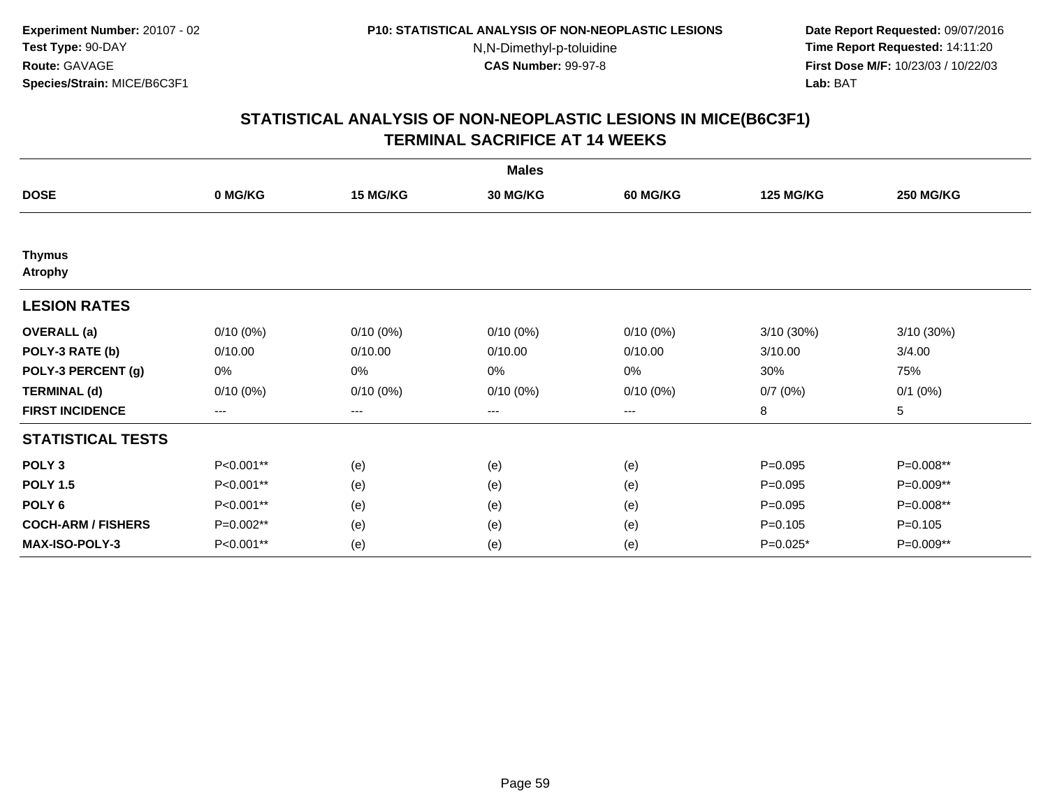**Experiment Number:** 20107 - 02
**Test Type:** 90-DAY
**Route:** GAVAGE
**Species/Strain:** MICE/B6C3F1

**P10: STATISTICAL ANALYSIS OF NON-NEOPLASTIC LESIONS**
N,N-Dimethyl-p-toluidine
**CAS Number:** 99-97-8

**Date Report Requested:** 09/07/2016
**Time Report Requested:** 14:11:20
**First Dose M/F:** 10/23/03 / 10/22/03
**Lab:** BAT

## STATISTICAL ANALYSIS OF NON-NEOPLASTIC LESIONS IN MICE(B6C3F1)
## TERMINAL SACRIFICE AT 14 WEEKS

| | Males | | | | | |
|---|---|---|---|---|---|---|
| **DOSE** | **0 MG/KG** | **15 MG/KG** | **30 MG/KG** | **60 MG/KG** | **125 MG/KG** | **250 MG/KG** |
| **Thymus** | | | | | | |
| **Atrophy** | | | | | | |
| **LESION RATES** | | | | | | |
| **OVERALL (a)** | 0/10 (0%) | 0/10 (0%) | 0/10 (0%) | 0/10 (0%) | 3/10 (30%) | 3/10 (30%) |
| **POLY-3 RATE (b)** | 0/10.00 | 0/10.00 | 0/10.00 | 0/10.00 | 3/10.00 | 3/4.00 |
| **POLY-3 PERCENT (g)** | 0% | 0% | 0% | 0% | 30% | 75% |
| **TERMINAL (d)** | 0/10 (0%) | 0/10 (0%) | 0/10 (0%) | 0/10 (0%) | 0/7 (0%) | 0/1 (0%) |
| **FIRST INCIDENCE** | --- | --- | --- | --- | 8 | 5 |
| **STATISTICAL TESTS** | | | | | | |
| **POLY 3** | P<0.001** | (e) | (e) | (e) | P=0.095 | P=0.008** |
| **POLY 1.5** | P<0.001** | (e) | (e) | (e) | P=0.095 | P=0.009** |
| **POLY 6** | P<0.001** | (e) | (e) | (e) | P=0.095 | P=0.008** |
| **COCH-ARM / FISHERS** | P=0.002** | (e) | (e) | (e) | P=0.105 | P=0.105 |
| **MAX-ISO-POLY-3** | P<0.001** | (e) | (e) | (e) | P=0.025* | P=0.009** |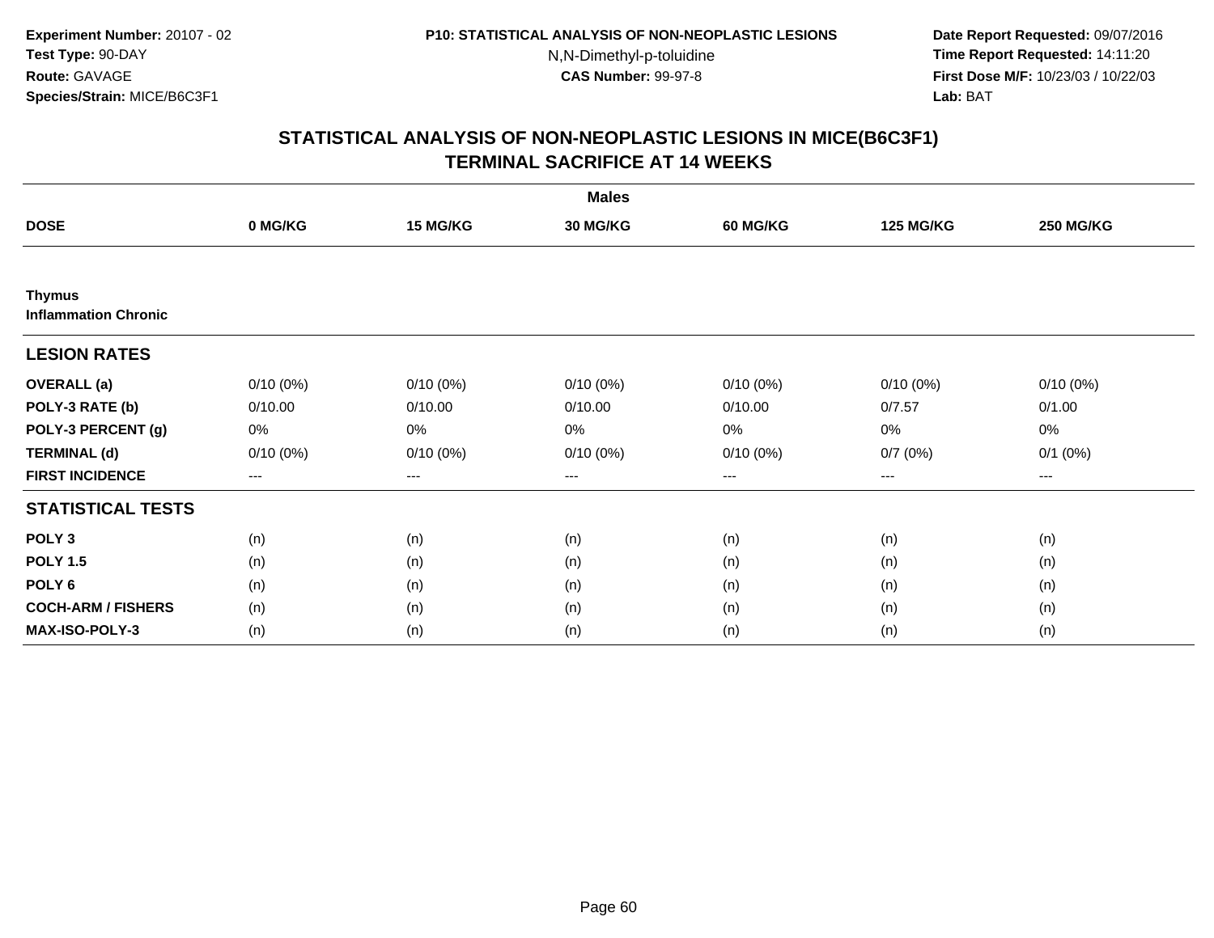Experiment Number: 20107 - 02
Test Type: 90-DAY
Route: GAVAGE
Species/Strain: MICE/B6C3F1

P10: STATISTICAL ANALYSIS OF NON-NEOPLASTIC LESIONS
N,N-Dimethyl-p-toluidine
CAS Number: 99-97-8

Date Report Requested: 09/07/2016
Time Report Requested: 14:11:20
First Dose M/F: 10/23/03 / 10/22/03
Lab: BAT

## STATISTICAL ANALYSIS OF NON-NEOPLASTIC LESIONS IN MICE(B6C3F1)
## TERMINAL SACRIFICE AT 14 WEEKS

| | Males | | | | | |
|---|---|---|---|---|---|---|
| **DOSE** | **0 MG/KG** | **15 MG/KG** | **30 MG/KG** | **60 MG/KG** | **125 MG/KG** | **250 MG/KG** |
| **Thymus** | | | | | | |
| **Inflammation Chronic** | | | | | | |
| **LESION RATES** | | | | | | |
| **OVERALL (a)** | 0/10 (0%) | 0/10 (0%) | 0/10 (0%) | 0/10 (0%) | 0/10 (0%) | 0/10 (0%) |
| **POLY-3 RATE (b)** | 0/10.00 | 0/10.00 | 0/10.00 | 0/10.00 | 0/7.57 | 0/1.00 |
| **POLY-3 PERCENT (g)** | 0% | 0% | 0% | 0% | 0% | 0% |
| **TERMINAL (d)** | 0/10 (0%) | 0/10 (0%) | 0/10 (0%) | 0/10 (0%) | 0/7 (0%) | 0/1 (0%) |
| **FIRST INCIDENCE** | --- | --- | --- | --- | --- | --- |
| **STATISTICAL TESTS** | | | | | | |
| **POLY 3** | (n) | (n) | (n) | (n) | (n) | (n) |
| **POLY 1.5** | (n) | (n) | (n) | (n) | (n) | (n) |
| **POLY 6** | (n) | (n) | (n) | (n) | (n) | (n) |
| **COCH-ARM / FISHERS** | (n) | (n) | (n) | (n) | (n) | (n) |
| **MAX-ISO-POLY-3** | (n) | (n) | (n) | (n) | (n) | (n) |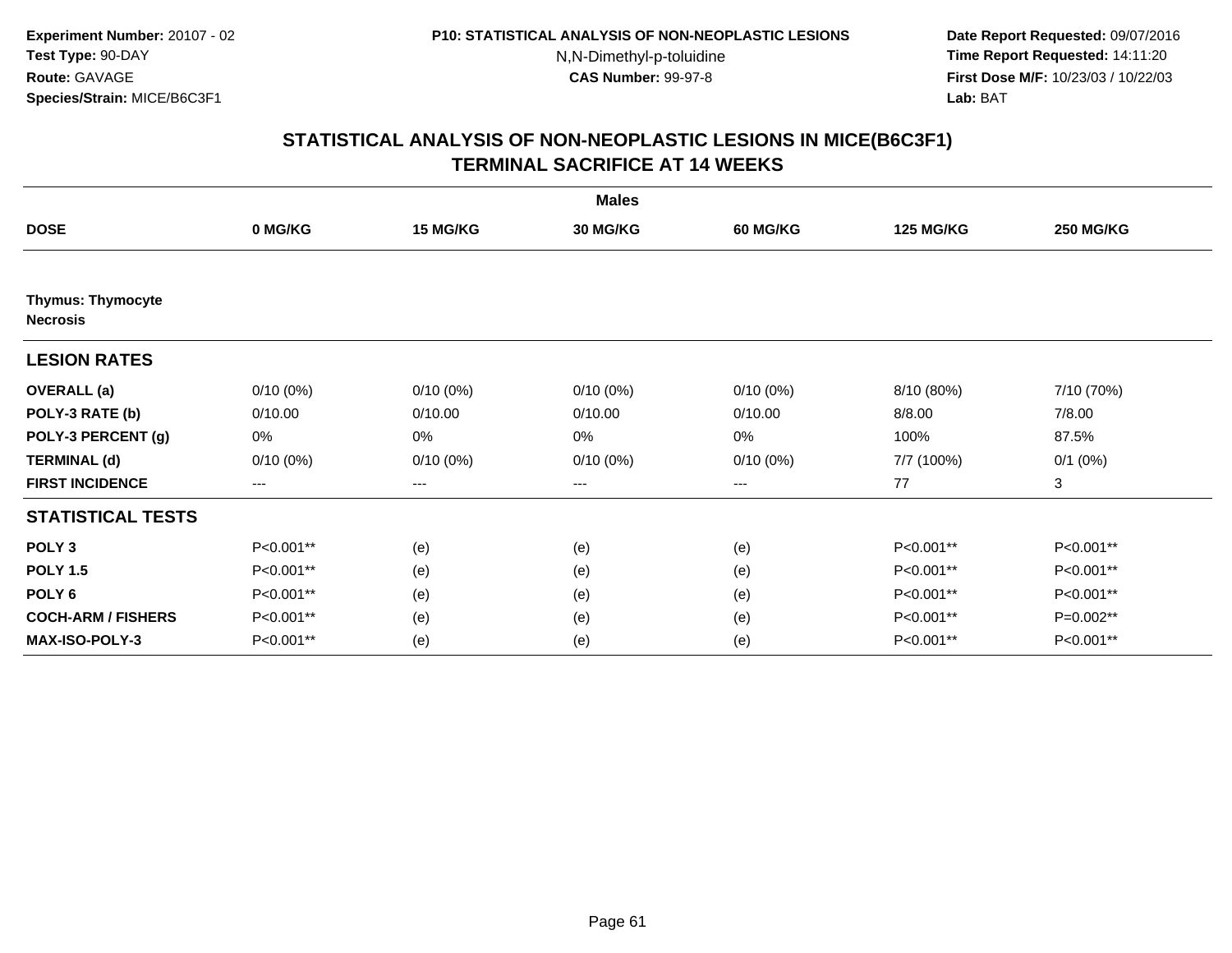**Experiment Number:** 20107 - 02
**Test Type:** 90-DAY
**Route:** GAVAGE
**Species/Strain:** MICE/B6C3F1

**P10: STATISTICAL ANALYSIS OF NON-NEOPLASTIC LESIONS**
N,N-Dimethyl-p-toluidine
**CAS Number:** 99-97-8

**Date Report Requested:** 09/07/2016
**Time Report Requested:** 14:11:20
**First Dose M/F:** 10/23/03 / 10/22/03
**Lab:** BAT

## STATISTICAL ANALYSIS OF NON-NEOPLASTIC LESIONS IN MICE(B6C3F1)
## TERMINAL SACRIFICE AT 14 WEEKS

| | Males | | | | | |
|---|---|---|---|---|---|---|
| **DOSE** | **0 MG/KG** | **15 MG/KG** | **30 MG/KG** | **60 MG/KG** | **125 MG/KG** | **250 MG/KG** |
| **Thymus: Thymocyte Necrosis** | | | | | | |
| **LESION RATES** | | | | | | |
| **OVERALL (a)** | 0/10 (0%) | 0/10 (0%) | 0/10 (0%) | 0/10 (0%) | 8/10 (80%) | 7/10 (70%) |
| **POLY-3 RATE (b)** | 0/10.00 | 0/10.00 | 0/10.00 | 0/10.00 | 8/8.00 | 7/8.00 |
| **POLY-3 PERCENT (g)** | 0% | 0% | 0% | 0% | 100% | 87.5% |
| **TERMINAL (d)** | 0/10 (0%) | 0/10 (0%) | 0/10 (0%) | 0/10 (0%) | 7/7 (100%) | 0/1 (0%) |
| **FIRST INCIDENCE** | --- | --- | --- | --- | 77 | 3 |
| **STATISTICAL TESTS** | | | | | | |
| **POLY 3** | P<0.001** | (e) | (e) | (e) | P<0.001** | P<0.001** |
| **POLY 1.5** | P<0.001** | (e) | (e) | (e) | P<0.001** | P<0.001** |
| **POLY 6** | P<0.001** | (e) | (e) | (e) | P<0.001** | P<0.001** |
| **COCH-ARM / FISHERS** | P<0.001** | (e) | (e) | (e) | P<0.001** | P=0.002** |
| **MAX-ISO-POLY-3** | P<0.001** | (e) | (e) | (e) | P<0.001** | P<0.001** |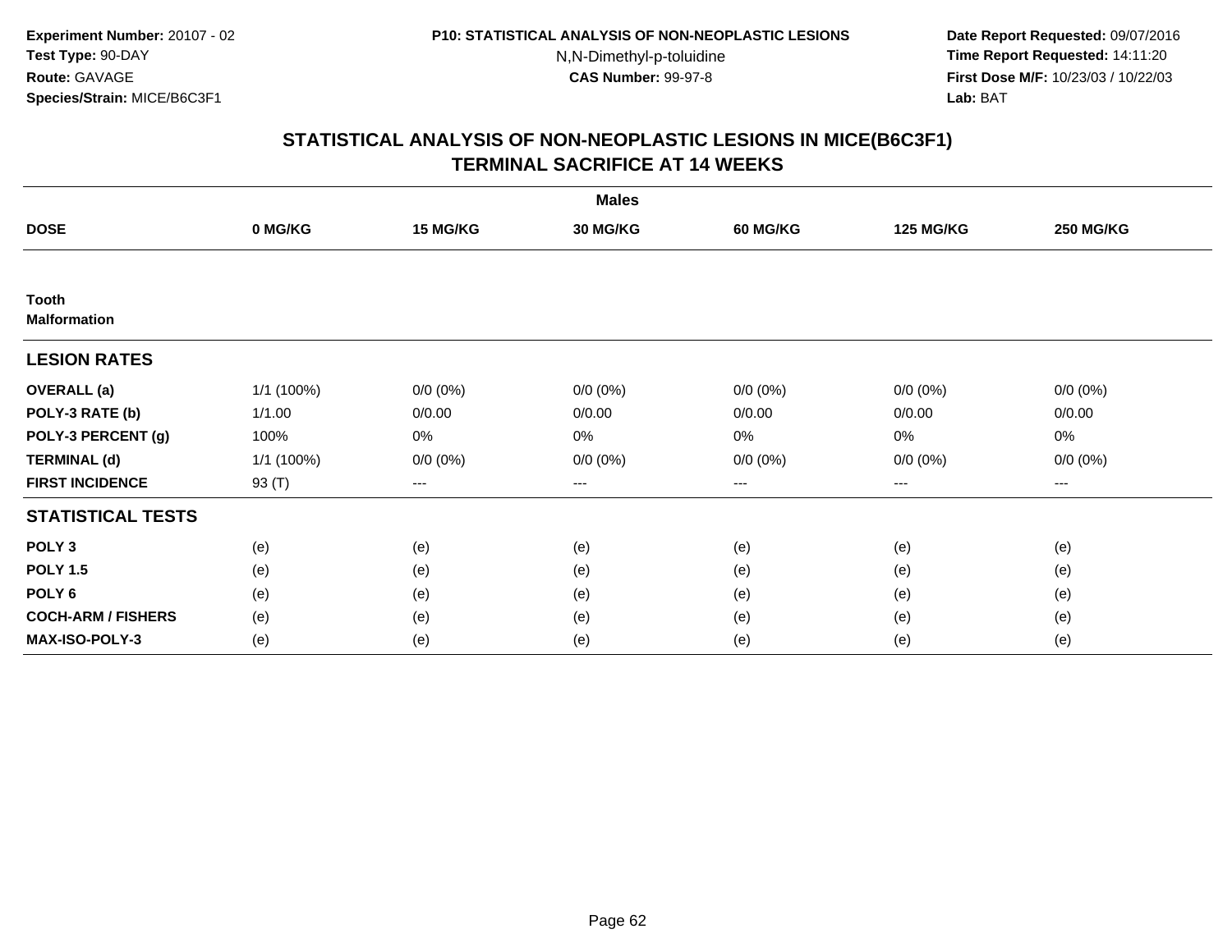Experiment Number: 20107 - 02
Test Type: 90-DAY
Route: GAVAGE
Species/Strain: MICE/B6C3F1

P10: STATISTICAL ANALYSIS OF NON-NEOPLASTIC LESIONS
N,N-Dimethyl-p-toluidine
CAS Number: 99-97-8

Date Report Requested: 09/07/2016
Time Report Requested: 14:11:20
First Dose M/F: 10/23/03 / 10/22/03
Lab: BAT

## STATISTICAL ANALYSIS OF NON-NEOPLASTIC LESIONS IN MICE(B6C3F1)
## TERMINAL SACRIFICE AT 14 WEEKS

| | Males | | | | | |
|---|---|---|---|---|---|---|
| **DOSE** | **0 MG/KG** | **15 MG/KG** | **30 MG/KG** | **60 MG/KG** | **125 MG/KG** | **250 MG/KG** |
| **Tooth** | | | | | | |
| **Malformation** | | | | | | |
| **LESION RATES** | | | | | | |
| **OVERALL (a)** | 1/1 (100%) | 0/0 (0%) | 0/0 (0%) | 0/0 (0%) | 0/0 (0%) | 0/0 (0%) |
| **POLY-3 RATE (b)** | 1/1.00 | 0/0.00 | 0/0.00 | 0/0.00 | 0/0.00 | 0/0.00 |
| **POLY-3 PERCENT (g)** | 100% | 0% | 0% | 0% | 0% | 0% |
| **TERMINAL (d)** | 1/1 (100%) | 0/0 (0%) | 0/0 (0%) | 0/0 (0%) | 0/0 (0%) | 0/0 (0%) |
| **FIRST INCIDENCE** | 93 (T) | --- | --- | --- | --- | --- |
| **STATISTICAL TESTS** | | | | | | |
| **POLY 3** | (e) | (e) | (e) | (e) | (e) | (e) |
| **POLY 1.5** | (e) | (e) | (e) | (e) | (e) | (e) |
| **POLY 6** | (e) | (e) | (e) | (e) | (e) | (e) |
| **COCH-ARM / FISHERS** | (e) | (e) | (e) | (e) | (e) | (e) |
| **MAX-ISO-POLY-3** | (e) | (e) | (e) | (e) | (e) | (e) |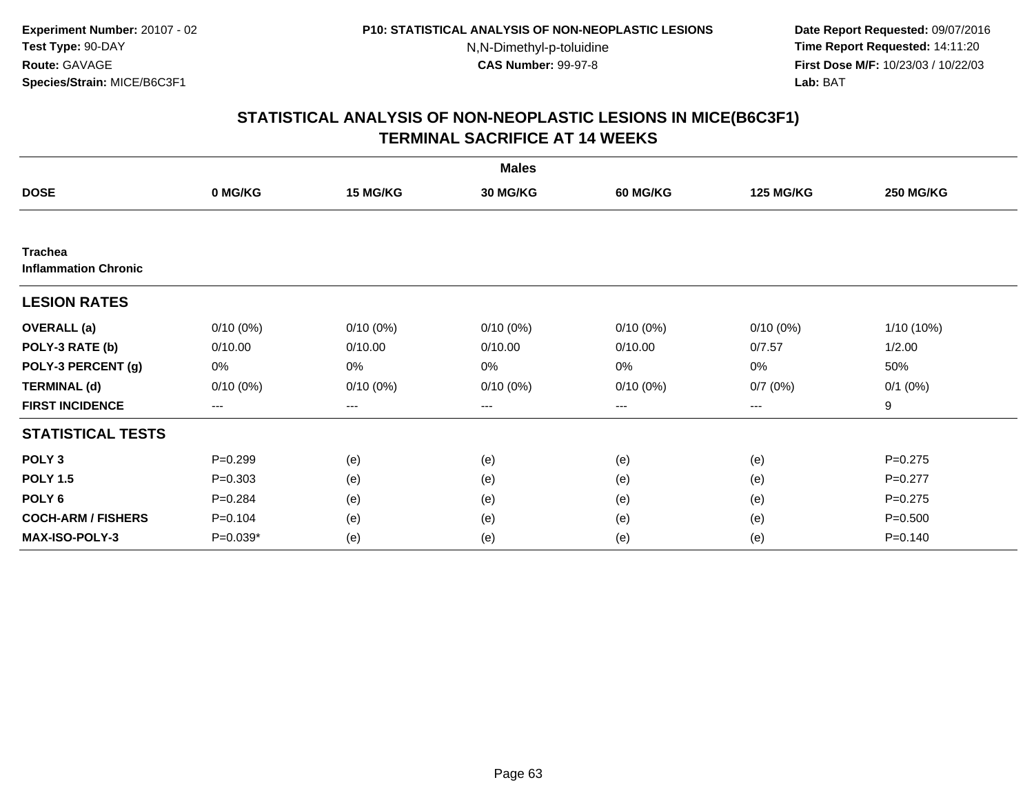Experiment Number: 20107 - 02
Test Type: 90-DAY
Route: GAVAGE
Species/Strain: MICE/B6C3F1

P10: STATISTICAL ANALYSIS OF NON-NEOPLASTIC LESIONS
N,N-Dimethyl-p-toluidine
CAS Number: 99-97-8

Date Report Requested: 09/07/2016
Time Report Requested: 14:11:20
First Dose M/F: 10/23/03 / 10/22/03
Lab: BAT

## STATISTICAL ANALYSIS OF NON-NEOPLASTIC LESIONS IN MICE(B6C3F1)
## TERMINAL SACRIFICE AT 14 WEEKS

| | Males | | | | | |
|---|---|---|---|---|---|---|
| **DOSE** | **0 MG/KG** | **15 MG/KG** | **30 MG/KG** | **60 MG/KG** | **125 MG/KG** | **250 MG/KG** |
| **Trachea** | | | | | | |
| **Inflammation Chronic** | | | | | | |
| **LESION RATES** | | | | | | |
| **OVERALL (a)** | 0/10 (0%) | 0/10 (0%) | 0/10 (0%) | 0/10 (0%) | 0/10 (0%) | 1/10 (10%) |
| **POLY-3 RATE (b)** | 0/10.00 | 0/10.00 | 0/10.00 | 0/10.00 | 0/7.57 | 1/2.00 |
| **POLY-3 PERCENT (g)** | 0% | 0% | 0% | 0% | 0% | 50% |
| **TERMINAL (d)** | 0/10 (0%) | 0/10 (0%) | 0/10 (0%) | 0/10 (0%) | 0/7 (0%) | 0/1 (0%) |
| **FIRST INCIDENCE** | --- | --- | --- | --- | --- | 9 |
| **STATISTICAL TESTS** | | | | | | |
| **POLY 3** | P=0.299 | (e) | (e) | (e) | (e) | P=0.275 |
| **POLY 1.5** | P=0.303 | (e) | (e) | (e) | (e) | P=0.277 |
| **POLY 6** | P=0.284 | (e) | (e) | (e) | (e) | P=0.275 |
| **COCH-ARM / FISHERS** | P=0.104 | (e) | (e) | (e) | (e) | P=0.500 |
| **MAX-ISO-POLY-3** | P=0.039* | (e) | (e) | (e) | (e) | P=0.140 |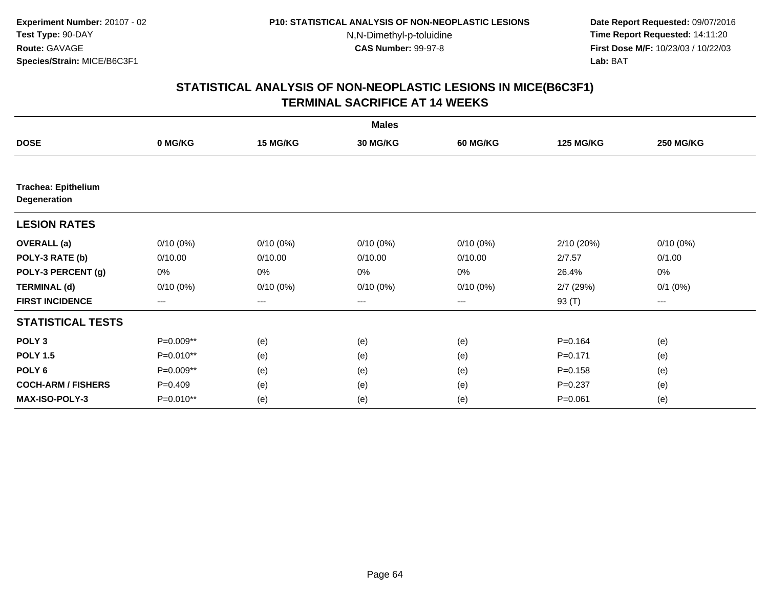**Experiment Number:** 20107 - 02
**Test Type:** 90-DAY
**Route:** GAVAGE
**Species/Strain:** MICE/B6C3F1

**P10: STATISTICAL ANALYSIS OF NON-NEOPLASTIC LESIONS**
N,N-Dimethyl-p-toluidine
**CAS Number:** 99-97-8

**Date Report Requested:** 09/07/2016
**Time Report Requested:** 14:11:20
**First Dose M/F:** 10/23/03 / 10/22/03
**Lab:** BAT

## STATISTICAL ANALYSIS OF NON-NEOPLASTIC LESIONS IN MICE(B6C3F1)
## TERMINAL SACRIFICE AT 14 WEEKS

| | Males | | | | | |
|---|---|---|---|---|---|---|
| **DOSE** | **0 MG/KG** | **15 MG/KG** | **30 MG/KG** | **60 MG/KG** | **125 MG/KG** | **250 MG/KG** |
| **Trachea: Epithelium Degeneration** | | | | | | |
| **LESION RATES** | | | | | | |
| **OVERALL (a)** | 0/10 (0%) | 0/10 (0%) | 0/10 (0%) | 0/10 (0%) | 2/10 (20%) | 0/10 (0%) |
| **POLY-3 RATE (b)** | 0/10.00 | 0/10.00 | 0/10.00 | 0/10.00 | 2/7.57 | 0/1.00 |
| **POLY-3 PERCENT (g)** | 0% | 0% | 0% | 0% | 26.4% | 0% |
| **TERMINAL (d)** | 0/10 (0%) | 0/10 (0%) | 0/10 (0%) | 0/10 (0%) | 2/7 (29%) | 0/1 (0%) |
| **FIRST INCIDENCE** | --- | --- | --- | --- | 93 (T) | --- |
| **STATISTICAL TESTS** | | | | | | |
| **POLY 3** | P=0.009** | (e) | (e) | (e) | P=0.164 | (e) |
| **POLY 1.5** | P=0.010** | (e) | (e) | (e) | P=0.171 | (e) |
| **POLY 6** | P=0.009** | (e) | (e) | (e) | P=0.158 | (e) |
| **COCH-ARM / FISHERS** | P=0.409 | (e) | (e) | (e) | P=0.237 | (e) |
| **MAX-ISO-POLY-3** | P=0.010** | (e) | (e) | (e) | P=0.061 | (e) |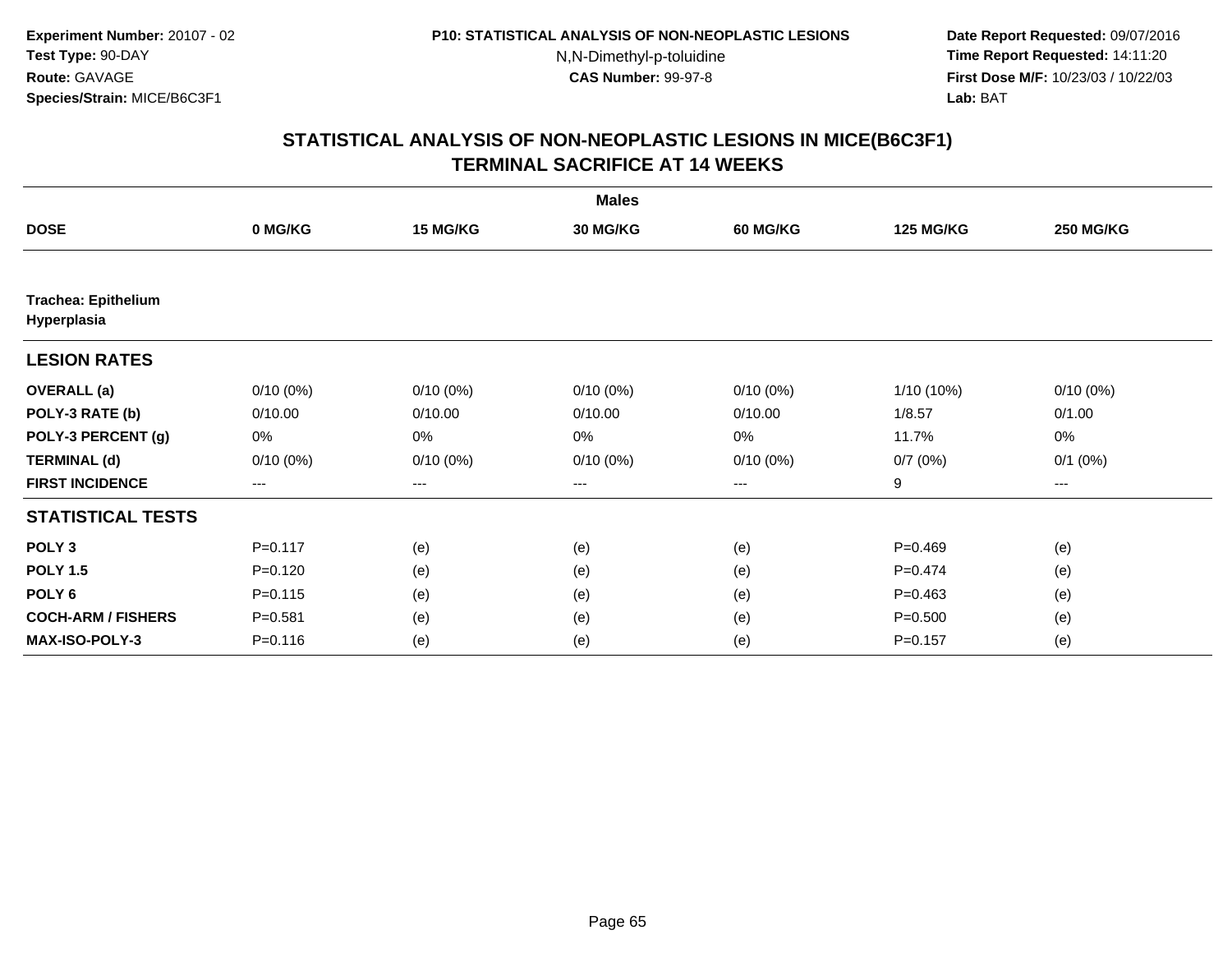**Experiment Number:** 20107 - 02
**Test Type:** 90-DAY
**Route:** GAVAGE
**Species/Strain:** MICE/B6C3F1

**P10: STATISTICAL ANALYSIS OF NON-NEOPLASTIC LESIONS**
N,N-Dimethyl-p-toluidine
**CAS Number:** 99-97-8

**Date Report Requested:** 09/07/2016
**Time Report Requested:** 14:11:20
**First Dose M/F:** 10/23/03 / 10/22/03
**Lab:** BAT

## STATISTICAL ANALYSIS OF NON-NEOPLASTIC LESIONS IN MICE(B6C3F1)
## TERMINAL SACRIFICE AT 14 WEEKS

| | | | Males | | | |
|---|---|---|---|---|---|---|
| **DOSE** | **0 MG/KG** | **15 MG/KG** | **30 MG/KG** | **60 MG/KG** | **125 MG/KG** | **250 MG/KG** |
| **Trachea: Epithelium Hyperplasia** | | | | | | |
| **LESION RATES** | | | | | | |
| **OVERALL (a)** | 0/10 (0%) | 0/10 (0%) | 0/10 (0%) | 0/10 (0%) | 1/10 (10%) | 0/10 (0%) |
| **POLY-3 RATE (b)** | 0/10.00 | 0/10.00 | 0/10.00 | 0/10.00 | 1/8.57 | 0/1.00 |
| **POLY-3 PERCENT (g)** | 0% | 0% | 0% | 0% | 11.7% | 0% |
| **TERMINAL (d)** | 0/10 (0%) | 0/10 (0%) | 0/10 (0%) | 0/10 (0%) | 0/7 (0%) | 0/1 (0%) |
| **FIRST INCIDENCE** | --- | --- | --- | --- | 9 | --- |
| **STATISTICAL TESTS** | | | | | | |
| **POLY 3** | P=0.117 | (e) | (e) | (e) | P=0.469 | (e) |
| **POLY 1.5** | P=0.120 | (e) | (e) | (e) | P=0.474 | (e) |
| **POLY 6** | P=0.115 | (e) | (e) | (e) | P=0.463 | (e) |
| **COCH-ARM / FISHERS** | P=0.581 | (e) | (e) | (e) | P=0.500 | (e) |
| **MAX-ISO-POLY-3** | P=0.116 | (e) | (e) | (e) | P=0.157 | (e) |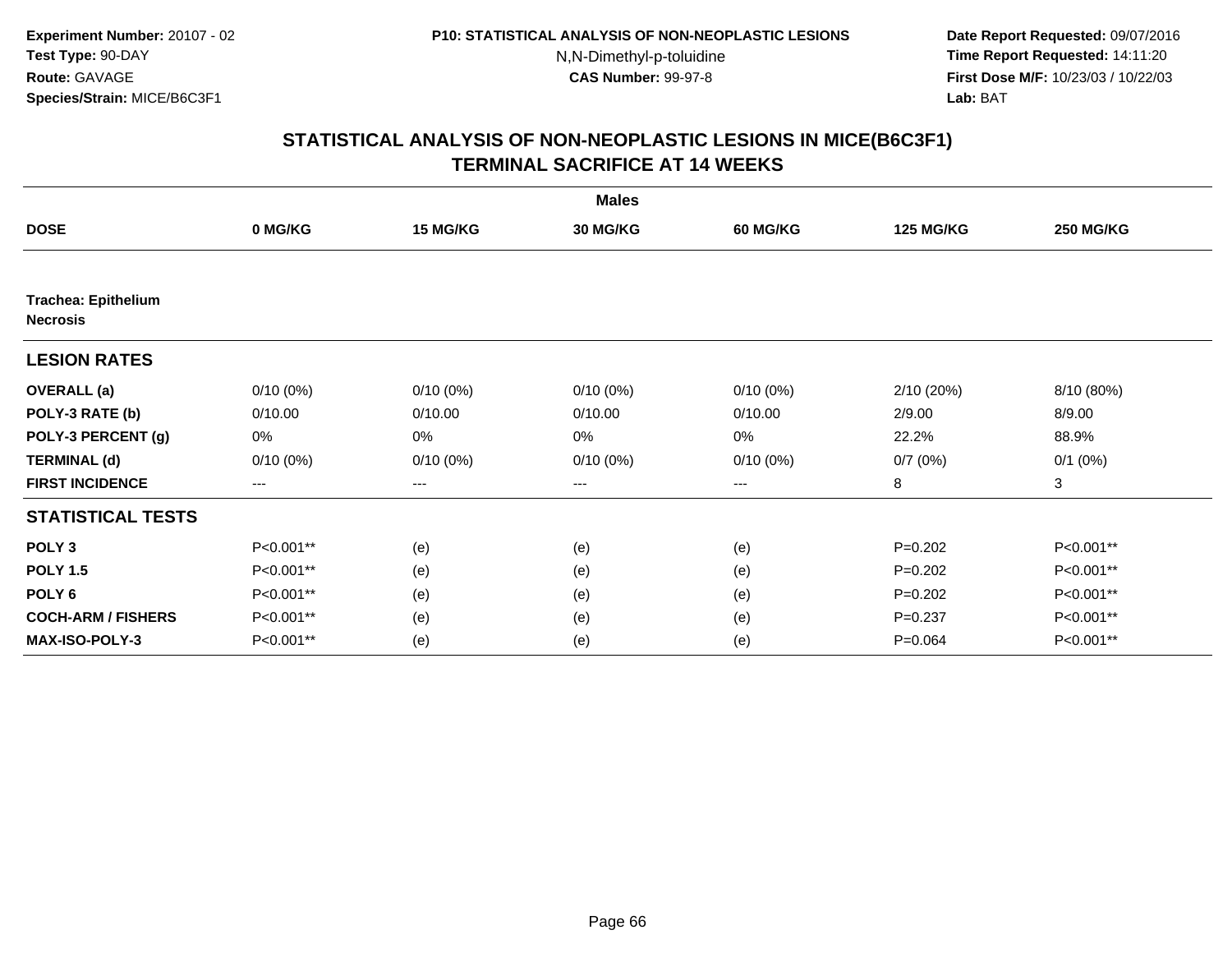Experiment Number: 20107 - 02
Test Type: 90-DAY
Route: GAVAGE
Species/Strain: MICE/B6C3F1

P10: STATISTICAL ANALYSIS OF NON-NEOPLASTIC LESIONS
N,N-Dimethyl-p-toluidine
CAS Number: 99-97-8

Date Report Requested: 09/07/2016
Time Report Requested: 14:11:20
First Dose M/F: 10/23/03 / 10/22/03
Lab: BAT

## STATISTICAL ANALYSIS OF NON-NEOPLASTIC LESIONS IN MICE(B6C3F1)
## TERMINAL SACRIFICE AT 14 WEEKS

**Males**

| DOSE | 0 MG/KG | 15 MG/KG | 30 MG/KG | 60 MG/KG | 125 MG/KG | 250 MG/KG |
|---|---|---|---|---|---|---|
| **Trachea: Epithelium Necrosis** | | | | | | |
| **LESION RATES** | | | | | | |
| **OVERALL (a)** | 0/10 (0%) | 0/10 (0%) | 0/10 (0%) | 0/10 (0%) | 2/10 (20%) | 8/10 (80%) |
| **POLY-3 RATE (b)** | 0/10.00 | 0/10.00 | 0/10.00 | 0/10.00 | 2/9.00 | 8/9.00 |
| **POLY-3 PERCENT (g)** | 0% | 0% | 0% | 0% | 22.2% | 88.9% |
| **TERMINAL (d)** | 0/10 (0%) | 0/10 (0%) | 0/10 (0%) | 0/10 (0%) | 0/7 (0%) | 0/1 (0%) |
| **FIRST INCIDENCE** | --- | --- | --- | --- | 8 | 3 |
| **STATISTICAL TESTS** | | | | | | |
| **POLY 3** | P<0.001** | (e) | (e) | (e) | P=0.202 | P<0.001** |
| **POLY 1.5** | P<0.001** | (e) | (e) | (e) | P=0.202 | P<0.001** |
| **POLY 6** | P<0.001** | (e) | (e) | (e) | P=0.202 | P<0.001** |
| **COCH-ARM / FISHERS** | P<0.001** | (e) | (e) | (e) | P=0.237 | P<0.001** |
| **MAX-ISO-POLY-3** | P<0.001** | (e) | (e) | (e) | P=0.064 | P<0.001** |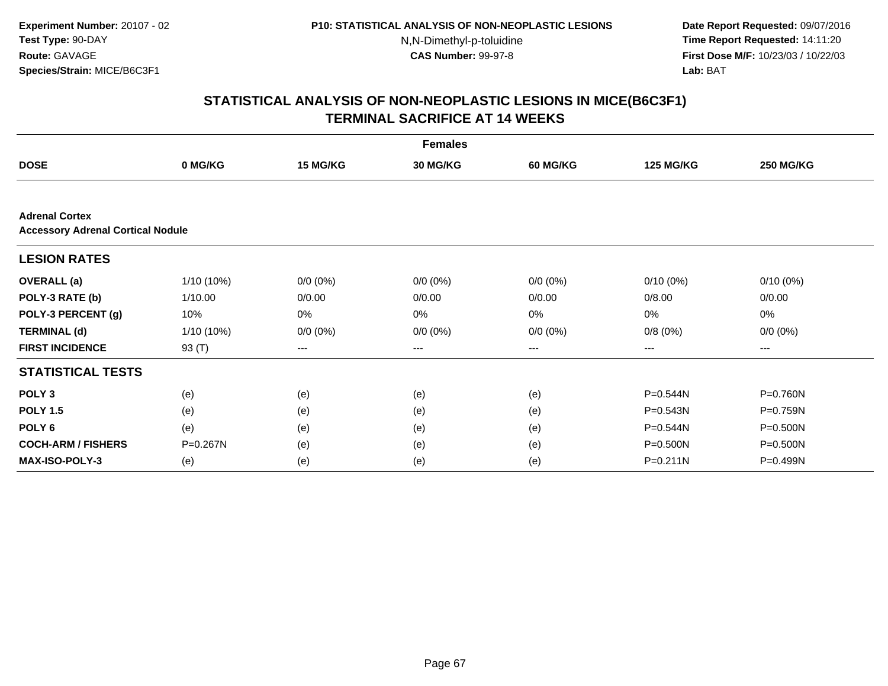Experiment Number: 20107 - 02
Test Type: 90-DAY
Route: GAVAGE
Species/Strain: MICE/B6C3F1

P10: STATISTICAL ANALYSIS OF NON-NEOPLASTIC LESIONS
N,N-Dimethyl-p-toluidine
CAS Number: 99-97-8

Date Report Requested: 09/07/2016
Time Report Requested: 14:11:20
First Dose M/F: 10/23/03 / 10/22/03
Lab: BAT

## STATISTICAL ANALYSIS OF NON-NEOPLASTIC LESIONS IN MICE(B6C3F1)
## TERMINAL SACRIFICE AT 14 WEEKS

| | Females | | | | | |
|---|---|---|---|---|---|---|
| **DOSE** | **0 MG/KG** | **15 MG/KG** | **30 MG/KG** | **60 MG/KG** | **125 MG/KG** | **250 MG/KG** |
| **Adrenal Cortex** | | | | | | |
| **Accessory Adrenal Cortical Nodule** | | | | | | |
| **LESION RATES** | | | | | | |
| **OVERALL (a)** | 1/10 (10%) | 0/0 (0%) | 0/0 (0%) | 0/0 (0%) | 0/10 (0%) | 0/10 (0%) |
| **POLY-3 RATE (b)** | 1/10.00 | 0/0.00 | 0/0.00 | 0/0.00 | 0/8.00 | 0/0.00 |
| **POLY-3 PERCENT (g)** | 10% | 0% | 0% | 0% | 0% | 0% |
| **TERMINAL (d)** | 1/10 (10%) | 0/0 (0%) | 0/0 (0%) | 0/0 (0%) | 0/8 (0%) | 0/0 (0%) |
| **FIRST INCIDENCE** | 93 (T) | --- | --- | --- | --- | --- |
| **STATISTICAL TESTS** | | | | | | |
| **POLY 3** | (e) | (e) | (e) | (e) | P=0.544N | P=0.760N |
| **POLY 1.5** | (e) | (e) | (e) | (e) | P=0.543N | P=0.759N |
| **POLY 6** | (e) | (e) | (e) | (e) | P=0.544N | P=0.500N |
| **COCH-ARM / FISHERS** | P=0.267N | (e) | (e) | (e) | P=0.500N | P=0.500N |
| **MAX-ISO-POLY-3** | (e) | (e) | (e) | (e) | P=0.211N | P=0.499N |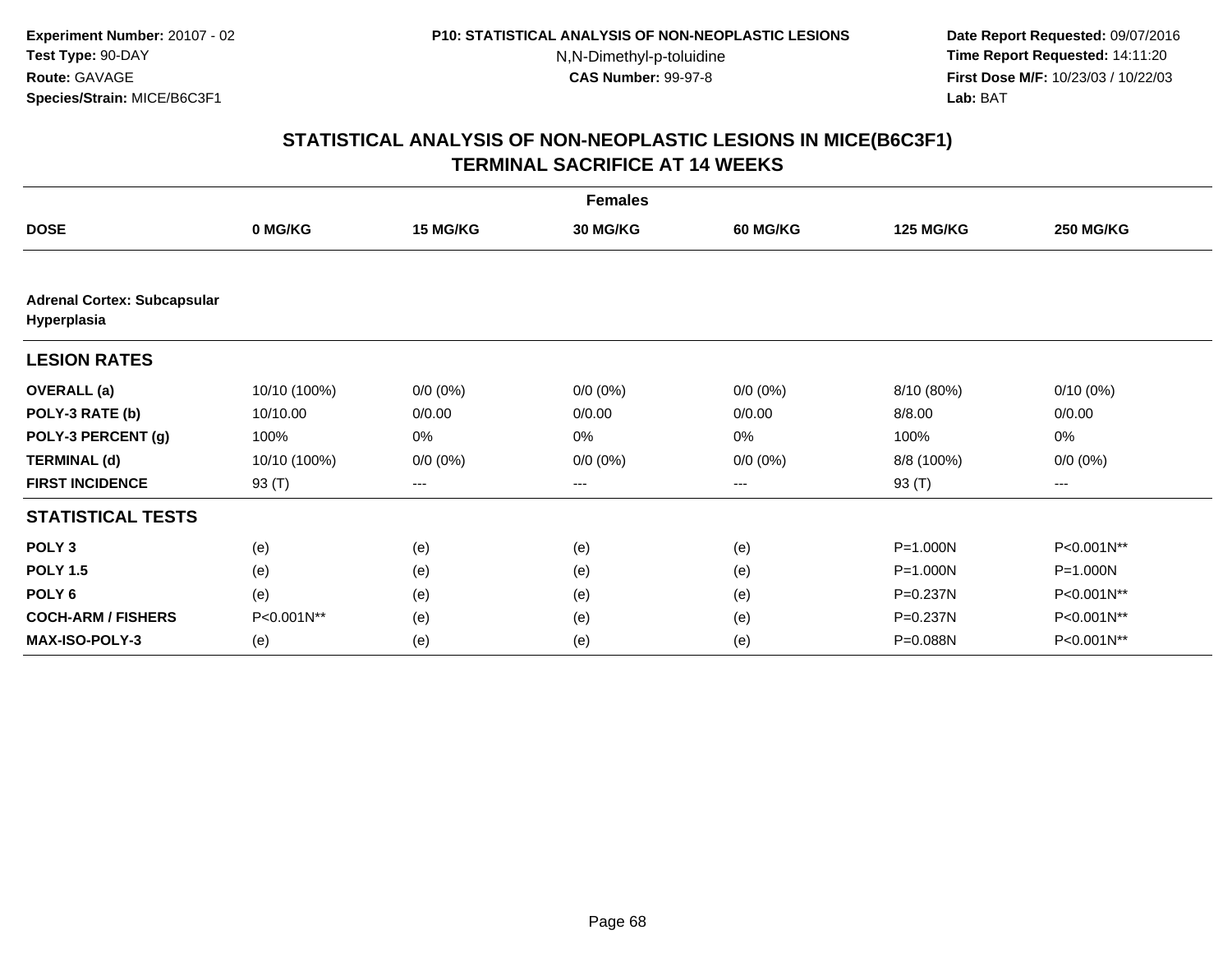**Experiment Number:** 20107 - 02
**Test Type:** 90-DAY
**Route:** GAVAGE
**Species/Strain:** MICE/B6C3F1

**P10: STATISTICAL ANALYSIS OF NON-NEOPLASTIC LESIONS**
N,N-Dimethyl-p-toluidine
**CAS Number:** 99-97-8

**Date Report Requested:** 09/07/2016
**Time Report Requested:** 14:11:20
**First Dose M/F:** 10/23/03 / 10/22/03
**Lab:** BAT

## STATISTICAL ANALYSIS OF NON-NEOPLASTIC LESIONS IN MICE(B6C3F1) TERMINAL SACRIFICE AT 14 WEEKS

| | | | Females | | | |
|---|---|---|---|---|---|---|
| **DOSE** | **0 MG/KG** | **15 MG/KG** | **30 MG/KG** | **60 MG/KG** | **125 MG/KG** | **250 MG/KG** |
| **Adrenal Cortex: Subcapsular Hyperplasia** | | | | | | |
| **LESION RATES** | | | | | | |
| **OVERALL (a)** | 10/10 (100%) | 0/0 (0%) | 0/0 (0%) | 0/0 (0%) | 8/10 (80%) | 0/10 (0%) |
| **POLY-3 RATE (b)** | 10/10.00 | 0/0.00 | 0/0.00 | 0/0.00 | 8/8.00 | 0/0.00 |
| **POLY-3 PERCENT (g)** | 100% | 0% | 0% | 0% | 100% | 0% |
| **TERMINAL (d)** | 10/10 (100%) | 0/0 (0%) | 0/0 (0%) | 0/0 (0%) | 8/8 (100%) | 0/0 (0%) |
| **FIRST INCIDENCE** | 93 (T) | --- | --- | --- | 93 (T) | --- |
| **STATISTICAL TESTS** | | | | | | |
| **POLY 3** | (e) | (e) | (e) | (e) | P=1.000N | P<0.001N** |
| **POLY 1.5** | (e) | (e) | (e) | (e) | P=1.000N | P=1.000N |
| **POLY 6** | (e) | (e) | (e) | (e) | P=0.237N | P<0.001N** |
| **COCH-ARM / FISHERS** | P<0.001N** | (e) | (e) | (e) | P=0.237N | P<0.001N** |
| **MAX-ISO-POLY-3** | (e) | (e) | (e) | (e) | P=0.088N | P<0.001N** |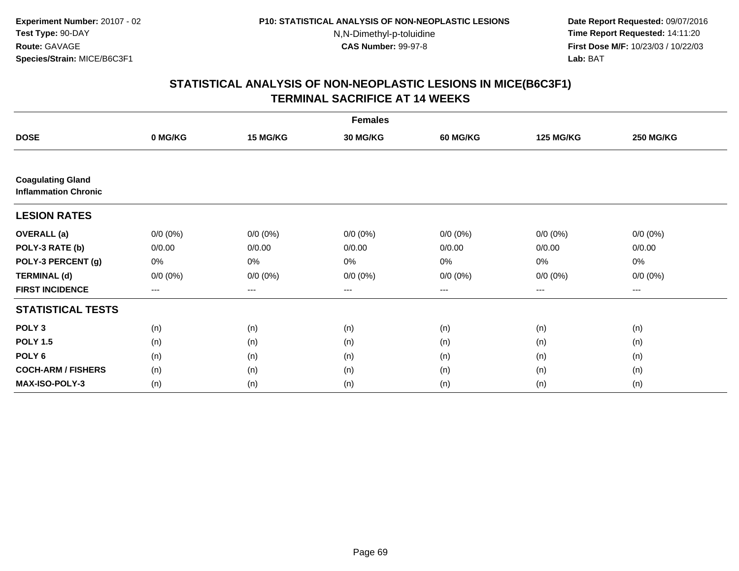**Experiment Number:** 20107 - 02
**Test Type:** 90-DAY
**Route:** GAVAGE
**Species/Strain:** MICE/B6C3F1

**P10: STATISTICAL ANALYSIS OF NON-NEOPLASTIC LESIONS**
N,N-Dimethyl-p-toluidine
**CAS Number:** 99-97-8

**Date Report Requested:** 09/07/2016
**Time Report Requested:** 14:11:20
**First Dose M/F:** 10/23/03 / 10/22/03
**Lab:** BAT

## STATISTICAL ANALYSIS OF NON-NEOPLASTIC LESIONS IN MICE(B6C3F1) TERMINAL SACRIFICE AT 14 WEEKS

| | Females | | | | | |
|---|---|---|---|---|---|---|
| **DOSE** | **0 MG/KG** | **15 MG/KG** | **30 MG/KG** | **60 MG/KG** | **125 MG/KG** | **250 MG/KG** |
| **Coagulating Gland Inflammation Chronic** | | | | | | |
| **LESION RATES** | | | | | | |
| **OVERALL (a)** | 0/0 (0%) | 0/0 (0%) | 0/0 (0%) | 0/0 (0%) | 0/0 (0%) | 0/0 (0%) |
| **POLY-3 RATE (b)** | 0/0.00 | 0/0.00 | 0/0.00 | 0/0.00 | 0/0.00 | 0/0.00 |
| **POLY-3 PERCENT (g)** | 0% | 0% | 0% | 0% | 0% | 0% |
| **TERMINAL (d)** | 0/0 (0%) | 0/0 (0%) | 0/0 (0%) | 0/0 (0%) | 0/0 (0%) | 0/0 (0%) |
| **FIRST INCIDENCE** | --- | --- | --- | --- | --- | --- |
| **STATISTICAL TESTS** | | | | | | |
| **POLY 3** | (n) | (n) | (n) | (n) | (n) | (n) |
| **POLY 1.5** | (n) | (n) | (n) | (n) | (n) | (n) |
| **POLY 6** | (n) | (n) | (n) | (n) | (n) | (n) |
| **COCH-ARM / FISHERS** | (n) | (n) | (n) | (n) | (n) | (n) |
| **MAX-ISO-POLY-3** | (n) | (n) | (n) | (n) | (n) | (n) |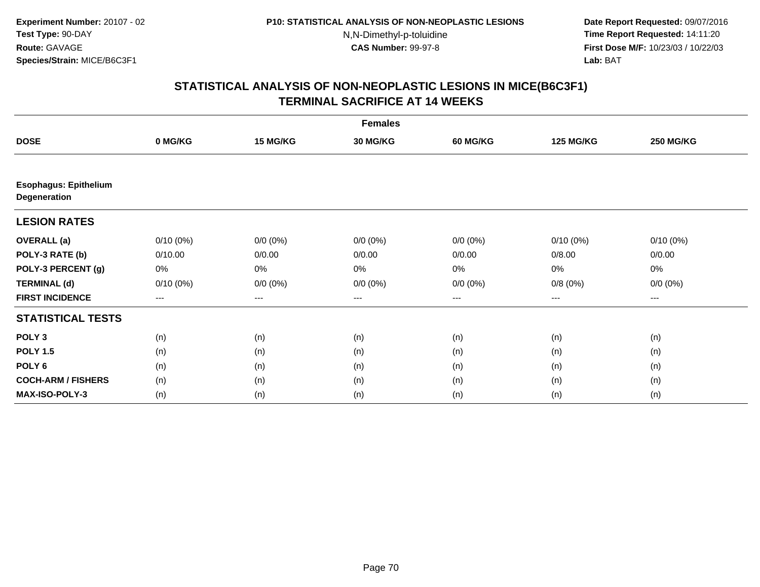Experiment Number: 20107 - 02
Test Type: 90-DAY
Route: GAVAGE
Species/Strain: MICE/B6C3F1

P10: STATISTICAL ANALYSIS OF NON-NEOPLASTIC LESIONS
N,N-Dimethyl-p-toluidine
CAS Number: 99-97-8

Date Report Requested: 09/07/2016
Time Report Requested: 14:11:20
First Dose M/F: 10/23/03 / 10/22/03
Lab: BAT

## STATISTICAL ANALYSIS OF NON-NEOPLASTIC LESIONS IN MICE(B6C3F1)
## TERMINAL SACRIFICE AT 14 WEEKS

| | Females | | | | | |
|---|---|---|---|---|---|---|
| **DOSE** | **0 MG/KG** | **15 MG/KG** | **30 MG/KG** | **60 MG/KG** | **125 MG/KG** | **250 MG/KG** |
| **Esophagus: Epithelium Degeneration** | | | | | | |
| **LESION RATES** | | | | | | |
| **OVERALL (a)** | 0/10 (0%) | 0/0 (0%) | 0/0 (0%) | 0/0 (0%) | 0/10 (0%) | 0/10 (0%) |
| **POLY-3 RATE (b)** | 0/10.00 | 0/0.00 | 0/0.00 | 0/0.00 | 0/8.00 | 0/0.00 |
| **POLY-3 PERCENT (g)** | 0% | 0% | 0% | 0% | 0% | 0% |
| **TERMINAL (d)** | 0/10 (0%) | 0/0 (0%) | 0/0 (0%) | 0/0 (0%) | 0/8 (0%) | 0/0 (0%) |
| **FIRST INCIDENCE** | --- | --- | --- | --- | --- | --- |
| **STATISTICAL TESTS** | | | | | | |
| **POLY 3** | (n) | (n) | (n) | (n) | (n) | (n) |
| **POLY 1.5** | (n) | (n) | (n) | (n) | (n) | (n) |
| **POLY 6** | (n) | (n) | (n) | (n) | (n) | (n) |
| **COCH-ARM / FISHERS** | (n) | (n) | (n) | (n) | (n) | (n) |
| **MAX-ISO-POLY-3** | (n) | (n) | (n) | (n) | (n) | (n) |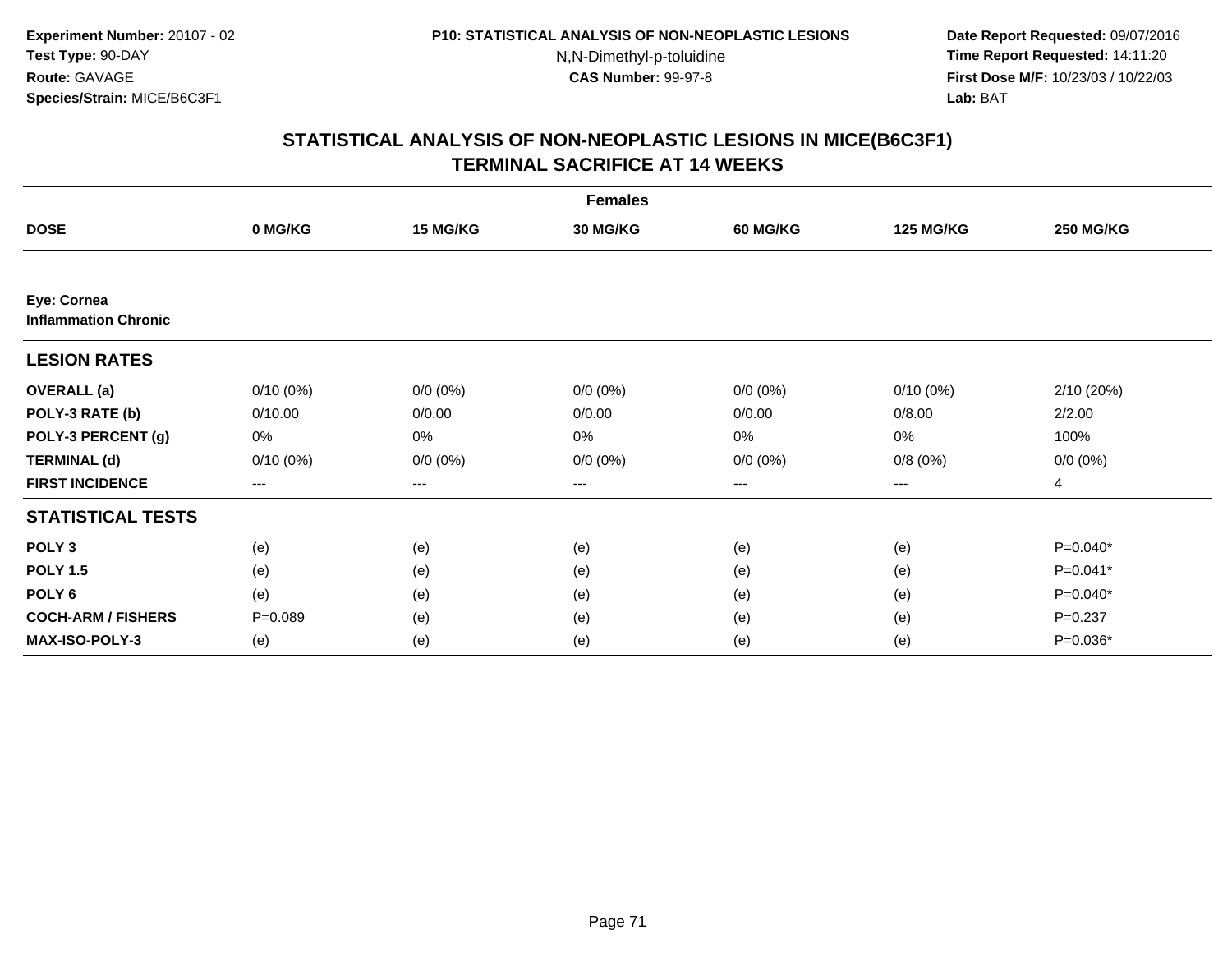**Experiment Number:** 20107 - 02
**Test Type:** 90-DAY
**Route:** GAVAGE
**Species/Strain:** MICE/B6C3F1

**P10: STATISTICAL ANALYSIS OF NON-NEOPLASTIC LESIONS**
N,N-Dimethyl-p-toluidine
**CAS Number:** 99-97-8

**Date Report Requested:** 09/07/2016
**Time Report Requested:** 14:11:20
**First Dose M/F:** 10/23/03 / 10/22/03
**Lab:** BAT

## STATISTICAL ANALYSIS OF NON-NEOPLASTIC LESIONS IN MICE(B6C3F1) TERMINAL SACRIFICE AT 14 WEEKS

| Females | | | | | | |
|---|---|---|---|---|---|---|
| **DOSE** | **0 MG/KG** | **15 MG/KG** | **30 MG/KG** | **60 MG/KG** | **125 MG/KG** | **250 MG/KG** |
| **Eye: Cornea**<br>**Inflammation Chronic** | | | | | | |
| **LESION RATES** | | | | | | |
| **OVERALL (a)** | 0/10 (0%) | 0/0 (0%) | 0/0 (0%) | 0/0 (0%) | 0/10 (0%) | 2/10 (20%) |
| **POLY-3 RATE (b)** | 0/10.00 | 0/0.00 | 0/0.00 | 0/0.00 | 0/8.00 | 2/2.00 |
| **POLY-3 PERCENT (g)** | 0% | 0% | 0% | 0% | 0% | 100% |
| **TERMINAL (d)** | 0/10 (0%) | 0/0 (0%) | 0/0 (0%) | 0/0 (0%) | 0/8 (0%) | 0/0 (0%) |
| **FIRST INCIDENCE** | --- | --- | --- | --- | --- | 4 |
| **STATISTICAL TESTS** | | | | | | |
| **POLY 3** | (e) | (e) | (e) | (e) | (e) | P=0.040* |
| **POLY 1.5** | (e) | (e) | (e) | (e) | (e) | P=0.041* |
| **POLY 6** | (e) | (e) | (e) | (e) | (e) | P=0.040* |
| **COCH-ARM / FISHERS** | P=0.089 | (e) | (e) | (e) | (e) | P=0.237 |
| **MAX-ISO-POLY-3** | (e) | (e) | (e) | (e) | (e) | P=0.036* |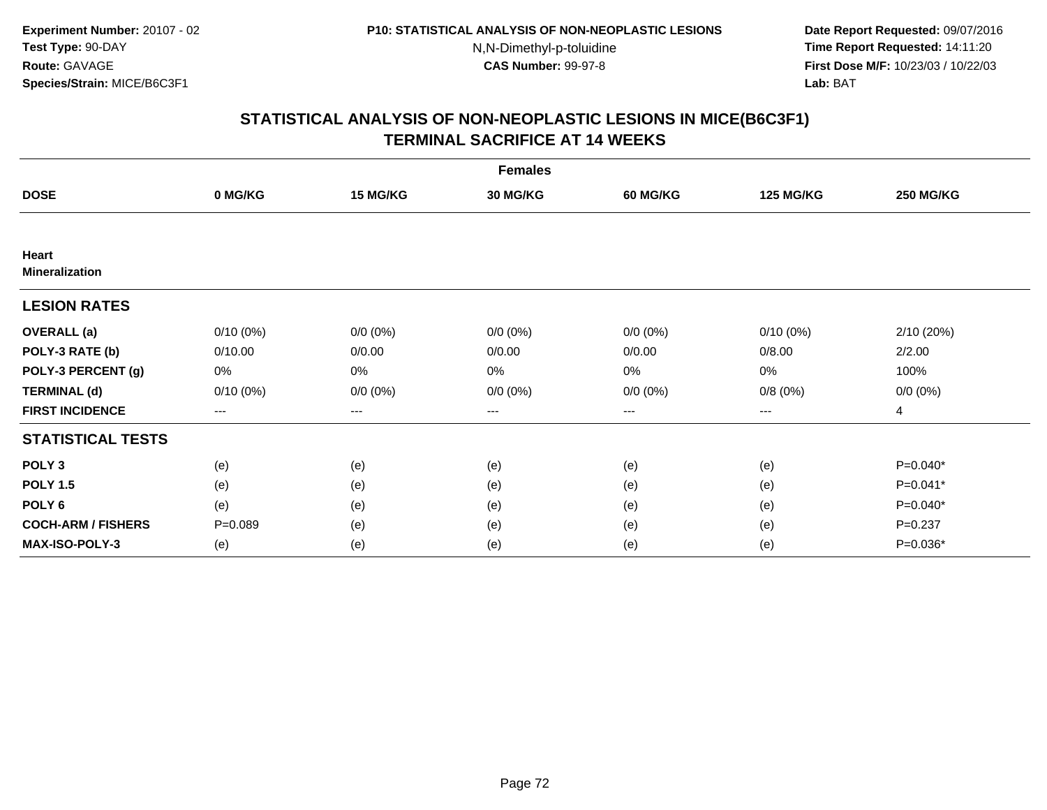**Experiment Number:** 20107 - 02
**Test Type:** 90-DAY
**Route:** GAVAGE
**Species/Strain:** MICE/B6C3F1

**P10: STATISTICAL ANALYSIS OF NON-NEOPLASTIC LESIONS**
N,N-Dimethyl-p-toluidine
**CAS Number:** 99-97-8

**Date Report Requested:** 09/07/2016
**Time Report Requested:** 14:11:20
**First Dose M/F:** 10/23/03 / 10/22/03
**Lab:** BAT

## STATISTICAL ANALYSIS OF NON-NEOPLASTIC LESIONS IN MICE(B6C3F1)
## TERMINAL SACRIFICE AT 14 WEEKS

| Females | | | | | | |
|---|---|---|---|---|---|---|
| **DOSE** | **0 MG/KG** | **15 MG/KG** | **30 MG/KG** | **60 MG/KG** | **125 MG/KG** | **250 MG/KG** |
| **Heart** | | | | | | |
| **Mineralization** | | | | | | |
| **LESION RATES** | | | | | | |
| **OVERALL (a)** | 0/10 (0%) | 0/0 (0%) | 0/0 (0%) | 0/0 (0%) | 0/10 (0%) | 2/10 (20%) |
| **POLY-3 RATE (b)** | 0/10.00 | 0/0.00 | 0/0.00 | 0/0.00 | 0/8.00 | 2/2.00 |
| **POLY-3 PERCENT (g)** | 0% | 0% | 0% | 0% | 0% | 100% |
| **TERMINAL (d)** | 0/10 (0%) | 0/0 (0%) | 0/0 (0%) | 0/0 (0%) | 0/8 (0%) | 0/0 (0%) |
| **FIRST INCIDENCE** | --- | --- | --- | --- | --- | 4 |
| **STATISTICAL TESTS** | | | | | | |
| **POLY 3** | (e) | (e) | (e) | (e) | (e) | P=0.040* |
| **POLY 1.5** | (e) | (e) | (e) | (e) | (e) | P=0.041* |
| **POLY 6** | (e) | (e) | (e) | (e) | (e) | P=0.040* |
| **COCH-ARM / FISHERS** | P=0.089 | (e) | (e) | (e) | (e) | P=0.237 |
| **MAX-ISO-POLY-3** | (e) | (e) | (e) | (e) | (e) | P=0.036* |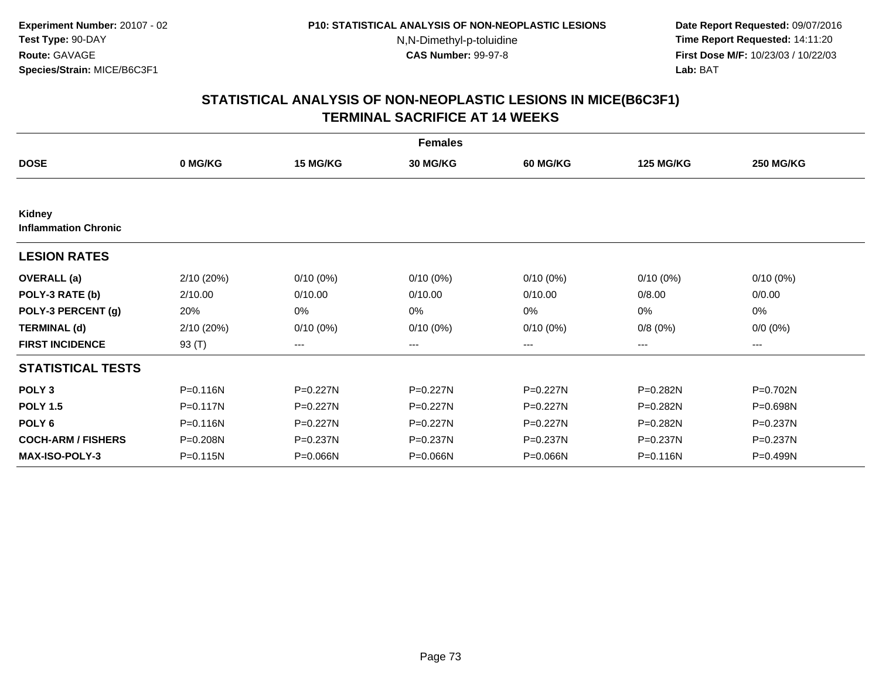Experiment Number: 20107 - 02
Test Type: 90-DAY
Route: GAVAGE
Species/Strain: MICE/B6C3F1

P10: STATISTICAL ANALYSIS OF NON-NEOPLASTIC LESIONS
N,N-Dimethyl-p-toluidine
CAS Number: 99-97-8

Date Report Requested: 09/07/2016
Time Report Requested: 14:11:20
First Dose M/F: 10/23/03 / 10/22/03
Lab: BAT

## STATISTICAL ANALYSIS OF NON-NEOPLASTIC LESIONS IN MICE(B6C3F1)
## TERMINAL SACRIFICE AT 14 WEEKS

| | Females | | | | | |
|---|---|---|---|---|---|---|
| **DOSE** | **0 MG/KG** | **15 MG/KG** | **30 MG/KG** | **60 MG/KG** | **125 MG/KG** | **250 MG/KG** |
| **Kidney** | | | | | | |
| **Inflammation Chronic** | | | | | | |
| **LESION RATES** | | | | | | |
| **OVERALL (a)** | 2/10 (20%) | 0/10 (0%) | 0/10 (0%) | 0/10 (0%) | 0/10 (0%) | 0/10 (0%) |
| **POLY-3 RATE (b)** | 2/10.00 | 0/10.00 | 0/10.00 | 0/10.00 | 0/8.00 | 0/0.00 |
| **POLY-3 PERCENT (g)** | 20% | 0% | 0% | 0% | 0% | 0% |
| **TERMINAL (d)** | 2/10 (20%) | 0/10 (0%) | 0/10 (0%) | 0/10 (0%) | 0/8 (0%) | 0/0 (0%) |
| **FIRST INCIDENCE** | 93 (T) | --- | --- | --- | --- | --- |
| **STATISTICAL TESTS** | | | | | | |
| **POLY 3** | P=0.116N | P=0.227N | P=0.227N | P=0.227N | P=0.282N | P=0.702N |
| **POLY 1.5** | P=0.117N | P=0.227N | P=0.227N | P=0.227N | P=0.282N | P=0.698N |
| **POLY 6** | P=0.116N | P=0.227N | P=0.227N | P=0.227N | P=0.282N | P=0.237N |
| **COCH-ARM / FISHERS** | P=0.208N | P=0.237N | P=0.237N | P=0.237N | P=0.237N | P=0.237N |
| **MAX-ISO-POLY-3** | P=0.115N | P=0.066N | P=0.066N | P=0.066N | P=0.116N | P=0.499N |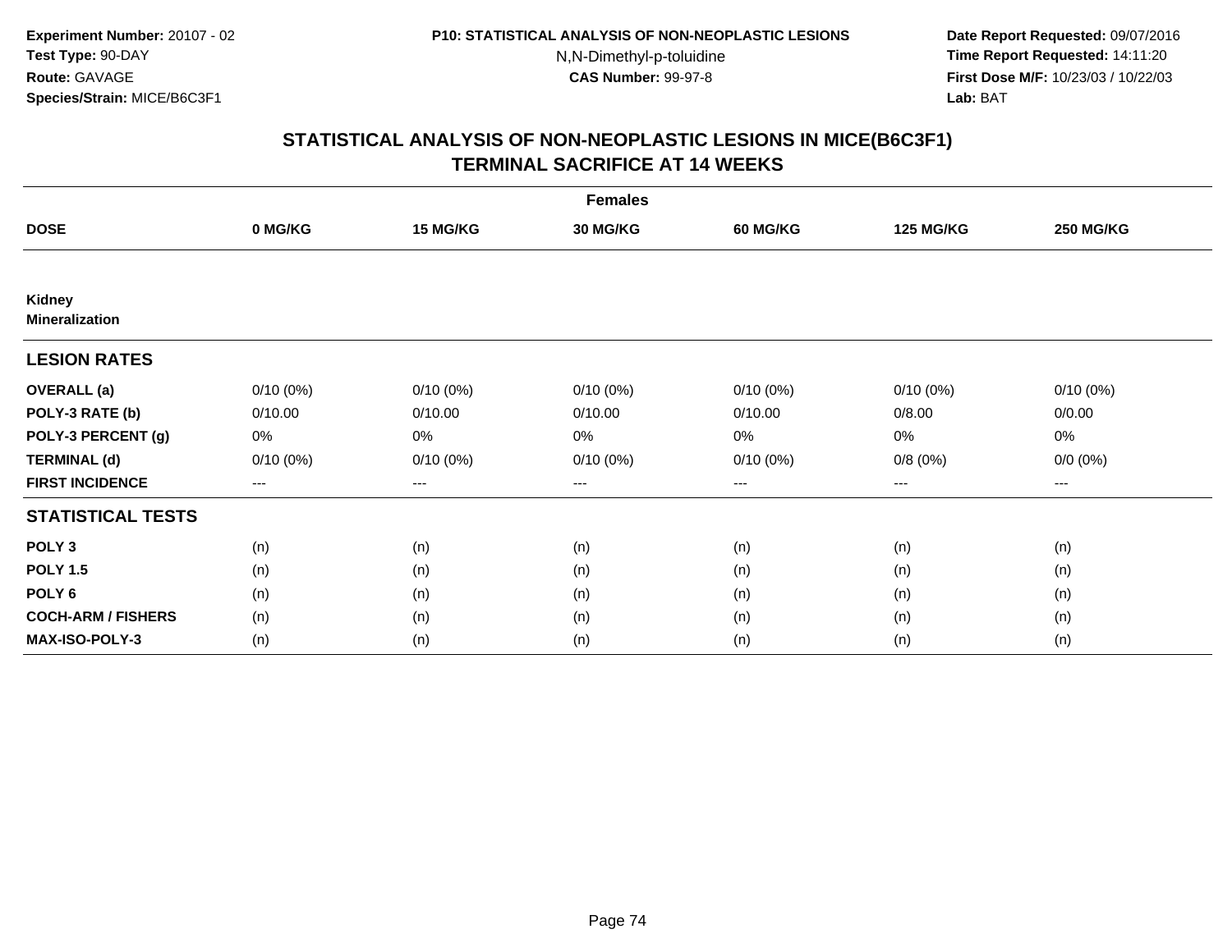**Experiment Number:** 20107 - 02
**Test Type:** 90-DAY
**Route:** GAVAGE
**Species/Strain:** MICE/B6C3F1

**P10: STATISTICAL ANALYSIS OF NON-NEOPLASTIC LESIONS**
N,N-Dimethyl-p-toluidine
**CAS Number:** 99-97-8

**Date Report Requested:** 09/07/2016
**Time Report Requested:** 14:11:20
**First Dose M/F:** 10/23/03 / 10/22/03
**Lab:** BAT

## STATISTICAL ANALYSIS OF NON-NEOPLASTIC LESIONS IN MICE(B6C3F1) TERMINAL SACRIFICE AT 14 WEEKS

| | Females | | | | | |
|---|---|---|---|---|---|---|
| **DOSE** | **0 MG/KG** | **15 MG/KG** | **30 MG/KG** | **60 MG/KG** | **125 MG/KG** | **250 MG/KG** |
| **Kidney** | | | | | | |
| **Mineralization** | | | | | | |
| **LESION RATES** | | | | | | |
| **OVERALL (a)** | 0/10 (0%) | 0/10 (0%) | 0/10 (0%) | 0/10 (0%) | 0/10 (0%) | 0/10 (0%) |
| **POLY-3 RATE (b)** | 0/10.00 | 0/10.00 | 0/10.00 | 0/10.00 | 0/8.00 | 0/0.00 |
| **POLY-3 PERCENT (g)** | 0% | 0% | 0% | 0% | 0% | 0% |
| **TERMINAL (d)** | 0/10 (0%) | 0/10 (0%) | 0/10 (0%) | 0/10 (0%) | 0/8 (0%) | 0/0 (0%) |
| **FIRST INCIDENCE** | --- | --- | --- | --- | --- | --- |
| **STATISTICAL TESTS** | | | | | | |
| **POLY 3** | (n) | (n) | (n) | (n) | (n) | (n) |
| **POLY 1.5** | (n) | (n) | (n) | (n) | (n) | (n) |
| **POLY 6** | (n) | (n) | (n) | (n) | (n) | (n) |
| **COCH-ARM / FISHERS** | (n) | (n) | (n) | (n) | (n) | (n) |
| **MAX-ISO-POLY-3** | (n) | (n) | (n) | (n) | (n) | (n) |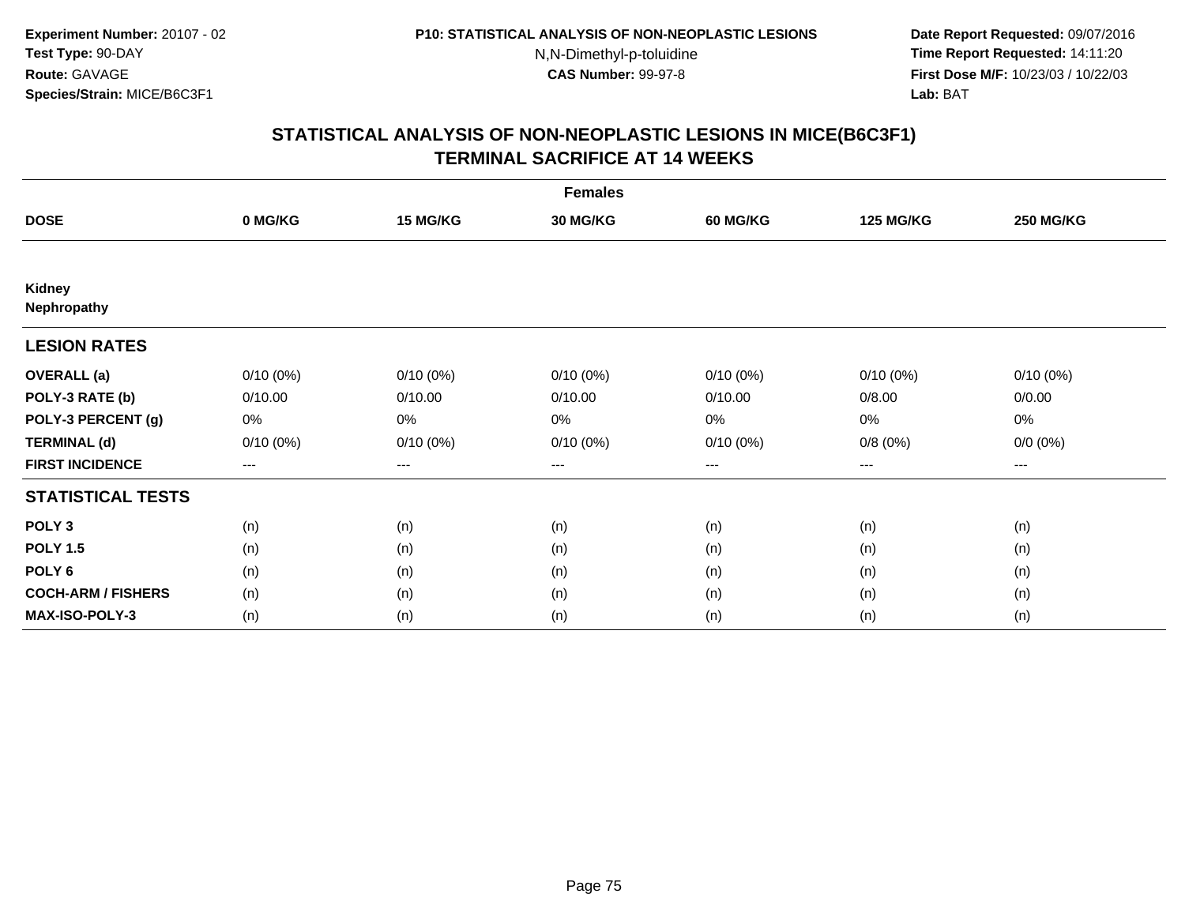**Experiment Number:** 20107 - 02
**Test Type:** 90-DAY
**Route:** GAVAGE
**Species/Strain:** MICE/B6C3F1

**P10: STATISTICAL ANALYSIS OF NON-NEOPLASTIC LESIONS**
N,N-Dimethyl-p-toluidine
**CAS Number:** 99-97-8

**Date Report Requested:** 09/07/2016
**Time Report Requested:** 14:11:20
**First Dose M/F:** 10/23/03 / 10/22/03
**Lab:** BAT

## STATISTICAL ANALYSIS OF NON-NEOPLASTIC LESIONS IN MICE(B6C3F1) TERMINAL SACRIFICE AT 14 WEEKS

| | Females | | | | | |
|---|---|---|---|---|---|---|
| **DOSE** | **0 MG/KG** | **15 MG/KG** | **30 MG/KG** | **60 MG/KG** | **125 MG/KG** | **250 MG/KG** |
| **Kidney** | | | | | | |
| **Nephropathy** | | | | | | |
| **LESION RATES** | | | | | | |
| **OVERALL (a)** | 0/10 (0%) | 0/10 (0%) | 0/10 (0%) | 0/10 (0%) | 0/10 (0%) | 0/10 (0%) |
| **POLY-3 RATE (b)** | 0/10.00 | 0/10.00 | 0/10.00 | 0/10.00 | 0/8.00 | 0/0.00 |
| **POLY-3 PERCENT (g)** | 0% | 0% | 0% | 0% | 0% | 0% |
| **TERMINAL (d)** | 0/10 (0%) | 0/10 (0%) | 0/10 (0%) | 0/10 (0%) | 0/8 (0%) | 0/0 (0%) |
| **FIRST INCIDENCE** | --- | --- | --- | --- | --- | --- |
| **STATISTICAL TESTS** | | | | | | |
| **POLY 3** | (n) | (n) | (n) | (n) | (n) | (n) |
| **POLY 1.5** | (n) | (n) | (n) | (n) | (n) | (n) |
| **POLY 6** | (n) | (n) | (n) | (n) | (n) | (n) |
| **COCH-ARM / FISHERS** | (n) | (n) | (n) | (n) | (n) | (n) |
| **MAX-ISO-POLY-3** | (n) | (n) | (n) | (n) | (n) | (n) |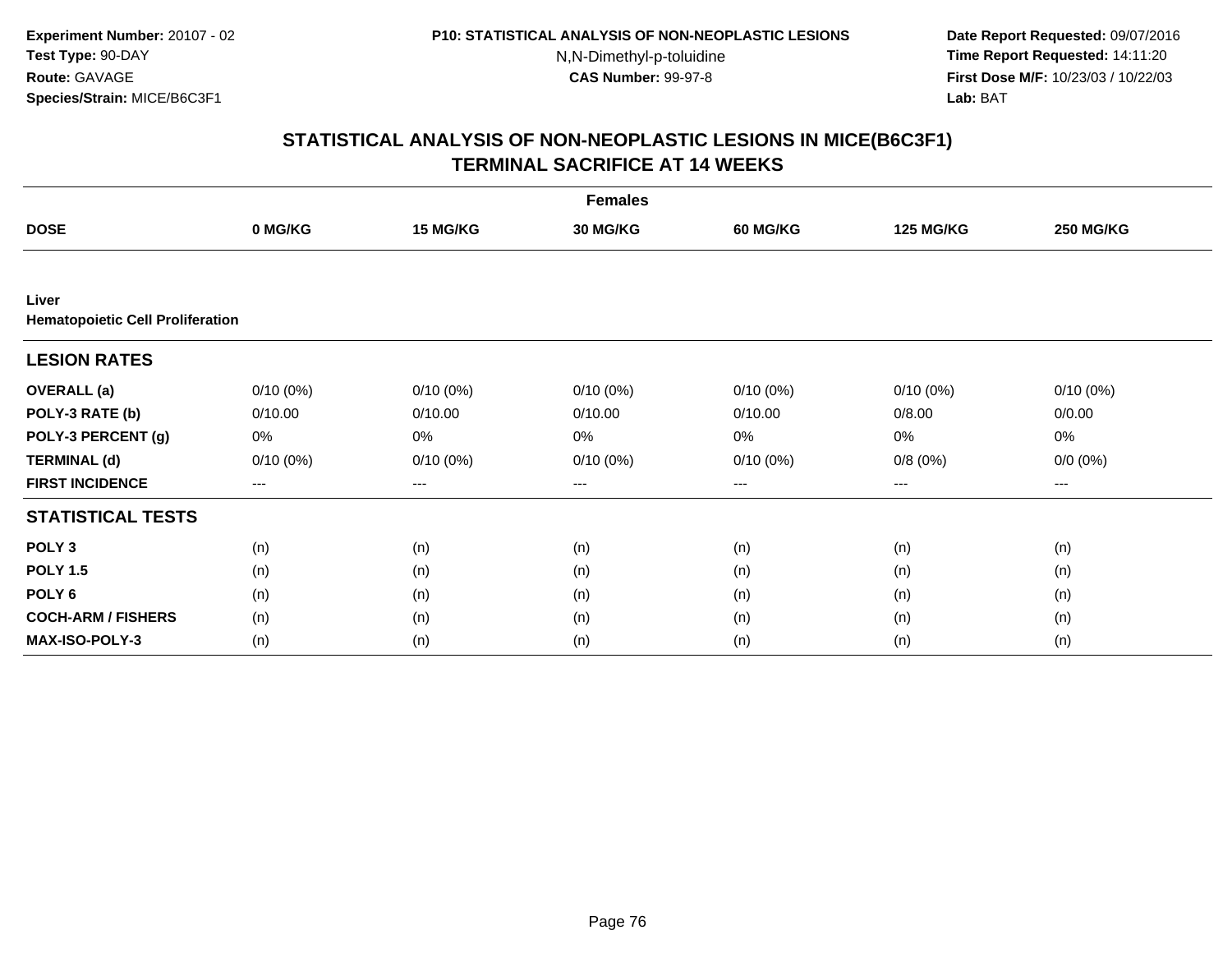Experiment Number: 20107 - 02
Test Type: 90-DAY
Route: GAVAGE
Species/Strain: MICE/B6C3F1

P10: STATISTICAL ANALYSIS OF NON-NEOPLASTIC LESIONS
N,N-Dimethyl-p-toluidine
CAS Number: 99-97-8

Date Report Requested: 09/07/2016
Time Report Requested: 14:11:20
First Dose M/F: 10/23/03 / 10/22/03
Lab: BAT

## STATISTICAL ANALYSIS OF NON-NEOPLASTIC LESIONS IN MICE(B6C3F1)
## TERMINAL SACRIFICE AT 14 WEEKS

| Females | | | | | | |
|---|---|---|---|---|---|---|
| **DOSE** | **0 MG/KG** | **15 MG/KG** | **30 MG/KG** | **60 MG/KG** | **125 MG/KG** | **250 MG/KG** |
| **Liver** | | | | | | |
| **Hematopoietic Cell Proliferation** | | | | | | |
| **LESION RATES** | | | | | | |
| **OVERALL (a)** | 0/10 (0%) | 0/10 (0%) | 0/10 (0%) | 0/10 (0%) | 0/10 (0%) | 0/10 (0%) |
| **POLY-3 RATE (b)** | 0/10.00 | 0/10.00 | 0/10.00 | 0/10.00 | 0/8.00 | 0/0.00 |
| **POLY-3 PERCENT (g)** | 0% | 0% | 0% | 0% | 0% | 0% |
| **TERMINAL (d)** | 0/10 (0%) | 0/10 (0%) | 0/10 (0%) | 0/10 (0%) | 0/8 (0%) | 0/0 (0%) |
| **FIRST INCIDENCE** | --- | --- | --- | --- | --- | --- |
| **STATISTICAL TESTS** | | | | | | |
| **POLY 3** | (n) | (n) | (n) | (n) | (n) | (n) |
| **POLY 1.5** | (n) | (n) | (n) | (n) | (n) | (n) |
| **POLY 6** | (n) | (n) | (n) | (n) | (n) | (n) |
| **COCH-ARM / FISHERS** | (n) | (n) | (n) | (n) | (n) | (n) |
| **MAX-ISO-POLY-3** | (n) | (n) | (n) | (n) | (n) | (n) |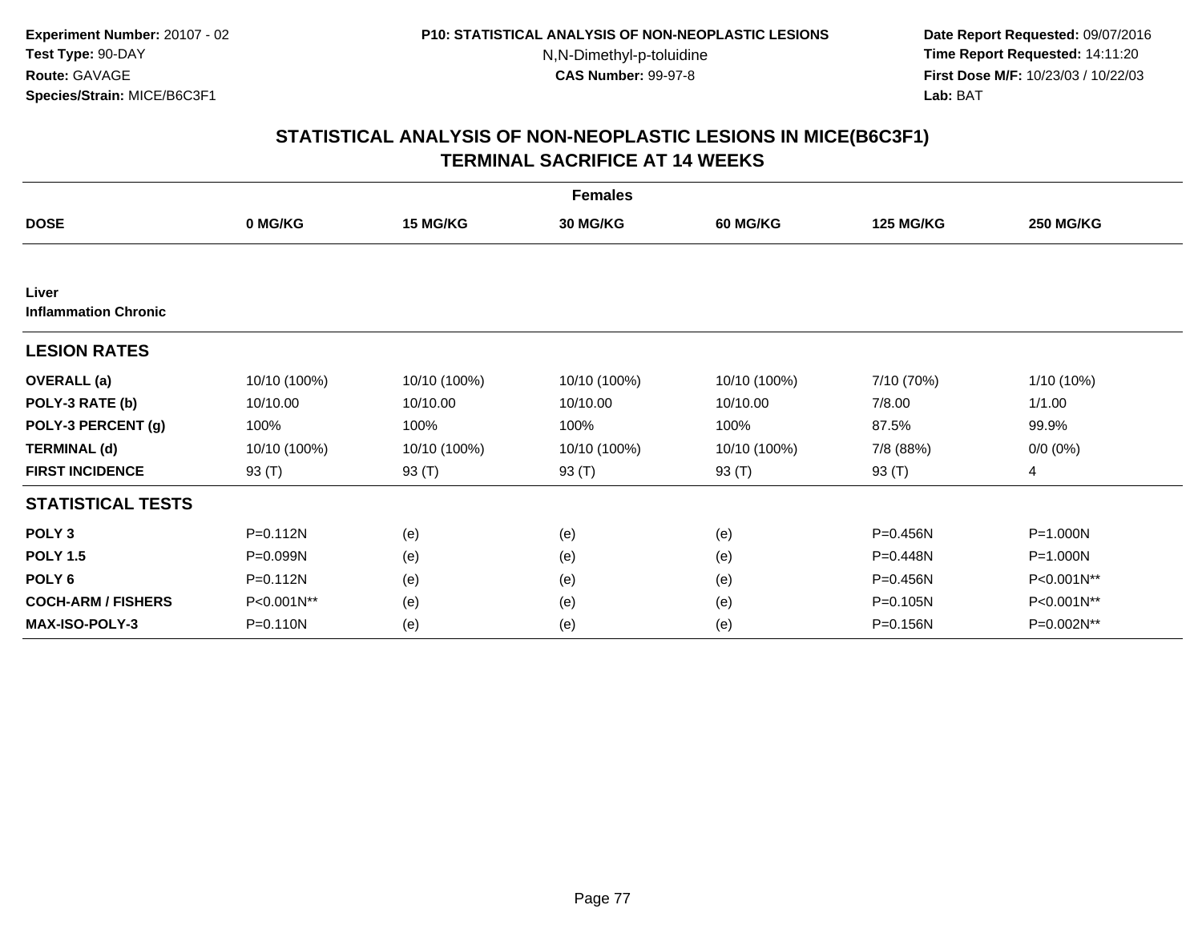**Experiment Number:** 20107 - 02
**Test Type:** 90-DAY
**Route:** GAVAGE
**Species/Strain:** MICE/B6C3F1

**P10: STATISTICAL ANALYSIS OF NON-NEOPLASTIC LESIONS**
N,N-Dimethyl-p-toluidine
**CAS Number:** 99-97-8

**Date Report Requested:** 09/07/2016
**Time Report Requested:** 14:11:20
**First Dose M/F:** 10/23/03 / 10/22/03
**Lab:** BAT

## STATISTICAL ANALYSIS OF NON-NEOPLASTIC LESIONS IN MICE(B6C3F1) TERMINAL SACRIFICE AT 14 WEEKS

| | Females | | | | | |
|---|---|---|---|---|---|---|
| **DOSE** | **0 MG/KG** | **15 MG/KG** | **30 MG/KG** | **60 MG/KG** | **125 MG/KG** | **250 MG/KG** |
| **Liver** | | | | | | |
| **Inflammation Chronic** | | | | | | |
| **LESION RATES** | | | | | | |
| **OVERALL (a)** | 10/10 (100%) | 10/10 (100%) | 10/10 (100%) | 10/10 (100%) | 7/10 (70%) | 1/10 (10%) |
| **POLY-3 RATE (b)** | 10/10.00 | 10/10.00 | 10/10.00 | 10/10.00 | 7/8.00 | 1/1.00 |
| **POLY-3 PERCENT (g)** | 100% | 100% | 100% | 100% | 87.5% | 99.9% |
| **TERMINAL (d)** | 10/10 (100%) | 10/10 (100%) | 10/10 (100%) | 10/10 (100%) | 7/8 (88%) | 0/0 (0%) |
| **FIRST INCIDENCE** | 93 (T) | 93 (T) | 93 (T) | 93 (T) | 93 (T) | 4 |
| **STATISTICAL TESTS** | | | | | | |
| **POLY 3** | P=0.112N | (e) | (e) | (e) | P=0.456N | P=1.000N |
| **POLY 1.5** | P=0.099N | (e) | (e) | (e) | P=0.448N | P=1.000N |
| **POLY 6** | P=0.112N | (e) | (e) | (e) | P=0.456N | P<0.001N** |
| **COCH-ARM / FISHERS** | P<0.001N** | (e) | (e) | (e) | P=0.105N | P<0.001N** |
| **MAX-ISO-POLY-3** | P=0.110N | (e) | (e) | (e) | P=0.156N | P=0.002N** |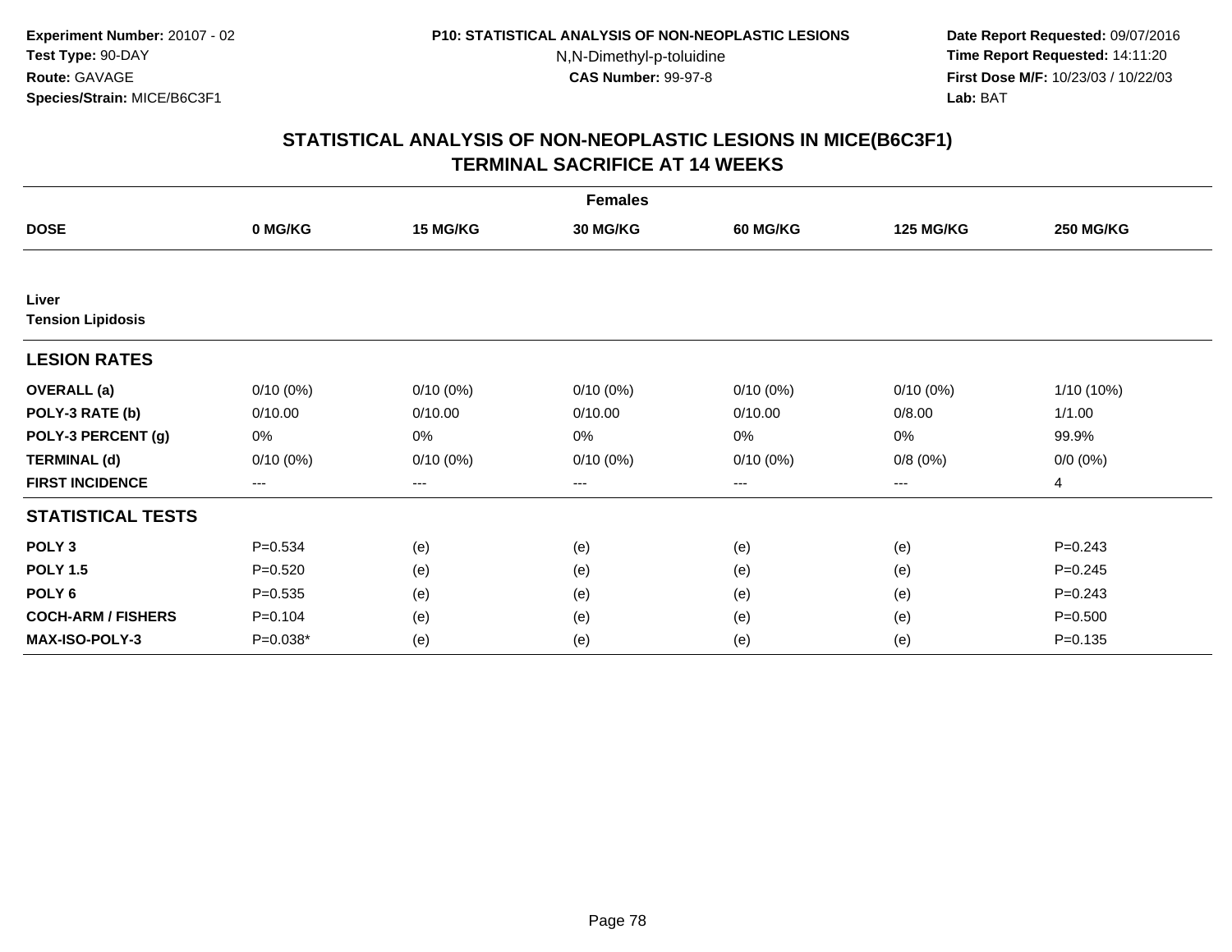**Experiment Number:** 20107 - 02
**Test Type:** 90-DAY
**Route:** GAVAGE
**Species/Strain:** MICE/B6C3F1

**P10: STATISTICAL ANALYSIS OF NON-NEOPLASTIC LESIONS**
N,N-Dimethyl-p-toluidine
**CAS Number:** 99-97-8

**Date Report Requested:** 09/07/2016
**Time Report Requested:** 14:11:20
**First Dose M/F:** 10/23/03 / 10/22/03
**Lab:** BAT

## STATISTICAL ANALYSIS OF NON-NEOPLASTIC LESIONS IN MICE(B6C3F1)
## TERMINAL SACRIFICE AT 14 WEEKS

| | Females | | | | | |
|---|---|---|---|---|---|---|
| **DOSE** | **0 MG/KG** | **15 MG/KG** | **30 MG/KG** | **60 MG/KG** | **125 MG/KG** | **250 MG/KG** |
| **Liver** | | | | | | |
| **Tension Lipidosis** | | | | | | |
| **LESION RATES** | | | | | | |
| **OVERALL (a)** | 0/10 (0%) | 0/10 (0%) | 0/10 (0%) | 0/10 (0%) | 0/10 (0%) | 1/10 (10%) |
| **POLY-3 RATE (b)** | 0/10.00 | 0/10.00 | 0/10.00 | 0/10.00 | 0/8.00 | 1/1.00 |
| **POLY-3 PERCENT (g)** | 0% | 0% | 0% | 0% | 0% | 99.9% |
| **TERMINAL (d)** | 0/10 (0%) | 0/10 (0%) | 0/10 (0%) | 0/10 (0%) | 0/8 (0%) | 0/0 (0%) |
| **FIRST INCIDENCE** | --- | --- | --- | --- | --- | 4 |
| **STATISTICAL TESTS** | | | | | | |
| **POLY 3** | P=0.534 | (e) | (e) | (e) | (e) | P=0.243 |
| **POLY 1.5** | P=0.520 | (e) | (e) | (e) | (e) | P=0.245 |
| **POLY 6** | P=0.535 | (e) | (e) | (e) | (e) | P=0.243 |
| **COCH-ARM / FISHERS** | P=0.104 | (e) | (e) | (e) | (e) | P=0.500 |
| **MAX-ISO-POLY-3** | P=0.038* | (e) | (e) | (e) | (e) | P=0.135 |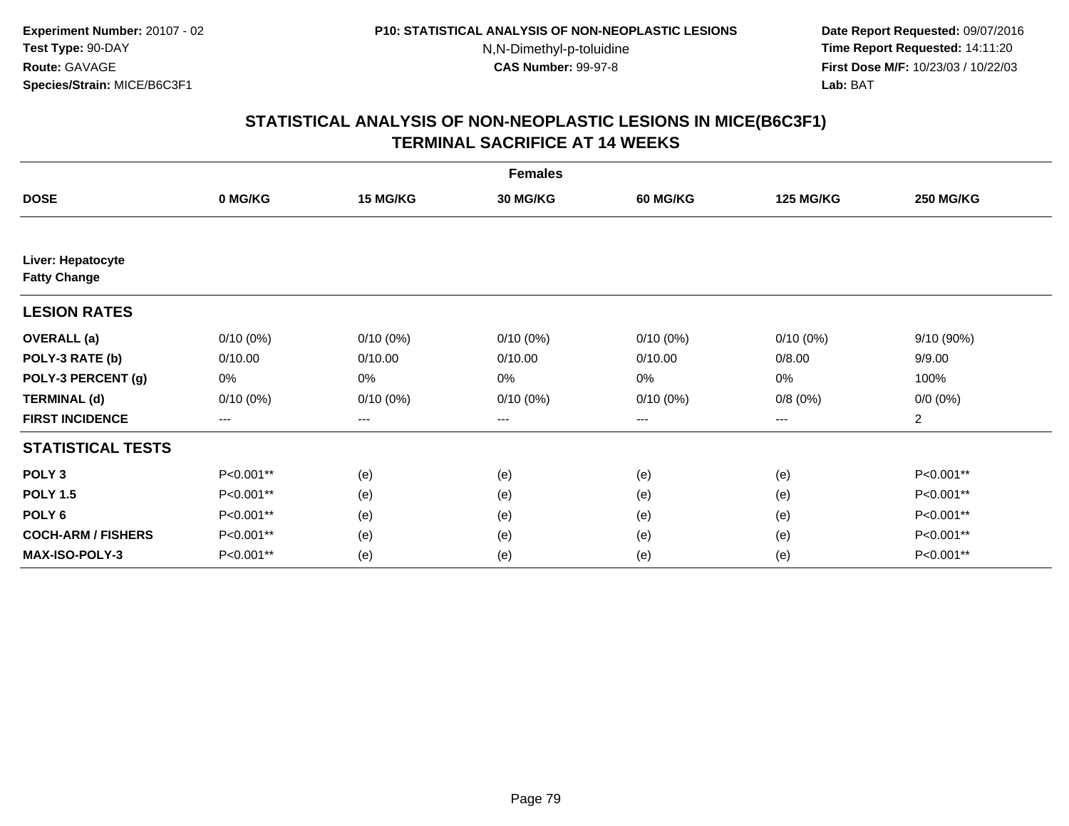**Experiment Number:** 20107 - 02
**Test Type:** 90-DAY
**Route:** GAVAGE
**Species/Strain:** MICE/B6C3F1

**P10: STATISTICAL ANALYSIS OF NON-NEOPLASTIC LESIONS**
N,N-Dimethyl-p-toluidine
**CAS Number:** 99-97-8

**Date Report Requested:** 09/07/2016
**Time Report Requested:** 14:11:20
**First Dose M/F:** 10/23/03 / 10/22/03
**Lab:** BAT

## STATISTICAL ANALYSIS OF NON-NEOPLASTIC LESIONS IN MICE(B6C3F1) TERMINAL SACRIFICE AT 14 WEEKS

| | Females | | | | | |
|---|---|---|---|---|---|---|
| **DOSE** | **0 MG/KG** | **15 MG/KG** | **30 MG/KG** | **60 MG/KG** | **125 MG/KG** | **250 MG/KG** |
| **Liver: Hepatocyte Fatty Change** | | | | | | |
| **LESION RATES** | | | | | | |
| **OVERALL (a)** | 0/10 (0%) | 0/10 (0%) | 0/10 (0%) | 0/10 (0%) | 0/10 (0%) | 9/10 (90%) |
| **POLY-3 RATE (b)** | 0/10.00 | 0/10.00 | 0/10.00 | 0/10.00 | 0/8.00 | 9/9.00 |
| **POLY-3 PERCENT (g)** | 0% | 0% | 0% | 0% | 0% | 100% |
| **TERMINAL (d)** | 0/10 (0%) | 0/10 (0%) | 0/10 (0%) | 0/10 (0%) | 0/8 (0%) | 0/0 (0%) |
| **FIRST INCIDENCE** | --- | --- | --- | --- | --- | 2 |
| **STATISTICAL TESTS** | | | | | | |
| **POLY 3** | P<0.001** | (e) | (e) | (e) | (e) | P<0.001** |
| **POLY 1.5** | P<0.001** | (e) | (e) | (e) | (e) | P<0.001** |
| **POLY 6** | P<0.001** | (e) | (e) | (e) | (e) | P<0.001** |
| **COCH-ARM / FISHERS** | P<0.001** | (e) | (e) | (e) | (e) | P<0.001** |
| **MAX-ISO-POLY-3** | P<0.001** | (e) | (e) | (e) | (e) | P<0.001** |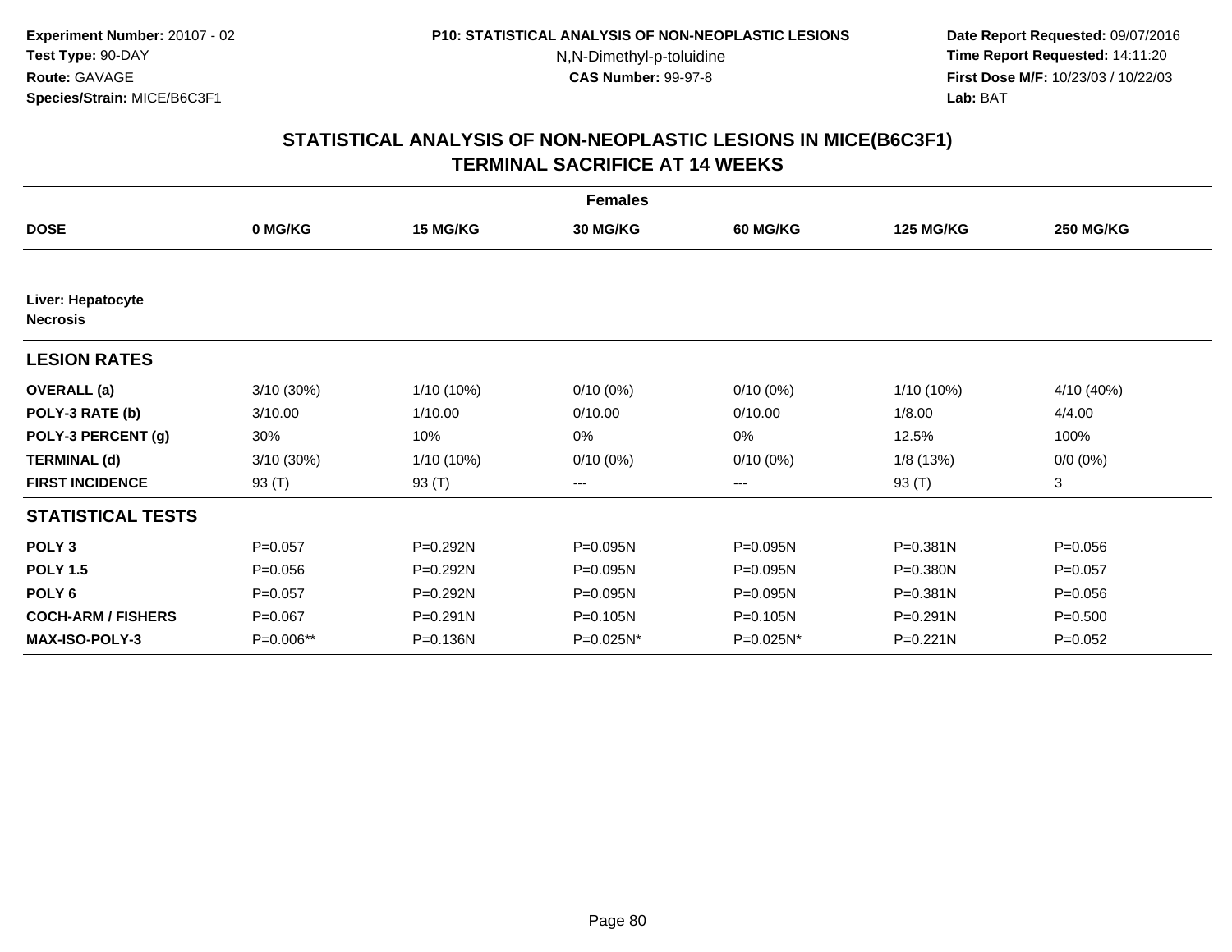Experiment Number: 20107 - 02
Test Type: 90-DAY
Route: GAVAGE
Species/Strain: MICE/B6C3F1

P10: STATISTICAL ANALYSIS OF NON-NEOPLASTIC LESIONS
N,N-Dimethyl-p-toluidine
CAS Number: 99-97-8

Date Report Requested: 09/07/2016
Time Report Requested: 14:11:20
First Dose M/F: 10/23/03 / 10/22/03
Lab: BAT

## STATISTICAL ANALYSIS OF NON-NEOPLASTIC LESIONS IN MICE(B6C3F1)
## TERMINAL SACRIFICE AT 14 WEEKS

| | Females | | | | | |
|---|---|---|---|---|---|---|
| **DOSE** | **0 MG/KG** | **15 MG/KG** | **30 MG/KG** | **60 MG/KG** | **125 MG/KG** | **250 MG/KG** |
| **Liver: Hepatocyte Necrosis** | | | | | | |
| **LESION RATES** | | | | | | |
| **OVERALL (a)** | 3/10 (30%) | 1/10 (10%) | 0/10 (0%) | 0/10 (0%) | 1/10 (10%) | 4/10 (40%) |
| **POLY-3 RATE (b)** | 3/10.00 | 1/10.00 | 0/10.00 | 0/10.00 | 1/8.00 | 4/4.00 |
| **POLY-3 PERCENT (g)** | 30% | 10% | 0% | 0% | 12.5% | 100% |
| **TERMINAL (d)** | 3/10 (30%) | 1/10 (10%) | 0/10 (0%) | 0/10 (0%) | 1/8 (13%) | 0/0 (0%) |
| **FIRST INCIDENCE** | 93 (T) | 93 (T) | --- | --- | 93 (T) | 3 |
| **STATISTICAL TESTS** | | | | | | |
| **POLY 3** | P=0.057 | P=0.292N | P=0.095N | P=0.095N | P=0.381N | P=0.056 |
| **POLY 1.5** | P=0.056 | P=0.292N | P=0.095N | P=0.095N | P=0.380N | P=0.057 |
| **POLY 6** | P=0.057 | P=0.292N | P=0.095N | P=0.095N | P=0.381N | P=0.056 |
| **COCH-ARM / FISHERS** | P=0.067 | P=0.291N | P=0.105N | P=0.105N | P=0.291N | P=0.500 |
| **MAX-ISO-POLY-3** | P=0.006** | P=0.136N | P=0.025N* | P=0.025N* | P=0.221N | P=0.052 |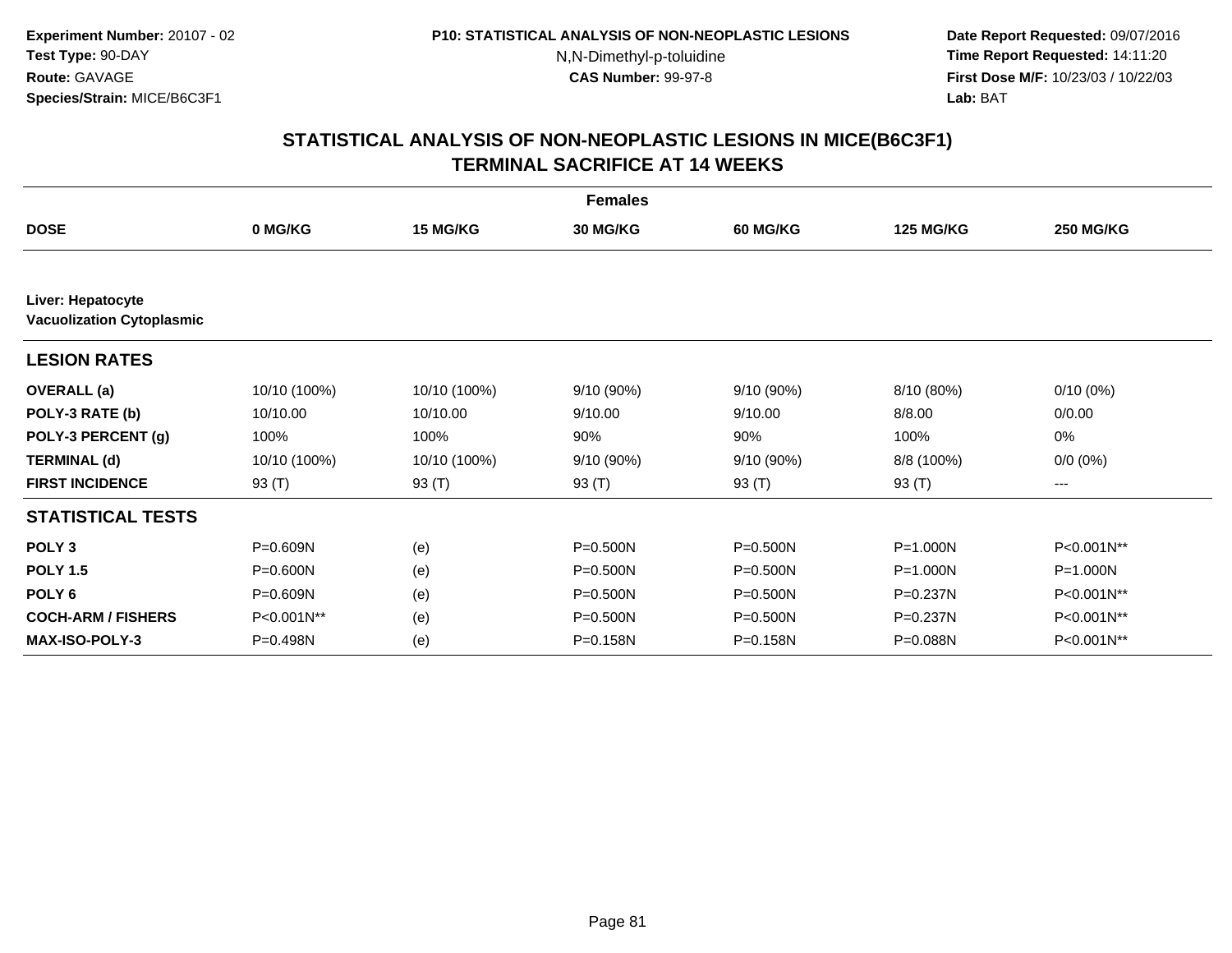**Experiment Number:** 20107 - 02
**Test Type:** 90-DAY
**Route:** GAVAGE
**Species/Strain:** MICE/B6C3F1

**P10: STATISTICAL ANALYSIS OF NON-NEOPLASTIC LESIONS**
N,N-Dimethyl-p-toluidine
**CAS Number:** 99-97-8

**Date Report Requested:** 09/07/2016
**Time Report Requested:** 14:11:20
**First Dose M/F:** 10/23/03 / 10/22/03
**Lab:** BAT

## STATISTICAL ANALYSIS OF NON-NEOPLASTIC LESIONS IN MICE(B6C3F1) TERMINAL SACRIFICE AT 14 WEEKS

| | Females | | | | | |
|---|---|---|---|---|---|---|
| **DOSE** | **0 MG/KG** | **15 MG/KG** | **30 MG/KG** | **60 MG/KG** | **125 MG/KG** | **250 MG/KG** |
| **Liver: Hepatocyte Vacuolization Cytoplasmic** | | | | | | |
| **LESION RATES** | | | | | | |
| **OVERALL (a)** | 10/10 (100%) | 10/10 (100%) | 9/10 (90%) | 9/10 (90%) | 8/10 (80%) | 0/10 (0%) |
| **POLY-3 RATE (b)** | 10/10.00 | 10/10.00 | 9/10.00 | 9/10.00 | 8/8.00 | 0/0.00 |
| **POLY-3 PERCENT (g)** | 100% | 100% | 90% | 90% | 100% | 0% |
| **TERMINAL (d)** | 10/10 (100%) | 10/10 (100%) | 9/10 (90%) | 9/10 (90%) | 8/8 (100%) | 0/0 (0%) |
| **FIRST INCIDENCE** | 93 (T) | 93 (T) | 93 (T) | 93 (T) | 93 (T) | --- |
| **STATISTICAL TESTS** | | | | | | |
| **POLY 3** | P=0.609N | (e) | P=0.500N | P=0.500N | P=1.000N | P<0.001N** |
| **POLY 1.5** | P=0.600N | (e) | P=0.500N | P=0.500N | P=1.000N | P=1.000N |
| **POLY 6** | P=0.609N | (e) | P=0.500N | P=0.500N | P=0.237N | P<0.001N** |
| **COCH-ARM / FISHERS** | P<0.001N** | (e) | P=0.500N | P=0.500N | P=0.237N | P<0.001N** |
| **MAX-ISO-POLY-3** | P=0.498N | (e) | P=0.158N | P=0.158N | P=0.088N | P<0.001N** |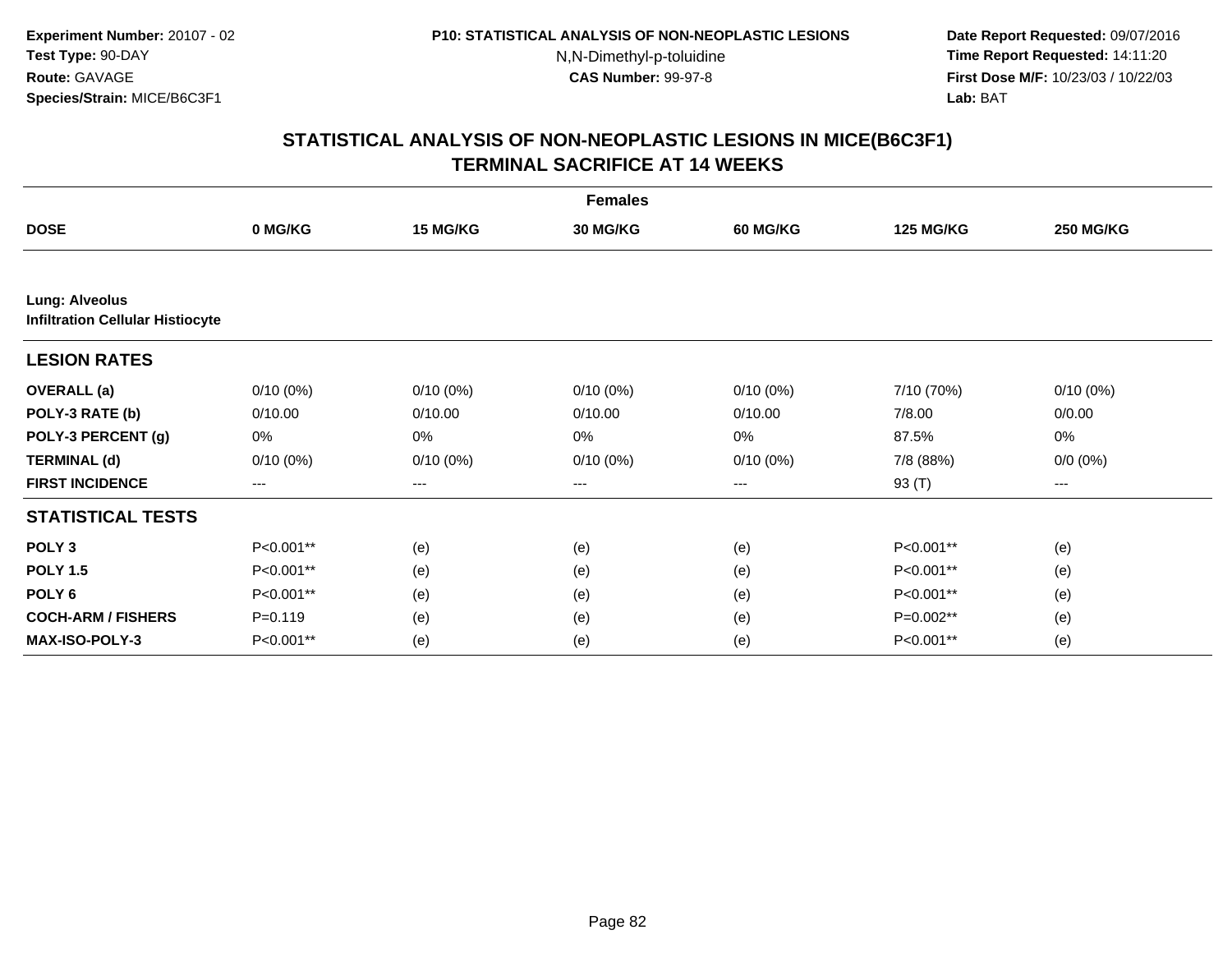**Experiment Number:** 20107 - 02
**Test Type:** 90-DAY
**Route:** GAVAGE
**Species/Strain:** MICE/B6C3F1

**P10: STATISTICAL ANALYSIS OF NON-NEOPLASTIC LESIONS**
N,N-Dimethyl-p-toluidine
**CAS Number:** 99-97-8

**Date Report Requested:** 09/07/2016
**Time Report Requested:** 14:11:20
**First Dose M/F:** 10/23/03 / 10/22/03
**Lab:** BAT

## STATISTICAL ANALYSIS OF NON-NEOPLASTIC LESIONS IN MICE(B6C3F1) TERMINAL SACRIFICE AT 14 WEEKS

| | Females | | | | | |
|---|---|---|---|---|---|---|
| **DOSE** | **0 MG/KG** | **15 MG/KG** | **30 MG/KG** | **60 MG/KG** | **125 MG/KG** | **250 MG/KG** |
| **Lung: Alveolus** | | | | | | |
| **Infiltration Cellular Histiocyte** | | | | | | |
| **LESION RATES** | | | | | | |
| **OVERALL (a)** | 0/10 (0%) | 0/10 (0%) | 0/10 (0%) | 0/10 (0%) | 7/10 (70%) | 0/10 (0%) |
| **POLY-3 RATE (b)** | 0/10.00 | 0/10.00 | 0/10.00 | 0/10.00 | 7/8.00 | 0/0.00 |
| **POLY-3 PERCENT (g)** | 0% | 0% | 0% | 0% | 87.5% | 0% |
| **TERMINAL (d)** | 0/10 (0%) | 0/10 (0%) | 0/10 (0%) | 0/10 (0%) | 7/8 (88%) | 0/0 (0%) |
| **FIRST INCIDENCE** | --- | --- | --- | --- | 93 (T) | --- |
| **STATISTICAL TESTS** | | | | | | |
| **POLY 3** | P<0.001** | (e) | (e) | (e) | P<0.001** | (e) |
| **POLY 1.5** | P<0.001** | (e) | (e) | (e) | P<0.001** | (e) |
| **POLY 6** | P<0.001** | (e) | (e) | (e) | P<0.001** | (e) |
| **COCH-ARM / FISHERS** | P=0.119 | (e) | (e) | (e) | P=0.002** | (e) |
| **MAX-ISO-POLY-3** | P<0.001** | (e) | (e) | (e) | P<0.001** | (e) |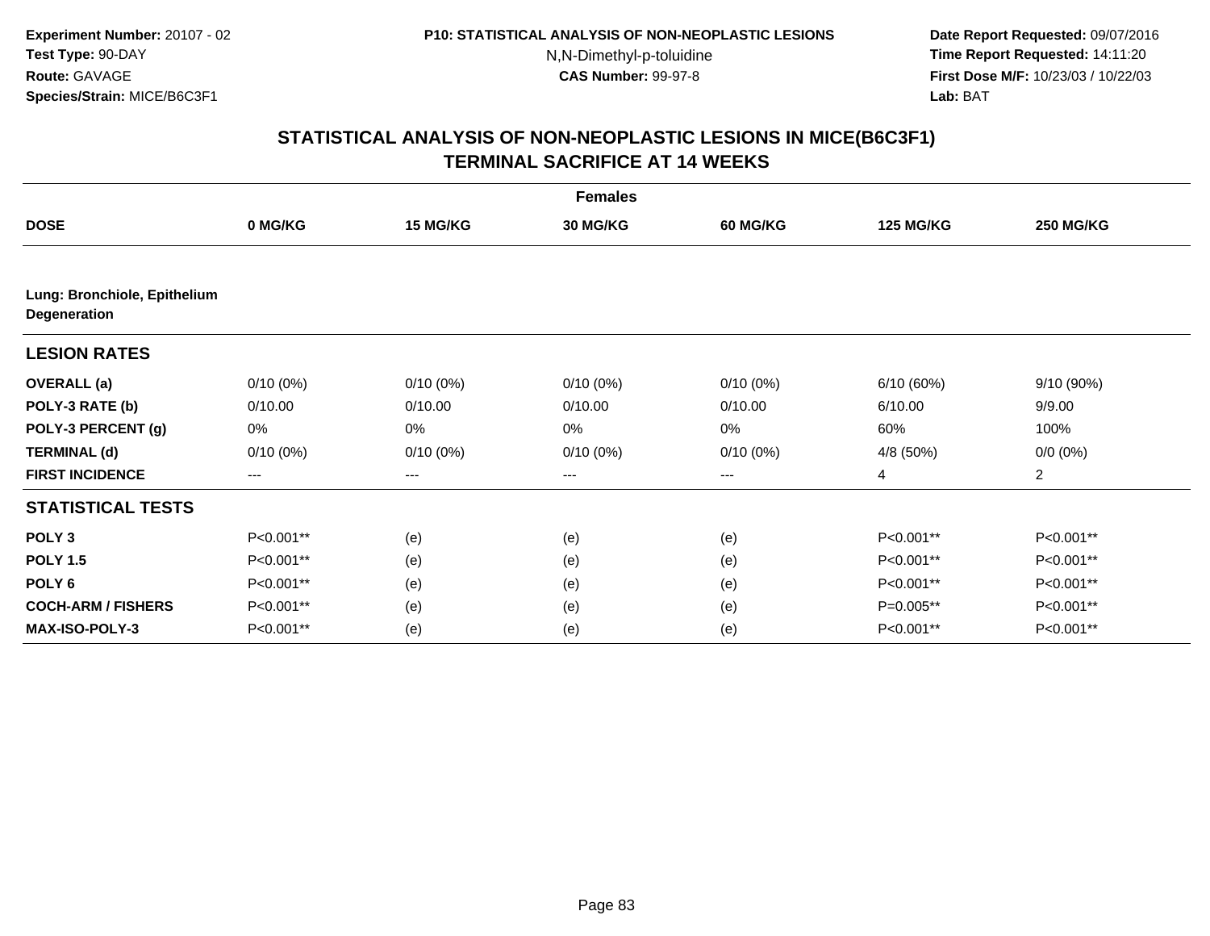**Experiment Number:** 20107 - 02
**Test Type:** 90-DAY
**Route:** GAVAGE
**Species/Strain:** MICE/B6C3F1

**P10: STATISTICAL ANALYSIS OF NON-NEOPLASTIC LESIONS**
N,N-Dimethyl-p-toluidine
**CAS Number:** 99-97-8

**Date Report Requested:** 09/07/2016
**Time Report Requested:** 14:11:20
**First Dose M/F:** 10/23/03 / 10/22/03
**Lab:** BAT

## STATISTICAL ANALYSIS OF NON-NEOPLASTIC LESIONS IN MICE(B6C3F1)
## TERMINAL SACRIFICE AT 14 WEEKS

| | Females | | | | | |
|---|---|---|---|---|---|---|
| **DOSE** | **0 MG/KG** | **15 MG/KG** | **30 MG/KG** | **60 MG/KG** | **125 MG/KG** | **250 MG/KG** |
| **Lung: Bronchiole, Epithelium Degeneration** | | | | | | |
| **LESION RATES** | | | | | | |
| **OVERALL (a)** | 0/10 (0%) | 0/10 (0%) | 0/10 (0%) | 0/10 (0%) | 6/10 (60%) | 9/10 (90%) |
| **POLY-3 RATE (b)** | 0/10.00 | 0/10.00 | 0/10.00 | 0/10.00 | 6/10.00 | 9/9.00 |
| **POLY-3 PERCENT (g)** | 0% | 0% | 0% | 0% | 60% | 100% |
| **TERMINAL (d)** | 0/10 (0%) | 0/10 (0%) | 0/10 (0%) | 0/10 (0%) | 4/8 (50%) | 0/0 (0%) |
| **FIRST INCIDENCE** | --- | --- | --- | --- | 4 | 2 |
| **STATISTICAL TESTS** | | | | | | |
| **POLY 3** | P<0.001** | (e) | (e) | (e) | P<0.001** | P<0.001** |
| **POLY 1.5** | P<0.001** | (e) | (e) | (e) | P<0.001** | P<0.001** |
| **POLY 6** | P<0.001** | (e) | (e) | (e) | P<0.001** | P<0.001** |
| **COCH-ARM / FISHERS** | P<0.001** | (e) | (e) | (e) | P=0.005** | P<0.001** |
| **MAX-ISO-POLY-3** | P<0.001** | (e) | (e) | (e) | P<0.001** | P<0.001** |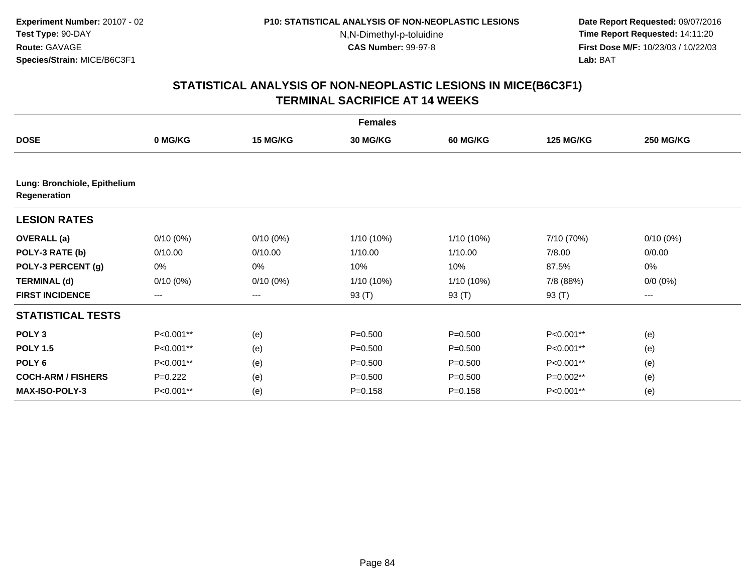**Experiment Number:** 20107 - 02
**Test Type:** 90-DAY
**Route:** GAVAGE
**Species/Strain:** MICE/B6C3F1

**P10: STATISTICAL ANALYSIS OF NON-NEOPLASTIC LESIONS**
N,N-Dimethyl-p-toluidine
**CAS Number:** 99-97-8

**Date Report Requested:** 09/07/2016
**Time Report Requested:** 14:11:20
**First Dose M/F:** 10/23/03 / 10/22/03
**Lab:** BAT

## STATISTICAL ANALYSIS OF NON-NEOPLASTIC LESIONS IN MICE(B6C3F1) TERMINAL SACRIFICE AT 14 WEEKS

| | | | Females | | | |
|---|---|---|---|---|---|---|
| **DOSE** | **0 MG/KG** | **15 MG/KG** | **30 MG/KG** | **60 MG/KG** | **125 MG/KG** | **250 MG/KG** |
| **Lung: Bronchiole, Epithelium Regeneration** | | | | | | |
| **LESION RATES** | | | | | | |
| **OVERALL (a)** | 0/10 (0%) | 0/10 (0%) | 1/10 (10%) | 1/10 (10%) | 7/10 (70%) | 0/10 (0%) |
| **POLY-3 RATE (b)** | 0/10.00 | 0/10.00 | 1/10.00 | 1/10.00 | 7/8.00 | 0/0.00 |
| **POLY-3 PERCENT (g)** | 0% | 0% | 10% | 10% | 87.5% | 0% |
| **TERMINAL (d)** | 0/10 (0%) | 0/10 (0%) | 1/10 (10%) | 1/10 (10%) | 7/8 (88%) | 0/0 (0%) |
| **FIRST INCIDENCE** | --- | --- | 93 (T) | 93 (T) | 93 (T) | --- |
| **STATISTICAL TESTS** | | | | | | |
| **POLY 3** | P<0.001** | (e) | P=0.500 | P=0.500 | P<0.001** | (e) |
| **POLY 1.5** | P<0.001** | (e) | P=0.500 | P=0.500 | P<0.001** | (e) |
| **POLY 6** | P<0.001** | (e) | P=0.500 | P=0.500 | P<0.001** | (e) |
| **COCH-ARM / FISHERS** | P=0.222 | (e) | P=0.500 | P=0.500 | P=0.002** | (e) |
| **MAX-ISO-POLY-3** | P<0.001** | (e) | P=0.158 | P=0.158 | P<0.001** | (e) |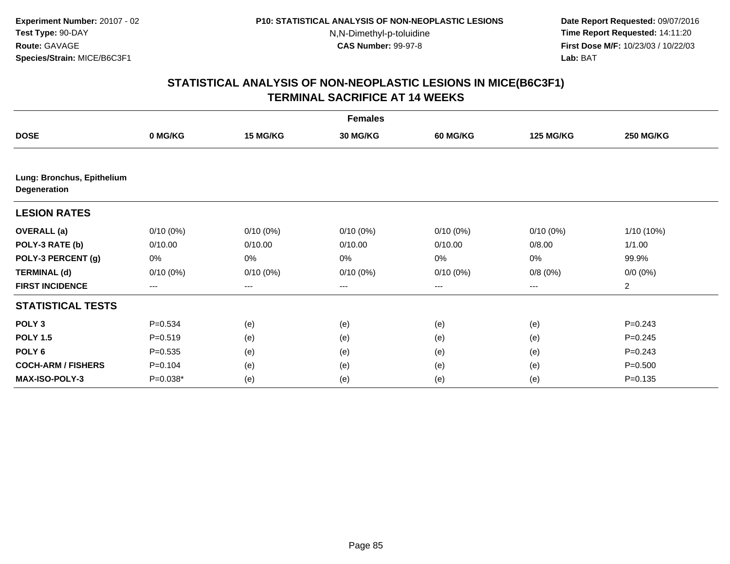Experiment Number: 20107 - 02
Test Type: 90-DAY
Route: GAVAGE
Species/Strain: MICE/B6C3F1

P10: STATISTICAL ANALYSIS OF NON-NEOPLASTIC LESIONS
N,N-Dimethyl-p-toluidine
CAS Number: 99-97-8

Date Report Requested: 09/07/2016
Time Report Requested: 14:11:20
First Dose M/F: 10/23/03 / 10/22/03
Lab: BAT

## STATISTICAL ANALYSIS OF NON-NEOPLASTIC LESIONS IN MICE(B6C3F1)
## TERMINAL SACRIFICE AT 14 WEEKS

| | Females | | | | | |
|---|---|---|---|---|---|---|
| **DOSE** | **0 MG/KG** | **15 MG/KG** | **30 MG/KG** | **60 MG/KG** | **125 MG/KG** | **250 MG/KG** |
| **Lung: Bronchus, Epithelium Degeneration** | | | | | | |
| **LESION RATES** | | | | | | |
| **OVERALL (a)** | 0/10 (0%) | 0/10 (0%) | 0/10 (0%) | 0/10 (0%) | 0/10 (0%) | 1/10 (10%) |
| **POLY-3 RATE (b)** | 0/10.00 | 0/10.00 | 0/10.00 | 0/10.00 | 0/8.00 | 1/1.00 |
| **POLY-3 PERCENT (g)** | 0% | 0% | 0% | 0% | 0% | 99.9% |
| **TERMINAL (d)** | 0/10 (0%) | 0/10 (0%) | 0/10 (0%) | 0/10 (0%) | 0/8 (0%) | 0/0 (0%) |
| **FIRST INCIDENCE** | --- | --- | --- | --- | --- | 2 |
| **STATISTICAL TESTS** | | | | | | |
| **POLY 3** | P=0.534 | (e) | (e) | (e) | (e) | P=0.243 |
| **POLY 1.5** | P=0.519 | (e) | (e) | (e) | (e) | P=0.245 |
| **POLY 6** | P=0.535 | (e) | (e) | (e) | (e) | P=0.243 |
| **COCH-ARM / FISHERS** | P=0.104 | (e) | (e) | (e) | (e) | P=0.500 |
| **MAX-ISO-POLY-3** | P=0.038* | (e) | (e) | (e) | (e) | P=0.135 |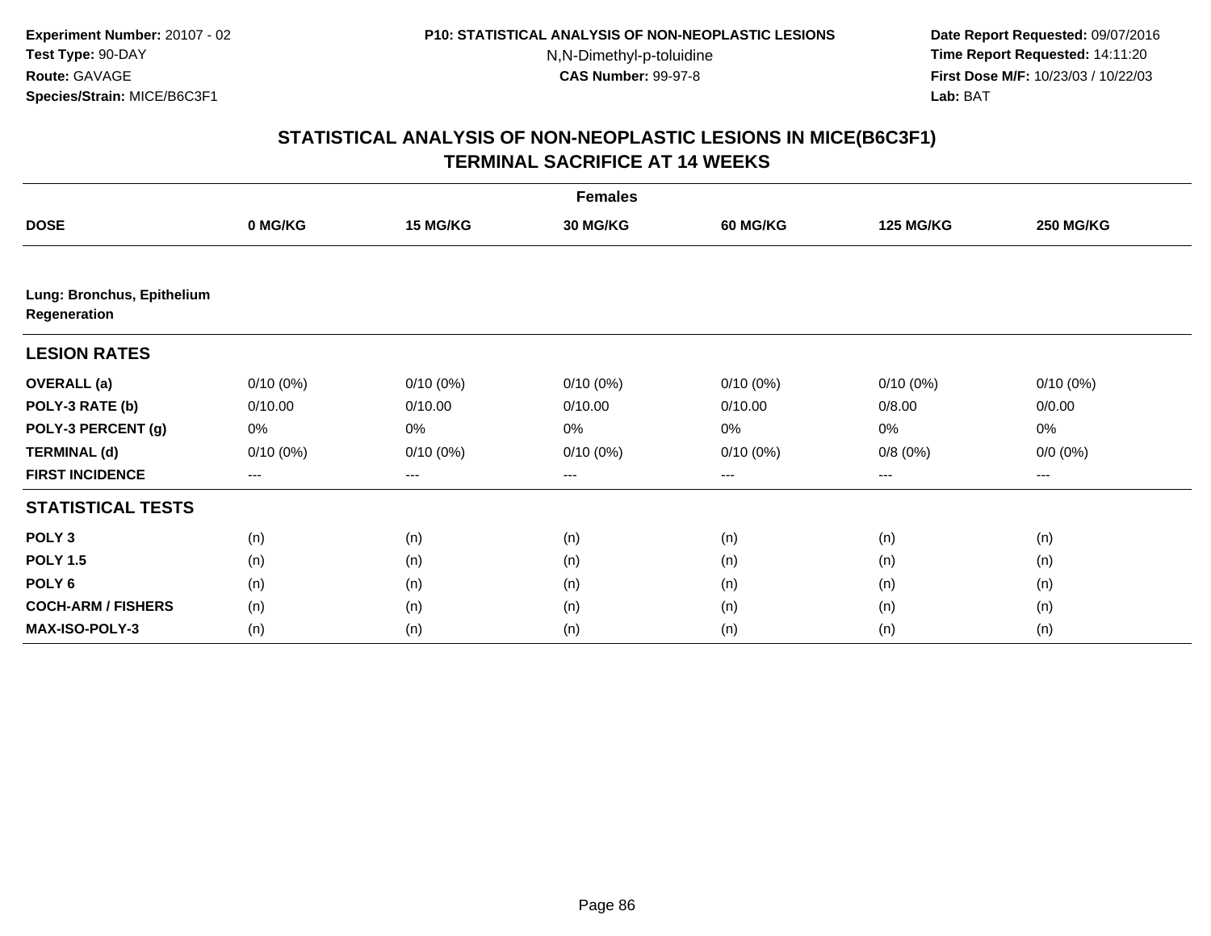Experiment Number: 20107 - 02
Test Type: 90-DAY
Route: GAVAGE
Species/Strain: MICE/B6C3F1

P10: STATISTICAL ANALYSIS OF NON-NEOPLASTIC LESIONS
N,N-Dimethyl-p-toluidine
CAS Number: 99-97-8

Date Report Requested: 09/07/2016
Time Report Requested: 14:11:20
First Dose M/F: 10/23/03 / 10/22/03
Lab: BAT

## STATISTICAL ANALYSIS OF NON-NEOPLASTIC LESIONS IN MICE(B6C3F1)
## TERMINAL SACRIFICE AT 14 WEEKS

| | Females | | | | | |
|---|---|---|---|---|---|---|
| **DOSE** | **0 MG/KG** | **15 MG/KG** | **30 MG/KG** | **60 MG/KG** | **125 MG/KG** | **250 MG/KG** |
| **Lung: Bronchus, Epithelium Regeneration** | | | | | | |
| **LESION RATES** | | | | | | |
| **OVERALL (a)** | 0/10 (0%) | 0/10 (0%) | 0/10 (0%) | 0/10 (0%) | 0/10 (0%) | 0/10 (0%) |
| **POLY-3 RATE (b)** | 0/10.00 | 0/10.00 | 0/10.00 | 0/10.00 | 0/8.00 | 0/0.00 |
| **POLY-3 PERCENT (g)** | 0% | 0% | 0% | 0% | 0% | 0% |
| **TERMINAL (d)** | 0/10 (0%) | 0/10 (0%) | 0/10 (0%) | 0/10 (0%) | 0/8 (0%) | 0/0 (0%) |
| **FIRST INCIDENCE** | --- | --- | --- | --- | --- | --- |
| **STATISTICAL TESTS** | | | | | | |
| **POLY 3** | (n) | (n) | (n) | (n) | (n) | (n) |
| **POLY 1.5** | (n) | (n) | (n) | (n) | (n) | (n) |
| **POLY 6** | (n) | (n) | (n) | (n) | (n) | (n) |
| **COCH-ARM / FISHERS** | (n) | (n) | (n) | (n) | (n) | (n) |
| **MAX-ISO-POLY-3** | (n) | (n) | (n) | (n) | (n) | (n) |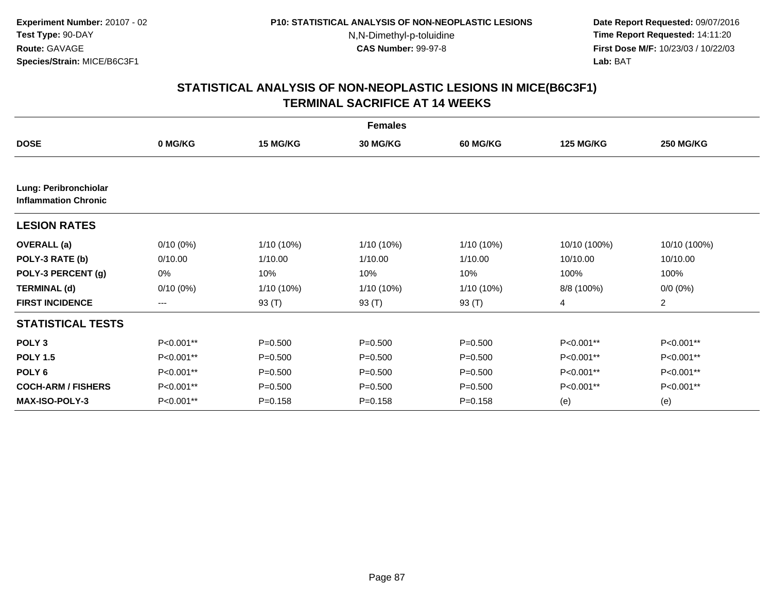Experiment Number: 20107 - 02
Test Type: 90-DAY
Route: GAVAGE
Species/Strain: MICE/B6C3F1

P10: STATISTICAL ANALYSIS OF NON-NEOPLASTIC LESIONS
N,N-Dimethyl-p-toluidine
CAS Number: 99-97-8

Date Report Requested: 09/07/2016
Time Report Requested: 14:11:20
First Dose M/F: 10/23/03 / 10/22/03
Lab: BAT

## STATISTICAL ANALYSIS OF NON-NEOPLASTIC LESIONS IN MICE(B6C3F1)
## TERMINAL SACRIFICE AT 14 WEEKS

**Females**

| DOSE | 0 MG/KG | 15 MG/KG | 30 MG/KG | 60 MG/KG | 125 MG/KG | 250 MG/KG |
|---|---|---|---|---|---|---|
| **Lung: Peribronchiolar Inflammation Chronic** | | | | | | |
| **LESION RATES** | | | | | | |
| **OVERALL (a)** | 0/10 (0%) | 1/10 (10%) | 1/10 (10%) | 1/10 (10%) | 10/10 (100%) | 10/10 (100%) |
| **POLY-3 RATE (b)** | 0/10.00 | 1/10.00 | 1/10.00 | 1/10.00 | 10/10.00 | 10/10.00 |
| **POLY-3 PERCENT (g)** | 0% | 10% | 10% | 10% | 100% | 100% |
| **TERMINAL (d)** | 0/10 (0%) | 1/10 (10%) | 1/10 (10%) | 1/10 (10%) | 8/8 (100%) | 0/0 (0%) |
| **FIRST INCIDENCE** | --- | 93 (T) | 93 (T) | 93 (T) | 4 | 2 |
| **STATISTICAL TESTS** | | | | | | |
| **POLY 3** | P<0.001** | P=0.500 | P=0.500 | P=0.500 | P<0.001** | P<0.001** |
| **POLY 1.5** | P<0.001** | P=0.500 | P=0.500 | P=0.500 | P<0.001** | P<0.001** |
| **POLY 6** | P<0.001** | P=0.500 | P=0.500 | P=0.500 | P<0.001** | P<0.001** |
| **COCH-ARM / FISHERS** | P<0.001** | P=0.500 | P=0.500 | P=0.500 | P<0.001** | P<0.001** |
| **MAX-ISO-POLY-3** | P<0.001** | P=0.158 | P=0.158 | P=0.158 | (e) | (e) |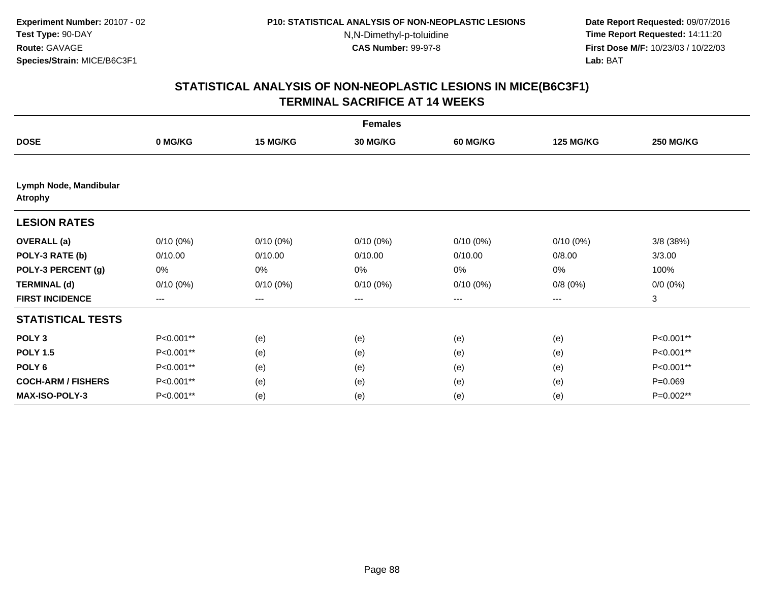**Experiment Number:** 20107 - 02
**Test Type:** 90-DAY
**Route:** GAVAGE
**Species/Strain:** MICE/B6C3F1

**P10: STATISTICAL ANALYSIS OF NON-NEOPLASTIC LESIONS**
N,N-Dimethyl-p-toluidine
**CAS Number:** 99-97-8

**Date Report Requested:** 09/07/2016
**Time Report Requested:** 14:11:20
**First Dose M/F:** 10/23/03 / 10/22/03
**Lab:** BAT

## STATISTICAL ANALYSIS OF NON-NEOPLASTIC LESIONS IN MICE(B6C3F1) TERMINAL SACRIFICE AT 14 WEEKS

| Females | | | | | | |
|---|---|---|---|---|---|---|
| **DOSE** | **0 MG/KG** | **15 MG/KG** | **30 MG/KG** | **60 MG/KG** | **125 MG/KG** | **250 MG/KG** |
| **Lymph Node, Mandibular Atrophy** | | | | | | |
| **LESION RATES** | | | | | | |
| **OVERALL (a)** | 0/10 (0%) | 0/10 (0%) | 0/10 (0%) | 0/10 (0%) | 0/10 (0%) | 3/8 (38%) |
| **POLY-3 RATE (b)** | 0/10.00 | 0/10.00 | 0/10.00 | 0/10.00 | 0/8.00 | 3/3.00 |
| **POLY-3 PERCENT (g)** | 0% | 0% | 0% | 0% | 0% | 100% |
| **TERMINAL (d)** | 0/10 (0%) | 0/10 (0%) | 0/10 (0%) | 0/10 (0%) | 0/8 (0%) | 0/0 (0%) |
| **FIRST INCIDENCE** | --- | --- | --- | --- | --- | 3 |
| **STATISTICAL TESTS** | | | | | | |
| **POLY 3** | P<0.001** | (e) | (e) | (e) | (e) | P<0.001** |
| **POLY 1.5** | P<0.001** | (e) | (e) | (e) | (e) | P<0.001** |
| **POLY 6** | P<0.001** | (e) | (e) | (e) | (e) | P<0.001** |
| **COCH-ARM / FISHERS** | P<0.001** | (e) | (e) | (e) | (e) | P=0.069 |
| **MAX-ISO-POLY-3** | P<0.001** | (e) | (e) | (e) | (e) | P=0.002** |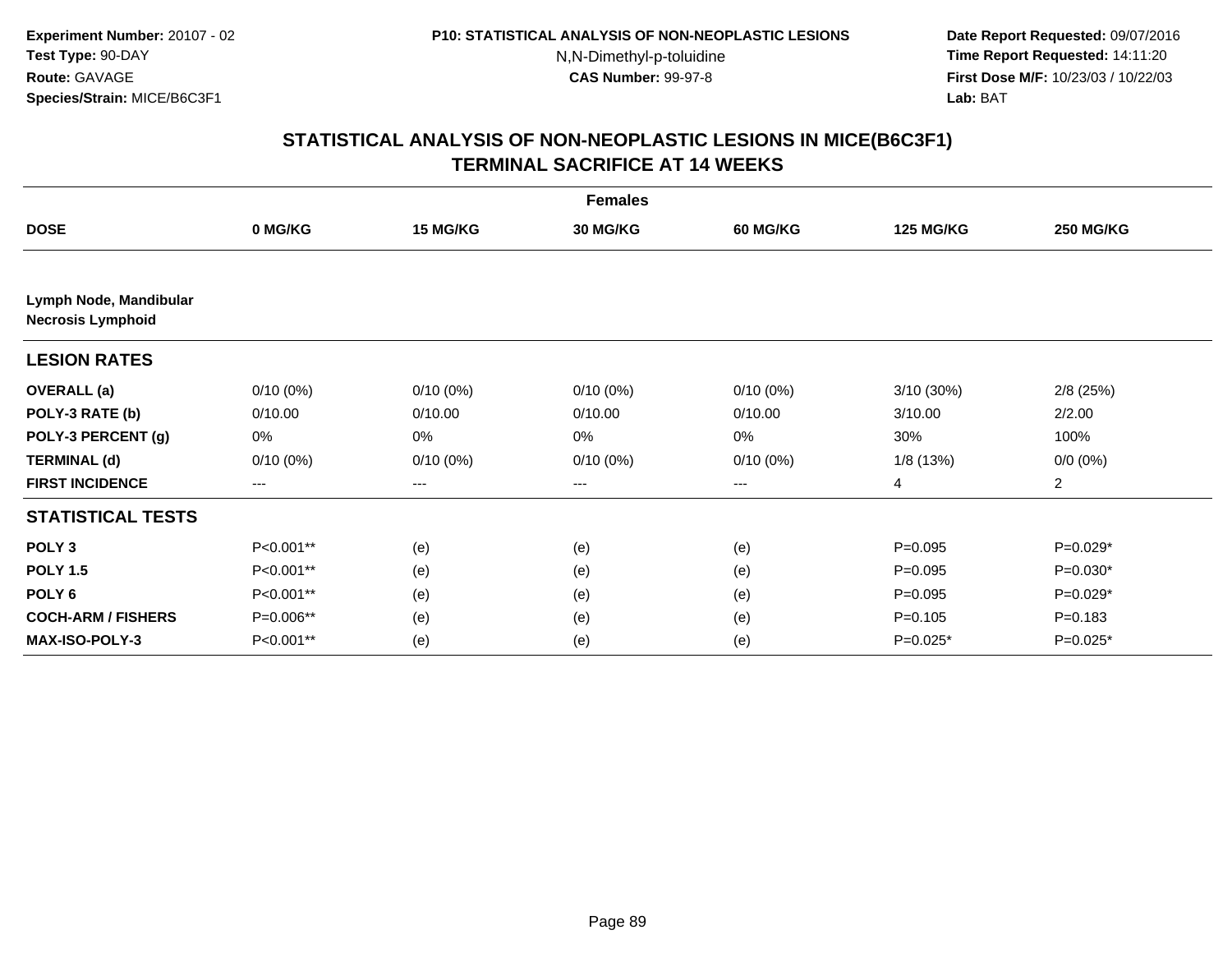Experiment Number: 20107 - 02
Test Type: 90-DAY
Route: GAVAGE
Species/Strain: MICE/B6C3F1

P10: STATISTICAL ANALYSIS OF NON-NEOPLASTIC LESIONS
N,N-Dimethyl-p-toluidine
CAS Number: 99-97-8

Date Report Requested: 09/07/2016
Time Report Requested: 14:11:20
First Dose M/F: 10/23/03 / 10/22/03
Lab: BAT

## STATISTICAL ANALYSIS OF NON-NEOPLASTIC LESIONS IN MICE(B6C3F1)
## TERMINAL SACRIFICE AT 14 WEEKS

**Females**

| DOSE | 0 MG/KG | 15 MG/KG | 30 MG/KG | 60 MG/KG | 125 MG/KG | 250 MG/KG |
|---|---|---|---|---|---|---|
| **Lymph Node, Mandibular** | | | | | | |
| **Necrosis Lymphoid** | | | | | | |
| **LESION RATES** | | | | | | |
| **OVERALL (a)** | 0/10 (0%) | 0/10 (0%) | 0/10 (0%) | 0/10 (0%) | 3/10 (30%) | 2/8 (25%) |
| **POLY-3 RATE (b)** | 0/10.00 | 0/10.00 | 0/10.00 | 0/10.00 | 3/10.00 | 2/2.00 |
| **POLY-3 PERCENT (g)** | 0% | 0% | 0% | 0% | 30% | 100% |
| **TERMINAL (d)** | 0/10 (0%) | 0/10 (0%) | 0/10 (0%) | 0/10 (0%) | 1/8 (13%) | 0/0 (0%) |
| **FIRST INCIDENCE** | --- | --- | --- | --- | 4 | 2 |
| **STATISTICAL TESTS** | | | | | | |
| **POLY 3** | P<0.001** | (e) | (e) | (e) | P=0.095 | P=0.029* |
| **POLY 1.5** | P<0.001** | (e) | (e) | (e) | P=0.095 | P=0.030* |
| **POLY 6** | P<0.001** | (e) | (e) | (e) | P=0.095 | P=0.029* |
| **COCH-ARM / FISHERS** | P=0.006** | (e) | (e) | (e) | P=0.105 | P=0.183 |
| **MAX-ISO-POLY-3** | P<0.001** | (e) | (e) | (e) | P=0.025* | P=0.025* |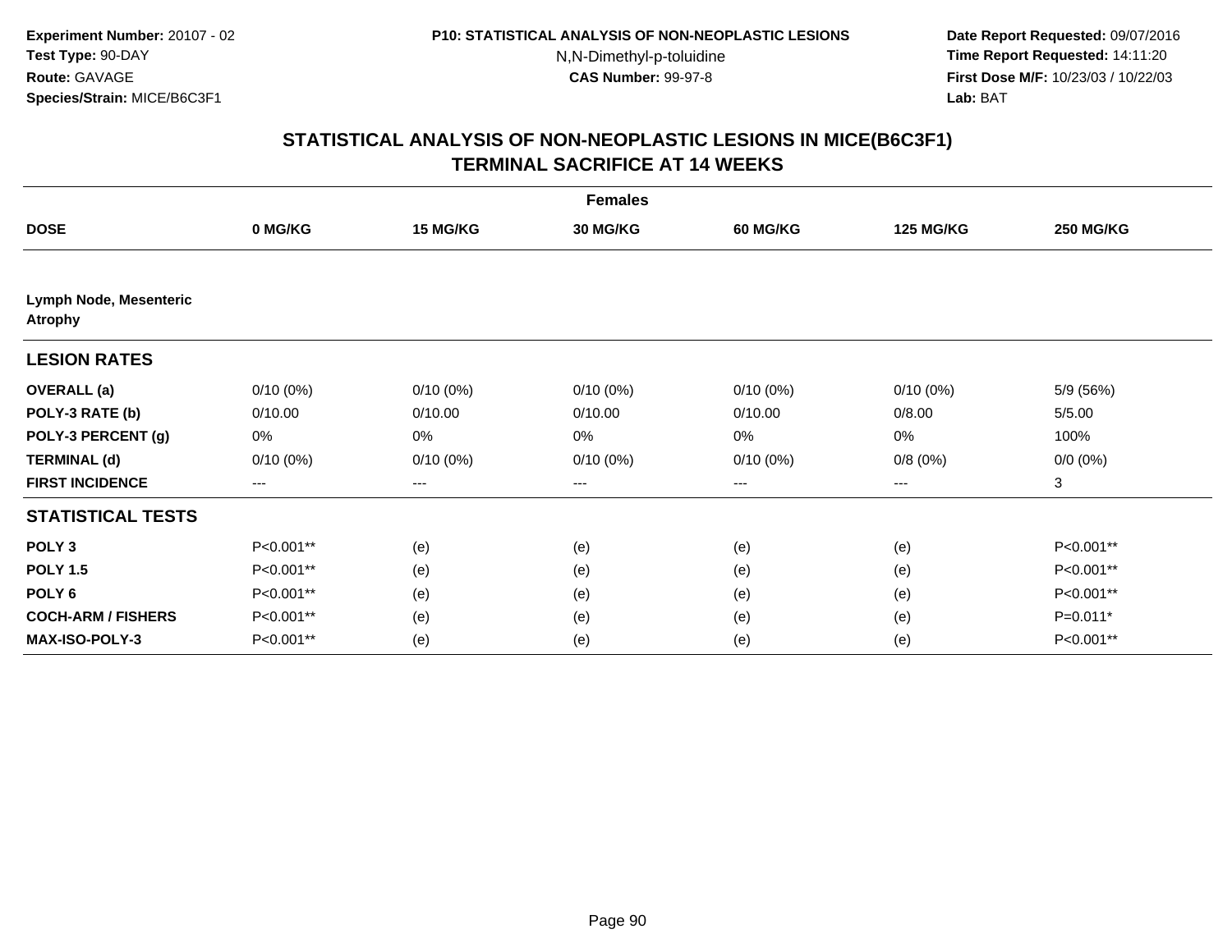**Experiment Number:** 20107 - 02
**Test Type:** 90-DAY
**Route:** GAVAGE
**Species/Strain:** MICE/B6C3F1

**P10: STATISTICAL ANALYSIS OF NON-NEOPLASTIC LESIONS**
N,N-Dimethyl-p-toluidine
**CAS Number:** 99-97-8

**Date Report Requested:** 09/07/2016
**Time Report Requested:** 14:11:20
**First Dose M/F:** 10/23/03 / 10/22/03
**Lab:** BAT

## STATISTICAL ANALYSIS OF NON-NEOPLASTIC LESIONS IN MICE(B6C3F1)
## TERMINAL SACRIFICE AT 14 WEEKS

| | Females | | | | | |
|---|---|---|---|---|---|---|
| **DOSE** | **0 MG/KG** | **15 MG/KG** | **30 MG/KG** | **60 MG/KG** | **125 MG/KG** | **250 MG/KG** |
| **Lymph Node, Mesenteric Atrophy** | | | | | | |
| **LESION RATES** | | | | | | |
| **OVERALL (a)** | 0/10 (0%) | 0/10 (0%) | 0/10 (0%) | 0/10 (0%) | 0/10 (0%) | 5/9 (56%) |
| **POLY-3 RATE (b)** | 0/10.00 | 0/10.00 | 0/10.00 | 0/10.00 | 0/8.00 | 5/5.00 |
| **POLY-3 PERCENT (g)** | 0% | 0% | 0% | 0% | 0% | 100% |
| **TERMINAL (d)** | 0/10 (0%) | 0/10 (0%) | 0/10 (0%) | 0/10 (0%) | 0/8 (0%) | 0/0 (0%) |
| **FIRST INCIDENCE** | --- | --- | --- | --- | --- | 3 |
| **STATISTICAL TESTS** | | | | | | |
| **POLY 3** | P<0.001** | (e) | (e) | (e) | (e) | P<0.001** |
| **POLY 1.5** | P<0.001** | (e) | (e) | (e) | (e) | P<0.001** |
| **POLY 6** | P<0.001** | (e) | (e) | (e) | (e) | P<0.001** |
| **COCH-ARM / FISHERS** | P<0.001** | (e) | (e) | (e) | (e) | P=0.011* |
| **MAX-ISO-POLY-3** | P<0.001** | (e) | (e) | (e) | (e) | P<0.001** |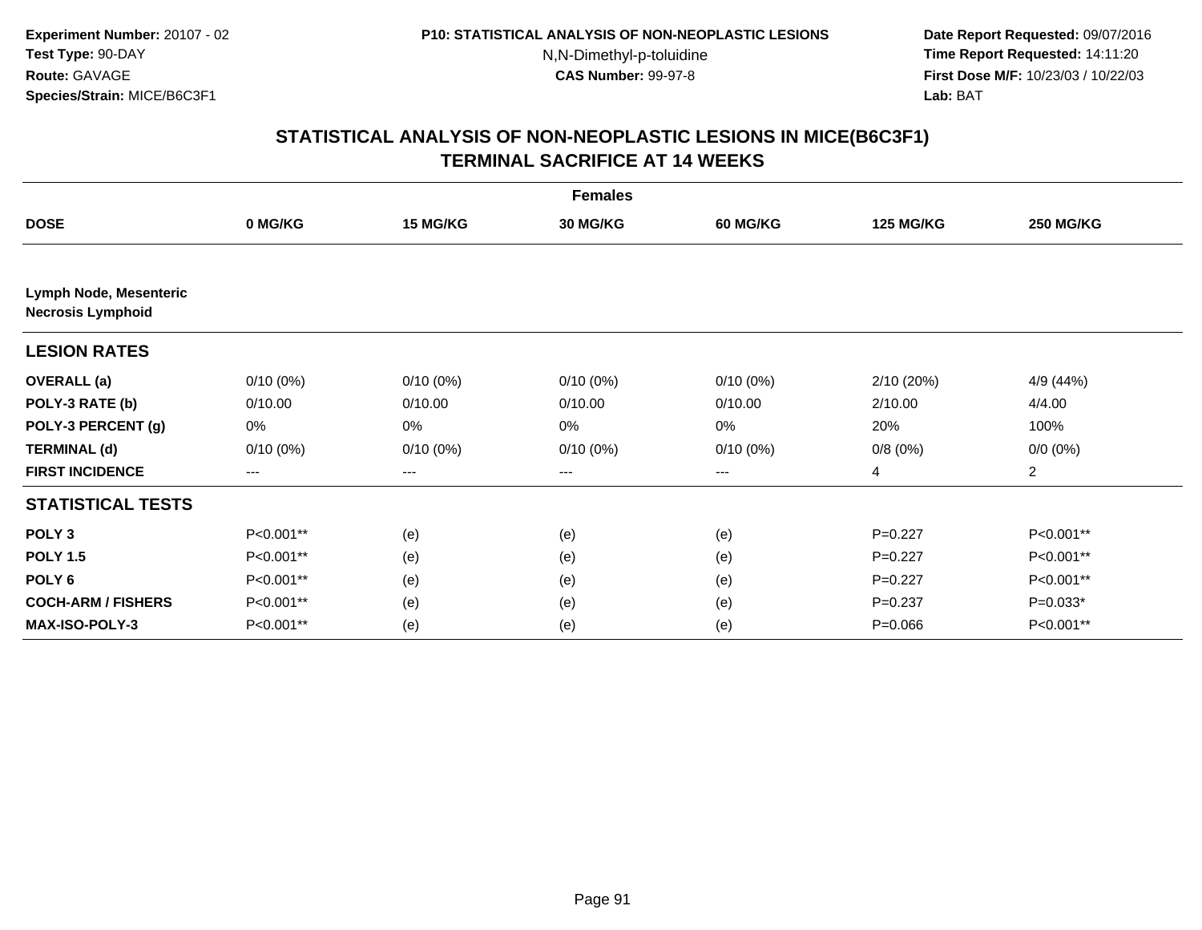**Experiment Number:** 20107 - 02
**Test Type:** 90-DAY
**Route:** GAVAGE
**Species/Strain:** MICE/B6C3F1

**P10: STATISTICAL ANALYSIS OF NON-NEOPLASTIC LESIONS**
N,N-Dimethyl-p-toluidine
**CAS Number:** 99-97-8

**Date Report Requested:** 09/07/2016
**Time Report Requested:** 14:11:20
**First Dose M/F:** 10/23/03 / 10/22/03
**Lab:** BAT

## STATISTICAL ANALYSIS OF NON-NEOPLASTIC LESIONS IN MICE(B6C3F1) TERMINAL SACRIFICE AT 14 WEEKS

| Females | | | | | | |
|---|---|---|---|---|---|---|
| **DOSE** | **0 MG/KG** | **15 MG/KG** | **30 MG/KG** | **60 MG/KG** | **125 MG/KG** | **250 MG/KG** |
| **Lymph Node, Mesenteric** | | | | | | |
| **Necrosis Lymphoid** | | | | | | |
| **LESION RATES** | | | | | | |
| **OVERALL (a)** | 0/10 (0%) | 0/10 (0%) | 0/10 (0%) | 0/10 (0%) | 2/10 (20%) | 4/9 (44%) |
| **POLY-3 RATE (b)** | 0/10.00 | 0/10.00 | 0/10.00 | 0/10.00 | 2/10.00 | 4/4.00 |
| **POLY-3 PERCENT (g)** | 0% | 0% | 0% | 0% | 20% | 100% |
| **TERMINAL (d)** | 0/10 (0%) | 0/10 (0%) | 0/10 (0%) | 0/10 (0%) | 0/8 (0%) | 0/0 (0%) |
| **FIRST INCIDENCE** | --- | --- | --- | --- | 4 | 2 |
| **STATISTICAL TESTS** | | | | | | |
| **POLY 3** | P<0.001** | (e) | (e) | (e) | P=0.227 | P<0.001** |
| **POLY 1.5** | P<0.001** | (e) | (e) | (e) | P=0.227 | P<0.001** |
| **POLY 6** | P<0.001** | (e) | (e) | (e) | P=0.227 | P<0.001** |
| **COCH-ARM / FISHERS** | P<0.001** | (e) | (e) | (e) | P=0.237 | P=0.033* |
| **MAX-ISO-POLY-3** | P<0.001** | (e) | (e) | (e) | P=0.066 | P<0.001** |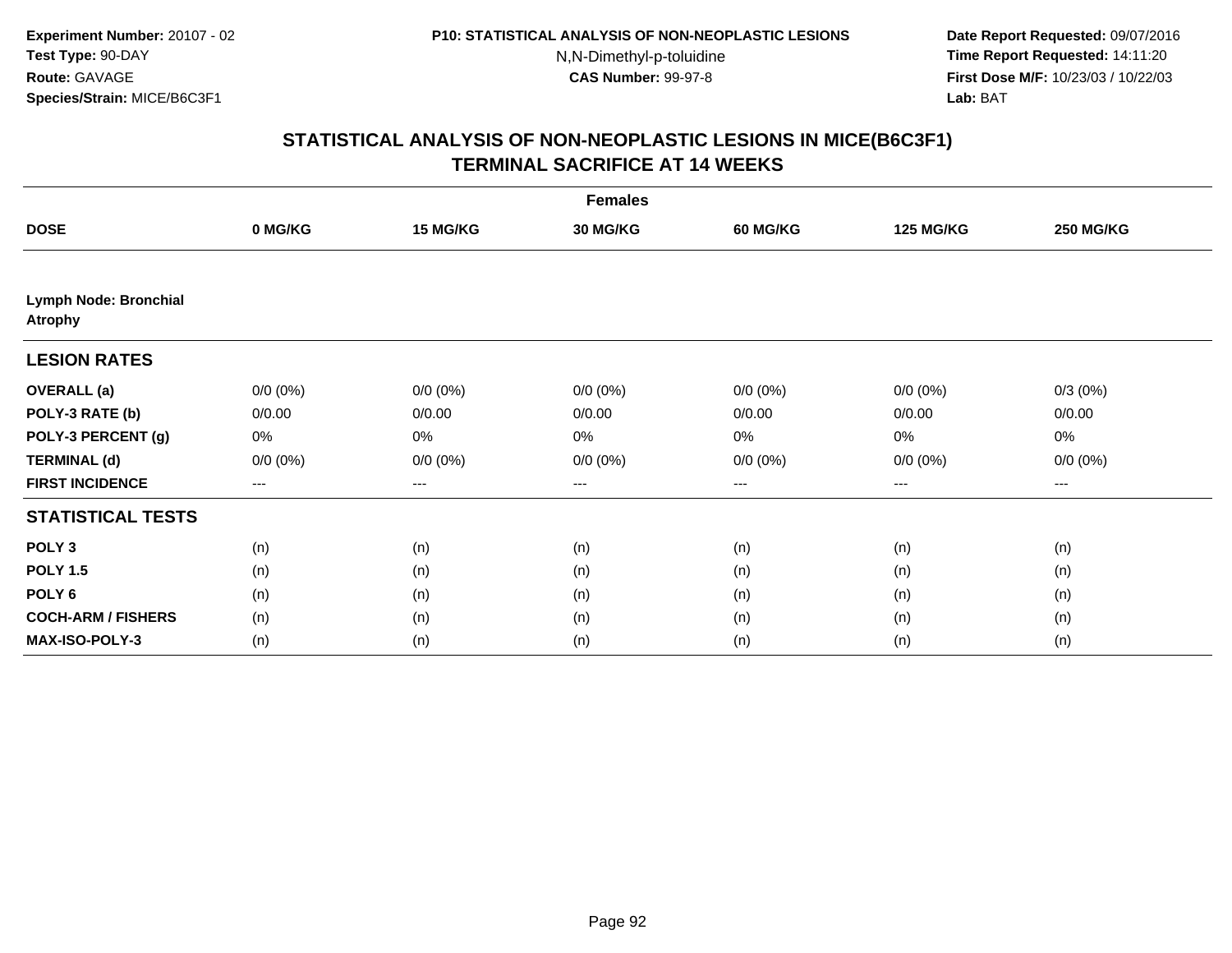**Experiment Number:** 20107 - 02
**Test Type:** 90-DAY
**Route:** GAVAGE
**Species/Strain:** MICE/B6C3F1

**P10: STATISTICAL ANALYSIS OF NON-NEOPLASTIC LESIONS**
N,N-Dimethyl-p-toluidine
**CAS Number:** 99-97-8

**Date Report Requested:** 09/07/2016
**Time Report Requested:** 14:11:20
**First Dose M/F:** 10/23/03 / 10/22/03
**Lab:** BAT

## STATISTICAL ANALYSIS OF NON-NEOPLASTIC LESIONS IN MICE(B6C3F1) TERMINAL SACRIFICE AT 14 WEEKS

| | Females | | | | | |
|---|---|---|---|---|---|---|
| **DOSE** | **0 MG/KG** | **15 MG/KG** | **30 MG/KG** | **60 MG/KG** | **125 MG/KG** | **250 MG/KG** |
| **Lymph Node: Bronchial Atrophy** | | | | | | |
| **LESION RATES** | | | | | | |
| **OVERALL (a)** | 0/0 (0%) | 0/0 (0%) | 0/0 (0%) | 0/0 (0%) | 0/0 (0%) | 0/3 (0%) |
| **POLY-3 RATE (b)** | 0/0.00 | 0/0.00 | 0/0.00 | 0/0.00 | 0/0.00 | 0/0.00 |
| **POLY-3 PERCENT (g)** | 0% | 0% | 0% | 0% | 0% | 0% |
| **TERMINAL (d)** | 0/0 (0%) | 0/0 (0%) | 0/0 (0%) | 0/0 (0%) | 0/0 (0%) | 0/0 (0%) |
| **FIRST INCIDENCE** | --- | --- | --- | --- | --- | --- |
| **STATISTICAL TESTS** | | | | | | |
| **POLY 3** | (n) | (n) | (n) | (n) | (n) | (n) |
| **POLY 1.5** | (n) | (n) | (n) | (n) | (n) | (n) |
| **POLY 6** | (n) | (n) | (n) | (n) | (n) | (n) |
| **COCH-ARM / FISHERS** | (n) | (n) | (n) | (n) | (n) | (n) |
| **MAX-ISO-POLY-3** | (n) | (n) | (n) | (n) | (n) | (n) |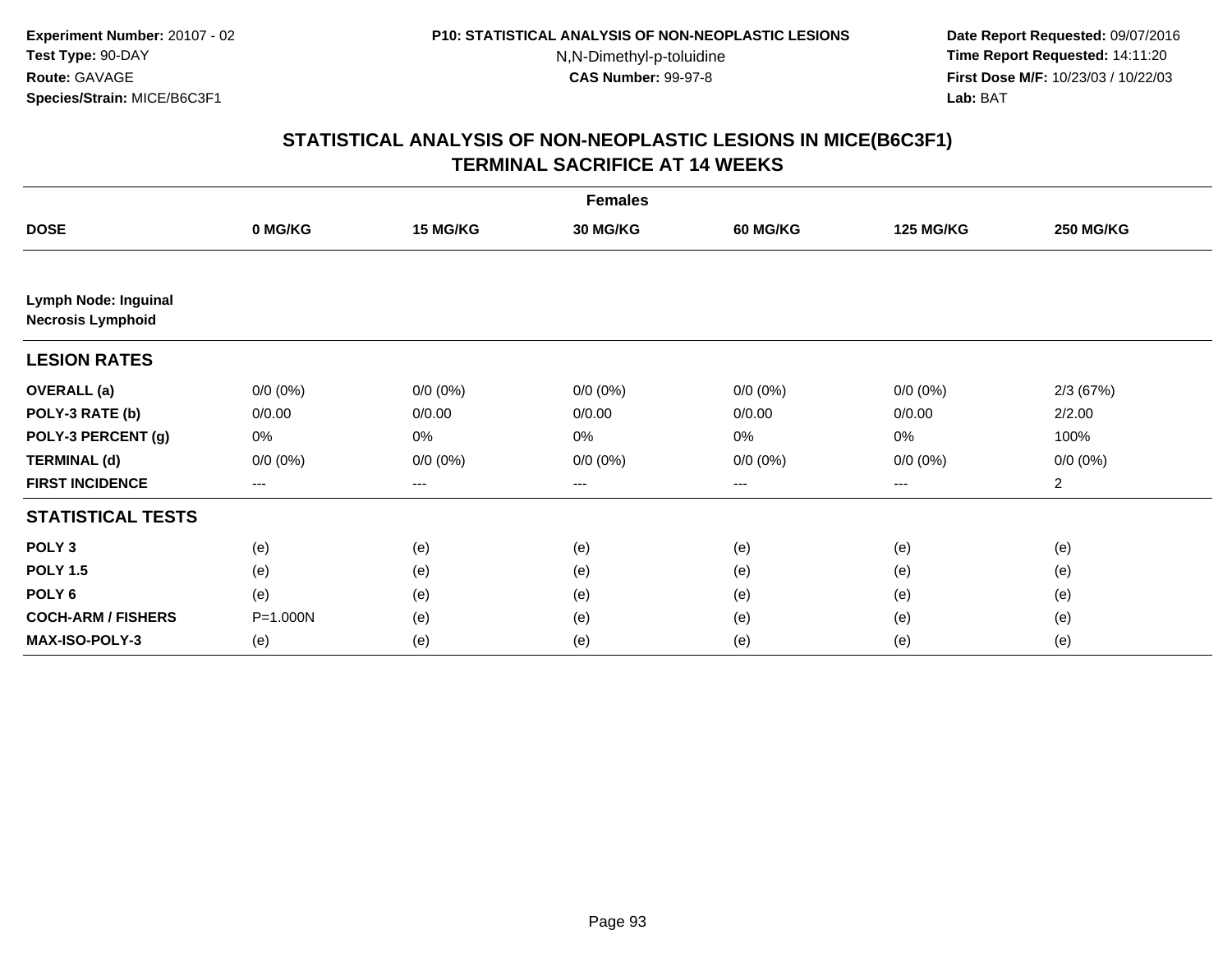Experiment Number: 20107 - 02
Test Type: 90-DAY
Route: GAVAGE
Species/Strain: MICE/B6C3F1

P10: STATISTICAL ANALYSIS OF NON-NEOPLASTIC LESIONS
N,N-Dimethyl-p-toluidine
CAS Number: 99-97-8

Date Report Requested: 09/07/2016
Time Report Requested: 14:11:20
First Dose M/F: 10/23/03 / 10/22/03
Lab: BAT

## STATISTICAL ANALYSIS OF NON-NEOPLASTIC LESIONS IN MICE(B6C3F1)
## TERMINAL SACRIFICE AT 14 WEEKS

| | Females | | | | | |
|---|---|---|---|---|---|---|
| **DOSE** | **0 MG/KG** | **15 MG/KG** | **30 MG/KG** | **60 MG/KG** | **125 MG/KG** | **250 MG/KG** |
| **Lymph Node: Inguinal** | | | | | | |
| **Necrosis Lymphoid** | | | | | | |
| **LESION RATES** | | | | | | |
| **OVERALL (a)** | 0/0 (0%) | 0/0 (0%) | 0/0 (0%) | 0/0 (0%) | 0/0 (0%) | 2/3 (67%) |
| **POLY-3 RATE (b)** | 0/0.00 | 0/0.00 | 0/0.00 | 0/0.00 | 0/0.00 | 2/2.00 |
| **POLY-3 PERCENT (g)** | 0% | 0% | 0% | 0% | 0% | 100% |
| **TERMINAL (d)** | 0/0 (0%) | 0/0 (0%) | 0/0 (0%) | 0/0 (0%) | 0/0 (0%) | 0/0 (0%) |
| **FIRST INCIDENCE** | --- | --- | --- | --- | --- | 2 |
| **STATISTICAL TESTS** | | | | | | |
| **POLY 3** | (e) | (e) | (e) | (e) | (e) | (e) |
| **POLY 1.5** | (e) | (e) | (e) | (e) | (e) | (e) |
| **POLY 6** | (e) | (e) | (e) | (e) | (e) | (e) |
| **COCH-ARM / FISHERS** | P=1.000N | (e) | (e) | (e) | (e) | (e) |
| **MAX-ISO-POLY-3** | (e) | (e) | (e) | (e) | (e) | (e) |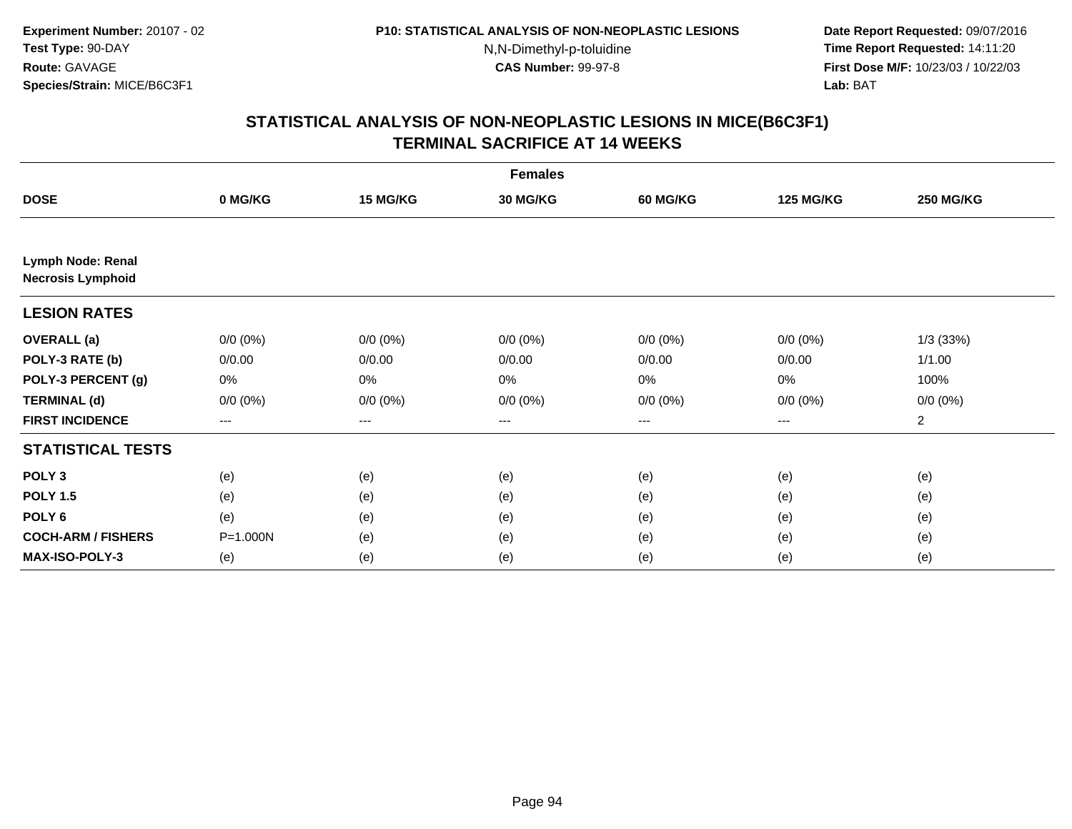Experiment Number: 20107 - 02
Test Type: 90-DAY
Route: GAVAGE
Species/Strain: MICE/B6C3F1

P10: STATISTICAL ANALYSIS OF NON-NEOPLASTIC LESIONS
N,N-Dimethyl-p-toluidine
CAS Number: 99-97-8

Date Report Requested: 09/07/2016
Time Report Requested: 14:11:20
First Dose M/F: 10/23/03 / 10/22/03
Lab: BAT

# STATISTICAL ANALYSIS OF NON-NEOPLASTIC LESIONS IN MICE(B6C3F1)
## TERMINAL SACRIFICE AT 14 WEEKS

| | Females | | | | | |
|---|---|---|---|---|---|---|
| **DOSE** | **0 MG/KG** | **15 MG/KG** | **30 MG/KG** | **60 MG/KG** | **125 MG/KG** | **250 MG/KG** |
| **Lymph Node: Renal** | | | | | | |
| **Necrosis Lymphoid** | | | | | | |
| **LESION RATES** | | | | | | |
| **OVERALL (a)** | 0/0 (0%) | 0/0 (0%) | 0/0 (0%) | 0/0 (0%) | 0/0 (0%) | 1/3 (33%) |
| **POLY-3 RATE (b)** | 0/0.00 | 0/0.00 | 0/0.00 | 0/0.00 | 0/0.00 | 1/1.00 |
| **POLY-3 PERCENT (g)** | 0% | 0% | 0% | 0% | 0% | 100% |
| **TERMINAL (d)** | 0/0 (0%) | 0/0 (0%) | 0/0 (0%) | 0/0 (0%) | 0/0 (0%) | 0/0 (0%) |
| **FIRST INCIDENCE** | --- | --- | --- | --- | --- | 2 |
| **STATISTICAL TESTS** | | | | | | |
| **POLY 3** | (e) | (e) | (e) | (e) | (e) | (e) |
| **POLY 1.5** | (e) | (e) | (e) | (e) | (e) | (e) |
| **POLY 6** | (e) | (e) | (e) | (e) | (e) | (e) |
| **COCH-ARM / FISHERS** | P=1.000N | (e) | (e) | (e) | (e) | (e) |
| **MAX-ISO-POLY-3** | (e) | (e) | (e) | (e) | (e) | (e) |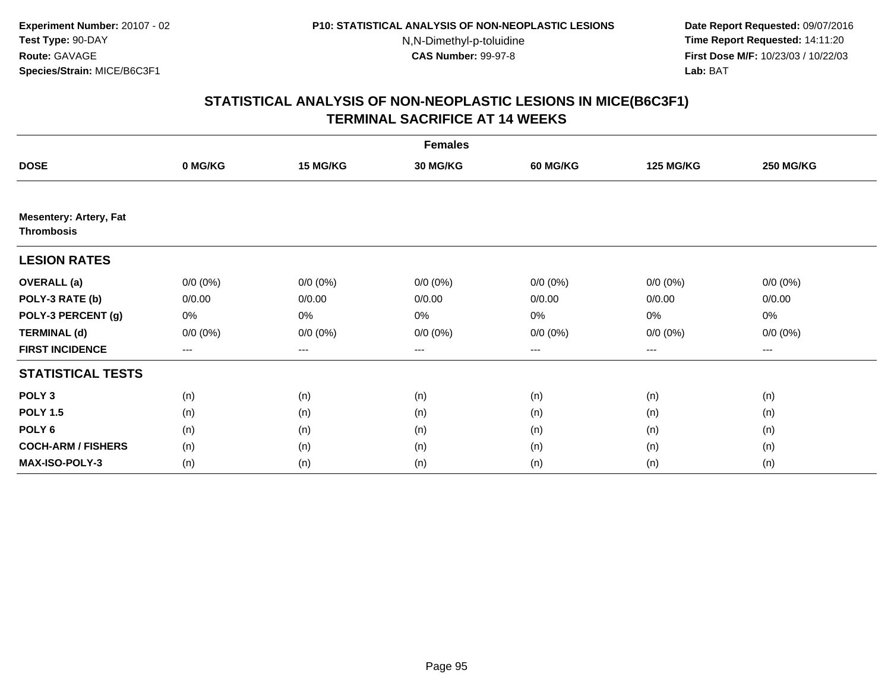**Experiment Number:** 20107 - 02
**Test Type:** 90-DAY
**Route:** GAVAGE
**Species/Strain:** MICE/B6C3F1

**P10: STATISTICAL ANALYSIS OF NON-NEOPLASTIC LESIONS**
N,N-Dimethyl-p-toluidine
**CAS Number:** 99-97-8

**Date Report Requested:** 09/07/2016
**Time Report Requested:** 14:11:20
**First Dose M/F:** 10/23/03 / 10/22/03
**Lab:** BAT

## STATISTICAL ANALYSIS OF NON-NEOPLASTIC LESIONS IN MICE(B6C3F1)
## TERMINAL SACRIFICE AT 14 WEEKS

| | Females | | | | | |
|---|---|---|---|---|---|---|
| **DOSE** | **0 MG/KG** | **15 MG/KG** | **30 MG/KG** | **60 MG/KG** | **125 MG/KG** | **250 MG/KG** |
| **Mesentery: Artery, Fat** **Thrombosis** | | | | | | |
| **LESION RATES** | | | | | | |
| **OVERALL (a)** | 0/0 (0%) | 0/0 (0%) | 0/0 (0%) | 0/0 (0%) | 0/0 (0%) | 0/0 (0%) |
| **POLY-3 RATE (b)** | 0/0.00 | 0/0.00 | 0/0.00 | 0/0.00 | 0/0.00 | 0/0.00 |
| **POLY-3 PERCENT (g)** | 0% | 0% | 0% | 0% | 0% | 0% |
| **TERMINAL (d)** | 0/0 (0%) | 0/0 (0%) | 0/0 (0%) | 0/0 (0%) | 0/0 (0%) | 0/0 (0%) |
| **FIRST INCIDENCE** | --- | --- | --- | --- | --- | --- |
| **STATISTICAL TESTS** | | | | | | |
| **POLY 3** | (n) | (n) | (n) | (n) | (n) | (n) |
| **POLY 1.5** | (n) | (n) | (n) | (n) | (n) | (n) |
| **POLY 6** | (n) | (n) | (n) | (n) | (n) | (n) |
| **COCH-ARM / FISHERS** | (n) | (n) | (n) | (n) | (n) | (n) |
| **MAX-ISO-POLY-3** | (n) | (n) | (n) | (n) | (n) | (n) |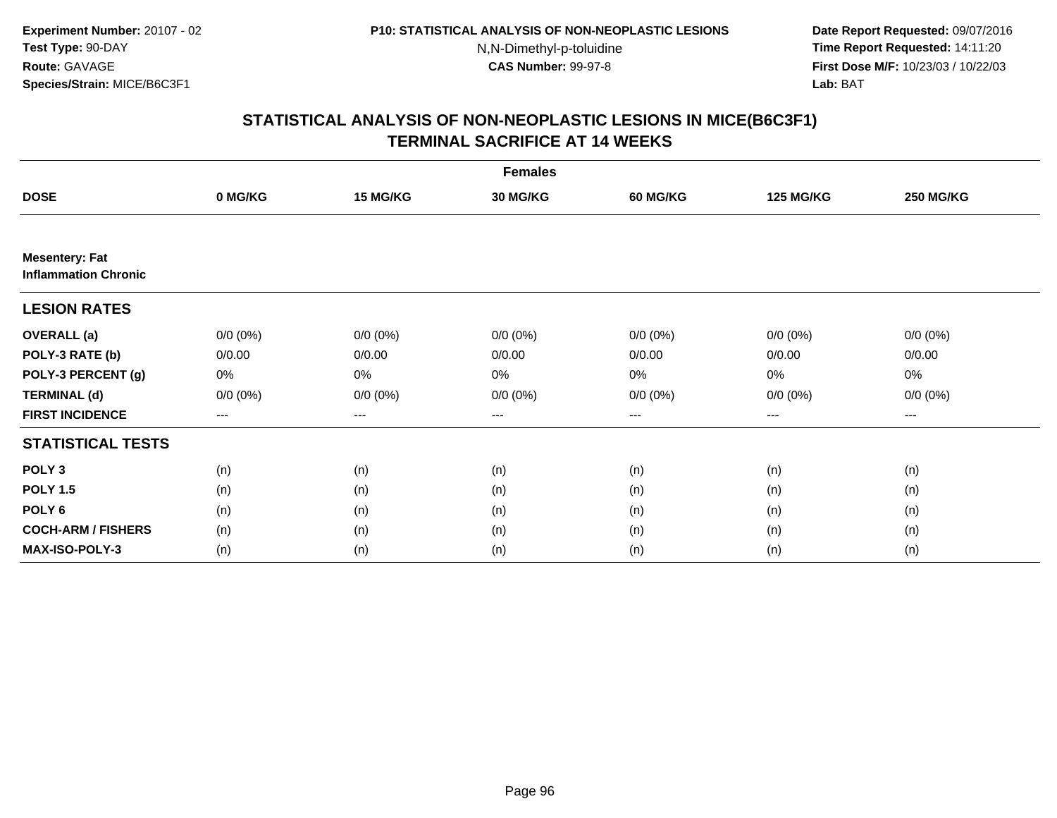Experiment Number: 20107 - 02
Test Type: 90-DAY
Route: GAVAGE
Species/Strain: MICE/B6C3F1

P10: STATISTICAL ANALYSIS OF NON-NEOPLASTIC LESIONS
N,N-Dimethyl-p-toluidine
CAS Number: 99-97-8

Date Report Requested: 09/07/2016
Time Report Requested: 14:11:20
First Dose M/F: 10/23/03 / 10/22/03
Lab: BAT

## STATISTICAL ANALYSIS OF NON-NEOPLASTIC LESIONS IN MICE(B6C3F1) TERMINAL SACRIFICE AT 14 WEEKS

| | Females | | | | | |
|---|---|---|---|---|---|---|
| **DOSE** | **0 MG/KG** | **15 MG/KG** | **30 MG/KG** | **60 MG/KG** | **125 MG/KG** | **250 MG/KG** |
| **Mesentery: Fat** **Inflammation Chronic** | | | | | | |
| **LESION RATES** | | | | | | |
| **OVERALL (a)** | 0/0 (0%) | 0/0 (0%) | 0/0 (0%) | 0/0 (0%) | 0/0 (0%) | 0/0 (0%) |
| **POLY-3 RATE (b)** | 0/0.00 | 0/0.00 | 0/0.00 | 0/0.00 | 0/0.00 | 0/0.00 |
| **POLY-3 PERCENT (g)** | 0% | 0% | 0% | 0% | 0% | 0% |
| **TERMINAL (d)** | 0/0 (0%) | 0/0 (0%) | 0/0 (0%) | 0/0 (0%) | 0/0 (0%) | 0/0 (0%) |
| **FIRST INCIDENCE** | --- | --- | --- | --- | --- | --- |
| **STATISTICAL TESTS** | | | | | | |
| **POLY 3** | (n) | (n) | (n) | (n) | (n) | (n) |
| **POLY 1.5** | (n) | (n) | (n) | (n) | (n) | (n) |
| **POLY 6** | (n) | (n) | (n) | (n) | (n) | (n) |
| **COCH-ARM / FISHERS** | (n) | (n) | (n) | (n) | (n) | (n) |
| **MAX-ISO-POLY-3** | (n) | (n) | (n) | (n) | (n) | (n) |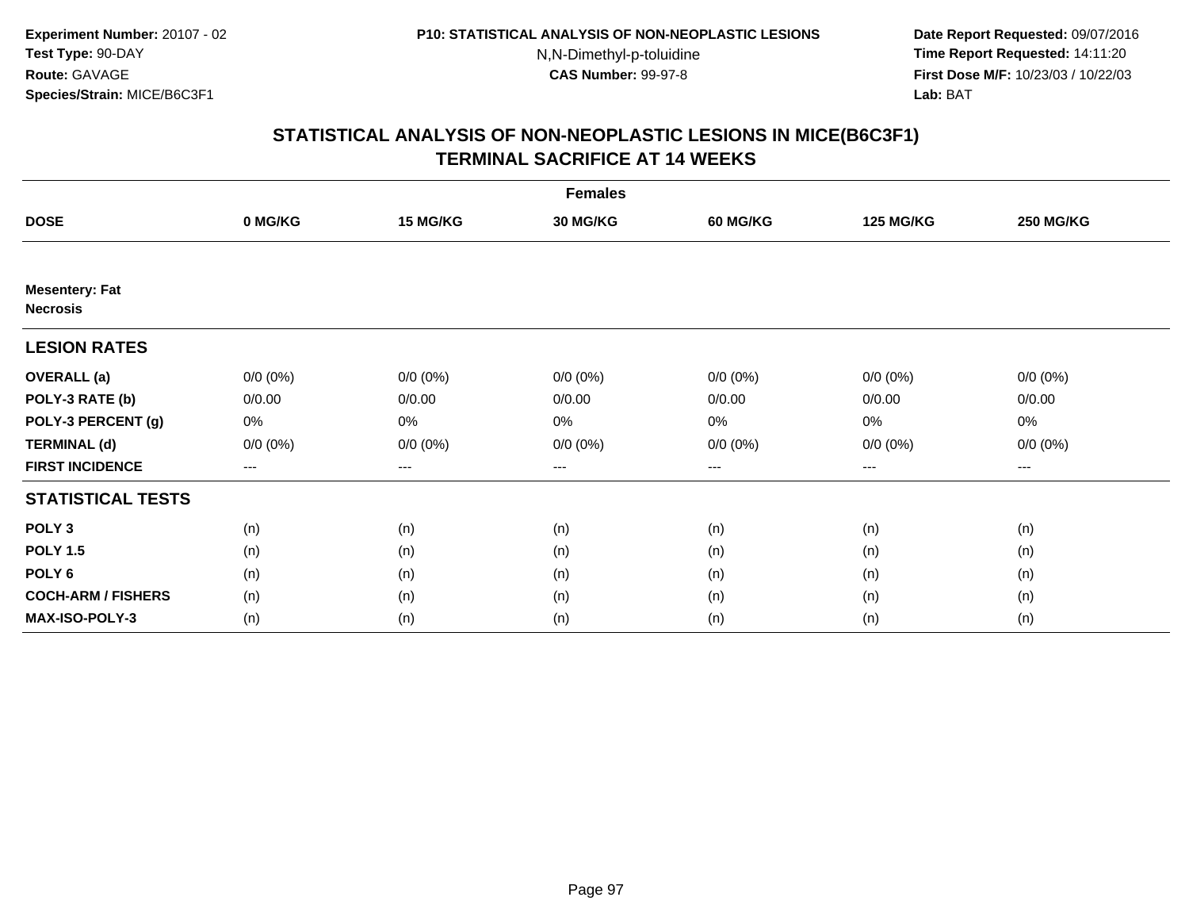**Experiment Number:** 20107 - 02
**Test Type:** 90-DAY
**Route:** GAVAGE
**Species/Strain:** MICE/B6C3F1

**P10: STATISTICAL ANALYSIS OF NON-NEOPLASTIC LESIONS**
N,N-Dimethyl-p-toluidine
**CAS Number:** 99-97-8

**Date Report Requested:** 09/07/2016
**Time Report Requested:** 14:11:20
**First Dose M/F:** 10/23/03 / 10/22/03
**Lab:** BAT

## STATISTICAL ANALYSIS OF NON-NEOPLASTIC LESIONS IN MICE(B6C3F1)
## TERMINAL SACRIFICE AT 14 WEEKS

| | Females | | | | | |
|---|---|---|---|---|---|---|
| **DOSE** | **0 MG/KG** | **15 MG/KG** | **30 MG/KG** | **60 MG/KG** | **125 MG/KG** | **250 MG/KG** |
| **Mesentery: Fat** | | | | | | |
| **Necrosis** | | | | | | |
| **LESION RATES** | | | | | | |
| **OVERALL (a)** | 0/0 (0%) | 0/0 (0%) | 0/0 (0%) | 0/0 (0%) | 0/0 (0%) | 0/0 (0%) |
| **POLY-3 RATE (b)** | 0/0.00 | 0/0.00 | 0/0.00 | 0/0.00 | 0/0.00 | 0/0.00 |
| **POLY-3 PERCENT (g)** | 0% | 0% | 0% | 0% | 0% | 0% |
| **TERMINAL (d)** | 0/0 (0%) | 0/0 (0%) | 0/0 (0%) | 0/0 (0%) | 0/0 (0%) | 0/0 (0%) |
| **FIRST INCIDENCE** | --- | --- | --- | --- | --- | --- |
| **STATISTICAL TESTS** | | | | | | |
| **POLY 3** | (n) | (n) | (n) | (n) | (n) | (n) |
| **POLY 1.5** | (n) | (n) | (n) | (n) | (n) | (n) |
| **POLY 6** | (n) | (n) | (n) | (n) | (n) | (n) |
| **COCH-ARM / FISHERS** | (n) | (n) | (n) | (n) | (n) | (n) |
| **MAX-ISO-POLY-3** | (n) | (n) | (n) | (n) | (n) | (n) |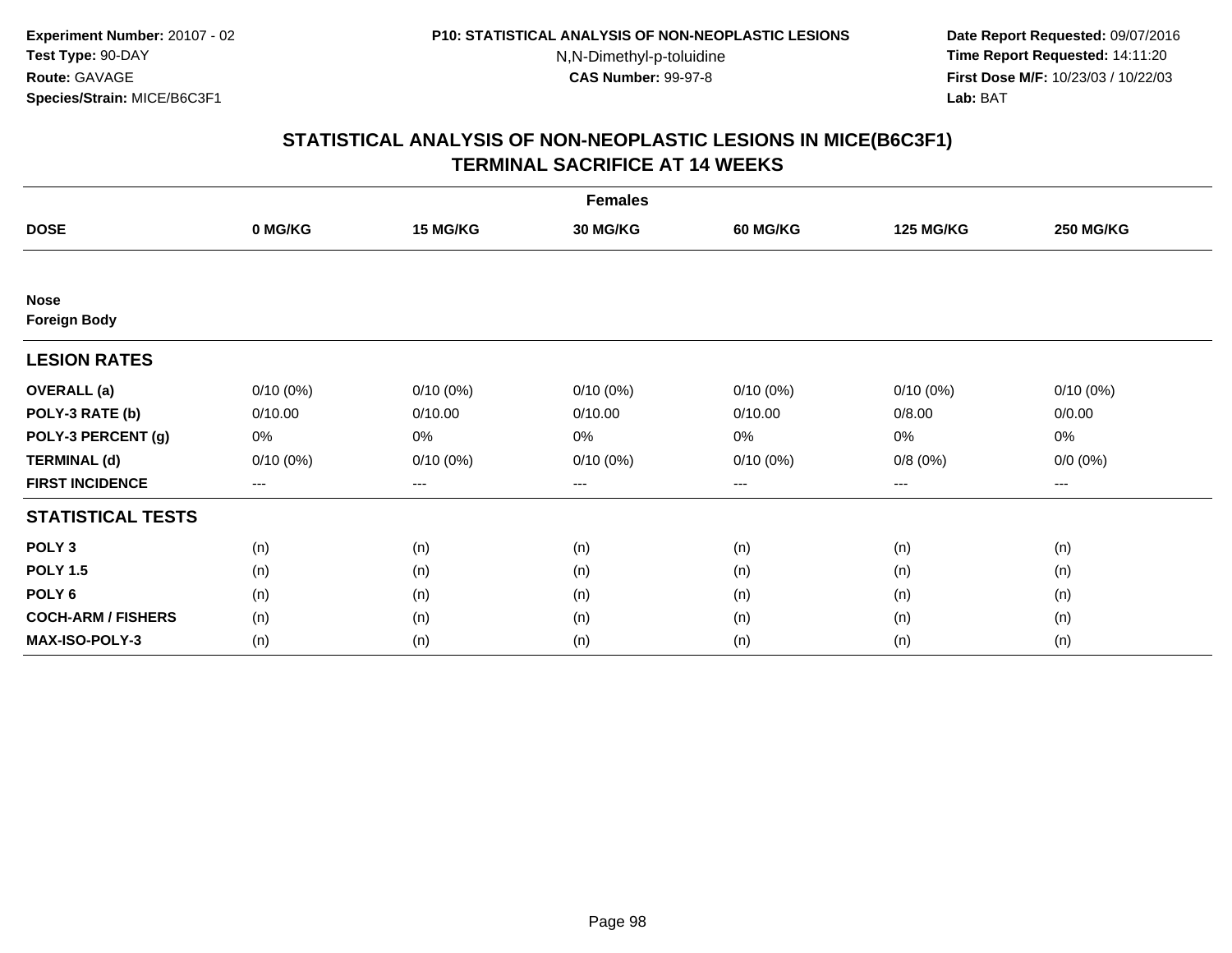Experiment Number: 20107 - 02
Test Type: 90-DAY
Route: GAVAGE
Species/Strain: MICE/B6C3F1

P10: STATISTICAL ANALYSIS OF NON-NEOPLASTIC LESIONS
N,N-Dimethyl-p-toluidine
CAS Number: 99-97-8

Date Report Requested: 09/07/2016
Time Report Requested: 14:11:20
First Dose M/F: 10/23/03 / 10/22/03
Lab: BAT

# STATISTICAL ANALYSIS OF NON-NEOPLASTIC LESIONS IN MICE(B6C3F1)
## TERMINAL SACRIFICE AT 14 WEEKS

| | Females | | | | | |
|---|---|---|---|---|---|---|
| **DOSE** | **0 MG/KG** | **15 MG/KG** | **30 MG/KG** | **60 MG/KG** | **125 MG/KG** | **250 MG/KG** |
| **Nose** | | | | | | |
| **Foreign Body** | | | | | | |
| **LESION RATES** | | | | | | |
| **OVERALL (a)** | 0/10 (0%) | 0/10 (0%) | 0/10 (0%) | 0/10 (0%) | 0/10 (0%) | 0/10 (0%) |
| **POLY-3 RATE (b)** | 0/10.00 | 0/10.00 | 0/10.00 | 0/10.00 | 0/8.00 | 0/0.00 |
| **POLY-3 PERCENT (g)** | 0% | 0% | 0% | 0% | 0% | 0% |
| **TERMINAL (d)** | 0/10 (0%) | 0/10 (0%) | 0/10 (0%) | 0/10 (0%) | 0/8 (0%) | 0/0 (0%) |
| **FIRST INCIDENCE** | --- | --- | --- | --- | --- | --- |
| **STATISTICAL TESTS** | | | | | | |
| **POLY 3** | (n) | (n) | (n) | (n) | (n) | (n) |
| **POLY 1.5** | (n) | (n) | (n) | (n) | (n) | (n) |
| **POLY 6** | (n) | (n) | (n) | (n) | (n) | (n) |
| **COCH-ARM / FISHERS** | (n) | (n) | (n) | (n) | (n) | (n) |
| **MAX-ISO-POLY-3** | (n) | (n) | (n) | (n) | (n) | (n) |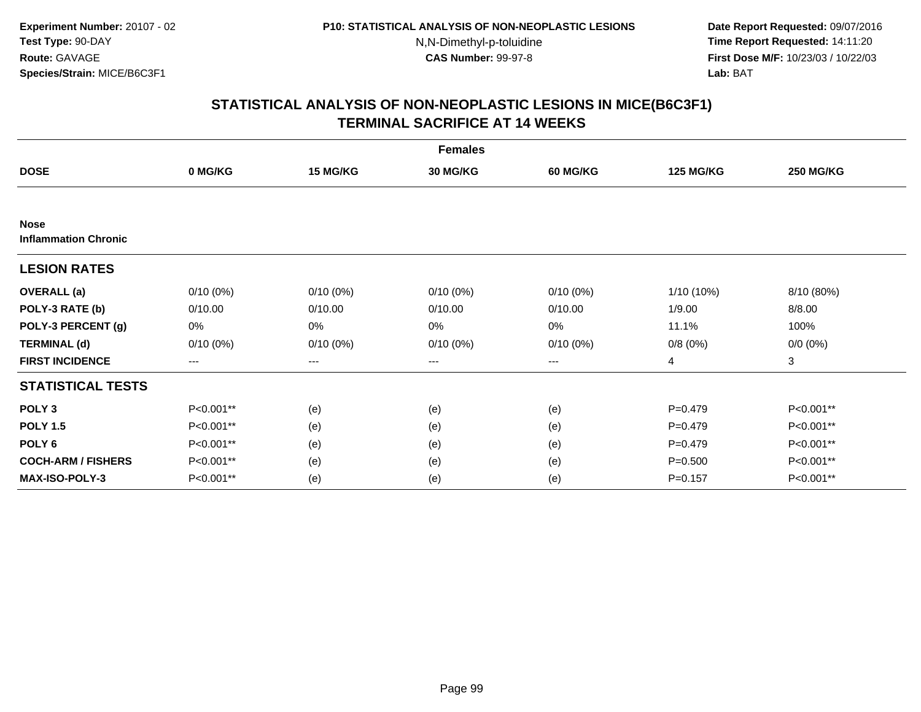**Experiment Number:** 20107 - 02
**Test Type:** 90-DAY
**Route:** GAVAGE
**Species/Strain:** MICE/B6C3F1

**P10: STATISTICAL ANALYSIS OF NON-NEOPLASTIC LESIONS**
N,N-Dimethyl-p-toluidine
**CAS Number:** 99-97-8

**Date Report Requested:** 09/07/2016
**Time Report Requested:** 14:11:20
**First Dose M/F:** 10/23/03 / 10/22/03
**Lab:** BAT

## STATISTICAL ANALYSIS OF NON-NEOPLASTIC LESIONS IN MICE(B6C3F1)
## TERMINAL SACRIFICE AT 14 WEEKS

| | Females | | | | | |
|---|---|---|---|---|---|---|
| **DOSE** | **0 MG/KG** | **15 MG/KG** | **30 MG/KG** | **60 MG/KG** | **125 MG/KG** | **250 MG/KG** |
| **Nose** | | | | | | |
| **Inflammation Chronic** | | | | | | |
| **LESION RATES** | | | | | | |
| **OVERALL (a)** | 0/10 (0%) | 0/10 (0%) | 0/10 (0%) | 0/10 (0%) | 1/10 (10%) | 8/10 (80%) |
| **POLY-3 RATE (b)** | 0/10.00 | 0/10.00 | 0/10.00 | 0/10.00 | 1/9.00 | 8/8.00 |
| **POLY-3 PERCENT (g)** | 0% | 0% | 0% | 0% | 11.1% | 100% |
| **TERMINAL (d)** | 0/10 (0%) | 0/10 (0%) | 0/10 (0%) | 0/10 (0%) | 0/8 (0%) | 0/0 (0%) |
| **FIRST INCIDENCE** | --- | --- | --- | --- | 4 | 3 |
| **STATISTICAL TESTS** | | | | | | |
| **POLY 3** | P<0.001** | (e) | (e) | (e) | P=0.479 | P<0.001** |
| **POLY 1.5** | P<0.001** | (e) | (e) | (e) | P=0.479 | P<0.001** |
| **POLY 6** | P<0.001** | (e) | (e) | (e) | P=0.479 | P<0.001** |
| **COCH-ARM / FISHERS** | P<0.001** | (e) | (e) | (e) | P=0.500 | P<0.001** |
| **MAX-ISO-POLY-3** | P<0.001** | (e) | (e) | (e) | P=0.157 | P<0.001** |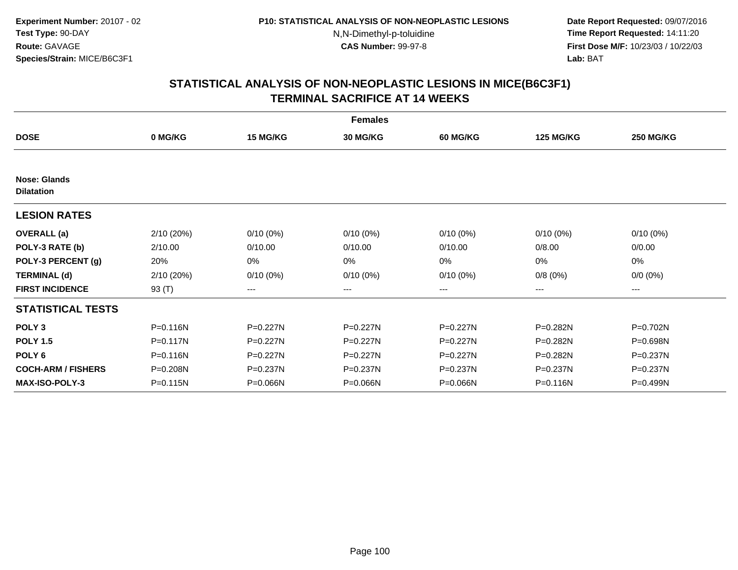**Experiment Number:** 20107 - 02
**Test Type:** 90-DAY
**Route:** GAVAGE
**Species/Strain:** MICE/B6C3F1

**P10: STATISTICAL ANALYSIS OF NON-NEOPLASTIC LESIONS**
N,N-Dimethyl-p-toluidine
**CAS Number:** 99-97-8

**Date Report Requested:** 09/07/2016
**Time Report Requested:** 14:11:20
**First Dose M/F:** 10/23/03 / 10/22/03
**Lab:** BAT

## STATISTICAL ANALYSIS OF NON-NEOPLASTIC LESIONS IN MICE(B6C3F1)
## TERMINAL SACRIFICE AT 14 WEEKS

| Females | | | | | | |
|---|---|---|---|---|---|---|
| **DOSE** | **0 MG/KG** | **15 MG/KG** | **30 MG/KG** | **60 MG/KG** | **125 MG/KG** | **250 MG/KG** |
| **Nose: Glands** | | | | | | |
| **Dilatation** | | | | | | |
| **LESION RATES** | | | | | | |
| **OVERALL (a)** | 2/10 (20%) | 0/10 (0%) | 0/10 (0%) | 0/10 (0%) | 0/10 (0%) | 0/10 (0%) |
| **POLY-3 RATE (b)** | 2/10.00 | 0/10.00 | 0/10.00 | 0/10.00 | 0/8.00 | 0/0.00 |
| **POLY-3 PERCENT (g)** | 20% | 0% | 0% | 0% | 0% | 0% |
| **TERMINAL (d)** | 2/10 (20%) | 0/10 (0%) | 0/10 (0%) | 0/10 (0%) | 0/8 (0%) | 0/0 (0%) |
| **FIRST INCIDENCE** | 93 (T) | --- | --- | --- | --- | --- |
| **STATISTICAL TESTS** | | | | | | |
| **POLY 3** | P=0.116N | P=0.227N | P=0.227N | P=0.227N | P=0.282N | P=0.702N |
| **POLY 1.5** | P=0.117N | P=0.227N | P=0.227N | P=0.227N | P=0.282N | P=0.698N |
| **POLY 6** | P=0.116N | P=0.227N | P=0.227N | P=0.227N | P=0.282N | P=0.237N |
| **COCH-ARM / FISHERS** | P=0.208N | P=0.237N | P=0.237N | P=0.237N | P=0.237N | P=0.237N |
| **MAX-ISO-POLY-3** | P=0.115N | P=0.066N | P=0.066N | P=0.066N | P=0.116N | P=0.499N |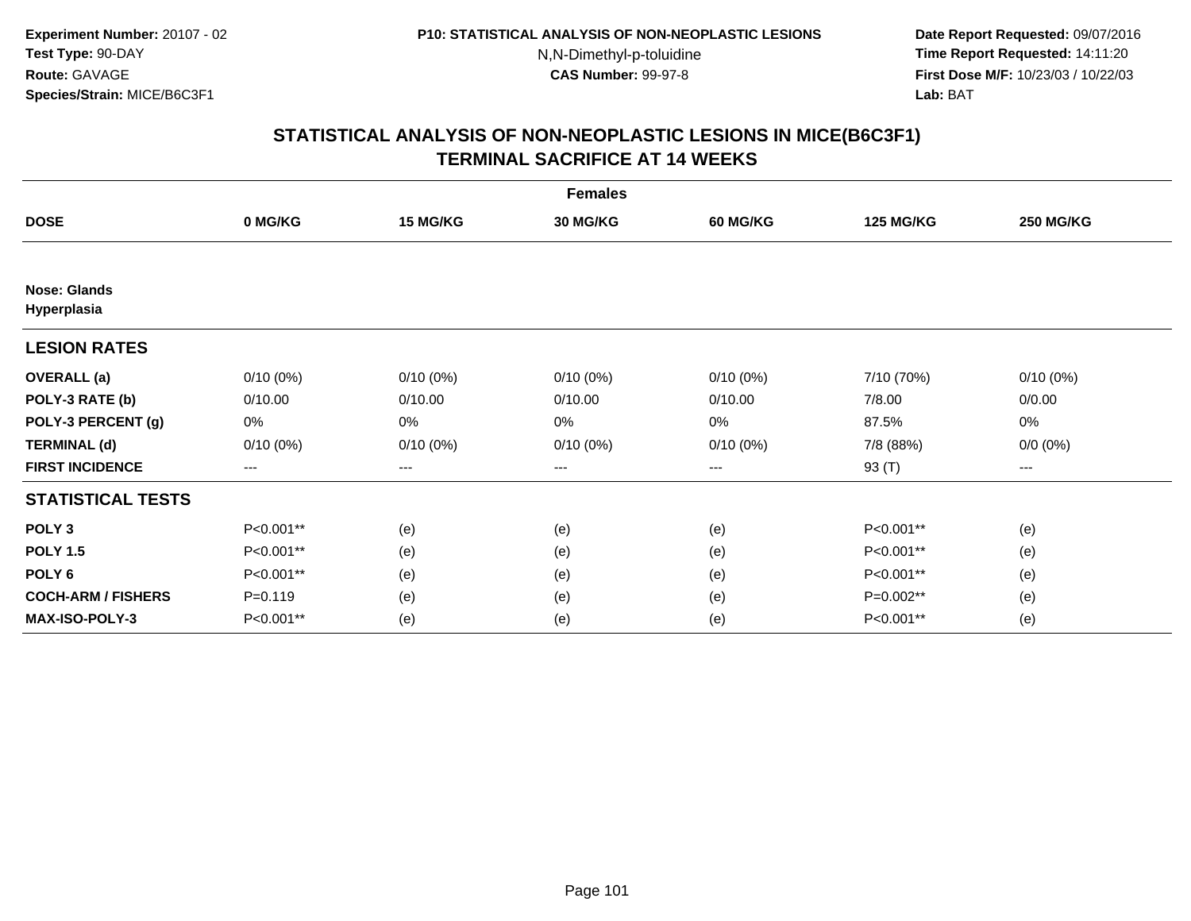**Experiment Number:** 20107 - 02
**Test Type:** 90-DAY
**Route:** GAVAGE
**Species/Strain:** MICE/B6C3F1

**P10: STATISTICAL ANALYSIS OF NON-NEOPLASTIC LESIONS**
N,N-Dimethyl-p-toluidine
**CAS Number:** 99-97-8

**Date Report Requested:** 09/07/2016
**Time Report Requested:** 14:11:20
**First Dose M/F:** 10/23/03 / 10/22/03
**Lab:** BAT

## STATISTICAL ANALYSIS OF NON-NEOPLASTIC LESIONS IN MICE(B6C3F1)
## TERMINAL SACRIFICE AT 14 WEEKS

| | Females | | | | | |
|---|---|---|---|---|---|---|
| **DOSE** | **0 MG/KG** | **15 MG/KG** | **30 MG/KG** | **60 MG/KG** | **125 MG/KG** | **250 MG/KG** |
| **Nose: Glands** | | | | | | |
| **Hyperplasia** | | | | | | |
| **LESION RATES** | | | | | | |
| **OVERALL (a)** | 0/10 (0%) | 0/10 (0%) | 0/10 (0%) | 0/10 (0%) | 7/10 (70%) | 0/10 (0%) |
| **POLY-3 RATE (b)** | 0/10.00 | 0/10.00 | 0/10.00 | 0/10.00 | 7/8.00 | 0/0.00 |
| **POLY-3 PERCENT (g)** | 0% | 0% | 0% | 0% | 87.5% | 0% |
| **TERMINAL (d)** | 0/10 (0%) | 0/10 (0%) | 0/10 (0%) | 0/10 (0%) | 7/8 (88%) | 0/0 (0%) |
| **FIRST INCIDENCE** | --- | --- | --- | --- | 93 (T) | --- |
| **STATISTICAL TESTS** | | | | | | |
| **POLY 3** | P<0.001** | (e) | (e) | (e) | P<0.001** | (e) |
| **POLY 1.5** | P<0.001** | (e) | (e) | (e) | P<0.001** | (e) |
| **POLY 6** | P<0.001** | (e) | (e) | (e) | P<0.001** | (e) |
| **COCH-ARM / FISHERS** | P=0.119 | (e) | (e) | (e) | P=0.002** | (e) |
| **MAX-ISO-POLY-3** | P<0.001** | (e) | (e) | (e) | P<0.001** | (e) |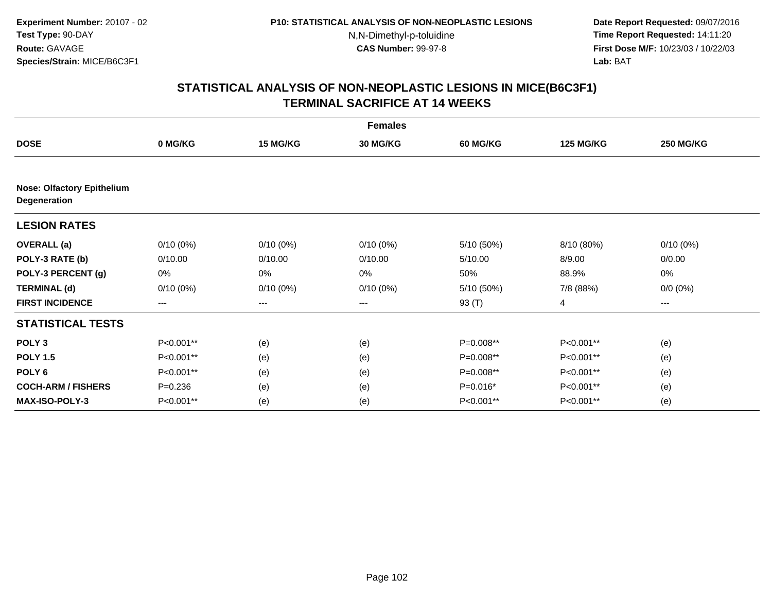**Experiment Number:** 20107 - 02
**Test Type:** 90-DAY
**Route:** GAVAGE
**Species/Strain:** MICE/B6C3F1

**P10: STATISTICAL ANALYSIS OF NON-NEOPLASTIC LESIONS**
N,N-Dimethyl-p-toluidine
**CAS Number:** 99-97-8

**Date Report Requested:** 09/07/2016
**Time Report Requested:** 14:11:20
**First Dose M/F:** 10/23/03 / 10/22/03
**Lab:** BAT

## STATISTICAL ANALYSIS OF NON-NEOPLASTIC LESIONS IN MICE(B6C3F1) TERMINAL SACRIFICE AT 14 WEEKS

| | Females | | | | | |
|---|---|---|---|---|---|---|
| **DOSE** | **0 MG/KG** | **15 MG/KG** | **30 MG/KG** | **60 MG/KG** | **125 MG/KG** | **250 MG/KG** |
| **Nose: Olfactory Epithelium Degeneration** | | | | | | |
| **LESION RATES** | | | | | | |
| **OVERALL (a)** | 0/10 (0%) | 0/10 (0%) | 0/10 (0%) | 5/10 (50%) | 8/10 (80%) | 0/10 (0%) |
| **POLY-3 RATE (b)** | 0/10.00 | 0/10.00 | 0/10.00 | 5/10.00 | 8/9.00 | 0/0.00 |
| **POLY-3 PERCENT (g)** | 0% | 0% | 0% | 50% | 88.9% | 0% |
| **TERMINAL (d)** | 0/10 (0%) | 0/10 (0%) | 0/10 (0%) | 5/10 (50%) | 7/8 (88%) | 0/0 (0%) |
| **FIRST INCIDENCE** | --- | --- | --- | 93 (T) | 4 | --- |
| **STATISTICAL TESTS** | | | | | | |
| **POLY 3** | P<0.001** | (e) | (e) | P=0.008** | P<0.001** | (e) |
| **POLY 1.5** | P<0.001** | (e) | (e) | P=0.008** | P<0.001** | (e) |
| **POLY 6** | P<0.001** | (e) | (e) | P=0.008** | P<0.001** | (e) |
| **COCH-ARM / FISHERS** | P=0.236 | (e) | (e) | P=0.016* | P<0.001** | (e) |
| **MAX-ISO-POLY-3** | P<0.001** | (e) | (e) | P<0.001** | P<0.001** | (e) |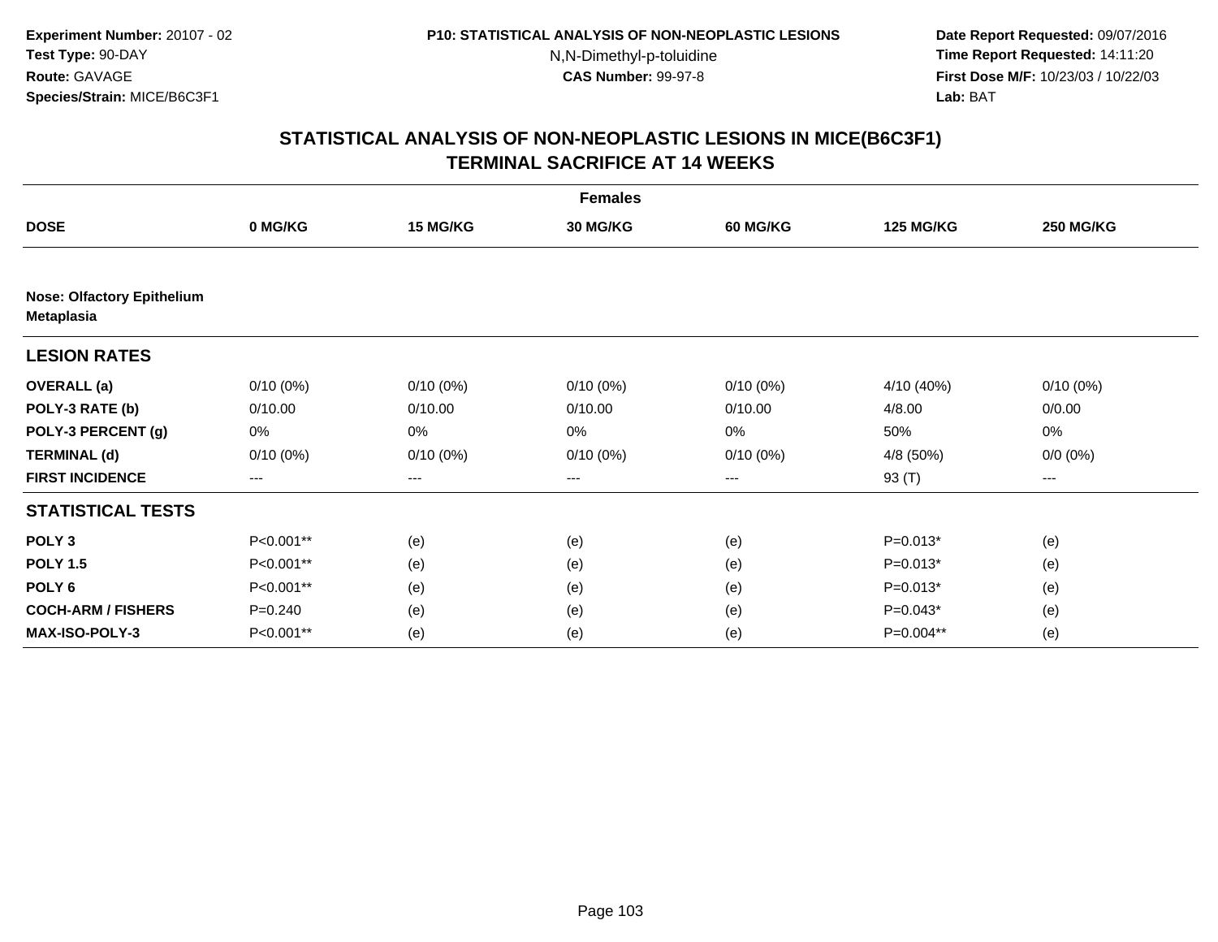**Experiment Number:** 20107 - 02
**Test Type:** 90-DAY
**Route:** GAVAGE
**Species/Strain:** MICE/B6C3F1

**P10: STATISTICAL ANALYSIS OF NON-NEOPLASTIC LESIONS**
N,N-Dimethyl-p-toluidine
**CAS Number:** 99-97-8

**Date Report Requested:** 09/07/2016
**Time Report Requested:** 14:11:20
**First Dose M/F:** 10/23/03 / 10/22/03
**Lab:** BAT

## STATISTICAL ANALYSIS OF NON-NEOPLASTIC LESIONS IN MICE(B6C3F1)
## TERMINAL SACRIFICE AT 14 WEEKS

| | Females | | | | | |
|---|---|---|---|---|---|---|
| **DOSE** | **0 MG/KG** | **15 MG/KG** | **30 MG/KG** | **60 MG/KG** | **125 MG/KG** | **250 MG/KG** |
| **Nose: Olfactory Epithelium Metaplasia** | | | | | | |
| **LESION RATES** | | | | | | |
| **OVERALL (a)** | 0/10 (0%) | 0/10 (0%) | 0/10 (0%) | 0/10 (0%) | 4/10 (40%) | 0/10 (0%) |
| **POLY-3 RATE (b)** | 0/10.00 | 0/10.00 | 0/10.00 | 0/10.00 | 4/8.00 | 0/0.00 |
| **POLY-3 PERCENT (g)** | 0% | 0% | 0% | 0% | 50% | 0% |
| **TERMINAL (d)** | 0/10 (0%) | 0/10 (0%) | 0/10 (0%) | 0/10 (0%) | 4/8 (50%) | 0/0 (0%) |
| **FIRST INCIDENCE** | --- | --- | --- | --- | 93 (T) | --- |
| **STATISTICAL TESTS** | | | | | | |
| **POLY 3** | P<0.001** | (e) | (e) | (e) | P=0.013* | (e) |
| **POLY 1.5** | P<0.001** | (e) | (e) | (e) | P=0.013* | (e) |
| **POLY 6** | P<0.001** | (e) | (e) | (e) | P=0.013* | (e) |
| **COCH-ARM / FISHERS** | P=0.240 | (e) | (e) | (e) | P=0.043* | (e) |
| **MAX-ISO-POLY-3** | P<0.001** | (e) | (e) | (e) | P=0.004** | (e) |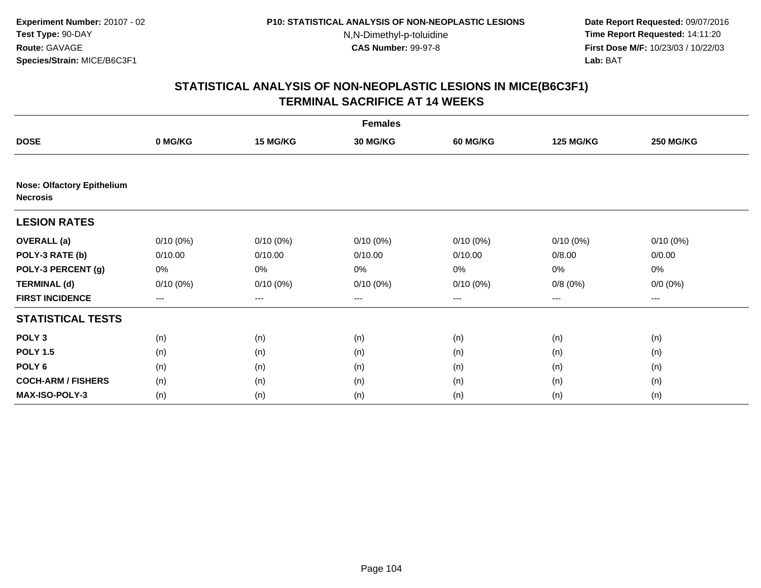**Experiment Number:** 20107 - 02
**Test Type:** 90-DAY
**Route:** GAVAGE
**Species/Strain:** MICE/B6C3F1

**P10: STATISTICAL ANALYSIS OF NON-NEOPLASTIC LESIONS**
N,N-Dimethyl-p-toluidine
**CAS Number:** 99-97-8

**Date Report Requested:** 09/07/2016
**Time Report Requested:** 14:11:20
**First Dose M/F:** 10/23/03 / 10/22/03
**Lab:** BAT

## STATISTICAL ANALYSIS OF NON-NEOPLASTIC LESIONS IN MICE(B6C3F1) TERMINAL SACRIFICE AT 14 WEEKS

| | Females | | | | | |
|---|---|---|---|---|---|---|
| **DOSE** | **0 MG/KG** | **15 MG/KG** | **30 MG/KG** | **60 MG/KG** | **125 MG/KG** | **250 MG/KG** |
| **Nose: Olfactory Epithelium Necrosis** | | | | | | |
| **LESION RATES** | | | | | | |
| **OVERALL (a)** | 0/10 (0%) | 0/10 (0%) | 0/10 (0%) | 0/10 (0%) | 0/10 (0%) | 0/10 (0%) |
| **POLY-3 RATE (b)** | 0/10.00 | 0/10.00 | 0/10.00 | 0/10.00 | 0/8.00 | 0/0.00 |
| **POLY-3 PERCENT (g)** | 0% | 0% | 0% | 0% | 0% | 0% |
| **TERMINAL (d)** | 0/10 (0%) | 0/10 (0%) | 0/10 (0%) | 0/10 (0%) | 0/8 (0%) | 0/0 (0%) |
| **FIRST INCIDENCE** | --- | --- | --- | --- | --- | --- |
| **STATISTICAL TESTS** | | | | | | |
| **POLY 3** | (n) | (n) | (n) | (n) | (n) | (n) |
| **POLY 1.5** | (n) | (n) | (n) | (n) | (n) | (n) |
| **POLY 6** | (n) | (n) | (n) | (n) | (n) | (n) |
| **COCH-ARM / FISHERS** | (n) | (n) | (n) | (n) | (n) | (n) |
| **MAX-ISO-POLY-3** | (n) | (n) | (n) | (n) | (n) | (n) |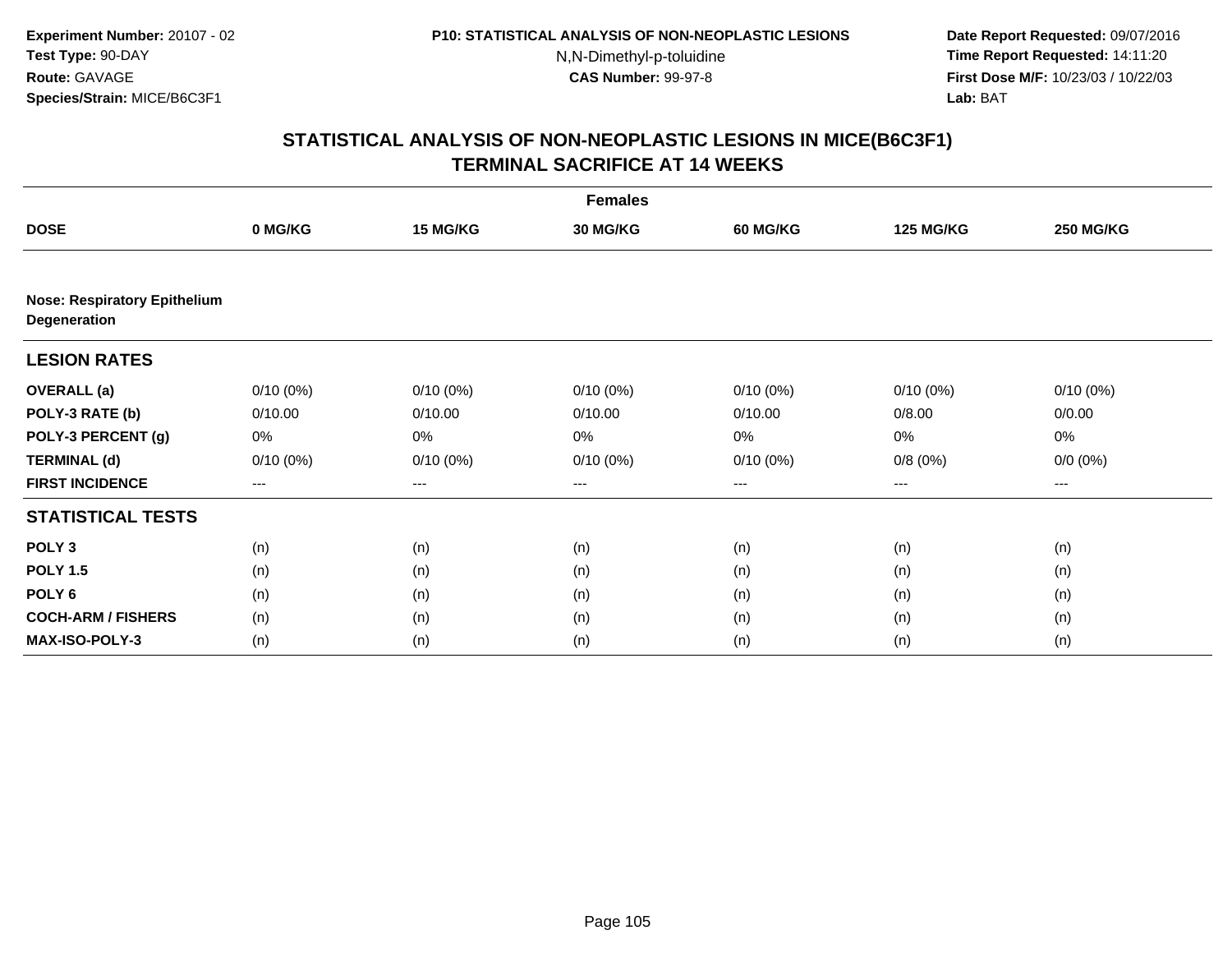**Experiment Number:** 20107 - 02
**Test Type:** 90-DAY
**Route:** GAVAGE
**Species/Strain:** MICE/B6C3F1

**P10: STATISTICAL ANALYSIS OF NON-NEOPLASTIC LESIONS**
N,N-Dimethyl-p-toluidine
**CAS Number:** 99-97-8

**Date Report Requested:** 09/07/2016
**Time Report Requested:** 14:11:20
**First Dose M/F:** 10/23/03 / 10/22/03
**Lab:** BAT

# STATISTICAL ANALYSIS OF NON-NEOPLASTIC LESIONS IN MICE(B6C3F1)
# TERMINAL SACRIFICE AT 14 WEEKS

| | Females | | | | | |
|---|---|---|---|---|---|---|
| **DOSE** | **0 MG/KG** | **15 MG/KG** | **30 MG/KG** | **60 MG/KG** | **125 MG/KG** | **250 MG/KG** |
| **Nose: Respiratory Epithelium Degeneration** | | | | | | |
| **LESION RATES** | | | | | | |
| **OVERALL (a)** | 0/10 (0%) | 0/10 (0%) | 0/10 (0%) | 0/10 (0%) | 0/10 (0%) | 0/10 (0%) |
| **POLY-3 RATE (b)** | 0/10.00 | 0/10.00 | 0/10.00 | 0/10.00 | 0/8.00 | 0/0.00 |
| **POLY-3 PERCENT (g)** | 0% | 0% | 0% | 0% | 0% | 0% |
| **TERMINAL (d)** | 0/10 (0%) | 0/10 (0%) | 0/10 (0%) | 0/10 (0%) | 0/8 (0%) | 0/0 (0%) |
| **FIRST INCIDENCE** | --- | --- | --- | --- | --- | --- |
| **STATISTICAL TESTS** | | | | | | |
| **POLY 3** | (n) | (n) | (n) | (n) | (n) | (n) |
| **POLY 1.5** | (n) | (n) | (n) | (n) | (n) | (n) |
| **POLY 6** | (n) | (n) | (n) | (n) | (n) | (n) |
| **COCH-ARM / FISHERS** | (n) | (n) | (n) | (n) | (n) | (n) |
| **MAX-ISO-POLY-3** | (n) | (n) | (n) | (n) | (n) | (n) |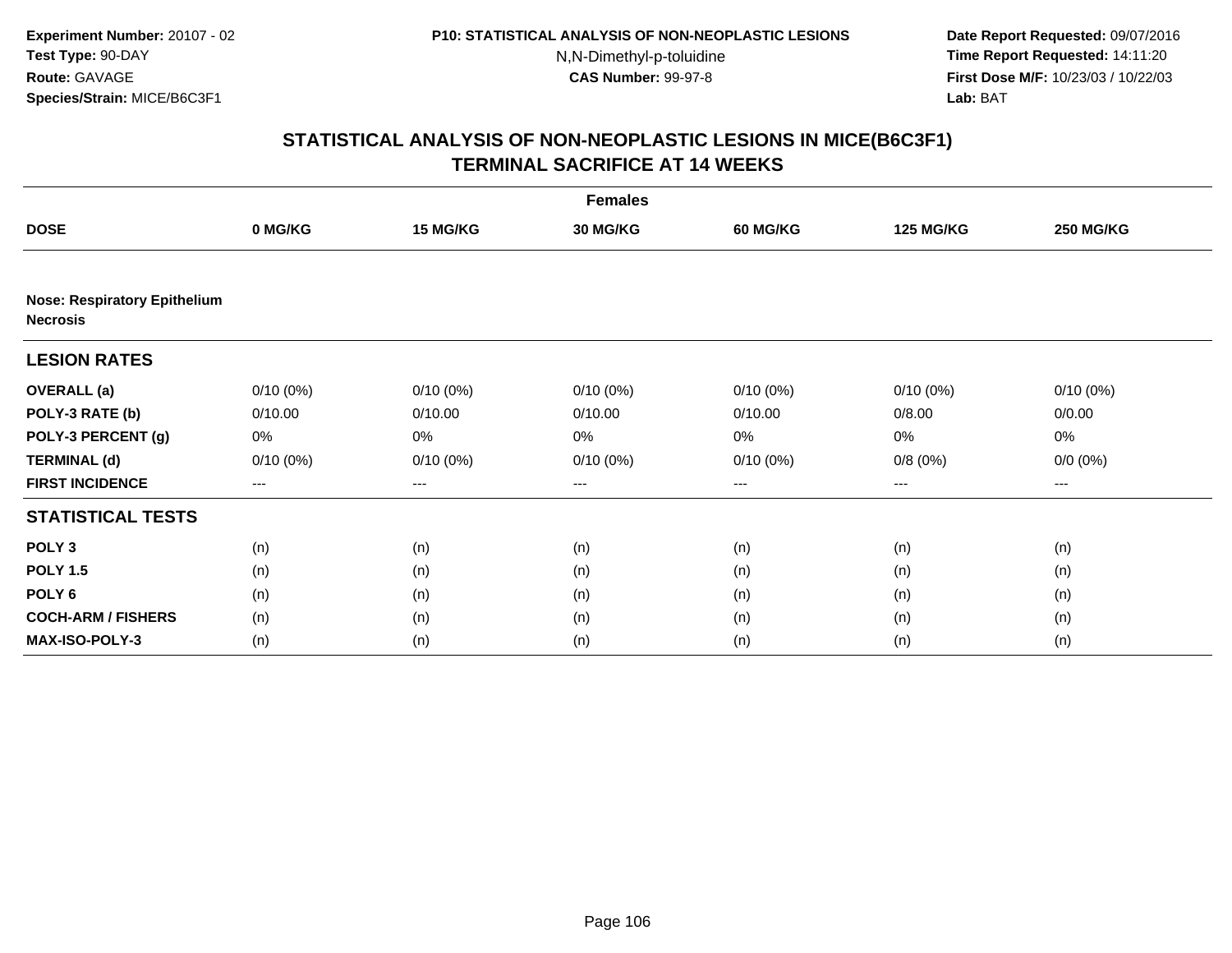**Experiment Number:** 20107 - 02
**Test Type:** 90-DAY
**Route:** GAVAGE
**Species/Strain:** MICE/B6C3F1

**P10: STATISTICAL ANALYSIS OF NON-NEOPLASTIC LESIONS**
N,N-Dimethyl-p-toluidine
**CAS Number:** 99-97-8

**Date Report Requested:** 09/07/2016
**Time Report Requested:** 14:11:20
**First Dose M/F:** 10/23/03 / 10/22/03
**Lab:** BAT

## STATISTICAL ANALYSIS OF NON-NEOPLASTIC LESIONS IN MICE(B6C3F1)
## TERMINAL SACRIFICE AT 14 WEEKS

| | Females | | | | | |
|---|---|---|---|---|---|---|
| **DOSE** | **0 MG/KG** | **15 MG/KG** | **30 MG/KG** | **60 MG/KG** | **125 MG/KG** | **250 MG/KG** |
| **Nose: Respiratory Epithelium Necrosis** | | | | | | |
| **LESION RATES** | | | | | | |
| **OVERALL (a)** | 0/10 (0%) | 0/10 (0%) | 0/10 (0%) | 0/10 (0%) | 0/10 (0%) | 0/10 (0%) |
| **POLY-3 RATE (b)** | 0/10.00 | 0/10.00 | 0/10.00 | 0/10.00 | 0/8.00 | 0/0.00 |
| **POLY-3 PERCENT (g)** | 0% | 0% | 0% | 0% | 0% | 0% |
| **TERMINAL (d)** | 0/10 (0%) | 0/10 (0%) | 0/10 (0%) | 0/10 (0%) | 0/8 (0%) | 0/0 (0%) |
| **FIRST INCIDENCE** | --- | --- | --- | --- | --- | --- |
| **STATISTICAL TESTS** | | | | | | |
| **POLY 3** | (n) | (n) | (n) | (n) | (n) | (n) |
| **POLY 1.5** | (n) | (n) | (n) | (n) | (n) | (n) |
| **POLY 6** | (n) | (n) | (n) | (n) | (n) | (n) |
| **COCH-ARM / FISHERS** | (n) | (n) | (n) | (n) | (n) | (n) |
| **MAX-ISO-POLY-3** | (n) | (n) | (n) | (n) | (n) | (n) |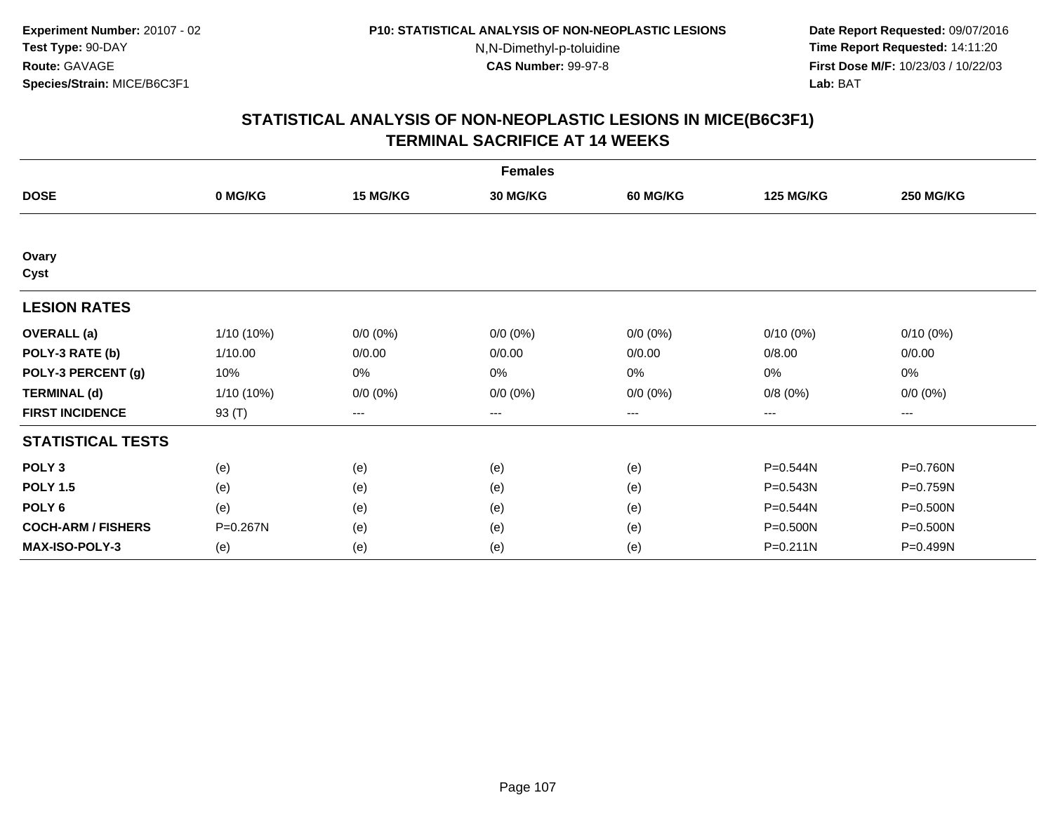**Experiment Number:** 20107 - 02
**Test Type:** 90-DAY
**Route:** GAVAGE
**Species/Strain:** MICE/B6C3F1

**P10: STATISTICAL ANALYSIS OF NON-NEOPLASTIC LESIONS**
N,N-Dimethyl-p-toluidine
**CAS Number:** 99-97-8

**Date Report Requested:** 09/07/2016
**Time Report Requested:** 14:11:20
**First Dose M/F:** 10/23/03 / 10/22/03
**Lab:** BAT

## STATISTICAL ANALYSIS OF NON-NEOPLASTIC LESIONS IN MICE(B6C3F1)
## TERMINAL SACRIFICE AT 14 WEEKS

| | Females | | | | | |
|---|---|---|---|---|---|---|
| **DOSE** | **0 MG/KG** | **15 MG/KG** | **30 MG/KG** | **60 MG/KG** | **125 MG/KG** | **250 MG/KG** |
| **Ovary** | | | | | | |
| **Cyst** | | | | | | |
| **LESION RATES** | | | | | | |
| **OVERALL (a)** | 1/10 (10%) | 0/0 (0%) | 0/0 (0%) | 0/0 (0%) | 0/10 (0%) | 0/10 (0%) |
| **POLY-3 RATE (b)** | 1/10.00 | 0/0.00 | 0/0.00 | 0/0.00 | 0/8.00 | 0/0.00 |
| **POLY-3 PERCENT (g)** | 10% | 0% | 0% | 0% | 0% | 0% |
| **TERMINAL (d)** | 1/10 (10%) | 0/0 (0%) | 0/0 (0%) | 0/0 (0%) | 0/8 (0%) | 0/0 (0%) |
| **FIRST INCIDENCE** | 93 (T) | --- | --- | --- | --- | --- |
| **STATISTICAL TESTS** | | | | | | |
| **POLY 3** | (e) | (e) | (e) | (e) | P=0.544N | P=0.760N |
| **POLY 1.5** | (e) | (e) | (e) | (e) | P=0.543N | P=0.759N |
| **POLY 6** | (e) | (e) | (e) | (e) | P=0.544N | P=0.500N |
| **COCH-ARM / FISHERS** | P=0.267N | (e) | (e) | (e) | P=0.500N | P=0.500N |
| **MAX-ISO-POLY-3** | (e) | (e) | (e) | (e) | P=0.211N | P=0.499N |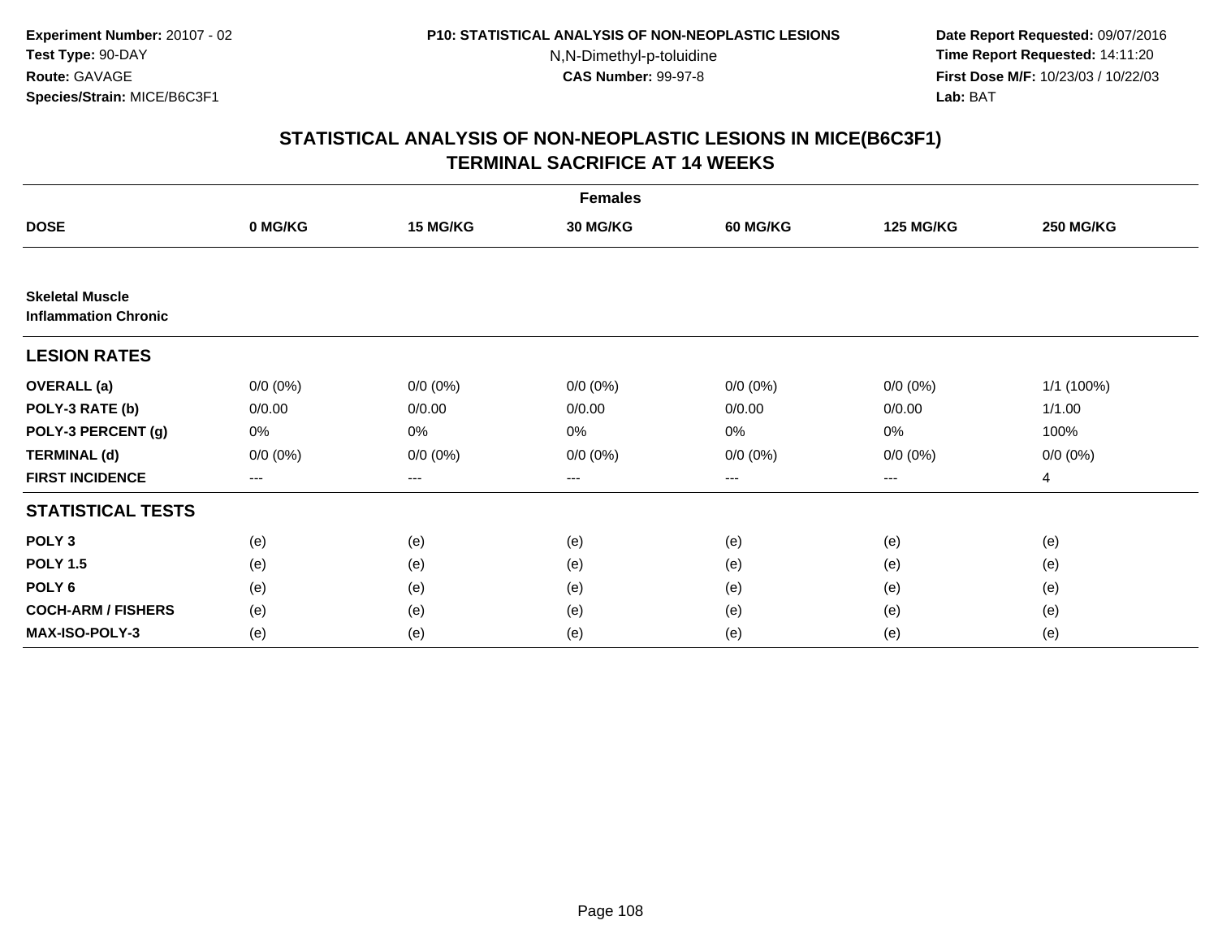**Experiment Number:** 20107 - 02
**Test Type:** 90-DAY
**Route:** GAVAGE
**Species/Strain:** MICE/B6C3F1

**P10: STATISTICAL ANALYSIS OF NON-NEOPLASTIC LESIONS**
N,N-Dimethyl-p-toluidine
**CAS Number:** 99-97-8

**Date Report Requested:** 09/07/2016
**Time Report Requested:** 14:11:20
**First Dose M/F:** 10/23/03 / 10/22/03
**Lab:** BAT

## STATISTICAL ANALYSIS OF NON-NEOPLASTIC LESIONS IN MICE(B6C3F1)
## TERMINAL SACRIFICE AT 14 WEEKS

| | Females | | | | | |
|---|---|---|---|---|---|---|
| **DOSE** | **0 MG/KG** | **15 MG/KG** | **30 MG/KG** | **60 MG/KG** | **125 MG/KG** | **250 MG/KG** |
| **Skeletal Muscle** | | | | | | |
| **Inflammation Chronic** | | | | | | |
| **LESION RATES** | | | | | | |
| **OVERALL (a)** | 0/0 (0%) | 0/0 (0%) | 0/0 (0%) | 0/0 (0%) | 0/0 (0%) | 1/1 (100%) |
| **POLY-3 RATE (b)** | 0/0.00 | 0/0.00 | 0/0.00 | 0/0.00 | 0/0.00 | 1/1.00 |
| **POLY-3 PERCENT (g)** | 0% | 0% | 0% | 0% | 0% | 100% |
| **TERMINAL (d)** | 0/0 (0%) | 0/0 (0%) | 0/0 (0%) | 0/0 (0%) | 0/0 (0%) | 0/0 (0%) |
| **FIRST INCIDENCE** | --- | --- | --- | --- | --- | 4 |
| **STATISTICAL TESTS** | | | | | | |
| **POLY 3** | (e) | (e) | (e) | (e) | (e) | (e) |
| **POLY 1.5** | (e) | (e) | (e) | (e) | (e) | (e) |
| **POLY 6** | (e) | (e) | (e) | (e) | (e) | (e) |
| **COCH-ARM / FISHERS** | (e) | (e) | (e) | (e) | (e) | (e) |
| **MAX-ISO-POLY-3** | (e) | (e) | (e) | (e) | (e) | (e) |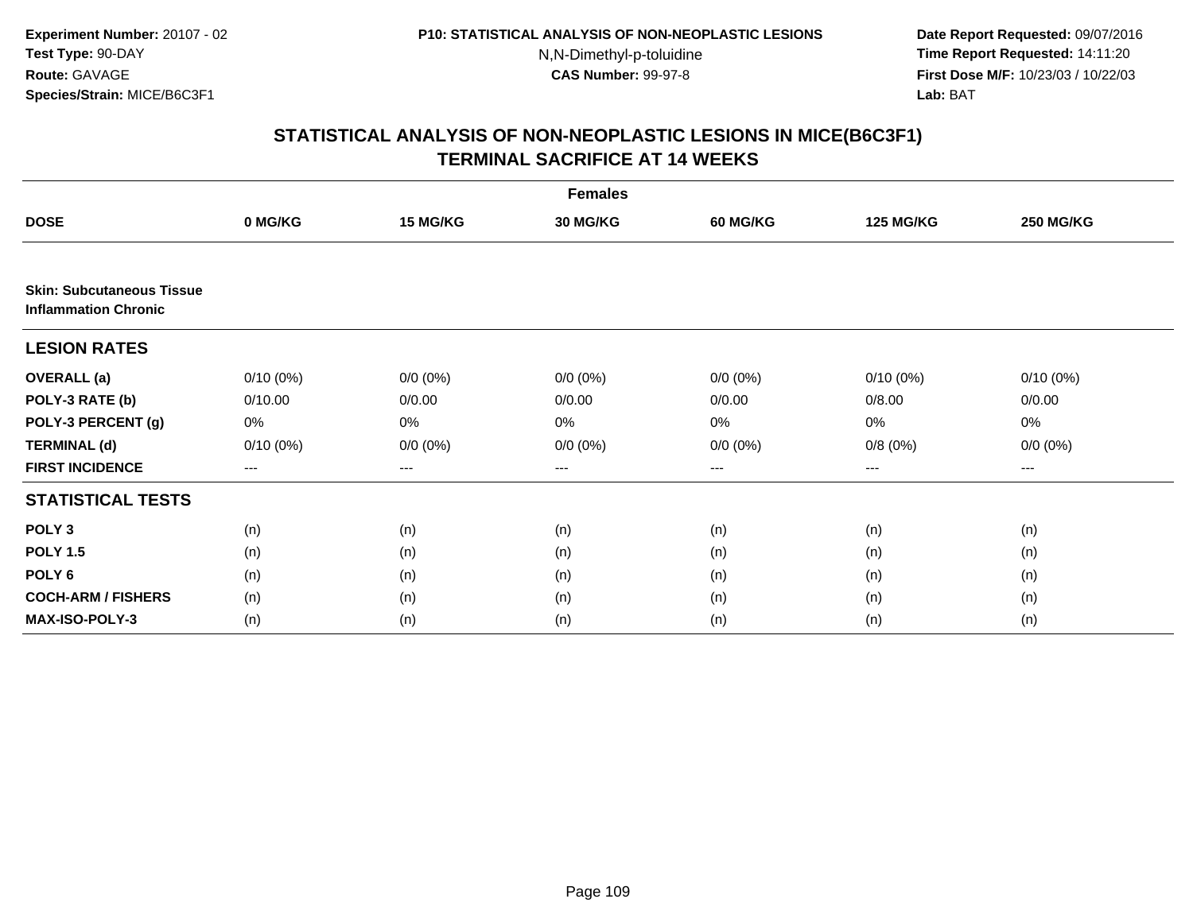Experiment Number: 20107 - 02
Test Type: 90-DAY
Route: GAVAGE
Species/Strain: MICE/B6C3F1

P10: STATISTICAL ANALYSIS OF NON-NEOPLASTIC LESIONS
N,N-Dimethyl-p-toluidine
CAS Number: 99-97-8

Date Report Requested: 09/07/2016
Time Report Requested: 14:11:20
First Dose M/F: 10/23/03 / 10/22/03
Lab: BAT

## STATISTICAL ANALYSIS OF NON-NEOPLASTIC LESIONS IN MICE(B6C3F1)
## TERMINAL SACRIFICE AT 14 WEEKS

| | Females | | | | | |
|---|---|---|---|---|---|---|
| **DOSE** | **0 MG/KG** | **15 MG/KG** | **30 MG/KG** | **60 MG/KG** | **125 MG/KG** | **250 MG/KG** |
| **Skin: Subcutaneous Tissue Inflammation Chronic** | | | | | | |
| **LESION RATES** | | | | | | |
| **OVERALL (a)** | 0/10 (0%) | 0/0 (0%) | 0/0 (0%) | 0/0 (0%) | 0/10 (0%) | 0/10 (0%) |
| **POLY-3 RATE (b)** | 0/10.00 | 0/0.00 | 0/0.00 | 0/0.00 | 0/8.00 | 0/0.00 |
| **POLY-3 PERCENT (g)** | 0% | 0% | 0% | 0% | 0% | 0% |
| **TERMINAL (d)** | 0/10 (0%) | 0/0 (0%) | 0/0 (0%) | 0/0 (0%) | 0/8 (0%) | 0/0 (0%) |
| **FIRST INCIDENCE** | --- | --- | --- | --- | --- | --- |
| **STATISTICAL TESTS** | | | | | | |
| **POLY 3** | (n) | (n) | (n) | (n) | (n) | (n) |
| **POLY 1.5** | (n) | (n) | (n) | (n) | (n) | (n) |
| **POLY 6** | (n) | (n) | (n) | (n) | (n) | (n) |
| **COCH-ARM / FISHERS** | (n) | (n) | (n) | (n) | (n) | (n) |
| **MAX-ISO-POLY-3** | (n) | (n) | (n) | (n) | (n) | (n) |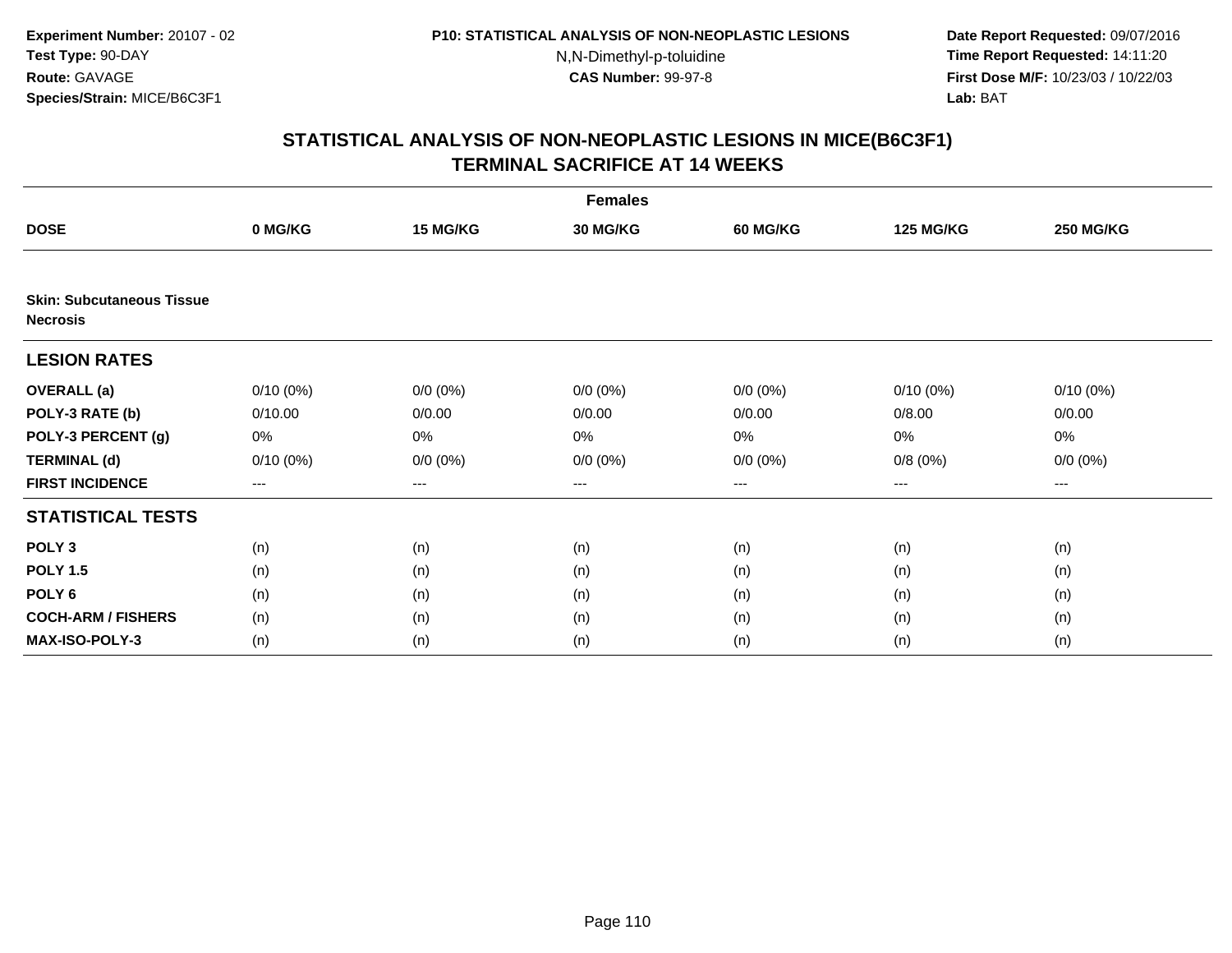Experiment Number: 20107 - 02
Test Type: 90-DAY
Route: GAVAGE
Species/Strain: MICE/B6C3F1

P10: STATISTICAL ANALYSIS OF NON-NEOPLASTIC LESIONS
N,N-Dimethyl-p-toluidine
CAS Number: 99-97-8

Date Report Requested: 09/07/2016
Time Report Requested: 14:11:20
First Dose M/F: 10/23/03 / 10/22/03
Lab: BAT

## STATISTICAL ANALYSIS OF NON-NEOPLASTIC LESIONS IN MICE(B6C3F1)
## TERMINAL SACRIFICE AT 14 WEEKS

| | Females | | | | | |
|---|---|---|---|---|---|---|
| **DOSE** | **0 MG/KG** | **15 MG/KG** | **30 MG/KG** | **60 MG/KG** | **125 MG/KG** | **250 MG/KG** |
| **Skin: Subcutaneous Tissue Necrosis** | | | | | | |
| **LESION RATES** | | | | | | |
| **OVERALL (a)** | 0/10 (0%) | 0/0 (0%) | 0/0 (0%) | 0/0 (0%) | 0/10 (0%) | 0/10 (0%) |
| **POLY-3 RATE (b)** | 0/10.00 | 0/0.00 | 0/0.00 | 0/0.00 | 0/8.00 | 0/0.00 |
| **POLY-3 PERCENT (g)** | 0% | 0% | 0% | 0% | 0% | 0% |
| **TERMINAL (d)** | 0/10 (0%) | 0/0 (0%) | 0/0 (0%) | 0/0 (0%) | 0/8 (0%) | 0/0 (0%) |
| **FIRST INCIDENCE** | --- | --- | --- | --- | --- | --- |
| **STATISTICAL TESTS** | | | | | | |
| **POLY 3** | (n) | (n) | (n) | (n) | (n) | (n) |
| **POLY 1.5** | (n) | (n) | (n) | (n) | (n) | (n) |
| **POLY 6** | (n) | (n) | (n) | (n) | (n) | (n) |
| **COCH-ARM / FISHERS** | (n) | (n) | (n) | (n) | (n) | (n) |
| **MAX-ISO-POLY-3** | (n) | (n) | (n) | (n) | (n) | (n) |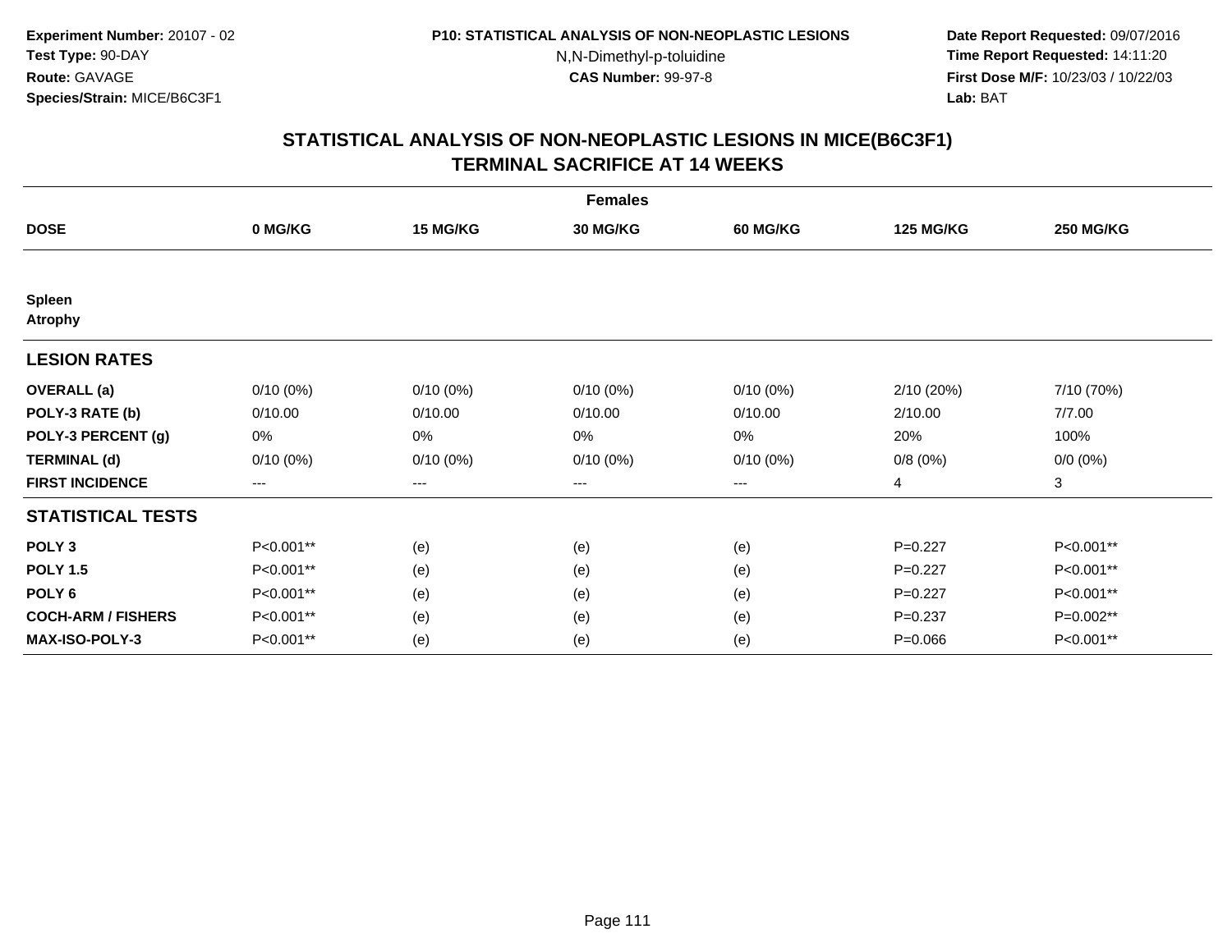**Experiment Number:** 20107 - 02
**Test Type:** 90-DAY
**Route:** GAVAGE
**Species/Strain:** MICE/B6C3F1

**P10: STATISTICAL ANALYSIS OF NON-NEOPLASTIC LESIONS**
N,N-Dimethyl-p-toluidine
**CAS Number:** 99-97-8

**Date Report Requested:** 09/07/2016
**Time Report Requested:** 14:11:20
**First Dose M/F:** 10/23/03 / 10/22/03
**Lab:** BAT

## STATISTICAL ANALYSIS OF NON-NEOPLASTIC LESIONS IN MICE(B6C3F1)
## TERMINAL SACRIFICE AT 14 WEEKS

| | Females | | | | | |
|---|---|---|---|---|---|---|
| **DOSE** | **0 MG/KG** | **15 MG/KG** | **30 MG/KG** | **60 MG/KG** | **125 MG/KG** | **250 MG/KG** |
| **Spleen** | | | | | | |
| **Atrophy** | | | | | | |
| **LESION RATES** | | | | | | |
| **OVERALL (a)** | 0/10 (0%) | 0/10 (0%) | 0/10 (0%) | 0/10 (0%) | 2/10 (20%) | 7/10 (70%) |
| **POLY-3 RATE (b)** | 0/10.00 | 0/10.00 | 0/10.00 | 0/10.00 | 2/10.00 | 7/7.00 |
| **POLY-3 PERCENT (g)** | 0% | 0% | 0% | 0% | 20% | 100% |
| **TERMINAL (d)** | 0/10 (0%) | 0/10 (0%) | 0/10 (0%) | 0/10 (0%) | 0/8 (0%) | 0/0 (0%) |
| **FIRST INCIDENCE** | --- | --- | --- | --- | 4 | 3 |
| **STATISTICAL TESTS** | | | | | | |
| **POLY 3** | P<0.001** | (e) | (e) | (e) | P=0.227 | P<0.001** |
| **POLY 1.5** | P<0.001** | (e) | (e) | (e) | P=0.227 | P<0.001** |
| **POLY 6** | P<0.001** | (e) | (e) | (e) | P=0.227 | P<0.001** |
| **COCH-ARM / FISHERS** | P<0.001** | (e) | (e) | (e) | P=0.237 | P=0.002** |
| **MAX-ISO-POLY-3** | P<0.001** | (e) | (e) | (e) | P=0.066 | P<0.001** |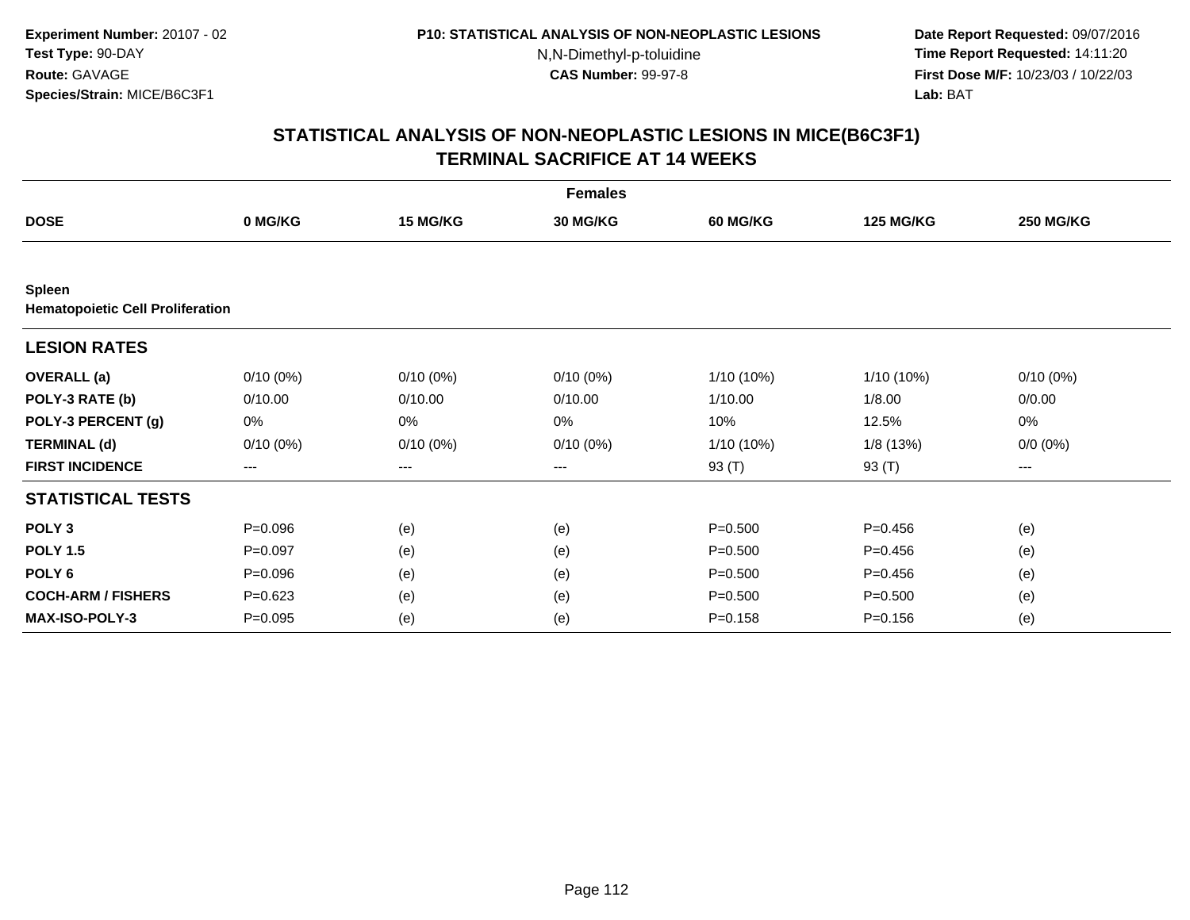**Experiment Number:** 20107 - 02
**Test Type:** 90-DAY
**Route:** GAVAGE
**Species/Strain:** MICE/B6C3F1

**P10: STATISTICAL ANALYSIS OF NON-NEOPLASTIC LESIONS**
N,N-Dimethyl-p-toluidine
**CAS Number:** 99-97-8

**Date Report Requested:** 09/07/2016
**Time Report Requested:** 14:11:20
**First Dose M/F:** 10/23/03 / 10/22/03
**Lab:** BAT

## STATISTICAL ANALYSIS OF NON-NEOPLASTIC LESIONS IN MICE(B6C3F1) TERMINAL SACRIFICE AT 14 WEEKS

| | | | Females | | | |
|---|---|---|---|---|---|---|
| **DOSE** | **0 MG/KG** | **15 MG/KG** | **30 MG/KG** | **60 MG/KG** | **125 MG/KG** | **250 MG/KG** |
| **Spleen** | | | | | | |
| **Hematopoietic Cell Proliferation** | | | | | | |
| **LESION RATES** | | | | | | |
| **OVERALL (a)** | 0/10 (0%) | 0/10 (0%) | 0/10 (0%) | 1/10 (10%) | 1/10 (10%) | 0/10 (0%) |
| **POLY-3 RATE (b)** | 0/10.00 | 0/10.00 | 0/10.00 | 1/10.00 | 1/8.00 | 0/0.00 |
| **POLY-3 PERCENT (g)** | 0% | 0% | 0% | 10% | 12.5% | 0% |
| **TERMINAL (d)** | 0/10 (0%) | 0/10 (0%) | 0/10 (0%) | 1/10 (10%) | 1/8 (13%) | 0/0 (0%) |
| **FIRST INCIDENCE** | --- | --- | --- | 93 (T) | 93 (T) | --- |
| **STATISTICAL TESTS** | | | | | | |
| **POLY 3** | P=0.096 | (e) | (e) | P=0.500 | P=0.456 | (e) |
| **POLY 1.5** | P=0.097 | (e) | (e) | P=0.500 | P=0.456 | (e) |
| **POLY 6** | P=0.096 | (e) | (e) | P=0.500 | P=0.456 | (e) |
| **COCH-ARM / FISHERS** | P=0.623 | (e) | (e) | P=0.500 | P=0.500 | (e) |
| **MAX-ISO-POLY-3** | P=0.095 | (e) | (e) | P=0.158 | P=0.156 | (e) |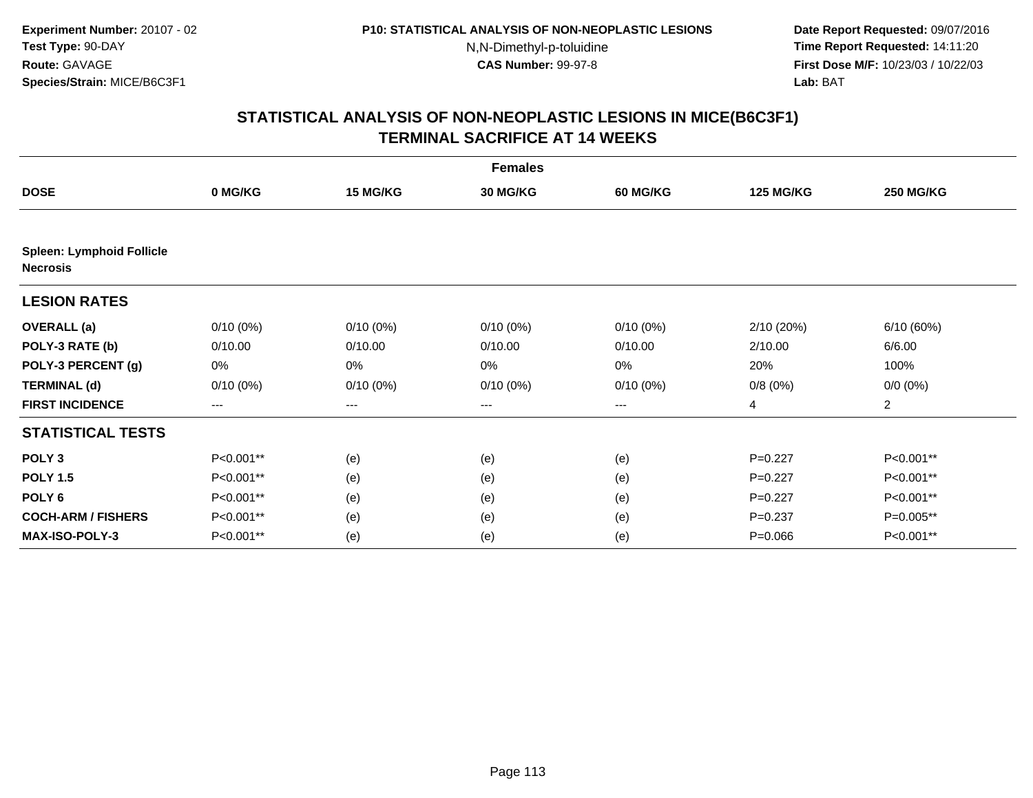**Experiment Number:** 20107 - 02
**Test Type:** 90-DAY
**Route:** GAVAGE
**Species/Strain:** MICE/B6C3F1

**P10: STATISTICAL ANALYSIS OF NON-NEOPLASTIC LESIONS**
N,N-Dimethyl-p-toluidine
**CAS Number:** 99-97-8

**Date Report Requested:** 09/07/2016
**Time Report Requested:** 14:11:20
**First Dose M/F:** 10/23/03 / 10/22/03
**Lab:** BAT

## STATISTICAL ANALYSIS OF NON-NEOPLASTIC LESIONS IN MICE(B6C3F1)
## TERMINAL SACRIFICE AT 14 WEEKS

| | Females | | | | | |
|---|---|---|---|---|---|---|
| **DOSE** | **0 MG/KG** | **15 MG/KG** | **30 MG/KG** | **60 MG/KG** | **125 MG/KG** | **250 MG/KG** |
| **Spleen: Lymphoid Follicle Necrosis** | | | | | | |
| **LESION RATES** | | | | | | |
| **OVERALL (a)** | 0/10 (0%) | 0/10 (0%) | 0/10 (0%) | 0/10 (0%) | 2/10 (20%) | 6/10 (60%) |
| **POLY-3 RATE (b)** | 0/10.00 | 0/10.00 | 0/10.00 | 0/10.00 | 2/10.00 | 6/6.00 |
| **POLY-3 PERCENT (g)** | 0% | 0% | 0% | 0% | 20% | 100% |
| **TERMINAL (d)** | 0/10 (0%) | 0/10 (0%) | 0/10 (0%) | 0/10 (0%) | 0/8 (0%) | 0/0 (0%) |
| **FIRST INCIDENCE** | --- | --- | --- | --- | 4 | 2 |
| **STATISTICAL TESTS** | | | | | | |
| **POLY 3** | P<0.001** | (e) | (e) | (e) | P=0.227 | P<0.001** |
| **POLY 1.5** | P<0.001** | (e) | (e) | (e) | P=0.227 | P<0.001** |
| **POLY 6** | P<0.001** | (e) | (e) | (e) | P=0.227 | P<0.001** |
| **COCH-ARM / FISHERS** | P<0.001** | (e) | (e) | (e) | P=0.237 | P=0.005** |
| **MAX-ISO-POLY-3** | P<0.001** | (e) | (e) | (e) | P=0.066 | P<0.001** |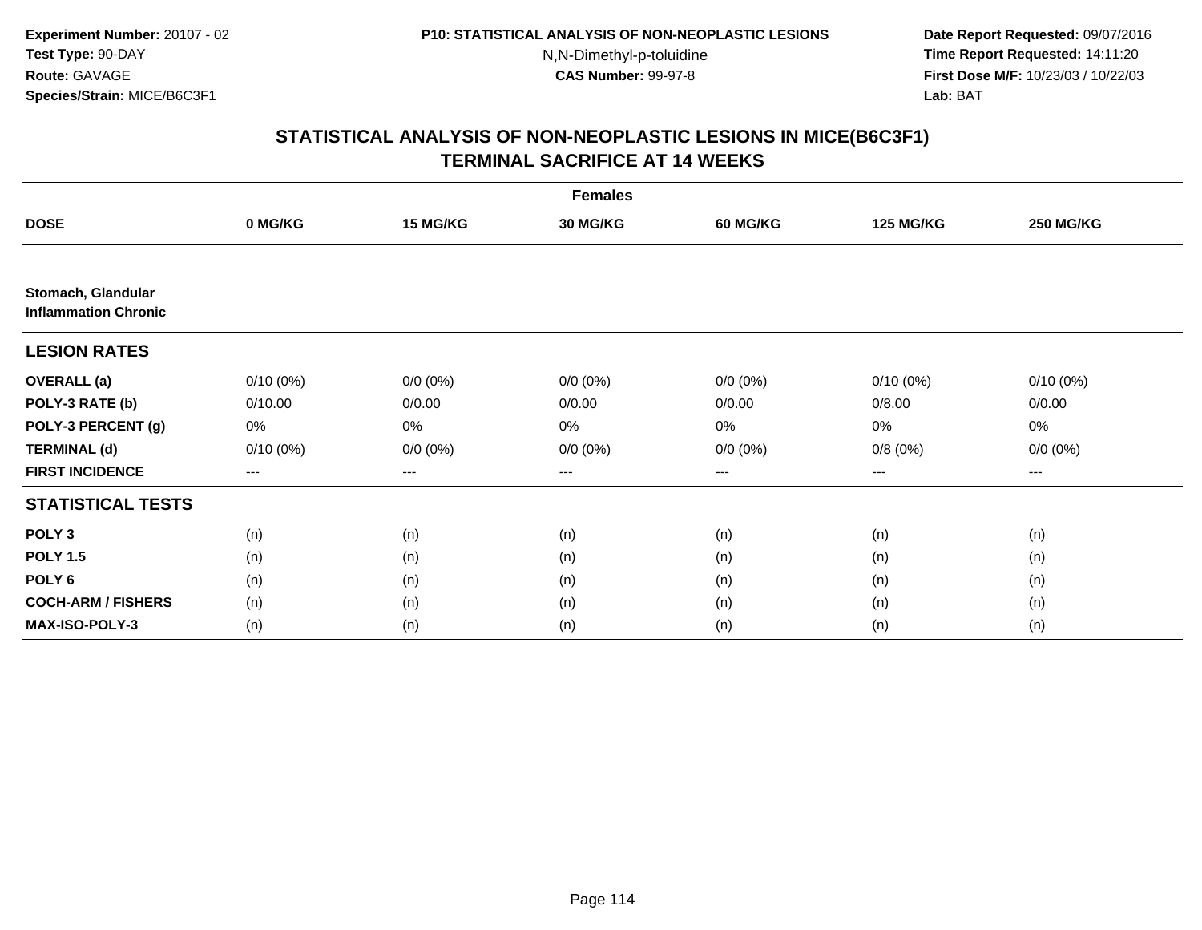**Experiment Number:** 20107 - 02
**Test Type:** 90-DAY
**Route:** GAVAGE
**Species/Strain:** MICE/B6C3F1

**P10: STATISTICAL ANALYSIS OF NON-NEOPLASTIC LESIONS**
N,N-Dimethyl-p-toluidine
**CAS Number:** 99-97-8

**Date Report Requested:** 09/07/2016
**Time Report Requested:** 14:11:20
**First Dose M/F:** 10/23/03 / 10/22/03
**Lab:** BAT

## STATISTICAL ANALYSIS OF NON-NEOPLASTIC LESIONS IN MICE(B6C3F1) TERMINAL SACRIFICE AT 14 WEEKS

| | Females | | | | | |
|---|---|---|---|---|---|---|
| **DOSE** | **0 MG/KG** | **15 MG/KG** | **30 MG/KG** | **60 MG/KG** | **125 MG/KG** | **250 MG/KG** |
| **Stomach, Glandular** | | | | | | |
| **Inflammation Chronic** | | | | | | |
| **LESION RATES** | | | | | | |
| **OVERALL (a)** | 0/10 (0%) | 0/0 (0%) | 0/0 (0%) | 0/0 (0%) | 0/10 (0%) | 0/10 (0%) |
| **POLY-3 RATE (b)** | 0/10.00 | 0/0.00 | 0/0.00 | 0/0.00 | 0/8.00 | 0/0.00 |
| **POLY-3 PERCENT (g)** | 0% | 0% | 0% | 0% | 0% | 0% |
| **TERMINAL (d)** | 0/10 (0%) | 0/0 (0%) | 0/0 (0%) | 0/0 (0%) | 0/8 (0%) | 0/0 (0%) |
| **FIRST INCIDENCE** | --- | --- | --- | --- | --- | --- |
| **STATISTICAL TESTS** | | | | | | |
| **POLY 3** | (n) | (n) | (n) | (n) | (n) | (n) |
| **POLY 1.5** | (n) | (n) | (n) | (n) | (n) | (n) |
| **POLY 6** | (n) | (n) | (n) | (n) | (n) | (n) |
| **COCH-ARM / FISHERS** | (n) | (n) | (n) | (n) | (n) | (n) |
| **MAX-ISO-POLY-3** | (n) | (n) | (n) | (n) | (n) | (n) |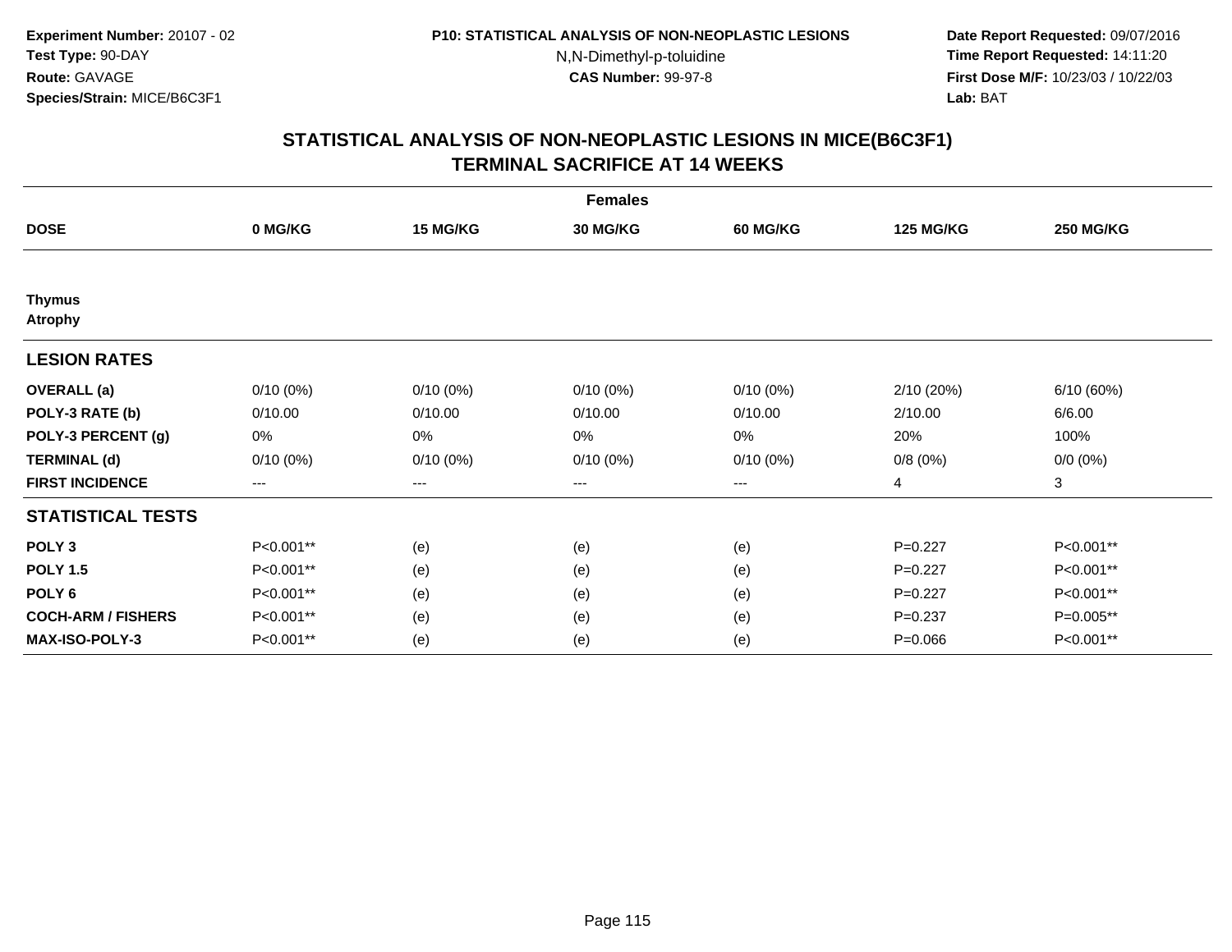**Experiment Number:** 20107 - 02
**Test Type:** 90-DAY
**Route:** GAVAGE
**Species/Strain:** MICE/B6C3F1

**P10: STATISTICAL ANALYSIS OF NON-NEOPLASTIC LESIONS**
N,N-Dimethyl-p-toluidine
**CAS Number:** 99-97-8

**Date Report Requested:** 09/07/2016
**Time Report Requested:** 14:11:20
**First Dose M/F:** 10/23/03 / 10/22/03
**Lab:** BAT

## STATISTICAL ANALYSIS OF NON-NEOPLASTIC LESIONS IN MICE(B6C3F1) TERMINAL SACRIFICE AT 14 WEEKS

| Females | | | | | | |
|---|---|---|---|---|---|---|
| **DOSE** | **0 MG/KG** | **15 MG/KG** | **30 MG/KG** | **60 MG/KG** | **125 MG/KG** | **250 MG/KG** |
| **Thymus** | | | | | | |
| **Atrophy** | | | | | | |
| **LESION RATES** | | | | | | |
| **OVERALL (a)** | 0/10 (0%) | 0/10 (0%) | 0/10 (0%) | 0/10 (0%) | 2/10 (20%) | 6/10 (60%) |
| **POLY-3 RATE (b)** | 0/10.00 | 0/10.00 | 0/10.00 | 0/10.00 | 2/10.00 | 6/6.00 |
| **POLY-3 PERCENT (g)** | 0% | 0% | 0% | 0% | 20% | 100% |
| **TERMINAL (d)** | 0/10 (0%) | 0/10 (0%) | 0/10 (0%) | 0/10 (0%) | 0/8 (0%) | 0/0 (0%) |
| **FIRST INCIDENCE** | --- | --- | --- | --- | 4 | 3 |
| **STATISTICAL TESTS** | | | | | | |
| **POLY 3** | P<0.001** | (e) | (e) | (e) | P=0.227 | P<0.001** |
| **POLY 1.5** | P<0.001** | (e) | (e) | (e) | P=0.227 | P<0.001** |
| **POLY 6** | P<0.001** | (e) | (e) | (e) | P=0.227 | P<0.001** |
| **COCH-ARM / FISHERS** | P<0.001** | (e) | (e) | (e) | P=0.237 | P=0.005** |
| **MAX-ISO-POLY-3** | P<0.001** | (e) | (e) | (e) | P=0.066 | P<0.001** |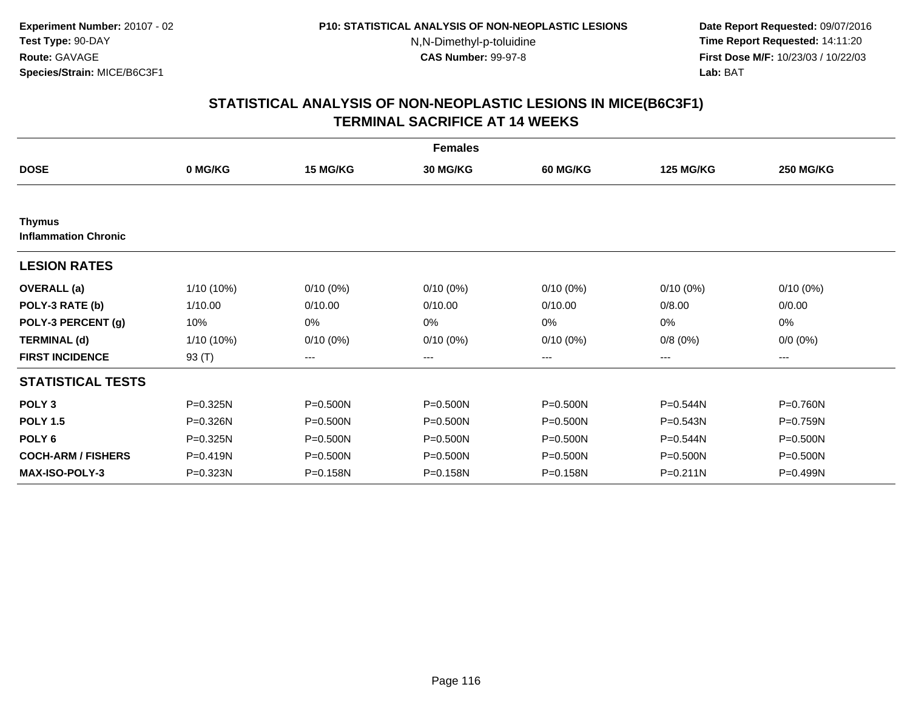**Experiment Number:** 20107 - 02
**Test Type:** 90-DAY
**Route:** GAVAGE
**Species/Strain:** MICE/B6C3F1

**P10: STATISTICAL ANALYSIS OF NON-NEOPLASTIC LESIONS**
N,N-Dimethyl-p-toluidine
**CAS Number:** 99-97-8

**Date Report Requested:** 09/07/2016
**Time Report Requested:** 14:11:20
**First Dose M/F:** 10/23/03 / 10/22/03
**Lab:** BAT

## STATISTICAL ANALYSIS OF NON-NEOPLASTIC LESIONS IN MICE(B6C3F1) TERMINAL SACRIFICE AT 14 WEEKS

| | | | Females | | | |
|---|---|---|---|---|---|---|
| **DOSE** | **0 MG/KG** | **15 MG/KG** | **30 MG/KG** | **60 MG/KG** | **125 MG/KG** | **250 MG/KG** |
| **Thymus** | | | | | | |
| **Inflammation Chronic** | | | | | | |
| **LESION RATES** | | | | | | |
| **OVERALL (a)** | 1/10 (10%) | 0/10 (0%) | 0/10 (0%) | 0/10 (0%) | 0/10 (0%) | 0/10 (0%) |
| **POLY-3 RATE (b)** | 1/10.00 | 0/10.00 | 0/10.00 | 0/10.00 | 0/8.00 | 0/0.00 |
| **POLY-3 PERCENT (g)** | 10% | 0% | 0% | 0% | 0% | 0% |
| **TERMINAL (d)** | 1/10 (10%) | 0/10 (0%) | 0/10 (0%) | 0/10 (0%) | 0/8 (0%) | 0/0 (0%) |
| **FIRST INCIDENCE** | 93 (T) | --- | --- | --- | --- | --- |
| **STATISTICAL TESTS** | | | | | | |
| **POLY 3** | P=0.325N | P=0.500N | P=0.500N | P=0.500N | P=0.544N | P=0.760N |
| **POLY 1.5** | P=0.326N | P=0.500N | P=0.500N | P=0.500N | P=0.543N | P=0.759N |
| **POLY 6** | P=0.325N | P=0.500N | P=0.500N | P=0.500N | P=0.544N | P=0.500N |
| **COCH-ARM / FISHERS** | P=0.419N | P=0.500N | P=0.500N | P=0.500N | P=0.500N | P=0.500N |
| **MAX-ISO-POLY-3** | P=0.323N | P=0.158N | P=0.158N | P=0.158N | P=0.211N | P=0.499N |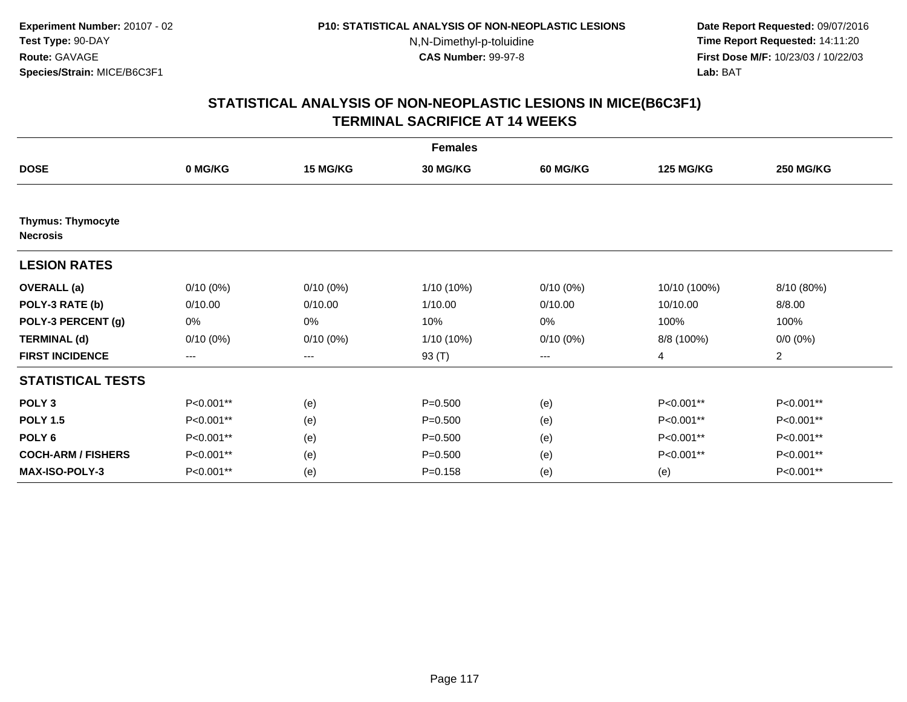**Experiment Number:** 20107 - 02
**Test Type:** 90-DAY
**Route:** GAVAGE
**Species/Strain:** MICE/B6C3F1

**P10: STATISTICAL ANALYSIS OF NON-NEOPLASTIC LESIONS**
N,N-Dimethyl-p-toluidine
**CAS Number:** 99-97-8

**Date Report Requested:** 09/07/2016
**Time Report Requested:** 14:11:20
**First Dose M/F:** 10/23/03 / 10/22/03
**Lab:** BAT

## STATISTICAL ANALYSIS OF NON-NEOPLASTIC LESIONS IN MICE(B6C3F1)
## TERMINAL SACRIFICE AT 14 WEEKS

| | Females | | | | | |
|---|---|---|---|---|---|---|
| **DOSE** | **0 MG/KG** | **15 MG/KG** | **30 MG/KG** | **60 MG/KG** | **125 MG/KG** | **250 MG/KG** |
| **Thymus: Thymocyte Necrosis** | | | | | | |
| **LESION RATES** | | | | | | |
| **OVERALL (a)** | 0/10 (0%) | 0/10 (0%) | 1/10 (10%) | 0/10 (0%) | 10/10 (100%) | 8/10 (80%) |
| **POLY-3 RATE (b)** | 0/10.00 | 0/10.00 | 1/10.00 | 0/10.00 | 10/10.00 | 8/8.00 |
| **POLY-3 PERCENT (g)** | 0% | 0% | 10% | 0% | 100% | 100% |
| **TERMINAL (d)** | 0/10 (0%) | 0/10 (0%) | 1/10 (10%) | 0/10 (0%) | 8/8 (100%) | 0/0 (0%) |
| **FIRST INCIDENCE** | --- | --- | 93 (T) | --- | 4 | 2 |
| **STATISTICAL TESTS** | | | | | | |
| **POLY 3** | P<0.001** | (e) | P=0.500 | (e) | P<0.001** | P<0.001** |
| **POLY 1.5** | P<0.001** | (e) | P=0.500 | (e) | P<0.001** | P<0.001** |
| **POLY 6** | P<0.001** | (e) | P=0.500 | (e) | P<0.001** | P<0.001** |
| **COCH-ARM / FISHERS** | P<0.001** | (e) | P=0.500 | (e) | P<0.001** | P<0.001** |
| **MAX-ISO-POLY-3** | P<0.001** | (e) | P=0.158 | (e) | (e) | P<0.001** |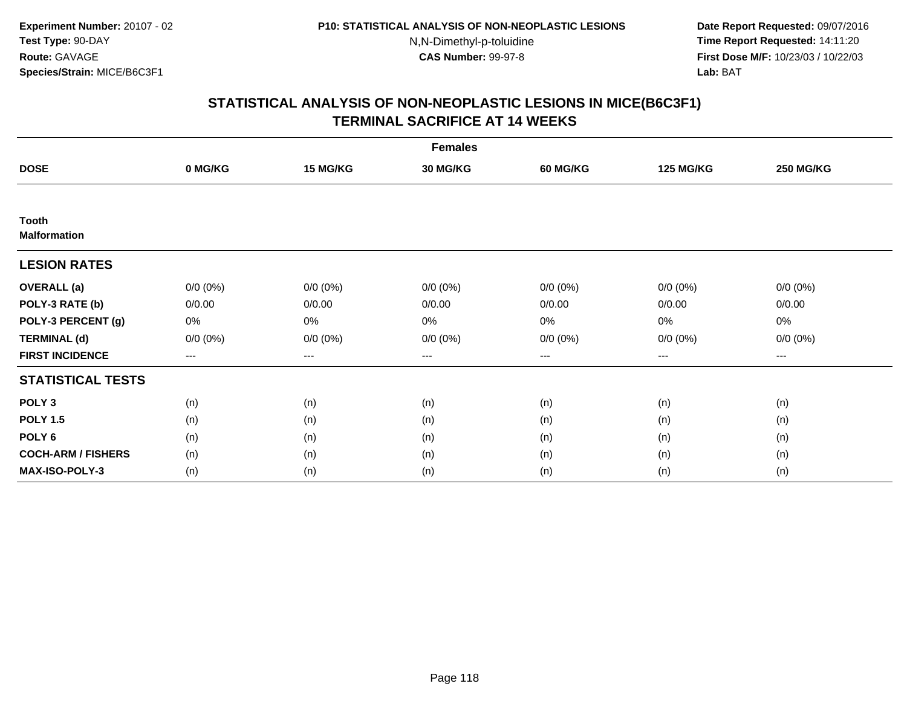**Experiment Number:** 20107 - 02
**Test Type:** 90-DAY
**Route:** GAVAGE
**Species/Strain:** MICE/B6C3F1

**P10: STATISTICAL ANALYSIS OF NON-NEOPLASTIC LESIONS**
N,N-Dimethyl-p-toluidine
**CAS Number:** 99-97-8

**Date Report Requested:** 09/07/2016
**Time Report Requested:** 14:11:20
**First Dose M/F:** 10/23/03 / 10/22/03
**Lab:** BAT

## STATISTICAL ANALYSIS OF NON-NEOPLASTIC LESIONS IN MICE(B6C3F1) TERMINAL SACRIFICE AT 14 WEEKS

| | Females | | | | | |
|---|---|---|---|---|---|---|
| **DOSE** | **0 MG/KG** | **15 MG/KG** | **30 MG/KG** | **60 MG/KG** | **125 MG/KG** | **250 MG/KG** |
| **Tooth** | | | | | | |
| **Malformation** | | | | | | |
| **LESION RATES** | | | | | | |
| **OVERALL (a)** | 0/0 (0%) | 0/0 (0%) | 0/0 (0%) | 0/0 (0%) | 0/0 (0%) | 0/0 (0%) |
| **POLY-3 RATE (b)** | 0/0.00 | 0/0.00 | 0/0.00 | 0/0.00 | 0/0.00 | 0/0.00 |
| **POLY-3 PERCENT (g)** | 0% | 0% | 0% | 0% | 0% | 0% |
| **TERMINAL (d)** | 0/0 (0%) | 0/0 (0%) | 0/0 (0%) | 0/0 (0%) | 0/0 (0%) | 0/0 (0%) |
| **FIRST INCIDENCE** | --- | --- | --- | --- | --- | --- |
| **STATISTICAL TESTS** | | | | | | |
| **POLY 3** | (n) | (n) | (n) | (n) | (n) | (n) |
| **POLY 1.5** | (n) | (n) | (n) | (n) | (n) | (n) |
| **POLY 6** | (n) | (n) | (n) | (n) | (n) | (n) |
| **COCH-ARM / FISHERS** | (n) | (n) | (n) | (n) | (n) | (n) |
| **MAX-ISO-POLY-3** | (n) | (n) | (n) | (n) | (n) | (n) |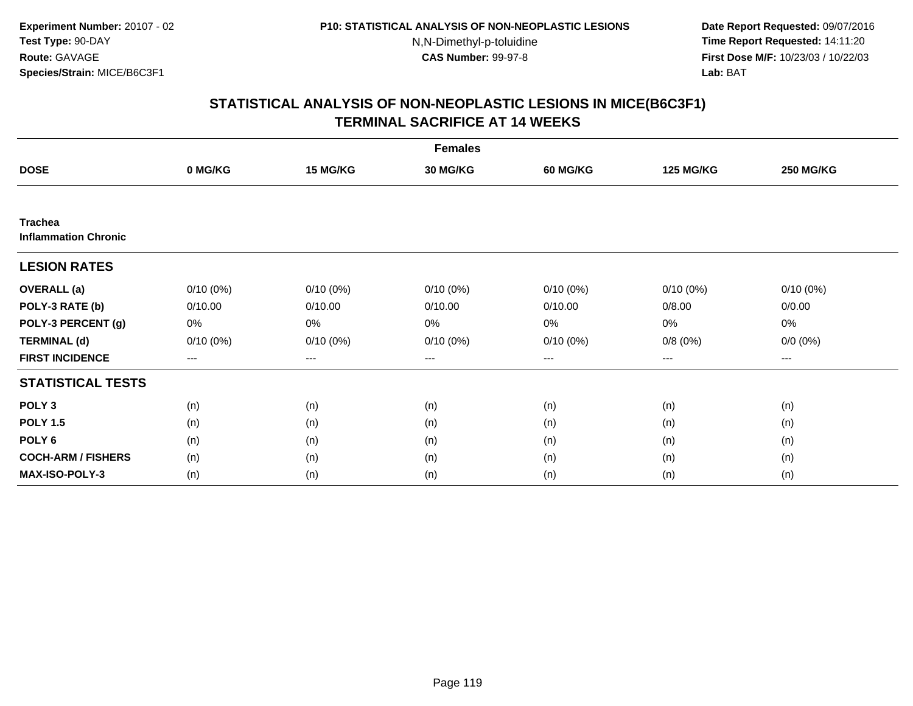**Experiment Number:** 20107 - 02
**Test Type:** 90-DAY
**Route:** GAVAGE
**Species/Strain:** MICE/B6C3F1

**P10: STATISTICAL ANALYSIS OF NON-NEOPLASTIC LESIONS**
N,N-Dimethyl-p-toluidine
**CAS Number:** 99-97-8

**Date Report Requested:** 09/07/2016
**Time Report Requested:** 14:11:20
**First Dose M/F:** 10/23/03 / 10/22/03
**Lab:** BAT

## STATISTICAL ANALYSIS OF NON-NEOPLASTIC LESIONS IN MICE(B6C3F1)
## TERMINAL SACRIFICE AT 14 WEEKS

| | Females | | | | | |
|---|---|---|---|---|---|---|
| **DOSE** | **0 MG/KG** | **15 MG/KG** | **30 MG/KG** | **60 MG/KG** | **125 MG/KG** | **250 MG/KG** |
| **Trachea** | | | | | | |
| **Inflammation Chronic** | | | | | | |
| **LESION RATES** | | | | | | |
| **OVERALL (a)** | 0/10 (0%) | 0/10 (0%) | 0/10 (0%) | 0/10 (0%) | 0/10 (0%) | 0/10 (0%) |
| **POLY-3 RATE (b)** | 0/10.00 | 0/10.00 | 0/10.00 | 0/10.00 | 0/8.00 | 0/0.00 |
| **POLY-3 PERCENT (g)** | 0% | 0% | 0% | 0% | 0% | 0% |
| **TERMINAL (d)** | 0/10 (0%) | 0/10 (0%) | 0/10 (0%) | 0/10 (0%) | 0/8 (0%) | 0/0 (0%) |
| **FIRST INCIDENCE** | --- | --- | --- | --- | --- | --- |
| **STATISTICAL TESTS** | | | | | | |
| **POLY 3** | (n) | (n) | (n) | (n) | (n) | (n) |
| **POLY 1.5** | (n) | (n) | (n) | (n) | (n) | (n) |
| **POLY 6** | (n) | (n) | (n) | (n) | (n) | (n) |
| **COCH-ARM / FISHERS** | (n) | (n) | (n) | (n) | (n) | (n) |
| **MAX-ISO-POLY-3** | (n) | (n) | (n) | (n) | (n) | (n) |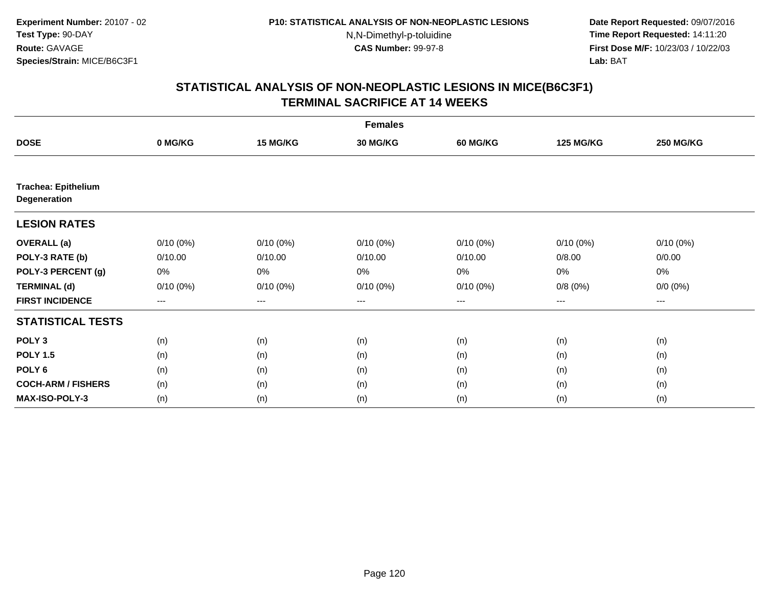**Experiment Number:** 20107 - 02
**Test Type:** 90-DAY
**Route:** GAVAGE
**Species/Strain:** MICE/B6C3F1

**P10: STATISTICAL ANALYSIS OF NON-NEOPLASTIC LESIONS**
N,N-Dimethyl-p-toluidine
**CAS Number:** 99-97-8

**Date Report Requested:** 09/07/2016
**Time Report Requested:** 14:11:20
**First Dose M/F:** 10/23/03 / 10/22/03
**Lab:** BAT

## STATISTICAL ANALYSIS OF NON-NEOPLASTIC LESIONS IN MICE(B6C3F1) TERMINAL SACRIFICE AT 14 WEEKS

| | Females | | | | | |
|---|---|---|---|---|---|---|
| **DOSE** | **0 MG/KG** | **15 MG/KG** | **30 MG/KG** | **60 MG/KG** | **125 MG/KG** | **250 MG/KG** |
| **Trachea: Epithelium Degeneration** | | | | | | |
| **LESION RATES** | | | | | | |
| **OVERALL (a)** | 0/10 (0%) | 0/10 (0%) | 0/10 (0%) | 0/10 (0%) | 0/10 (0%) | 0/10 (0%) |
| **POLY-3 RATE (b)** | 0/10.00 | 0/10.00 | 0/10.00 | 0/10.00 | 0/8.00 | 0/0.00 |
| **POLY-3 PERCENT (g)** | 0% | 0% | 0% | 0% | 0% | 0% |
| **TERMINAL (d)** | 0/10 (0%) | 0/10 (0%) | 0/10 (0%) | 0/10 (0%) | 0/8 (0%) | 0/0 (0%) |
| **FIRST INCIDENCE** | --- | --- | --- | --- | --- | --- |
| **STATISTICAL TESTS** | | | | | | |
| **POLY 3** | (n) | (n) | (n) | (n) | (n) | (n) |
| **POLY 1.5** | (n) | (n) | (n) | (n) | (n) | (n) |
| **POLY 6** | (n) | (n) | (n) | (n) | (n) | (n) |
| **COCH-ARM / FISHERS** | (n) | (n) | (n) | (n) | (n) | (n) |
| **MAX-ISO-POLY-3** | (n) | (n) | (n) | (n) | (n) | (n) |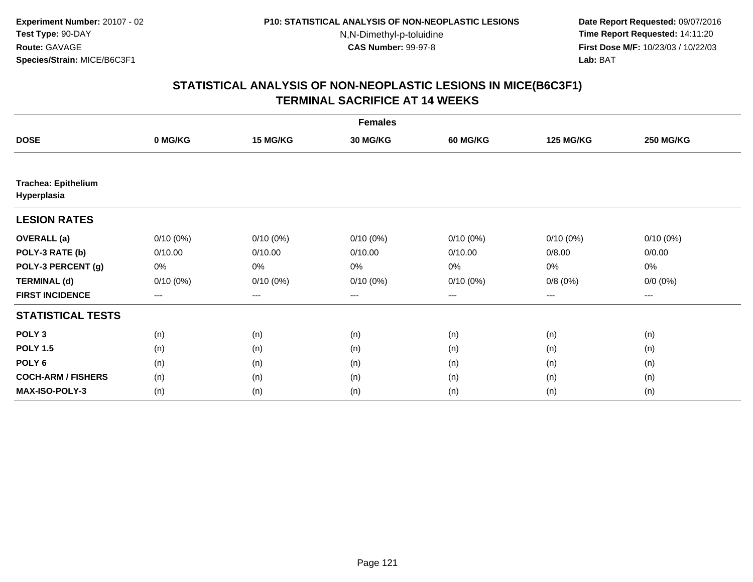**Experiment Number:** 20107 - 02
**Test Type:** 90-DAY
**Route:** GAVAGE
**Species/Strain:** MICE/B6C3F1

**P10: STATISTICAL ANALYSIS OF NON-NEOPLASTIC LESIONS**
N,N-Dimethyl-p-toluidine
**CAS Number:** 99-97-8

**Date Report Requested:** 09/07/2016
**Time Report Requested:** 14:11:20
**First Dose M/F:** 10/23/03 / 10/22/03
**Lab:** BAT

## STATISTICAL ANALYSIS OF NON-NEOPLASTIC LESIONS IN MICE(B6C3F1)
## TERMINAL SACRIFICE AT 14 WEEKS

| | Females | | | | | |
|---|---|---|---|---|---|---|
| **DOSE** | **0 MG/KG** | **15 MG/KG** | **30 MG/KG** | **60 MG/KG** | **125 MG/KG** | **250 MG/KG** |
| **Trachea: Epithelium Hyperplasia** | | | | | | |
| **LESION RATES** | | | | | | |
| **OVERALL (a)** | 0/10 (0%) | 0/10 (0%) | 0/10 (0%) | 0/10 (0%) | 0/10 (0%) | 0/10 (0%) |
| **POLY-3 RATE (b)** | 0/10.00 | 0/10.00 | 0/10.00 | 0/10.00 | 0/8.00 | 0/0.00 |
| **POLY-3 PERCENT (g)** | 0% | 0% | 0% | 0% | 0% | 0% |
| **TERMINAL (d)** | 0/10 (0%) | 0/10 (0%) | 0/10 (0%) | 0/10 (0%) | 0/8 (0%) | 0/0 (0%) |
| **FIRST INCIDENCE** | --- | --- | --- | --- | --- | --- |
| **STATISTICAL TESTS** | | | | | | |
| **POLY 3** | (n) | (n) | (n) | (n) | (n) | (n) |
| **POLY 1.5** | (n) | (n) | (n) | (n) | (n) | (n) |
| **POLY 6** | (n) | (n) | (n) | (n) | (n) | (n) |
| **COCH-ARM / FISHERS** | (n) | (n) | (n) | (n) | (n) | (n) |
| **MAX-ISO-POLY-3** | (n) | (n) | (n) | (n) | (n) | (n) |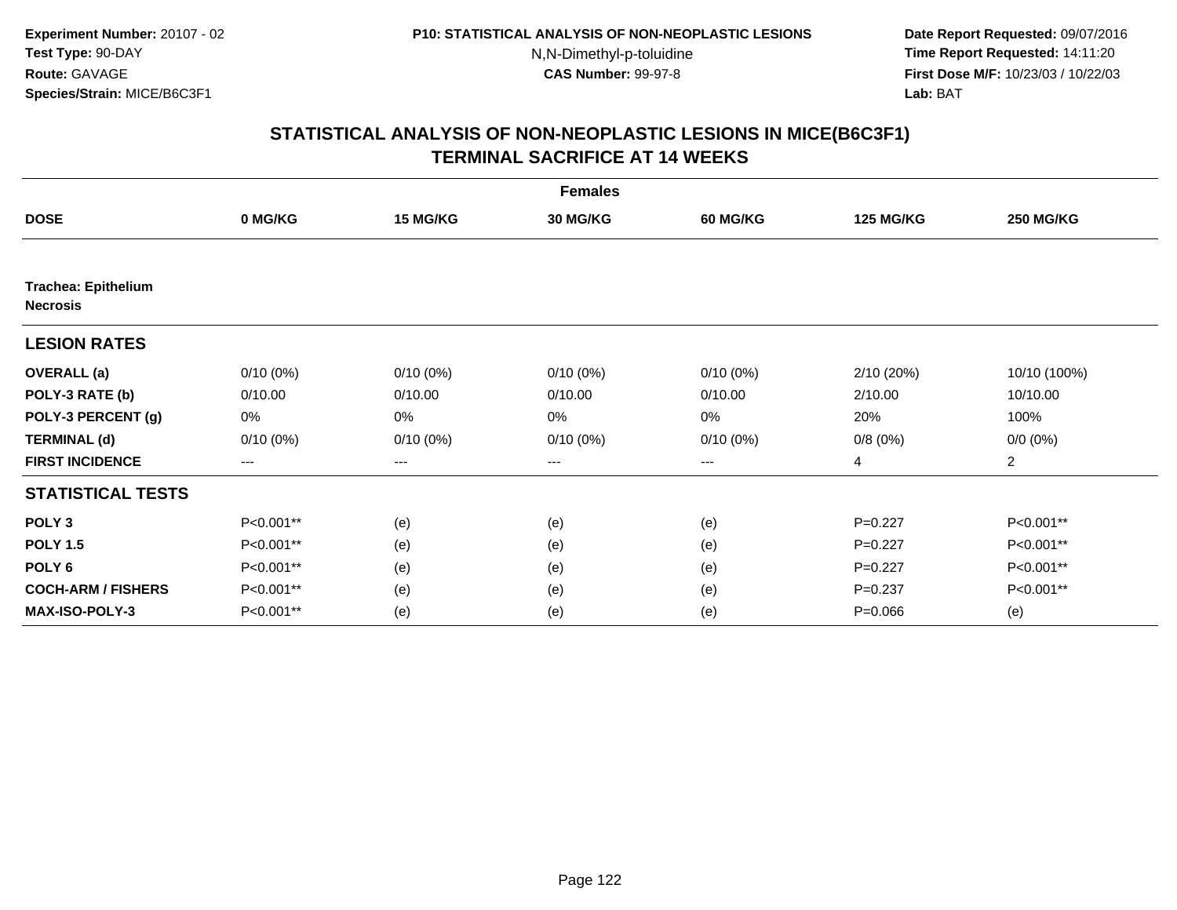**Experiment Number:** 20107 - 02
**Test Type:** 90-DAY
**Route:** GAVAGE
**Species/Strain:** MICE/B6C3F1

**P10: STATISTICAL ANALYSIS OF NON-NEOPLASTIC LESIONS**
N,N-Dimethyl-p-toluidine
**CAS Number:** 99-97-8

**Date Report Requested:** 09/07/2016
**Time Report Requested:** 14:11:20
**First Dose M/F:** 10/23/03 / 10/22/03
**Lab:** BAT

## STATISTICAL ANALYSIS OF NON-NEOPLASTIC LESIONS IN MICE(B6C3F1) TERMINAL SACRIFICE AT 14 WEEKS

| | Females | | | | | |
|---|---|---|---|---|---|---|
| **DOSE** | **0 MG/KG** | **15 MG/KG** | **30 MG/KG** | **60 MG/KG** | **125 MG/KG** | **250 MG/KG** |
| **Trachea: Epithelium Necrosis** | | | | | | |
| **LESION RATES** | | | | | | |
| **OVERALL (a)** | 0/10 (0%) | 0/10 (0%) | 0/10 (0%) | 0/10 (0%) | 2/10 (20%) | 10/10 (100%) |
| **POLY-3 RATE (b)** | 0/10.00 | 0/10.00 | 0/10.00 | 0/10.00 | 2/10.00 | 10/10.00 |
| **POLY-3 PERCENT (g)** | 0% | 0% | 0% | 0% | 20% | 100% |
| **TERMINAL (d)** | 0/10 (0%) | 0/10 (0%) | 0/10 (0%) | 0/10 (0%) | 0/8 (0%) | 0/0 (0%) |
| **FIRST INCIDENCE** | --- | --- | --- | --- | 4 | 2 |
| **STATISTICAL TESTS** | | | | | | |
| **POLY 3** | P<0.001** | (e) | (e) | (e) | P=0.227 | P<0.001** |
| **POLY 1.5** | P<0.001** | (e) | (e) | (e) | P=0.227 | P<0.001** |
| **POLY 6** | P<0.001** | (e) | (e) | (e) | P=0.227 | P<0.001** |
| **COCH-ARM / FISHERS** | P<0.001** | (e) | (e) | (e) | P=0.237 | P<0.001** |
| **MAX-ISO-POLY-3** | P<0.001** | (e) | (e) | (e) | P=0.066 | (e) |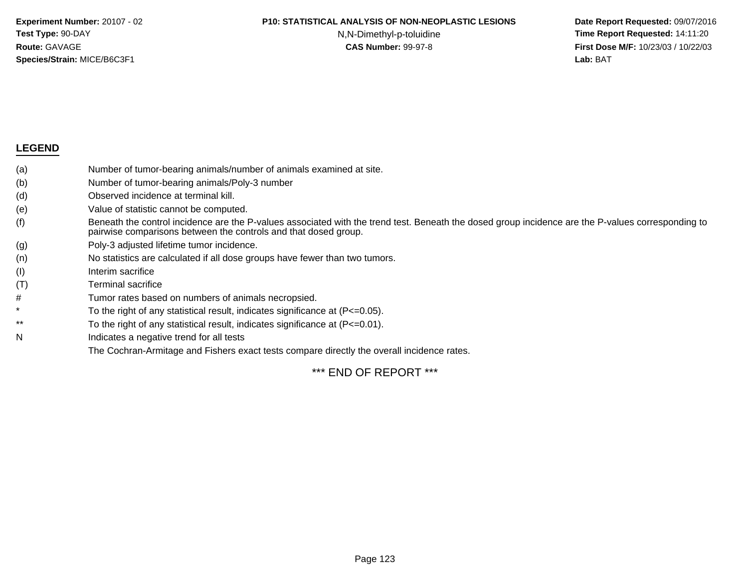**Experiment Number:** 20107 - 02
**Test Type:** 90-DAY
**Route:** GAVAGE
**Species/Strain:** MICE/B6C3F1

**P10: STATISTICAL ANALYSIS OF NON-NEOPLASTIC LESIONS**
N,N-Dimethyl-p-toluidine
**CAS Number:** 99-97-8

**Date Report Requested:** 09/07/2016
**Time Report Requested:** 14:11:20
**First Dose M/F:** 10/23/03 / 10/22/03
**Lab:** BAT

## LEGEND

| | |
|---|---|
| (a) | Number of tumor-bearing animals/number of animals examined at site. |
| (b) | Number of tumor-bearing animals/Poly-3 number |
| (d) | Observed incidence at terminal kill. |
| (e) | Value of statistic cannot be computed. |
| (f) | Beneath the control incidence are the P-values associated with the trend test. Beneath the dosed group incidence are the P-values corresponding to pairwise comparisons between the controls and that dosed group. |
| (g) | Poly-3 adjusted lifetime tumor incidence. |
| (n) | No statistics are calculated if all dose groups have fewer than two tumors. |
| (I) | Interim sacrifice |
| (T) | Terminal sacrifice |
| # | Tumor rates based on numbers of animals necropsied. |
| * | To the right of any statistical result, indicates significance at (P<=0.05). |
| ** | To the right of any statistical result, indicates significance at (P<=0.01). |
| N | Indicates a negative trend for all tests |
| | The Cochran-Armitage and Fishers exact tests compare directly the overall incidence rates. |

*** END OF REPORT ***